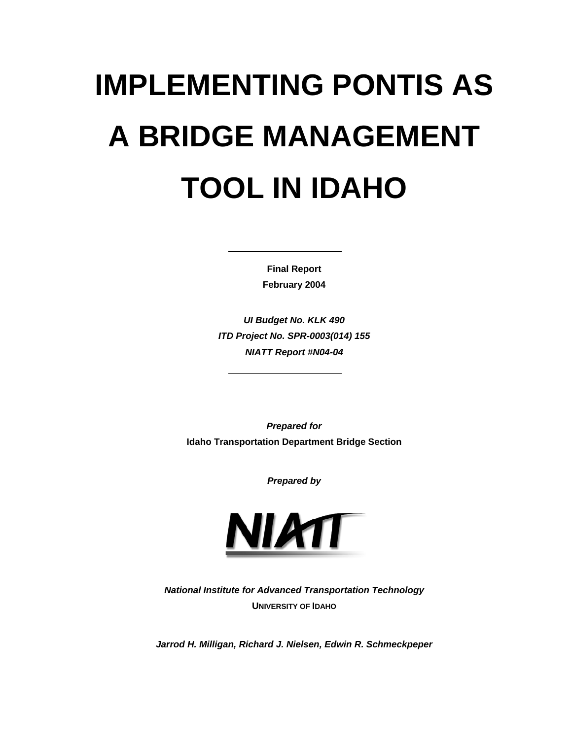# IMPLEMENTING PONTIS AS A BRIDGE MANAGEMENT TOOL IN IDAHO

**Final Report**

**February 2004**

***UI Budget No. KLK 490***

***ITD Project No. SPR-0003(014) 155***

***NIATT Report #N04-04***

***Prepared for***

**Idaho Transportation Department Bridge Section**

***Prepared by***

NIATT

***National Institute for Advanced Transportation Technology***

**UNIVERSITY OF IDAHO**

***Jarrod H. Milligan, Richard J. Nielsen, Edwin R. Schmeckpeper***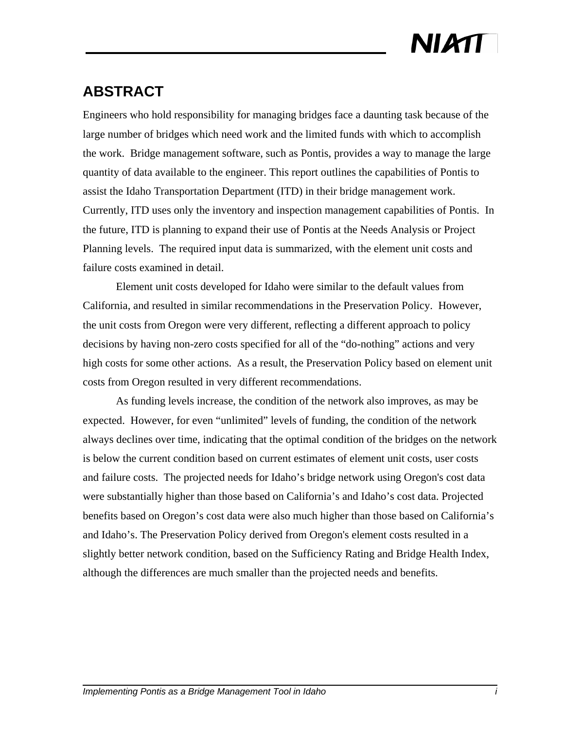## ABSTRACT

Engineers who hold responsibility for managing bridges face a daunting task because of the large number of bridges which need work and the limited funds with which to accomplish the work. Bridge management software, such as Pontis, provides a way to manage the large quantity of data available to the engineer. This report outlines the capabilities of Pontis to assist the Idaho Transportation Department (ITD) in their bridge management work. Currently, ITD uses only the inventory and inspection management capabilities of Pontis. In the future, ITD is planning to expand their use of Pontis at the Needs Analysis or Project Planning levels. The required input data is summarized, with the element unit costs and failure costs examined in detail.

Element unit costs developed for Idaho were similar to the default values from California, and resulted in similar recommendations in the Preservation Policy. However, the unit costs from Oregon were very different, reflecting a different approach to policy decisions by having non-zero costs specified for all of the "do-nothing" actions and very high costs for some other actions. As a result, the Preservation Policy based on element unit costs from Oregon resulted in very different recommendations.

As funding levels increase, the condition of the network also improves, as may be expected. However, for even "unlimited" levels of funding, the condition of the network always declines over time, indicating that the optimal condition of the bridges on the network is below the current condition based on current estimates of element unit costs, user costs and failure costs. The projected needs for Idaho's bridge network using Oregon's cost data were substantially higher than those based on California's and Idaho's cost data. Projected benefits based on Oregon's cost data were also much higher than those based on California's and Idaho's. The Preservation Policy derived from Oregon's element costs resulted in a slightly better network condition, based on the Sufficiency Rating and Bridge Health Index, although the differences are much smaller than the projected needs and benefits.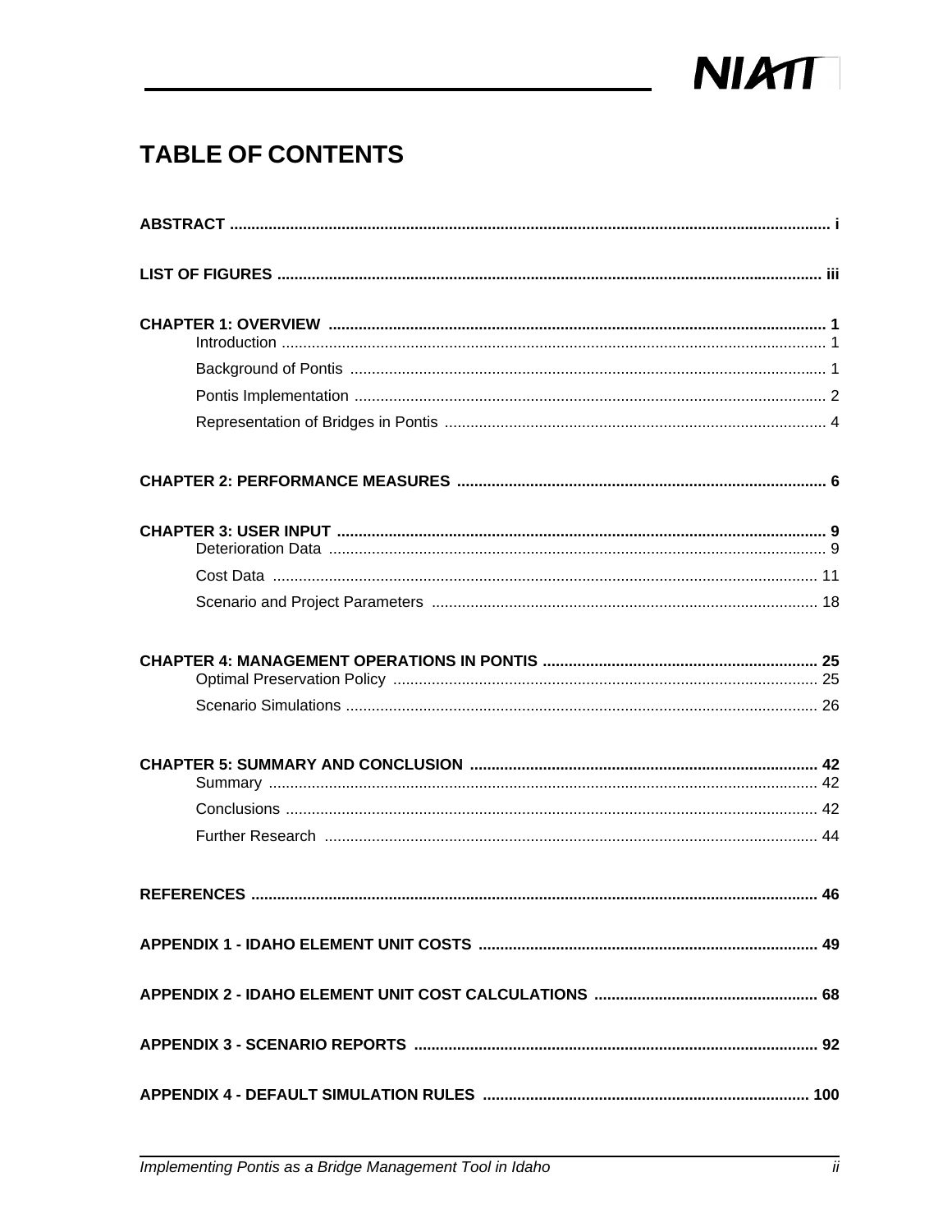# TABLE OF CONTENTS

**ABSTRACT** ........................................................................ i

**LIST OF FIGURES** ........................................................................ iii

**CHAPTER 1: OVERVIEW** ........................................................................ 1
- Introduction ........................................................................ 1
- Background of Pontis ........................................................................ 1
- Pontis Implementation ........................................................................ 2
- Representation of Bridges in Pontis ........................................................................ 4

**CHAPTER 2: PERFORMANCE MEASURES** ........................................................................ 6

**CHAPTER 3: USER INPUT** ........................................................................ 9
- Deterioration Data ........................................................................ 9
- Cost Data ........................................................................ 11
- Scenario and Project Parameters ........................................................................ 18

**CHAPTER 4: MANAGEMENT OPERATIONS IN PONTIS** ........................................................................ 25
- Optimal Preservation Policy ........................................................................ 25
- Scenario Simulations ........................................................................ 26

**CHAPTER 5: SUMMARY AND CONCLUSION** ........................................................................ 42
- Summary ........................................................................ 42
- Conclusions ........................................................................ 42
- Further Research ........................................................................ 44

**REFERENCES** ........................................................................ 46

**APPENDIX 1 - IDAHO ELEMENT UNIT COSTS** ........................................................................ 49

**APPENDIX 2 - IDAHO ELEMENT UNIT COST CALCULATIONS** ........................................................................ 68

**APPENDIX 3 - SCENARIO REPORTS** ........................................................................ 92

**APPENDIX 4 - DEFAULT SIMULATION RULES** ........................................................................ 100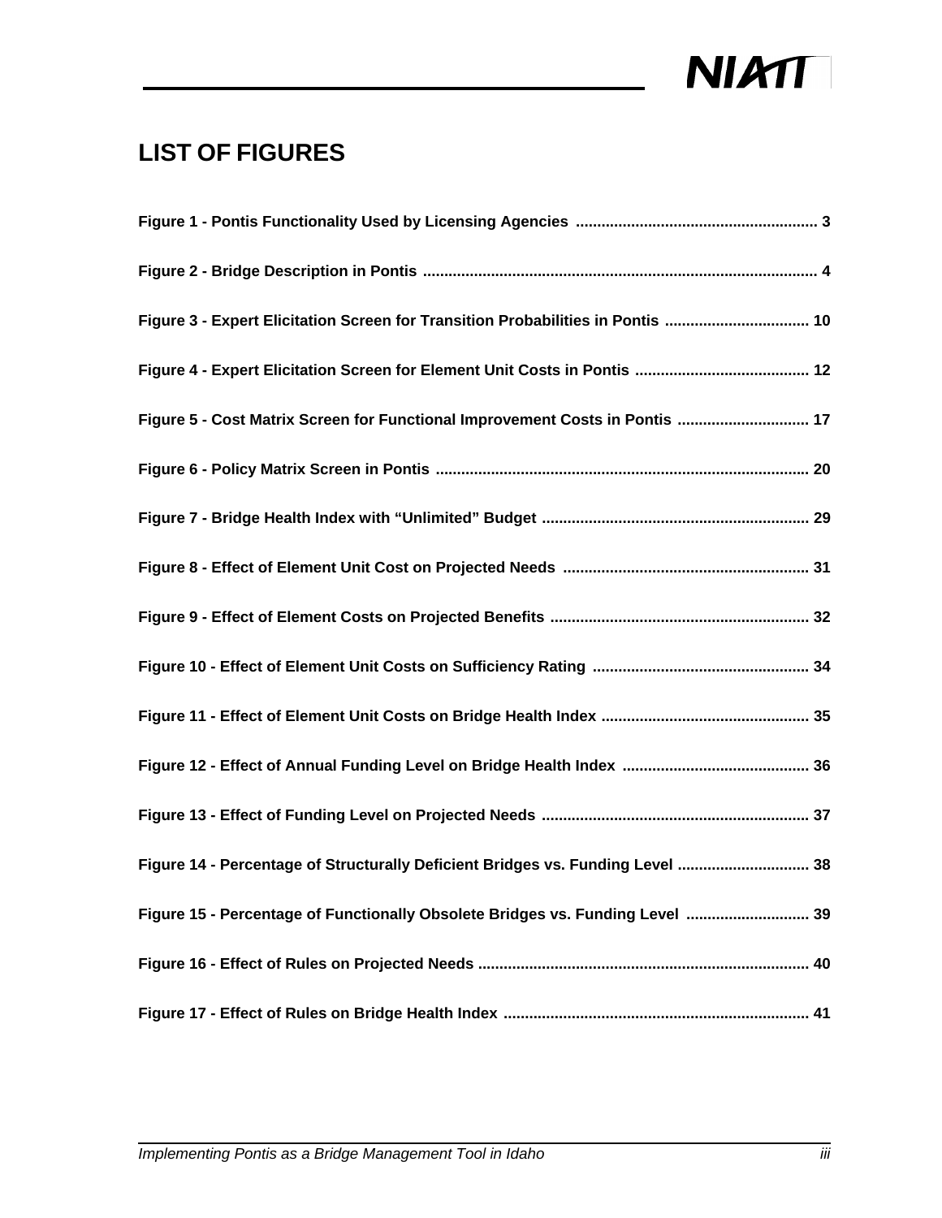## LIST OF FIGURES

**Figure 1 - Pontis Functionality Used by Licensing Agencies ........................................................ 3**

**Figure 2 - Bridge Description in Pontis ........................................................................................... 4**

**Figure 3 - Expert Elicitation Screen for Transition Probabilities in Pontis ................................. 10**

**Figure 4 - Expert Elicitation Screen for Element Unit Costs in Pontis ........................................ 12**

**Figure 5 - Cost Matrix Screen for Functional Improvement Costs in Pontis .............................. 17**

**Figure 6 - Policy Matrix Screen in Pontis ...................................................................................... 20**

**Figure 7 - Bridge Health Index with “Unlimited” Budget .............................................................. 29**

**Figure 8 - Effect of Element Unit Cost on Projected Needs ......................................................... 31**

**Figure 9 - Effect of Element Costs on Projected Benefits ............................................................ 32**

**Figure 10 - Effect of Element Unit Costs on Sufficiency Rating .................................................. 34**

**Figure 11 - Effect of Element Unit Costs on Bridge Health Index ................................................ 35**

**Figure 12 - Effect of Annual Funding Level on Bridge Health Index ........................................... 36**

**Figure 13 - Effect of Funding Level on Projected Needs .............................................................. 37**

**Figure 14 - Percentage of Structurally Deficient Bridges vs. Funding Level ............................... 38**

**Figure 15 - Percentage of Functionally Obsolete Bridges vs. Funding Level ............................. 39**

**Figure 16 - Effect of Rules on Projected Needs ............................................................................. 40**

**Figure 17 - Effect of Rules on Bridge Health Index ....................................................................... 41**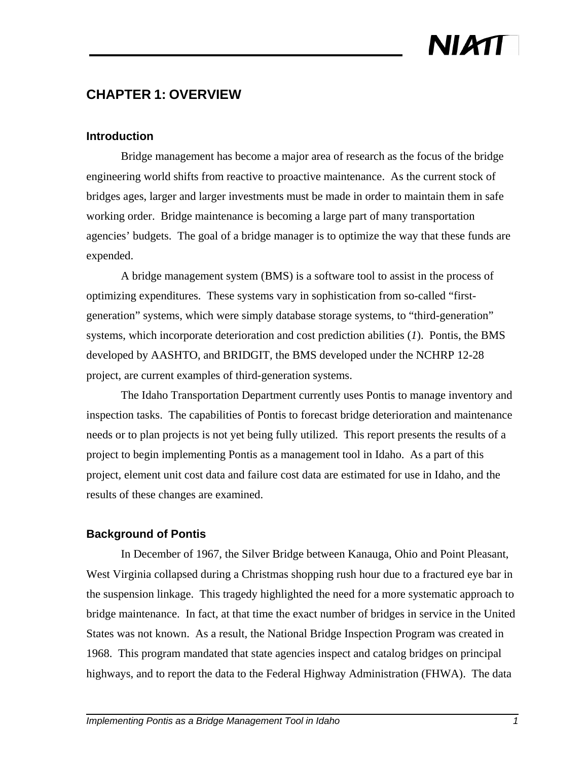# CHAPTER 1: OVERVIEW

## Introduction

Bridge management has become a major area of research as the focus of the bridge engineering world shifts from reactive to proactive maintenance. As the current stock of bridges ages, larger and larger investments must be made in order to maintain them in safe working order. Bridge maintenance is becoming a large part of many transportation agencies' budgets. The goal of a bridge manager is to optimize the way that these funds are expended.

A bridge management system (BMS) is a software tool to assist in the process of optimizing expenditures. These systems vary in sophistication from so-called "first-generation" systems, which were simply database storage systems, to "third-generation" systems, which incorporate deterioration and cost prediction abilities (*1*). Pontis, the BMS developed by AASHTO, and BRIDGIT, the BMS developed under the NCHRP 12-28 project, are current examples of third-generation systems.

The Idaho Transportation Department currently uses Pontis to manage inventory and inspection tasks. The capabilities of Pontis to forecast bridge deterioration and maintenance needs or to plan projects is not yet being fully utilized. This report presents the results of a project to begin implementing Pontis as a management tool in Idaho. As a part of this project, element unit cost data and failure cost data are estimated for use in Idaho, and the results of these changes are examined.

## Background of Pontis

In December of 1967, the Silver Bridge between Kanauga, Ohio and Point Pleasant, West Virginia collapsed during a Christmas shopping rush hour due to a fractured eye bar in the suspension linkage. This tragedy highlighted the need for a more systematic approach to bridge maintenance. In fact, at that time the exact number of bridges in service in the United States was not known. As a result, the National Bridge Inspection Program was created in 1968. This program mandated that state agencies inspect and catalog bridges on principal highways, and to report the data to the Federal Highway Administration (FHWA). The data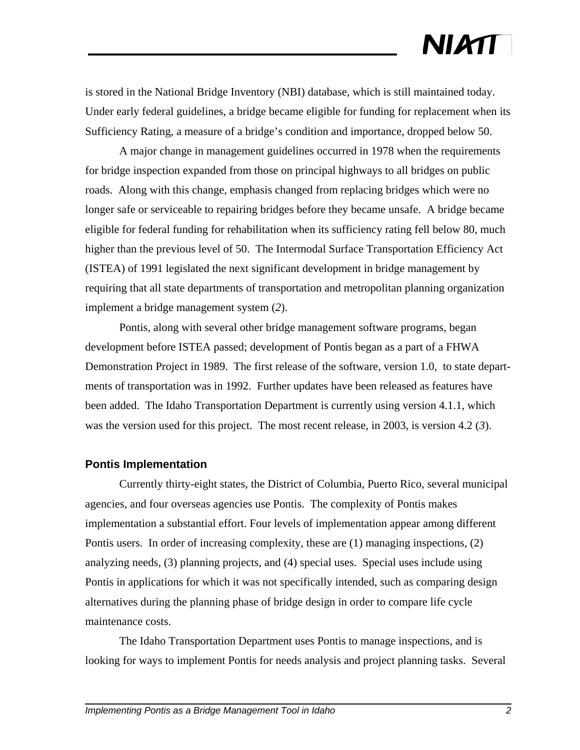is stored in the National Bridge Inventory (NBI) database, which is still maintained today. Under early federal guidelines, a bridge became eligible for funding for replacement when its Sufficiency Rating, a measure of a bridge's condition and importance, dropped below 50.

A major change in management guidelines occurred in 1978 when the requirements for bridge inspection expanded from those on principal highways to all bridges on public roads. Along with this change, emphasis changed from replacing bridges which were no longer safe or serviceable to repairing bridges before they became unsafe. A bridge became eligible for federal funding for rehabilitation when its sufficiency rating fell below 80, much higher than the previous level of 50. The Intermodal Surface Transportation Efficiency Act (ISTEA) of 1991 legislated the next significant development in bridge management by requiring that all state departments of transportation and metropolitan planning organization implement a bridge management system (*2*).

Pontis, along with several other bridge management software programs, began development before ISTEA passed; development of Pontis began as a part of a FHWA Demonstration Project in 1989. The first release of the software, version 1.0, to state departments of transportation was in 1992. Further updates have been released as features have been added. The Idaho Transportation Department is currently using version 4.1.1, which was the version used for this project. The most recent release, in 2003, is version 4.2 (*3*).

### Pontis Implementation

Currently thirty-eight states, the District of Columbia, Puerto Rico, several municipal agencies, and four overseas agencies use Pontis. The complexity of Pontis makes implementation a substantial effort. Four levels of implementation appear among different Pontis users. In order of increasing complexity, these are (1) managing inspections, (2) analyzing needs, (3) planning projects, and (4) special uses. Special uses include using Pontis in applications for which it was not specifically intended, such as comparing design alternatives during the planning phase of bridge design in order to compare life cycle maintenance costs.

The Idaho Transportation Department uses Pontis to manage inspections, and is looking for ways to implement Pontis for needs analysis and project planning tasks. Several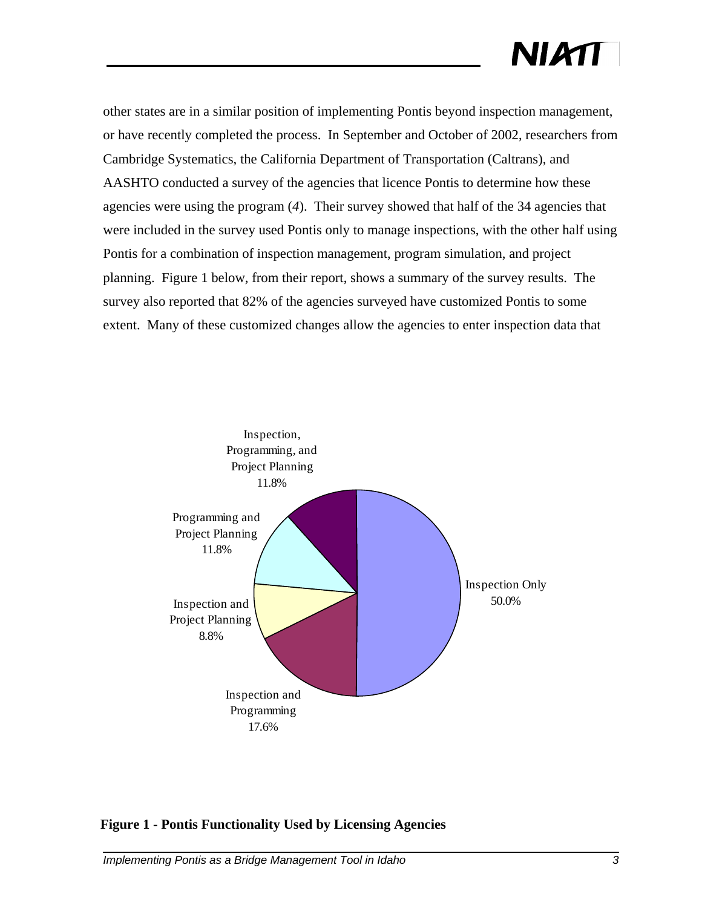other states are in a similar position of implementing Pontis beyond inspection management, or have recently completed the process. In September and October of 2002, researchers from Cambridge Systematics, the California Department of Transportation (Caltrans), and AASHTO conducted a survey of the agencies that licence Pontis to determine how these agencies were using the program (*4*). Their survey showed that half of the 34 agencies that were included in the survey used Pontis only to manage inspections, with the other half using Pontis for a combination of inspection management, program simulation, and project planning. Figure 1 below, from their report, shows a summary of the survey results. The survey also reported that 82% of the agencies surveyed have customized Pontis to some extent. Many of these customized changes allow the agencies to enter inspection data that

Inspection, Programming, and Project Planning 11.8%

Programming and Project Planning 11.8%

Inspection Only 50.0%

Inspection and Project Planning 8.8%

Inspection and Programming 17.6%

**Figure 1 - Pontis Functionality Used by Licensing Agencies**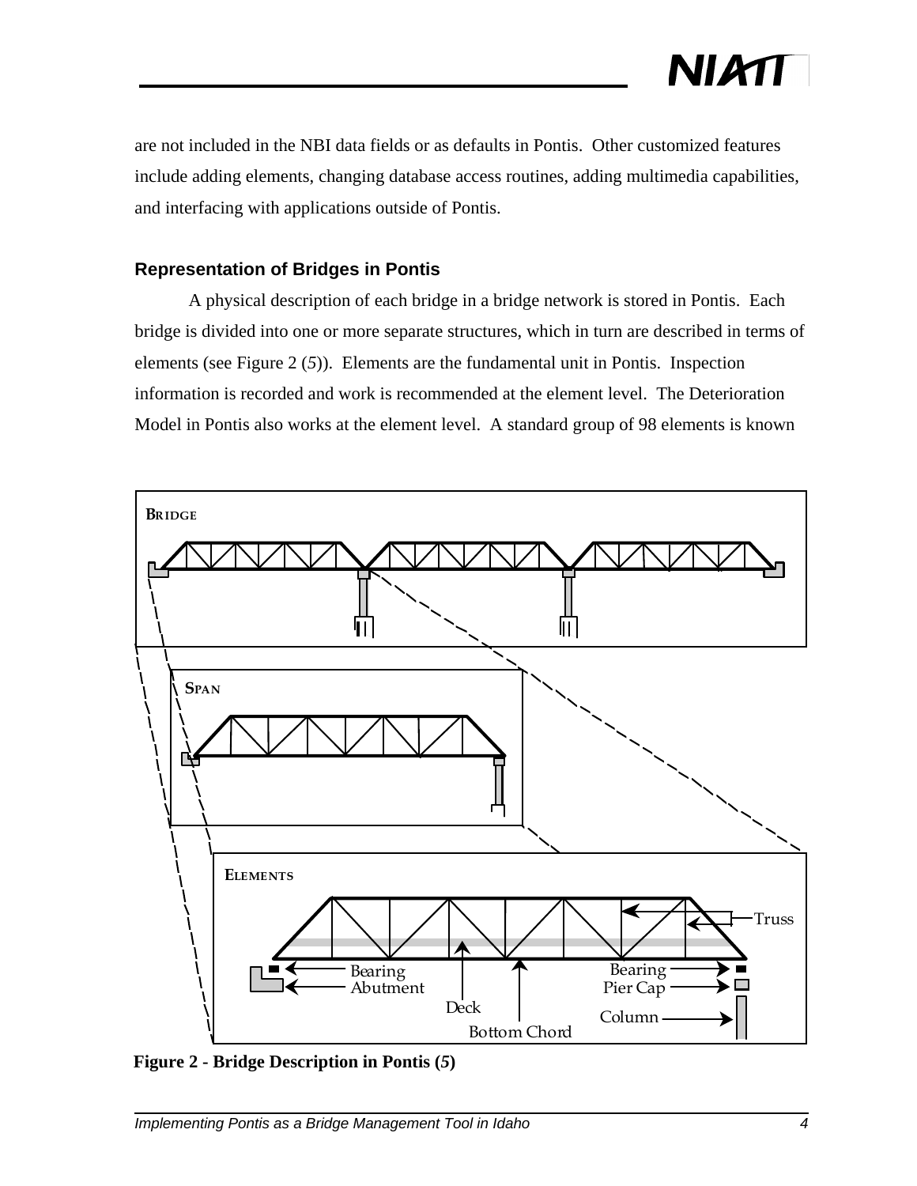are not included in the NBI data fields or as defaults in Pontis. Other customized features include adding elements, changing database access routines, adding multimedia capabilities, and interfacing with applications outside of Pontis.

### Representation of Bridges in Pontis

A physical description of each bridge in a bridge network is stored in Pontis. Each bridge is divided into one or more separate structures, which in turn are described in terms of elements (see Figure 2 (*5*)). Elements are the fundamental unit in Pontis. Inspection information is recorded and work is recommended at the element level. The Deterioration Model in Pontis also works at the element level. A standard group of 98 elements is known

**Figure 2 - Bridge Description in Pontis (*5*)**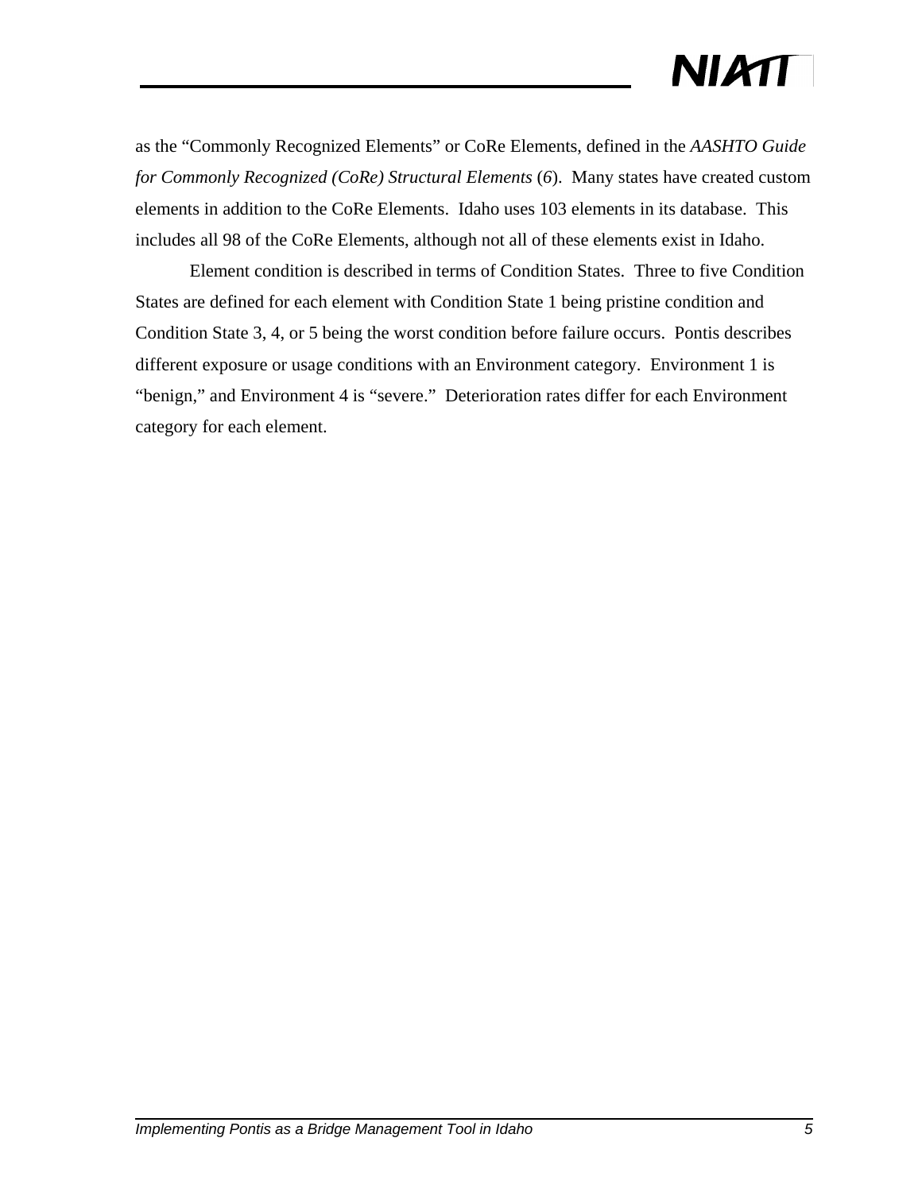as the “Commonly Recognized Elements” or CoRe Elements, defined in the *AASHTO Guide for Commonly Recognized (CoRe) Structural Elements* (*6*). Many states have created custom elements in addition to the CoRe Elements. Idaho uses 103 elements in its database. This includes all 98 of the CoRe Elements, although not all of these elements exist in Idaho.

Element condition is described in terms of Condition States. Three to five Condition States are defined for each element with Condition State 1 being pristine condition and Condition State 3, 4, or 5 being the worst condition before failure occurs. Pontis describes different exposure or usage conditions with an Environment category. Environment 1 is “benign,” and Environment 4 is “severe.” Deterioration rates differ for each Environment category for each element.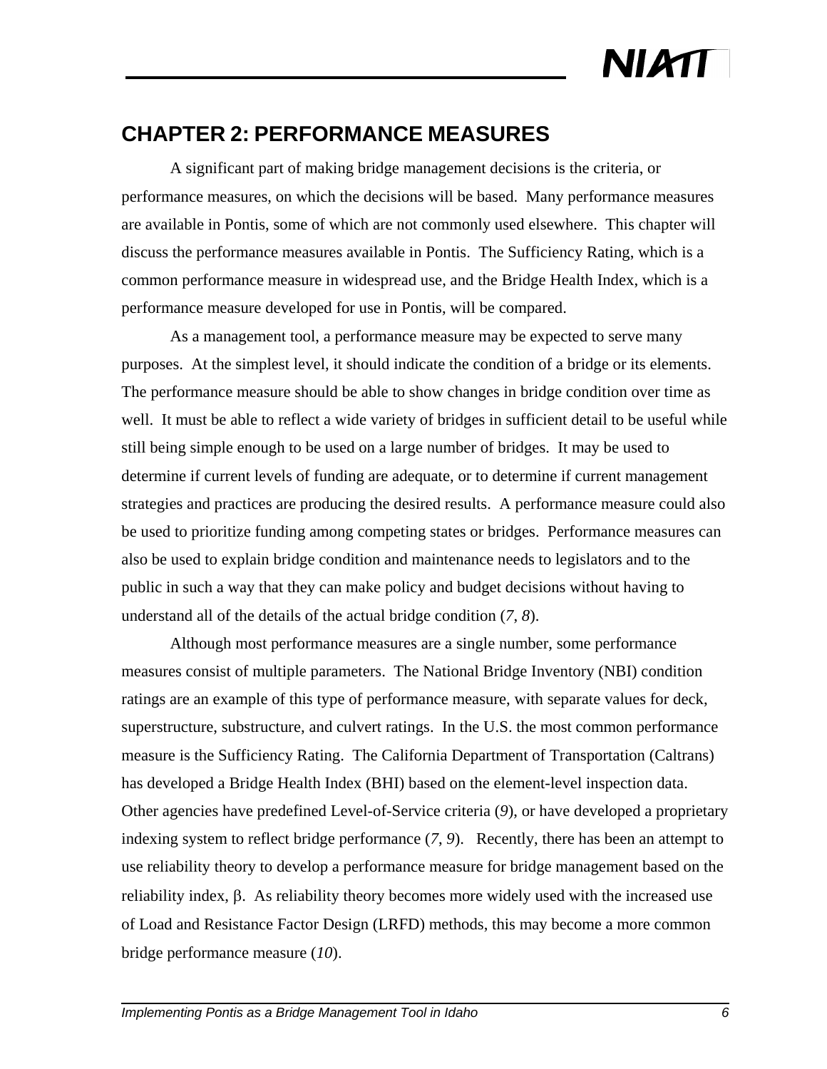# CHAPTER 2: PERFORMANCE MEASURES

A significant part of making bridge management decisions is the criteria, or performance measures, on which the decisions will be based. Many performance measures are available in Pontis, some of which are not commonly used elsewhere. This chapter will discuss the performance measures available in Pontis. The Sufficiency Rating, which is a common performance measure in widespread use, and the Bridge Health Index, which is a performance measure developed for use in Pontis, will be compared.

As a management tool, a performance measure may be expected to serve many purposes. At the simplest level, it should indicate the condition of a bridge or its elements. The performance measure should be able to show changes in bridge condition over time as well. It must be able to reflect a wide variety of bridges in sufficient detail to be useful while still being simple enough to be used on a large number of bridges. It may be used to determine if current levels of funding are adequate, or to determine if current management strategies and practices are producing the desired results. A performance measure could also be used to prioritize funding among competing states or bridges. Performance measures can also be used to explain bridge condition and maintenance needs to legislators and to the public in such a way that they can make policy and budget decisions without having to understand all of the details of the actual bridge condition (*7*, *8*).

Although most performance measures are a single number, some performance measures consist of multiple parameters. The National Bridge Inventory (NBI) condition ratings are an example of this type of performance measure, with separate values for deck, superstructure, substructure, and culvert ratings. In the U.S. the most common performance measure is the Sufficiency Rating. The California Department of Transportation (Caltrans) has developed a Bridge Health Index (BHI) based on the element-level inspection data. Other agencies have predefined Level-of-Service criteria (*9*), or have developed a proprietary indexing system to reflect bridge performance (*7, 9*). Recently, there has been an attempt to use reliability theory to develop a performance measure for bridge management based on the reliability index, $\beta$. As reliability theory becomes more widely used with the increased use of Load and Resistance Factor Design (LRFD) methods, this may become a more common bridge performance measure (*10*).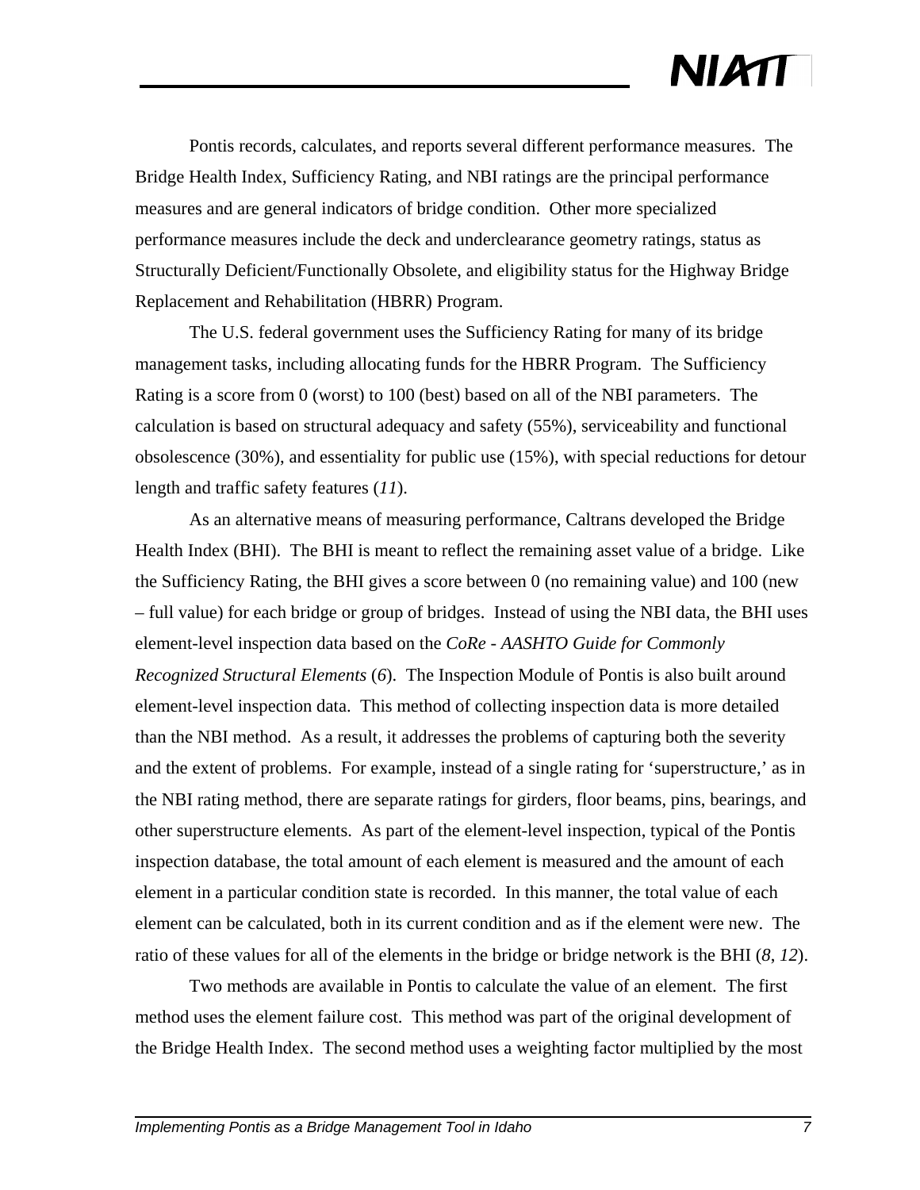Pontis records, calculates, and reports several different performance measures. The Bridge Health Index, Sufficiency Rating, and NBI ratings are the principal performance measures and are general indicators of bridge condition. Other more specialized performance measures include the deck and underclearance geometry ratings, status as Structurally Deficient/Functionally Obsolete, and eligibility status for the Highway Bridge Replacement and Rehabilitation (HBRR) Program.

The U.S. federal government uses the Sufficiency Rating for many of its bridge management tasks, including allocating funds for the HBRR Program. The Sufficiency Rating is a score from 0 (worst) to 100 (best) based on all of the NBI parameters. The calculation is based on structural adequacy and safety (55%), serviceability and functional obsolescence (30%), and essentiality for public use (15%), with special reductions for detour length and traffic safety features (*11*).

As an alternative means of measuring performance, Caltrans developed the Bridge Health Index (BHI). The BHI is meant to reflect the remaining asset value of a bridge. Like the Sufficiency Rating, the BHI gives a score between 0 (no remaining value) and 100 (new – full value) for each bridge or group of bridges. Instead of using the NBI data, the BHI uses element-level inspection data based on the *CoRe - AASHTO Guide for Commonly Recognized Structural Elements* (*6*). The Inspection Module of Pontis is also built around element-level inspection data. This method of collecting inspection data is more detailed than the NBI method. As a result, it addresses the problems of capturing both the severity and the extent of problems. For example, instead of a single rating for 'superstructure,' as in the NBI rating method, there are separate ratings for girders, floor beams, pins, bearings, and other superstructure elements. As part of the element-level inspection, typical of the Pontis inspection database, the total amount of each element is measured and the amount of each element in a particular condition state is recorded. In this manner, the total value of each element can be calculated, both in its current condition and as if the element were new. The ratio of these values for all of the elements in the bridge or bridge network is the BHI (*8*, *12*).

Two methods are available in Pontis to calculate the value of an element. The first method uses the element failure cost. This method was part of the original development of the Bridge Health Index. The second method uses a weighting factor multiplied by the most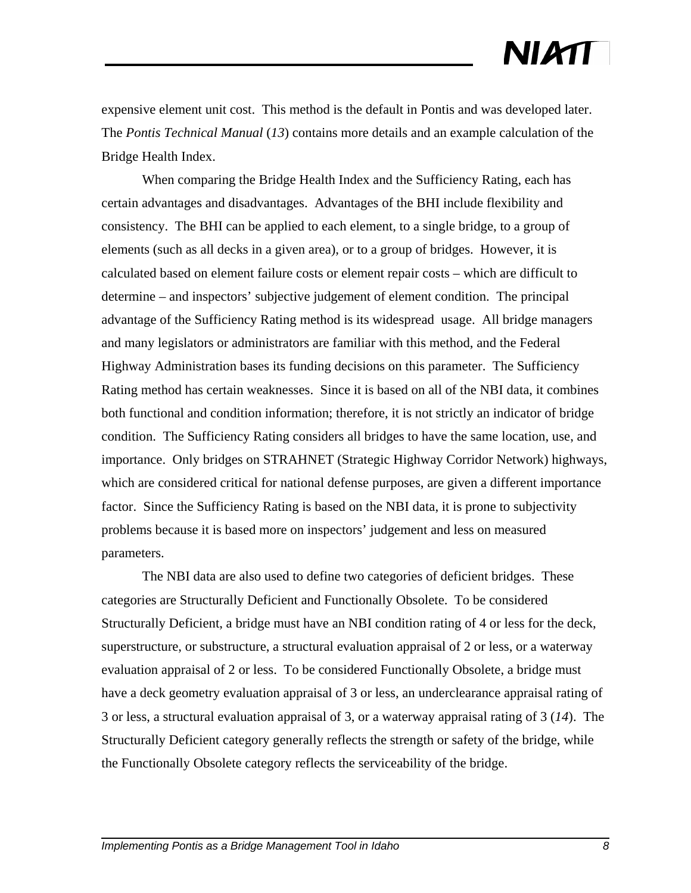expensive element unit cost. This method is the default in Pontis and was developed later. The *Pontis Technical Manual* (*13*) contains more details and an example calculation of the Bridge Health Index.

When comparing the Bridge Health Index and the Sufficiency Rating, each has certain advantages and disadvantages. Advantages of the BHI include flexibility and consistency. The BHI can be applied to each element, to a single bridge, to a group of elements (such as all decks in a given area), or to a group of bridges. However, it is calculated based on element failure costs or element repair costs – which are difficult to determine – and inspectors' subjective judgement of element condition. The principal advantage of the Sufficiency Rating method is its widespread usage. All bridge managers and many legislators or administrators are familiar with this method, and the Federal Highway Administration bases its funding decisions on this parameter. The Sufficiency Rating method has certain weaknesses. Since it is based on all of the NBI data, it combines both functional and condition information; therefore, it is not strictly an indicator of bridge condition. The Sufficiency Rating considers all bridges to have the same location, use, and importance. Only bridges on STRAHNET (Strategic Highway Corridor Network) highways, which are considered critical for national defense purposes, are given a different importance factor. Since the Sufficiency Rating is based on the NBI data, it is prone to subjectivity problems because it is based more on inspectors' judgement and less on measured parameters.

The NBI data are also used to define two categories of deficient bridges. These categories are Structurally Deficient and Functionally Obsolete. To be considered Structurally Deficient, a bridge must have an NBI condition rating of 4 or less for the deck, superstructure, or substructure, a structural evaluation appraisal of 2 or less, or a waterway evaluation appraisal of 2 or less. To be considered Functionally Obsolete, a bridge must have a deck geometry evaluation appraisal of 3 or less, an underclearance appraisal rating of 3 or less, a structural evaluation appraisal of 3, or a waterway appraisal rating of 3 (*14*). The Structurally Deficient category generally reflects the strength or safety of the bridge, while the Functionally Obsolete category reflects the serviceability of the bridge.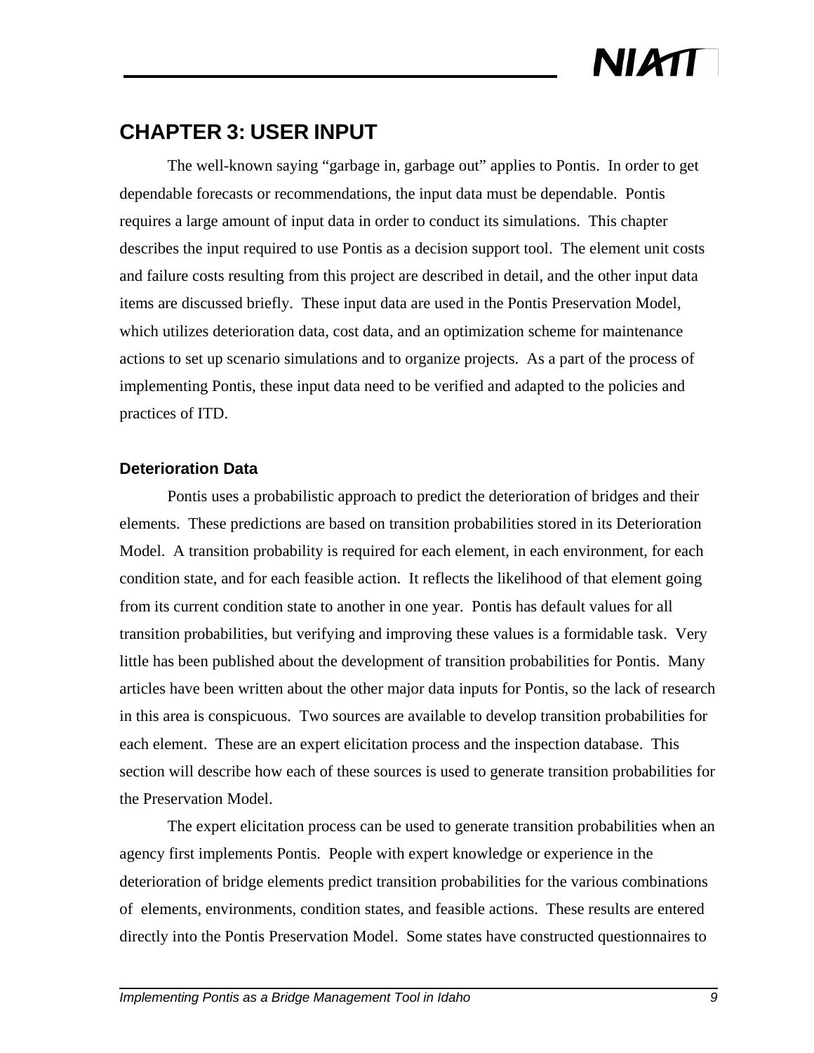# CHAPTER 3: USER INPUT

The well-known saying "garbage in, garbage out" applies to Pontis. In order to get dependable forecasts or recommendations, the input data must be dependable. Pontis requires a large amount of input data in order to conduct its simulations. This chapter describes the input required to use Pontis as a decision support tool. The element unit costs and failure costs resulting from this project are described in detail, and the other input data items are discussed briefly. These input data are used in the Pontis Preservation Model, which utilizes deterioration data, cost data, and an optimization scheme for maintenance actions to set up scenario simulations and to organize projects. As a part of the process of implementing Pontis, these input data need to be verified and adapted to the policies and practices of ITD.

### Deterioration Data

Pontis uses a probabilistic approach to predict the deterioration of bridges and their elements. These predictions are based on transition probabilities stored in its Deterioration Model. A transition probability is required for each element, in each environment, for each condition state, and for each feasible action. It reflects the likelihood of that element going from its current condition state to another in one year. Pontis has default values for all transition probabilities, but verifying and improving these values is a formidable task. Very little has been published about the development of transition probabilities for Pontis. Many articles have been written about the other major data inputs for Pontis, so the lack of research in this area is conspicuous. Two sources are available to develop transition probabilities for each element. These are an expert elicitation process and the inspection database. This section will describe how each of these sources is used to generate transition probabilities for the Preservation Model.

The expert elicitation process can be used to generate transition probabilities when an agency first implements Pontis. People with expert knowledge or experience in the deterioration of bridge elements predict transition probabilities for the various combinations of elements, environments, condition states, and feasible actions. These results are entered directly into the Pontis Preservation Model. Some states have constructed questionnaires to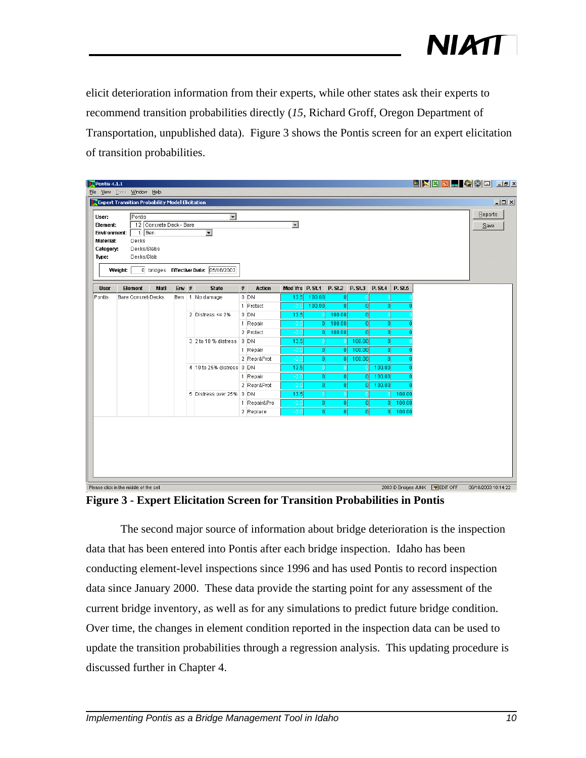elicit deterioration information from their experts, while other states ask their experts to recommend transition probabilities directly (*15*, Richard Groff, Oregon Department of Transportation, unpublished data). Figure 3 shows the Pontis screen for an expert elicitation of transition probabilities.

**Figure 3 - Expert Elicitation Screen for Transition Probabilities in Pontis**

The second major source of information about bridge deterioration is the inspection data that has been entered into Pontis after each bridge inspection. Idaho has been conducting element-level inspections since 1996 and has used Pontis to record inspection data since January 2000. These data provide the starting point for any assessment of the current bridge inventory, as well as for any simulations to predict future bridge condition. Over time, the changes in element condition reported in the inspection data can be used to update the transition probabilities through a regression analysis. This updating procedure is discussed further in Chapter 4.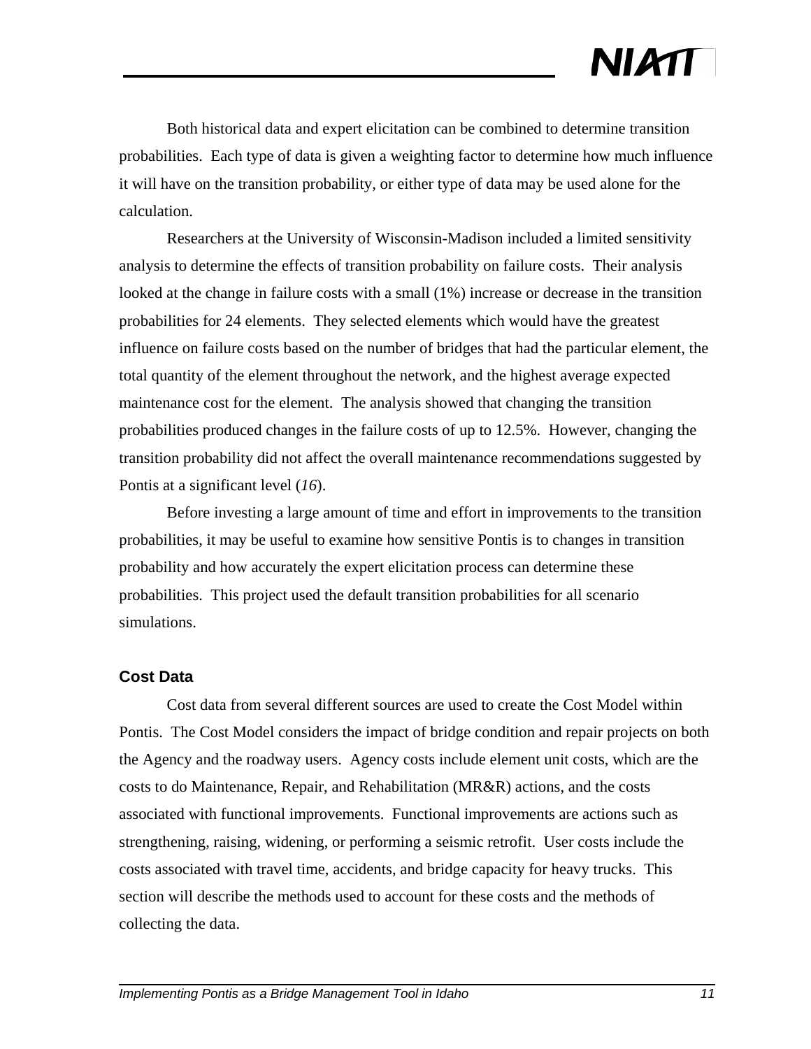Both historical data and expert elicitation can be combined to determine transition probabilities. Each type of data is given a weighting factor to determine how much influence it will have on the transition probability, or either type of data may be used alone for the calculation.

Researchers at the University of Wisconsin-Madison included a limited sensitivity analysis to determine the effects of transition probability on failure costs. Their analysis looked at the change in failure costs with a small (1%) increase or decrease in the transition probabilities for 24 elements. They selected elements which would have the greatest influence on failure costs based on the number of bridges that had the particular element, the total quantity of the element throughout the network, and the highest average expected maintenance cost for the element. The analysis showed that changing the transition probabilities produced changes in the failure costs of up to 12.5%. However, changing the transition probability did not affect the overall maintenance recommendations suggested by Pontis at a significant level (*16*).

Before investing a large amount of time and effort in improvements to the transition probabilities, it may be useful to examine how sensitive Pontis is to changes in transition probability and how accurately the expert elicitation process can determine these probabilities. This project used the default transition probabilities for all scenario simulations.

### Cost Data

Cost data from several different sources are used to create the Cost Model within Pontis. The Cost Model considers the impact of bridge condition and repair projects on both the Agency and the roadway users. Agency costs include element unit costs, which are the costs to do Maintenance, Repair, and Rehabilitation (MR&R) actions, and the costs associated with functional improvements. Functional improvements are actions such as strengthening, raising, widening, or performing a seismic retrofit. User costs include the costs associated with travel time, accidents, and bridge capacity for heavy trucks. This section will describe the methods used to account for these costs and the methods of collecting the data.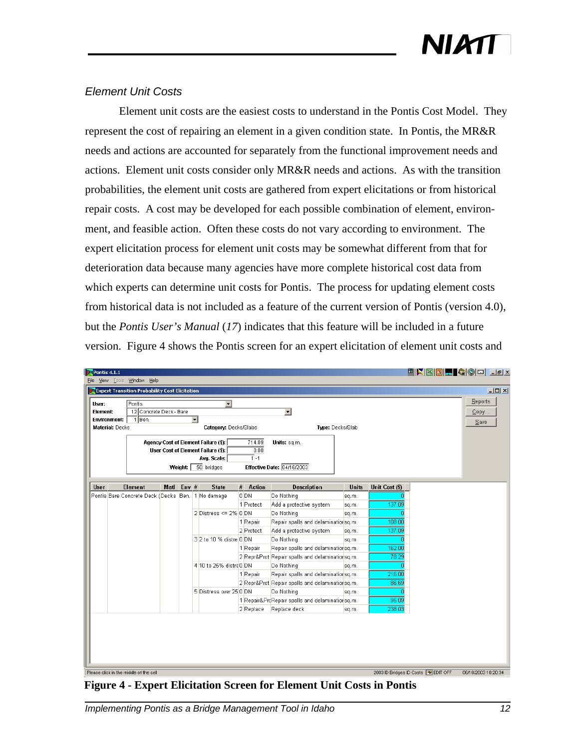*Element Unit Costs*

Element unit costs are the easiest costs to understand in the Pontis Cost Model. They represent the cost of repairing an element in a given condition state. In Pontis, the MR&R needs and actions are accounted for separately from the functional improvement needs and actions. Element unit costs consider only MR&R needs and actions. As with the transition probabilities, the element unit costs are gathered from expert elicitations or from historical repair costs. A cost may be developed for each possible combination of element, environment, and feasible action. Often these costs do not vary according to environment. The expert elicitation process for element unit costs may be somewhat different from that for deterioration data because many agencies have more complete historical cost data from which experts can determine unit costs for Pontis. The process for updating element costs from historical data is not included as a feature of the current version of Pontis (version 4.0), but the *Pontis User's Manual* (*17*) indicates that this feature will be included in a future version. Figure 4 shows the Pontis screen for an expert elicitation of element unit costs and

Pontis 4.1.1 — Expert Transition Probability Cost Elicitation

User: Pontis
Element: 12 Concrete Deck - Bare
Environment: 1 Ben.
Material: Decks — Category: Decks/Slabs — Type: Decks/Slab

Agency Cost of Element Failure ($): 714.09 — Units: sq.m.
User Cost of Element Failure ($): 0.00
Avg. Scale: 1 -1
Weight: 50 bridges — Effective Date: 04/16/2003

| User | Element | Matl | Env | # | State | # | Action | Description | Units | Unit Cost ($) |
|---|---|---|---|---|---|---|---|---|---|---|
| Pontis | Bare Concrete Deck ( | Decks | Ben. | 1 | No damage | 0 | DN | Do Nothing | sq.m. | 0 |
| | | | | | | 1 | Protect | Add a protective system | sq.m. | 137.09 |
| | | | | 2 | Distress <= 2% | 0 | DN | Do Nothing | sq.m. | 0 |
| | | | | | | 1 | Repair | Repair spalls and delamination | sq.m. | 108.00 |
| | | | | | | 2 | Protect | Add a protective system | sq.m. | 137.09 |
| | | | | 3 | 2 to 10 % distre | 0 | DN | Do Nothing | sq.m. | 0 |
| | | | | | | 1 | Repair | Repair spalls and delamination | sq.m. | 162.00 |
| | | | | | | 2 | Repr&Prot | Repair spalls and delamination | sq.m. | 78.29 |
| | | | | 4 | 10 to 25% distre | 0 | DN | Do Nothing | sq.m. | 0 |
| | | | | | | 1 | Repair | Repair spalls and delamination | sq.m. | 216.00 |
| | | | | | | 2 | Repr&Prot | Repair spalls and delamination | sq.m. | 86.69 |
| | | | | 5 | Distress over 25 | 0 | DN | Do Nothing | sq.m. | 0 |
| | | | | | | 1 | Repair&Pro | Repair spalls and delamination | sq.m. | 95.09 |
| | | | | | | 2 | Replace | Replace deck | sq.m. | 238.03 |

**Figure 4 - Expert Elicitation Screen for Element Unit Costs in Pontis**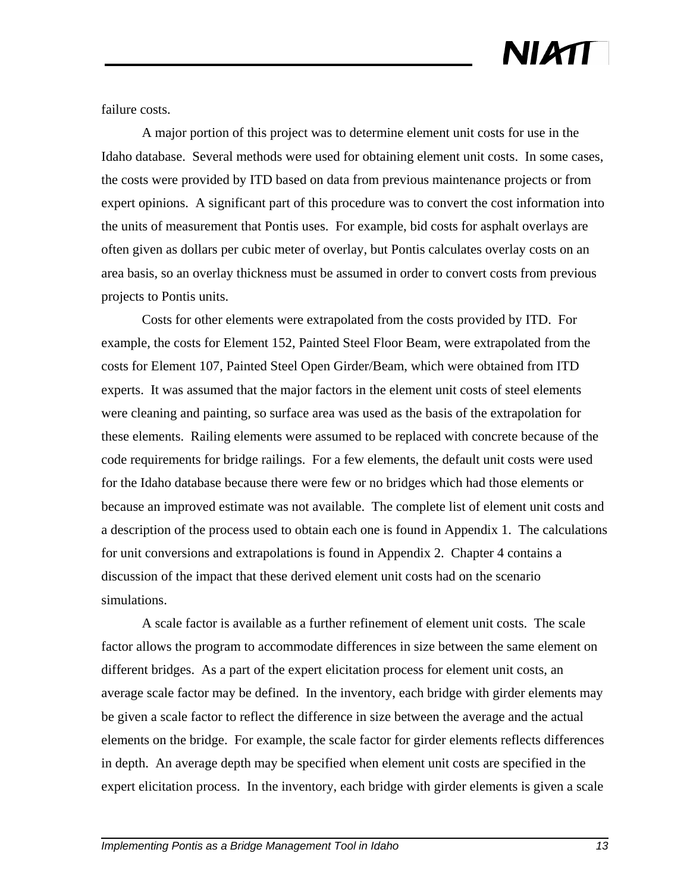failure costs.

A major portion of this project was to determine element unit costs for use in the Idaho database. Several methods were used for obtaining element unit costs. In some cases, the costs were provided by ITD based on data from previous maintenance projects or from expert opinions. A significant part of this procedure was to convert the cost information into the units of measurement that Pontis uses. For example, bid costs for asphalt overlays are often given as dollars per cubic meter of overlay, but Pontis calculates overlay costs on an area basis, so an overlay thickness must be assumed in order to convert costs from previous projects to Pontis units.

Costs for other elements were extrapolated from the costs provided by ITD. For example, the costs for Element 152, Painted Steel Floor Beam, were extrapolated from the costs for Element 107, Painted Steel Open Girder/Beam, which were obtained from ITD experts. It was assumed that the major factors in the element unit costs of steel elements were cleaning and painting, so surface area was used as the basis of the extrapolation for these elements. Railing elements were assumed to be replaced with concrete because of the code requirements for bridge railings. For a few elements, the default unit costs were used for the Idaho database because there were few or no bridges which had those elements or because an improved estimate was not available. The complete list of element unit costs and a description of the process used to obtain each one is found in Appendix 1. The calculations for unit conversions and extrapolations is found in Appendix 2. Chapter 4 contains a discussion of the impact that these derived element unit costs had on the scenario simulations.

A scale factor is available as a further refinement of element unit costs. The scale factor allows the program to accommodate differences in size between the same element on different bridges. As a part of the expert elicitation process for element unit costs, an average scale factor may be defined. In the inventory, each bridge with girder elements may be given a scale factor to reflect the difference in size between the average and the actual elements on the bridge. For example, the scale factor for girder elements reflects differences in depth. An average depth may be specified when element unit costs are specified in the expert elicitation process. In the inventory, each bridge with girder elements is given a scale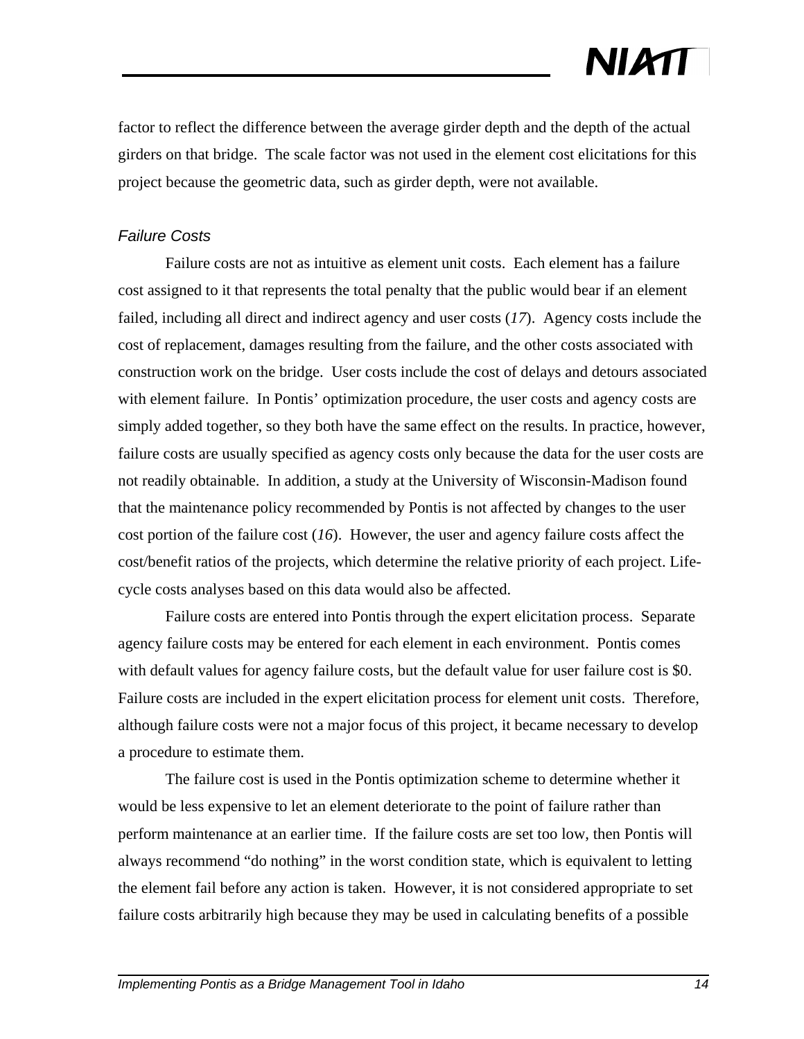factor to reflect the difference between the average girder depth and the depth of the actual girders on that bridge. The scale factor was not used in the element cost elicitations for this project because the geometric data, such as girder depth, were not available.

### *Failure Costs*

Failure costs are not as intuitive as element unit costs. Each element has a failure cost assigned to it that represents the total penalty that the public would bear if an element failed, including all direct and indirect agency and user costs (*17*). Agency costs include the cost of replacement, damages resulting from the failure, and the other costs associated with construction work on the bridge. User costs include the cost of delays and detours associated with element failure. In Pontis' optimization procedure, the user costs and agency costs are simply added together, so they both have the same effect on the results. In practice, however, failure costs are usually specified as agency costs only because the data for the user costs are not readily obtainable. In addition, a study at the University of Wisconsin-Madison found that the maintenance policy recommended by Pontis is not affected by changes to the user cost portion of the failure cost (*16*). However, the user and agency failure costs affect the cost/benefit ratios of the projects, which determine the relative priority of each project. Life-cycle costs analyses based on this data would also be affected.

Failure costs are entered into Pontis through the expert elicitation process. Separate agency failure costs may be entered for each element in each environment. Pontis comes with default values for agency failure costs, but the default value for user failure cost is $0. Failure costs are included in the expert elicitation process for element unit costs. Therefore, although failure costs were not a major focus of this project, it became necessary to develop a procedure to estimate them.

The failure cost is used in the Pontis optimization scheme to determine whether it would be less expensive to let an element deteriorate to the point of failure rather than perform maintenance at an earlier time. If the failure costs are set too low, then Pontis will always recommend "do nothing" in the worst condition state, which is equivalent to letting the element fail before any action is taken. However, it is not considered appropriate to set failure costs arbitrarily high because they may be used in calculating benefits of a possible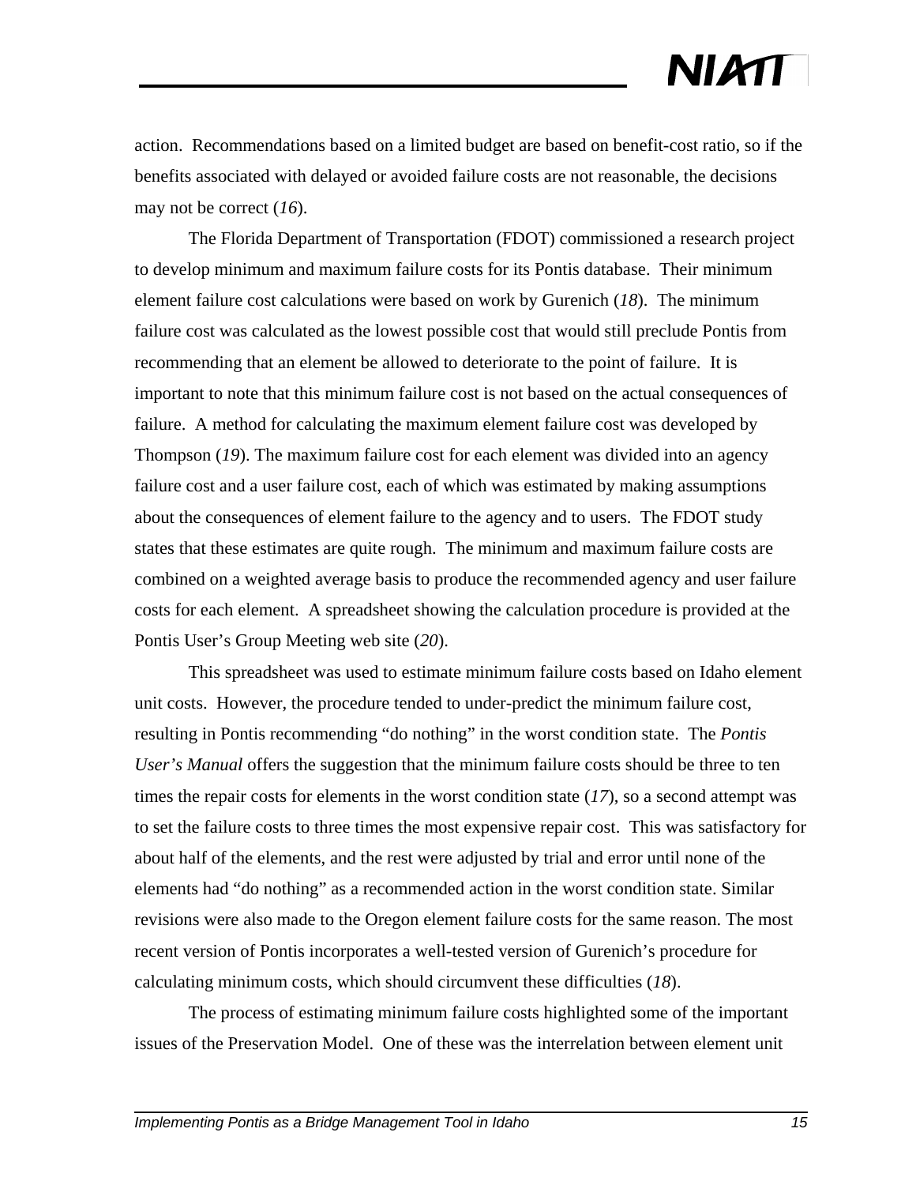action. Recommendations based on a limited budget are based on benefit-cost ratio, so if the benefits associated with delayed or avoided failure costs are not reasonable, the decisions may not be correct (*16*).

The Florida Department of Transportation (FDOT) commissioned a research project to develop minimum and maximum failure costs for its Pontis database. Their minimum element failure cost calculations were based on work by Gurenich (*18*). The minimum failure cost was calculated as the lowest possible cost that would still preclude Pontis from recommending that an element be allowed to deteriorate to the point of failure. It is important to note that this minimum failure cost is not based on the actual consequences of failure. A method for calculating the maximum element failure cost was developed by Thompson (*19*). The maximum failure cost for each element was divided into an agency failure cost and a user failure cost, each of which was estimated by making assumptions about the consequences of element failure to the agency and to users. The FDOT study states that these estimates are quite rough. The minimum and maximum failure costs are combined on a weighted average basis to produce the recommended agency and user failure costs for each element. A spreadsheet showing the calculation procedure is provided at the Pontis User's Group Meeting web site (*20*).

This spreadsheet was used to estimate minimum failure costs based on Idaho element unit costs. However, the procedure tended to under-predict the minimum failure cost, resulting in Pontis recommending "do nothing" in the worst condition state. The *Pontis User's Manual* offers the suggestion that the minimum failure costs should be three to ten times the repair costs for elements in the worst condition state (*17*), so a second attempt was to set the failure costs to three times the most expensive repair cost. This was satisfactory for about half of the elements, and the rest were adjusted by trial and error until none of the elements had "do nothing" as a recommended action in the worst condition state. Similar revisions were also made to the Oregon element failure costs for the same reason. The most recent version of Pontis incorporates a well-tested version of Gurenich's procedure for calculating minimum costs, which should circumvent these difficulties (*18*).

The process of estimating minimum failure costs highlighted some of the important issues of the Preservation Model. One of these was the interrelation between element unit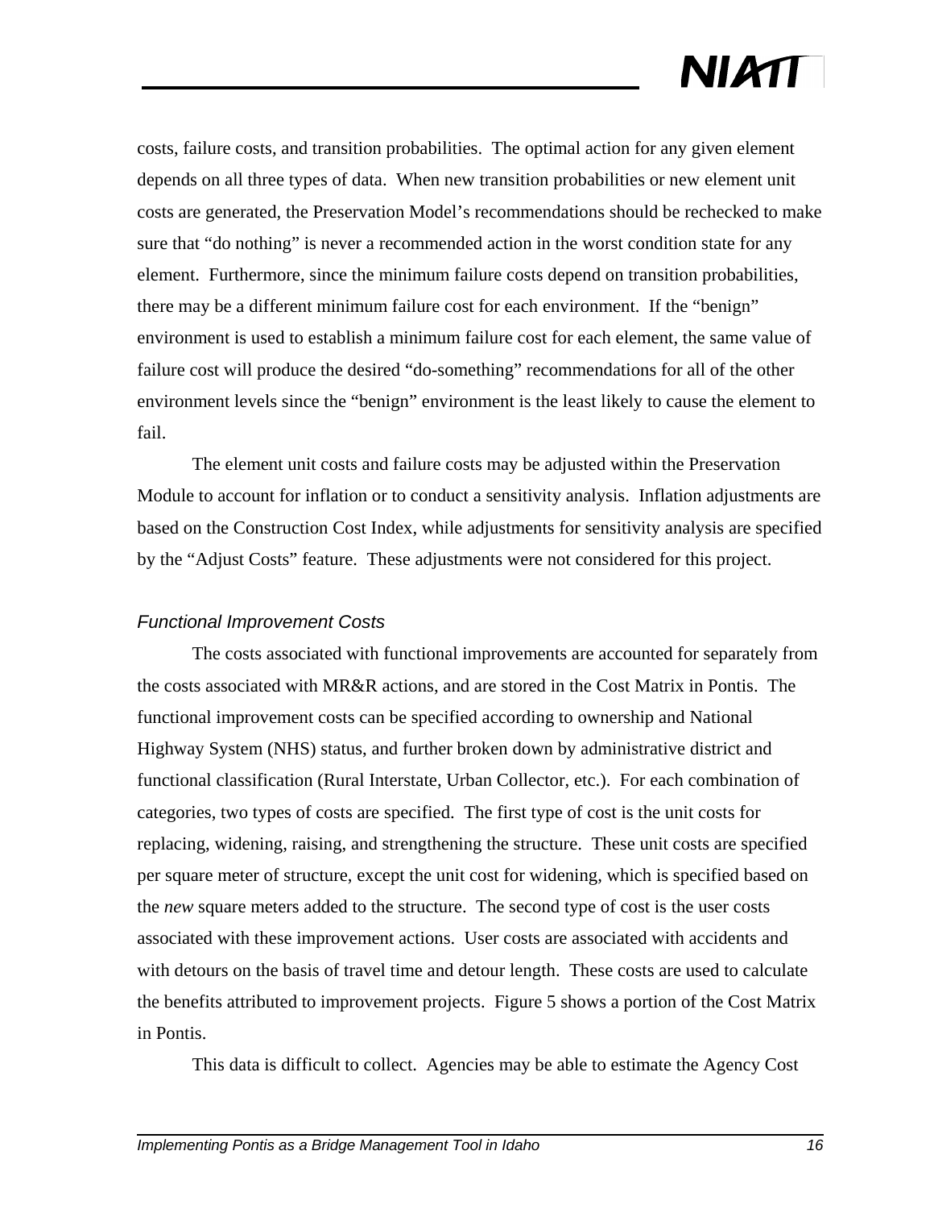costs, failure costs, and transition probabilities. The optimal action for any given element depends on all three types of data. When new transition probabilities or new element unit costs are generated, the Preservation Model's recommendations should be rechecked to make sure that "do nothing" is never a recommended action in the worst condition state for any element. Furthermore, since the minimum failure costs depend on transition probabilities, there may be a different minimum failure cost for each environment. If the "benign" environment is used to establish a minimum failure cost for each element, the same value of failure cost will produce the desired "do-something" recommendations for all of the other environment levels since the "benign" environment is the least likely to cause the element to fail.

The element unit costs and failure costs may be adjusted within the Preservation Module to account for inflation or to conduct a sensitivity analysis. Inflation adjustments are based on the Construction Cost Index, while adjustments for sensitivity analysis are specified by the "Adjust Costs" feature. These adjustments were not considered for this project.

### *Functional Improvement Costs*

The costs associated with functional improvements are accounted for separately from the costs associated with MR&R actions, and are stored in the Cost Matrix in Pontis. The functional improvement costs can be specified according to ownership and National Highway System (NHS) status, and further broken down by administrative district and functional classification (Rural Interstate, Urban Collector, etc.). For each combination of categories, two types of costs are specified. The first type of cost is the unit costs for replacing, widening, raising, and strengthening the structure. These unit costs are specified per square meter of structure, except the unit cost for widening, which is specified based on the *new* square meters added to the structure. The second type of cost is the user costs associated with these improvement actions. User costs are associated with accidents and with detours on the basis of travel time and detour length. These costs are used to calculate the benefits attributed to improvement projects. Figure 5 shows a portion of the Cost Matrix in Pontis.

This data is difficult to collect. Agencies may be able to estimate the Agency Cost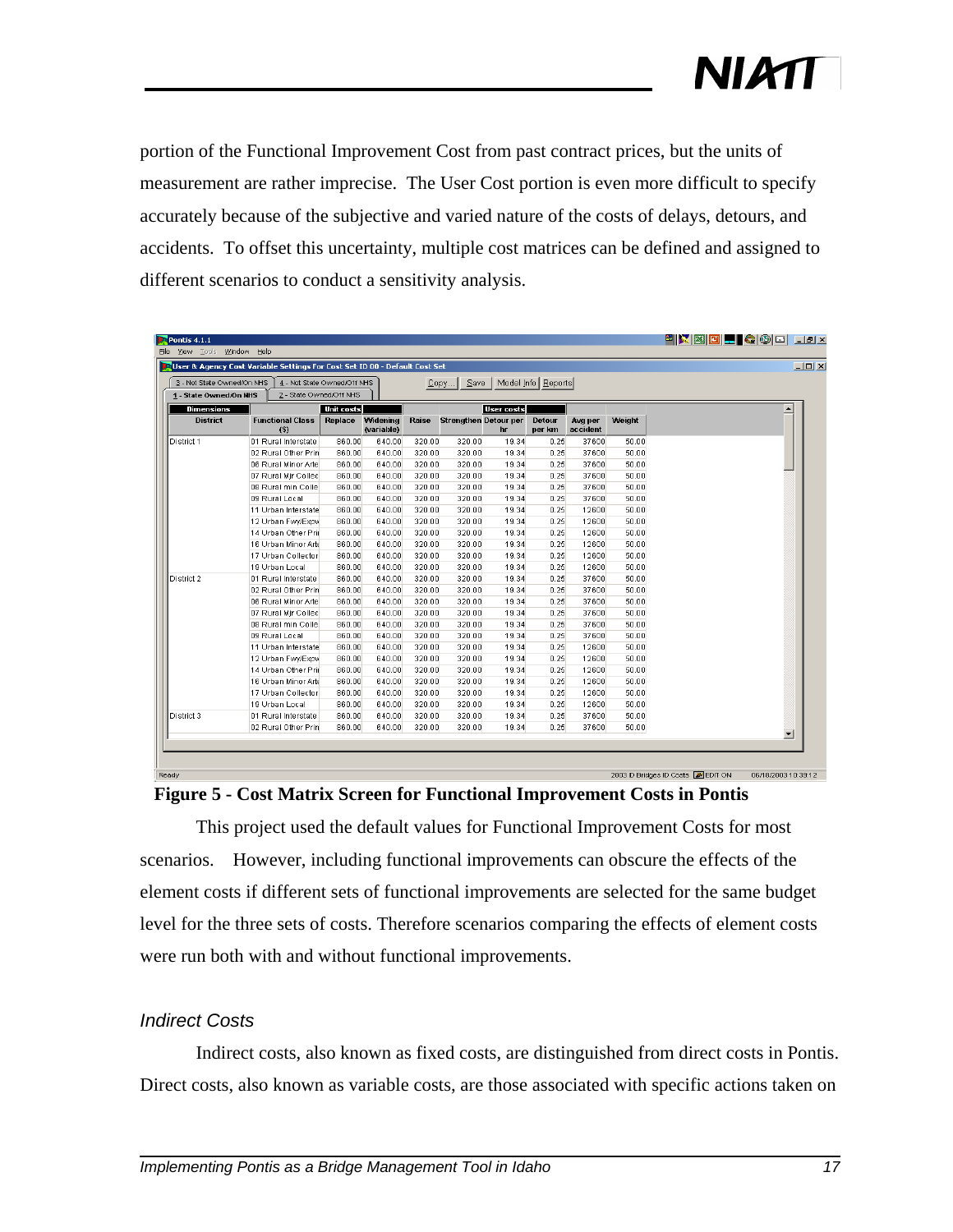portion of the Functional Improvement Cost from past contract prices, but the units of measurement are rather imprecise. The User Cost portion is even more difficult to specify accurately because of the subjective and varied nature of the costs of delays, detours, and accidents. To offset this uncertainty, multiple cost matrices can be defined and assigned to different scenarios to conduct a sensitivity analysis.

| Dimensions | | Unit costs | | | | User costs | | | |
|---|---|---|---|---|---|---|---|---|---|
| District | Functional Class ($) | Replace | Widening (variable) | Raise | Strengthen | Detour per hr | Detour per km | Avg per accident | Weight |
| District 1 | 01 Rural Interstate | 860.00 | 640.00 | 320.00 | 320.00 | 19.34 | 0.25 | 37600 | 50.00 |
| | 02 Rural Other Prin | 860.00 | 640.00 | 320.00 | 320.00 | 19.34 | 0.25 | 37600 | 50.00 |
| | 06 Rural Minor Arte | 860.00 | 640.00 | 320.00 | 320.00 | 19.34 | 0.25 | 37600 | 50.00 |
| | 07 Rural Mjr Collec | 860.00 | 640.00 | 320.00 | 320.00 | 19.34 | 0.25 | 37600 | 50.00 |
| | 08 Rural min Colle | 860.00 | 640.00 | 320.00 | 320.00 | 19.34 | 0.25 | 37600 | 50.00 |
| | 09 Rural Local | 860.00 | 640.00 | 320.00 | 320.00 | 19.34 | 0.25 | 37600 | 50.00 |
| | 11 Urban Interstate | 860.00 | 640.00 | 320.00 | 320.00 | 19.34 | 0.25 | 12600 | 50.00 |
| | 12 Urban Fwy/Expw | 860.00 | 640.00 | 320.00 | 320.00 | 19.34 | 0.25 | 12600 | 50.00 |
| | 14 Urban Other Pri | 860.00 | 640.00 | 320.00 | 320.00 | 19.34 | 0.25 | 12600 | 50.00 |
| | 16 Urban Minor Arte | 860.00 | 640.00 | 320.00 | 320.00 | 19.34 | 0.25 | 12600 | 50.00 |
| | 17 Urban Collector | 860.00 | 640.00 | 320.00 | 320.00 | 19.34 | 0.25 | 12600 | 50.00 |
| | 19 Urban Local | 860.00 | 640.00 | 320.00 | 320.00 | 19.34 | 0.25 | 12600 | 50.00 |
| District 2 | 01 Rural Interstate | 860.00 | 640.00 | 320.00 | 320.00 | 19.34 | 0.25 | 37600 | 50.00 |
| | 02 Rural Other Prin | 860.00 | 640.00 | 320.00 | 320.00 | 19.34 | 0.25 | 37600 | 50.00 |
| | 06 Rural Minor Arte | 860.00 | 640.00 | 320.00 | 320.00 | 19.34 | 0.25 | 37600 | 50.00 |
| | 07 Rural Mjr Collec | 860.00 | 640.00 | 320.00 | 320.00 | 19.34 | 0.25 | 37600 | 50.00 |
| | 08 Rural min Colle | 860.00 | 640.00 | 320.00 | 320.00 | 19.34 | 0.25 | 37600 | 50.00 |
| | 09 Rural Local | 860.00 | 640.00 | 320.00 | 320.00 | 19.34 | 0.25 | 37600 | 50.00 |
| | 11 Urban Interstate | 860.00 | 640.00 | 320.00 | 320.00 | 19.34 | 0.25 | 12600 | 50.00 |
| | 12 Urban Fwy/Expw | 860.00 | 640.00 | 320.00 | 320.00 | 19.34 | 0.25 | 12600 | 50.00 |
| | 14 Urban Other Pri | 860.00 | 640.00 | 320.00 | 320.00 | 19.34 | 0.25 | 12600 | 50.00 |
| | 16 Urban Minor Arte | 860.00 | 640.00 | 320.00 | 320.00 | 19.34 | 0.25 | 12600 | 50.00 |
| | 17 Urban Collector | 860.00 | 640.00 | 320.00 | 320.00 | 19.34 | 0.25 | 12600 | 50.00 |
| | 19 Urban Local | 860.00 | 640.00 | 320.00 | 320.00 | 19.34 | 0.25 | 12600 | 50.00 |
| District 3 | 01 Rural Interstate | 860.00 | 640.00 | 320.00 | 320.00 | 19.34 | 0.25 | 37600 | 50.00 |
| | 02 Rural Other Prin | 860.00 | 640.00 | 320.00 | 320.00 | 19.34 | 0.25 | 37600 | 50.00 |

**Figure 5 - Cost Matrix Screen for Functional Improvement Costs in Pontis**

This project used the default values for Functional Improvement Costs for most scenarios. However, including functional improvements can obscure the effects of the element costs if different sets of functional improvements are selected for the same budget level for the three sets of costs. Therefore scenarios comparing the effects of element costs were run both with and without functional improvements.

### *Indirect Costs*

Indirect costs, also known as fixed costs, are distinguished from direct costs in Pontis. Direct costs, also known as variable costs, are those associated with specific actions taken on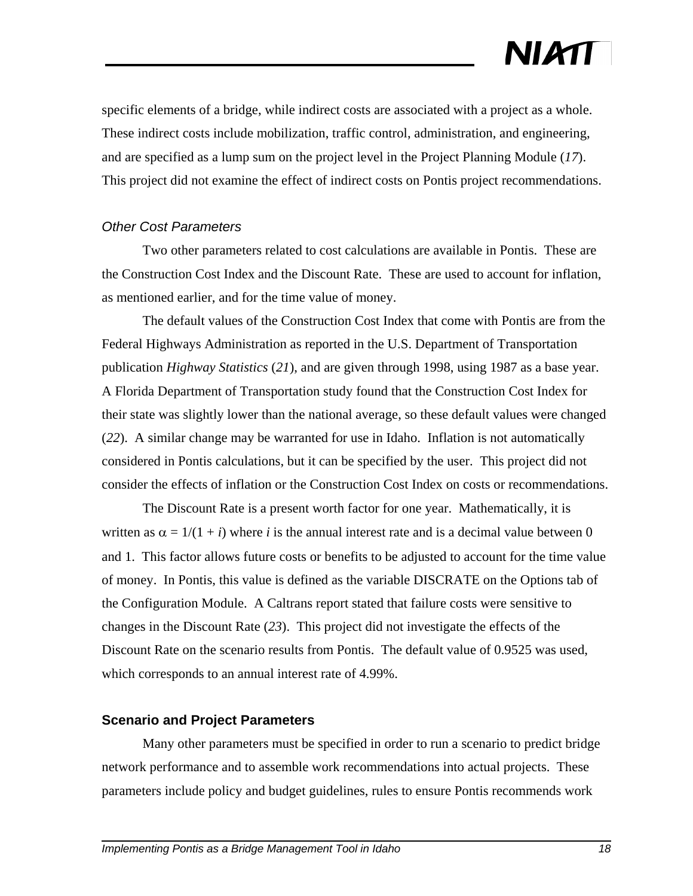specific elements of a bridge, while indirect costs are associated with a project as a whole. These indirect costs include mobilization, traffic control, administration, and engineering, and are specified as a lump sum on the project level in the Project Planning Module (*17*). This project did not examine the effect of indirect costs on Pontis project recommendations.

### *Other Cost Parameters*

Two other parameters related to cost calculations are available in Pontis. These are the Construction Cost Index and the Discount Rate. These are used to account for inflation, as mentioned earlier, and for the time value of money.

The default values of the Construction Cost Index that come with Pontis are from the Federal Highways Administration as reported in the U.S. Department of Transportation publication *Highway Statistics* (*21*), and are given through 1998, using 1987 as a base year. A Florida Department of Transportation study found that the Construction Cost Index for their state was slightly lower than the national average, so these default values were changed (*22*). A similar change may be warranted for use in Idaho. Inflation is not automatically considered in Pontis calculations, but it can be specified by the user. This project did not consider the effects of inflation or the Construction Cost Index on costs or recommendations.

The Discount Rate is a present worth factor for one year. Mathematically, it is written as $\alpha = 1/(1 + i)$ where $i$ is the annual interest rate and is a decimal value between 0 and 1. This factor allows future costs or benefits to be adjusted to account for the time value of money. In Pontis, this value is defined as the variable DISCRATE on the Options tab of the Configuration Module. A Caltrans report stated that failure costs were sensitive to changes in the Discount Rate (*23*). This project did not investigate the effects of the Discount Rate on the scenario results from Pontis. The default value of 0.9525 was used, which corresponds to an annual interest rate of 4.99%.

## **Scenario and Project Parameters**

Many other parameters must be specified in order to run a scenario to predict bridge network performance and to assemble work recommendations into actual projects. These parameters include policy and budget guidelines, rules to ensure Pontis recommends work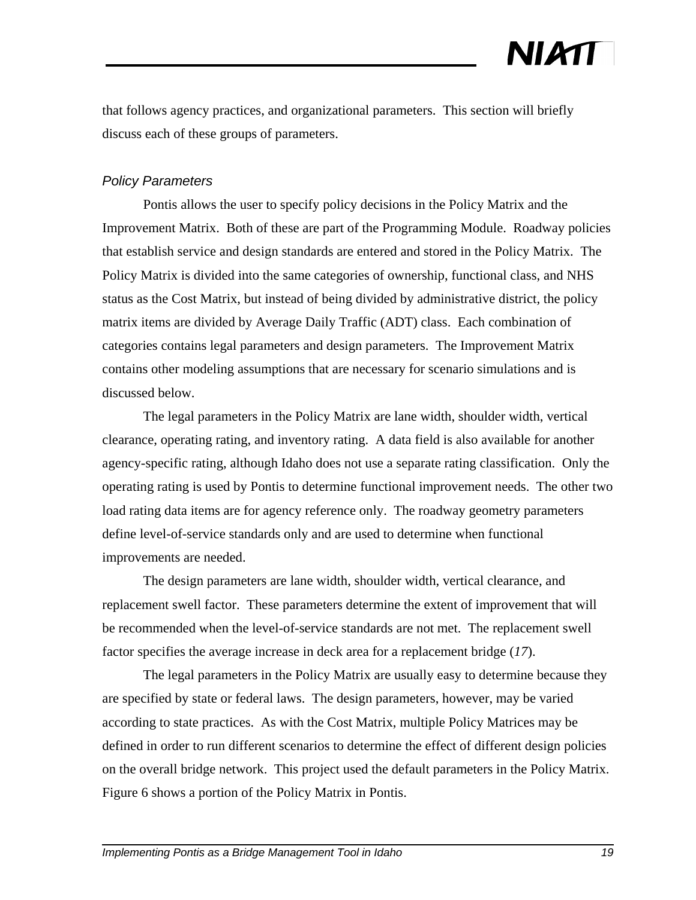that follows agency practices, and organizational parameters. This section will briefly discuss each of these groups of parameters.

### *Policy Parameters*

Pontis allows the user to specify policy decisions in the Policy Matrix and the Improvement Matrix. Both of these are part of the Programming Module. Roadway policies that establish service and design standards are entered and stored in the Policy Matrix. The Policy Matrix is divided into the same categories of ownership, functional class, and NHS status as the Cost Matrix, but instead of being divided by administrative district, the policy matrix items are divided by Average Daily Traffic (ADT) class. Each combination of categories contains legal parameters and design parameters. The Improvement Matrix contains other modeling assumptions that are necessary for scenario simulations and is discussed below.

The legal parameters in the Policy Matrix are lane width, shoulder width, vertical clearance, operating rating, and inventory rating. A data field is also available for another agency-specific rating, although Idaho does not use a separate rating classification. Only the operating rating is used by Pontis to determine functional improvement needs. The other two load rating data items are for agency reference only. The roadway geometry parameters define level-of-service standards only and are used to determine when functional improvements are needed.

The design parameters are lane width, shoulder width, vertical clearance, and replacement swell factor. These parameters determine the extent of improvement that will be recommended when the level-of-service standards are not met. The replacement swell factor specifies the average increase in deck area for a replacement bridge (*17*).

The legal parameters in the Policy Matrix are usually easy to determine because they are specified by state or federal laws. The design parameters, however, may be varied according to state practices. As with the Cost Matrix, multiple Policy Matrices may be defined in order to run different scenarios to determine the effect of different design policies on the overall bridge network. This project used the default parameters in the Policy Matrix. Figure 6 shows a portion of the Policy Matrix in Pontis.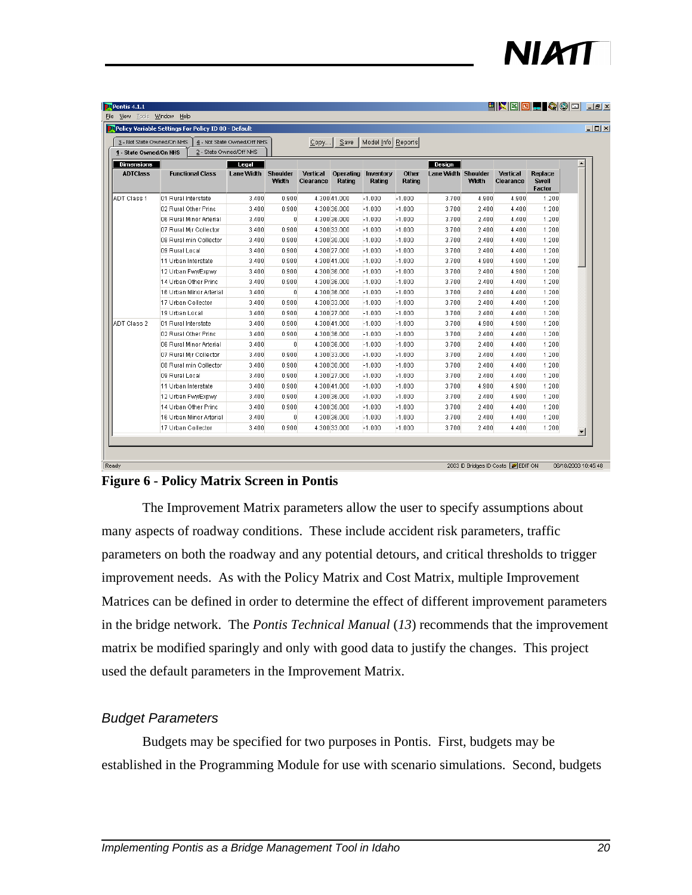| Dimensions | | Legal | | | | | | Design | | | |
|---|---|---|---|---|---|---|---|---|---|---|---|
| ADTClass | Functional Class | Lane Width | Shoulder Width | Vertical Clearance | Operating Rating | Inventory Rating | Other Rating | Lane Width | Shoulder Width | Vertical Clearance | Replace Swell Factor |
| ADT Class 1 | 01 Rural Interstate | 3.400 | 0.900 | 4.300 | 41.000 | -1.000 | -1.000 | 3.700 | 4.900 | 4.900 | 1.200 |
| | 02 Rural Other Princ | 3.400 | 0.900 | 4.300 | 36.000 | -1.000 | -1.000 | 3.700 | 2.400 | 4.400 | 1.200 |
| | 06 Rural Minor Arterial | 3.400 | 0 | 4.300 | 36.000 | -1.000 | -1.000 | 3.700 | 2.400 | 4.400 | 1.200 |
| | 07 Rural Mjr Collector | 3.400 | 0.900 | 4.300 | 33.000 | -1.000 | -1.000 | 3.700 | 2.400 | 4.400 | 1.200 |
| | 08 Rural min Collector | 3.400 | 0.900 | 4.300 | 30.000 | -1.000 | -1.000 | 3.700 | 2.400 | 4.400 | 1.200 |
| | 09 Rural Local | 3.400 | 0.900 | 4.300 | 27.000 | -1.000 | -1.000 | 3.700 | 2.400 | 4.400 | 1.200 |
| | 11 Urban Interstate | 3.400 | 0.900 | 4.300 | 41.000 | -1.000 | -1.000 | 3.700 | 4.900 | 4.900 | 1.200 |
| | 12 Urban Fwy/Expwy | 3.400 | 0.900 | 4.300 | 36.000 | -1.000 | -1.000 | 3.700 | 2.400 | 4.900 | 1.200 |
| | 14 Urban Other Princ | 3.400 | 0.900 | 4.300 | 36.000 | -1.000 | -1.000 | 3.700 | 2.400 | 4.400 | 1.200 |
| | 16 Urban Minor Arterial | 3.400 | 0 | 4.300 | 36.000 | -1.000 | -1.000 | 3.700 | 2.400 | 4.400 | 1.200 |
| | 17 Urban Collector | 3.400 | 0.900 | 4.300 | 33.000 | -1.000 | -1.000 | 3.700 | 2.400 | 4.400 | 1.200 |
| | 19 Urban Local | 3.400 | 0.900 | 4.300 | 27.000 | -1.000 | -1.000 | 3.700 | 2.400 | 4.400 | 1.200 |
| ADT Class 2 | 01 Rural Interstate | 3.400 | 0.900 | 4.300 | 41.000 | -1.000 | -1.000 | 3.700 | 4.900 | 4.900 | 1.200 |
| | 02 Rural Other Princ | 3.400 | 0.900 | 4.300 | 36.000 | -1.000 | -1.000 | 3.700 | 2.400 | 4.400 | 1.200 |
| | 06 Rural Minor Arterial | 3.400 | 0 | 4.300 | 36.000 | -1.000 | -1.000 | 3.700 | 2.400 | 4.400 | 1.200 |
| | 07 Rural Mjr Collector | 3.400 | 0.900 | 4.300 | 33.000 | -1.000 | -1.000 | 3.700 | 2.400 | 4.400 | 1.200 |
| | 08 Rural min Collector | 3.400 | 0.900 | 4.300 | 30.000 | -1.000 | -1.000 | 3.700 | 2.400 | 4.400 | 1.200 |
| | 09 Rural Local | 3.400 | 0.900 | 4.300 | 27.000 | -1.000 | -1.000 | 3.700 | 2.400 | 4.400 | 1.200 |
| | 11 Urban Interstate | 3.400 | 0.900 | 4.300 | 41.000 | -1.000 | -1.000 | 3.700 | 4.900 | 4.900 | 1.200 |
| | 12 Urban Fwy/Expwy | 3.400 | 0.900 | 4.300 | 36.000 | -1.000 | -1.000 | 3.700 | 2.400 | 4.900 | 1.200 |
| | 14 Urban Other Princ | 3.400 | 0.900 | 4.300 | 36.000 | -1.000 | -1.000 | 3.700 | 2.400 | 4.400 | 1.200 |
| | 16 Urban Minor Arterial | 3.400 | 0 | 4.300 | 36.000 | -1.000 | -1.000 | 3.700 | 2.400 | 4.400 | 1.200 |
| | 17 Urban Collector | 3.400 | 0.900 | 4.300 | 33.000 | -1.000 | -1.000 | 3.700 | 2.400 | 4.400 | 1.200 |

**Figure 6 - Policy Matrix Screen in Pontis**

The Improvement Matrix parameters allow the user to specify assumptions about many aspects of roadway conditions. These include accident risk parameters, traffic parameters on both the roadway and any potential detours, and critical thresholds to trigger improvement needs. As with the Policy Matrix and Cost Matrix, multiple Improvement Matrices can be defined in order to determine the effect of different improvement parameters in the bridge network. The *Pontis Technical Manual* (*13*) recommends that the improvement matrix be modified sparingly and only with good data to justify the changes. This project used the default parameters in the Improvement Matrix.

### *Budget Parameters*

Budgets may be specified for two purposes in Pontis. First, budgets may be established in the Programming Module for use with scenario simulations. Second, budgets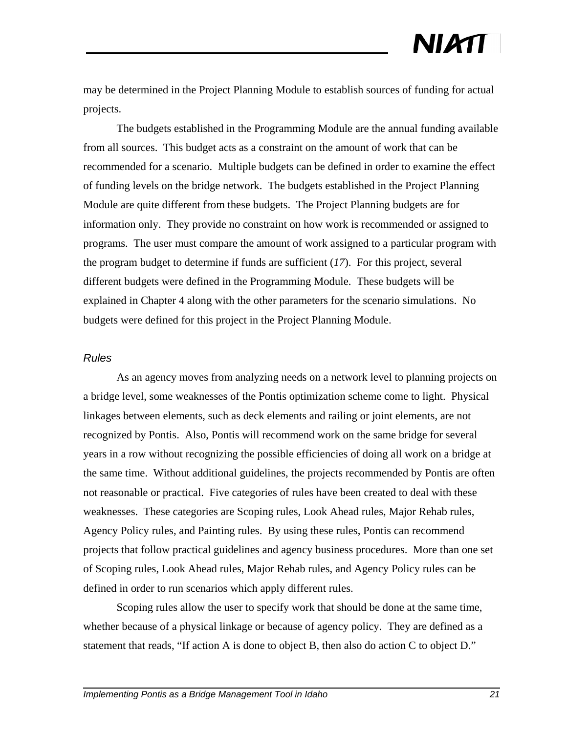may be determined in the Project Planning Module to establish sources of funding for actual projects.

The budgets established in the Programming Module are the annual funding available from all sources. This budget acts as a constraint on the amount of work that can be recommended for a scenario. Multiple budgets can be defined in order to examine the effect of funding levels on the bridge network. The budgets established in the Project Planning Module are quite different from these budgets. The Project Planning budgets are for information only. They provide no constraint on how work is recommended or assigned to programs. The user must compare the amount of work assigned to a particular program with the program budget to determine if funds are sufficient (*17*). For this project, several different budgets were defined in the Programming Module. These budgets will be explained in Chapter 4 along with the other parameters for the scenario simulations. No budgets were defined for this project in the Project Planning Module.

### *Rules*

As an agency moves from analyzing needs on a network level to planning projects on a bridge level, some weaknesses of the Pontis optimization scheme come to light. Physical linkages between elements, such as deck elements and railing or joint elements, are not recognized by Pontis. Also, Pontis will recommend work on the same bridge for several years in a row without recognizing the possible efficiencies of doing all work on a bridge at the same time. Without additional guidelines, the projects recommended by Pontis are often not reasonable or practical. Five categories of rules have been created to deal with these weaknesses. These categories are Scoping rules, Look Ahead rules, Major Rehab rules, Agency Policy rules, and Painting rules. By using these rules, Pontis can recommend projects that follow practical guidelines and agency business procedures. More than one set of Scoping rules, Look Ahead rules, Major Rehab rules, and Agency Policy rules can be defined in order to run scenarios which apply different rules.

Scoping rules allow the user to specify work that should be done at the same time, whether because of a physical linkage or because of agency policy. They are defined as a statement that reads, "If action A is done to object B, then also do action C to object D."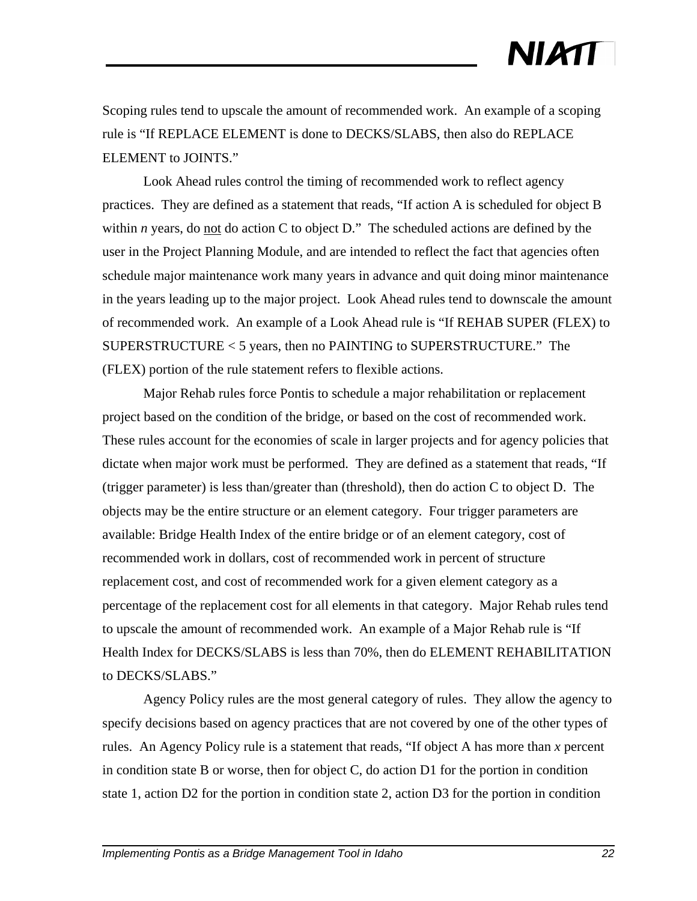Scoping rules tend to upscale the amount of recommended work. An example of a scoping rule is "If REPLACE ELEMENT is done to DECKS/SLABS, then also do REPLACE ELEMENT to JOINTS."

Look Ahead rules control the timing of recommended work to reflect agency practices. They are defined as a statement that reads, "If action A is scheduled for object B within *n* years, do not do action C to object D." The scheduled actions are defined by the user in the Project Planning Module, and are intended to reflect the fact that agencies often schedule major maintenance work many years in advance and quit doing minor maintenance in the years leading up to the major project. Look Ahead rules tend to downscale the amount of recommended work. An example of a Look Ahead rule is "If REHAB SUPER (FLEX) to SUPERSTRUCTURE < 5 years, then no PAINTING to SUPERSTRUCTURE." The (FLEX) portion of the rule statement refers to flexible actions.

Major Rehab rules force Pontis to schedule a major rehabilitation or replacement project based on the condition of the bridge, or based on the cost of recommended work. These rules account for the economies of scale in larger projects and for agency policies that dictate when major work must be performed. They are defined as a statement that reads, "If (trigger parameter) is less than/greater than (threshold), then do action C to object D. The objects may be the entire structure or an element category. Four trigger parameters are available: Bridge Health Index of the entire bridge or of an element category, cost of recommended work in dollars, cost of recommended work in percent of structure replacement cost, and cost of recommended work for a given element category as a percentage of the replacement cost for all elements in that category. Major Rehab rules tend to upscale the amount of recommended work. An example of a Major Rehab rule is "If Health Index for DECKS/SLABS is less than 70%, then do ELEMENT REHABILITATION to DECKS/SLABS."

Agency Policy rules are the most general category of rules. They allow the agency to specify decisions based on agency practices that are not covered by one of the other types of rules. An Agency Policy rule is a statement that reads, "If object A has more than *x* percent in condition state B or worse, then for object C, do action D1 for the portion in condition state 1, action D2 for the portion in condition state 2, action D3 for the portion in condition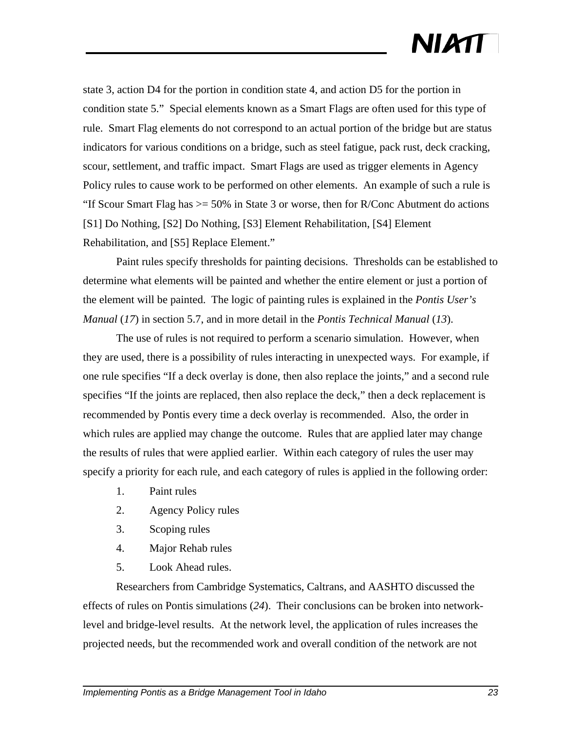state 3, action D4 for the portion in condition state 4, and action D5 for the portion in condition state 5." Special elements known as a Smart Flags are often used for this type of rule. Smart Flag elements do not correspond to an actual portion of the bridge but are status indicators for various conditions on a bridge, such as steel fatigue, pack rust, deck cracking, scour, settlement, and traffic impact. Smart Flags are used as trigger elements in Agency Policy rules to cause work to be performed on other elements. An example of such a rule is "If Scour Smart Flag has >= 50% in State 3 or worse, then for R/Conc Abutment do actions [S1] Do Nothing, [S2] Do Nothing, [S3] Element Rehabilitation, [S4] Element Rehabilitation, and [S5] Replace Element."

Paint rules specify thresholds for painting decisions. Thresholds can be established to determine what elements will be painted and whether the entire element or just a portion of the element will be painted. The logic of painting rules is explained in the *Pontis User's Manual* (*17*) in section 5.7, and in more detail in the *Pontis Technical Manual* (*13*).

The use of rules is not required to perform a scenario simulation. However, when they are used, there is a possibility of rules interacting in unexpected ways. For example, if one rule specifies "If a deck overlay is done, then also replace the joints," and a second rule specifies "If the joints are replaced, then also replace the deck," then a deck replacement is recommended by Pontis every time a deck overlay is recommended. Also, the order in which rules are applied may change the outcome. Rules that are applied later may change the results of rules that were applied earlier. Within each category of rules the user may specify a priority for each rule, and each category of rules is applied in the following order:

1. Paint rules
2. Agency Policy rules
3. Scoping rules
4. Major Rehab rules
5. Look Ahead rules.

Researchers from Cambridge Systematics, Caltrans, and AASHTO discussed the effects of rules on Pontis simulations (*24*). Their conclusions can be broken into network-level and bridge-level results. At the network level, the application of rules increases the projected needs, but the recommended work and overall condition of the network are not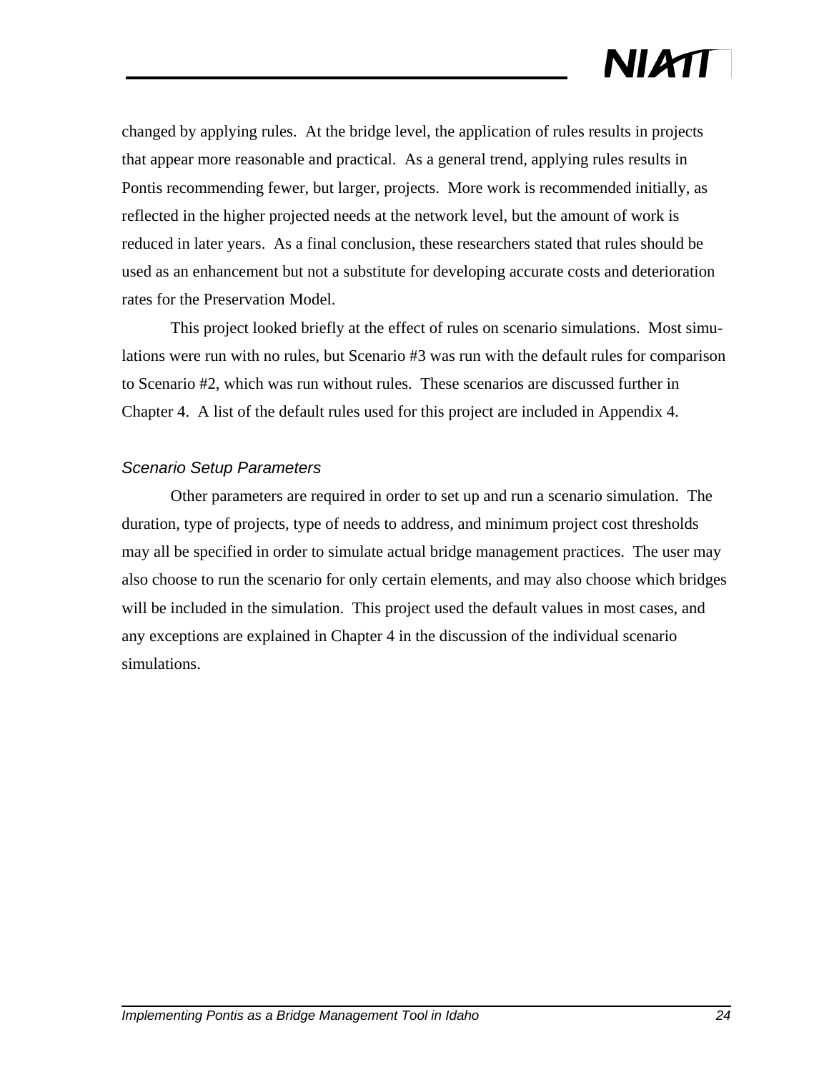changed by applying rules. At the bridge level, the application of rules results in projects that appear more reasonable and practical. As a general trend, applying rules results in Pontis recommending fewer, but larger, projects. More work is recommended initially, as reflected in the higher projected needs at the network level, but the amount of work is reduced in later years. As a final conclusion, these researchers stated that rules should be used as an enhancement but not a substitute for developing accurate costs and deterioration rates for the Preservation Model.

This project looked briefly at the effect of rules on scenario simulations. Most simulations were run with no rules, but Scenario #3 was run with the default rules for comparison to Scenario #2, which was run without rules. These scenarios are discussed further in Chapter 4. A list of the default rules used for this project are included in Appendix 4.

### *Scenario Setup Parameters*

Other parameters are required in order to set up and run a scenario simulation. The duration, type of projects, type of needs to address, and minimum project cost thresholds may all be specified in order to simulate actual bridge management practices. The user may also choose to run the scenario for only certain elements, and may also choose which bridges will be included in the simulation. This project used the default values in most cases, and any exceptions are explained in Chapter 4 in the discussion of the individual scenario simulations.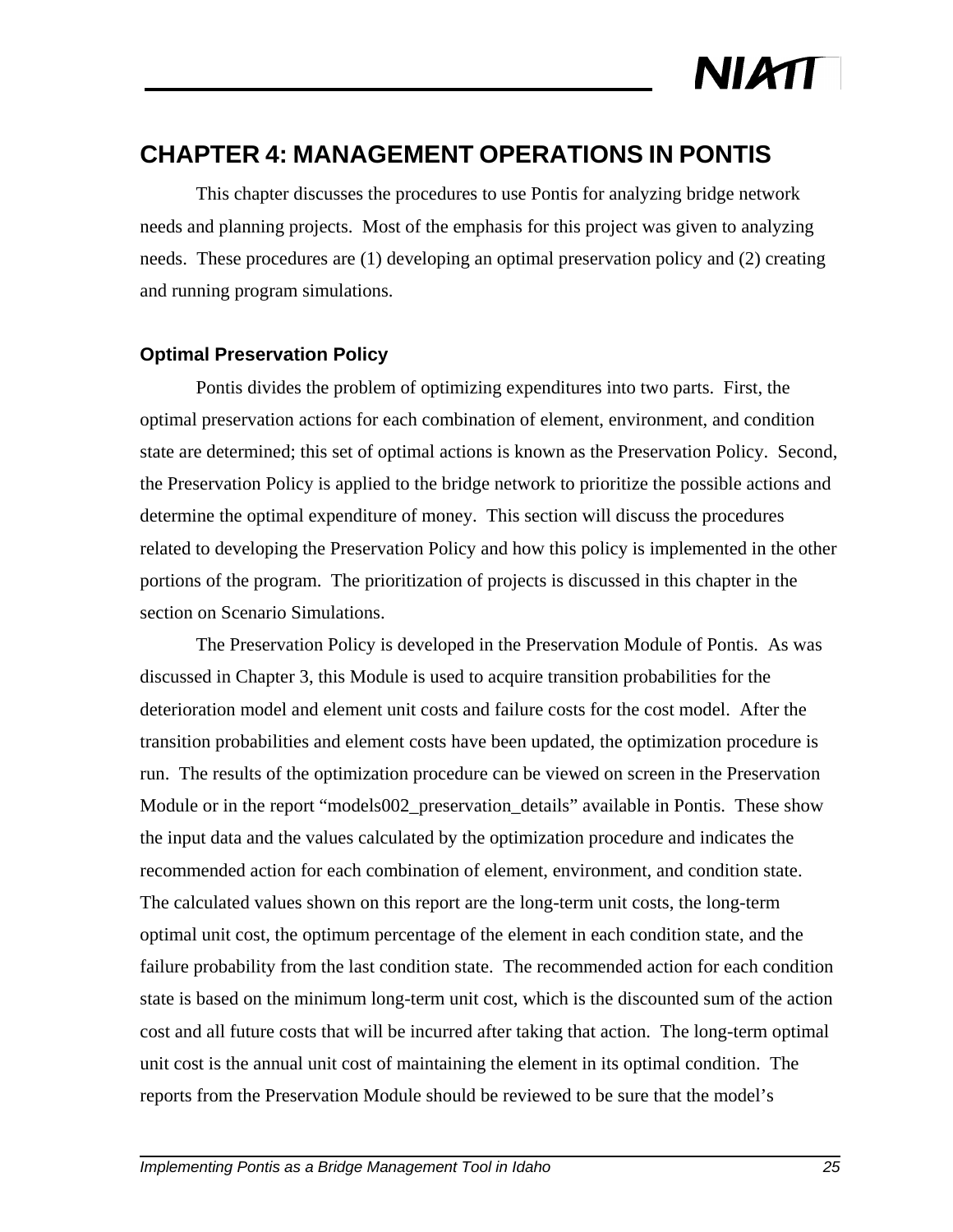# CHAPTER 4: MANAGEMENT OPERATIONS IN PONTIS

This chapter discusses the procedures to use Pontis for analyzing bridge network needs and planning projects. Most of the emphasis for this project was given to analyzing needs. These procedures are (1) developing an optimal preservation policy and (2) creating and running program simulations.

## Optimal Preservation Policy

Pontis divides the problem of optimizing expenditures into two parts. First, the optimal preservation actions for each combination of element, environment, and condition state are determined; this set of optimal actions is known as the Preservation Policy. Second, the Preservation Policy is applied to the bridge network to prioritize the possible actions and determine the optimal expenditure of money. This section will discuss the procedures related to developing the Preservation Policy and how this policy is implemented in the other portions of the program. The prioritization of projects is discussed in this chapter in the section on Scenario Simulations.

The Preservation Policy is developed in the Preservation Module of Pontis. As was discussed in Chapter 3, this Module is used to acquire transition probabilities for the deterioration model and element unit costs and failure costs for the cost model. After the transition probabilities and element costs have been updated, the optimization procedure is run. The results of the optimization procedure can be viewed on screen in the Preservation Module or in the report "models002_preservation_details" available in Pontis. These show the input data and the values calculated by the optimization procedure and indicates the recommended action for each combination of element, environment, and condition state. The calculated values shown on this report are the long-term unit costs, the long-term optimal unit cost, the optimum percentage of the element in each condition state, and the failure probability from the last condition state. The recommended action for each condition state is based on the minimum long-term unit cost, which is the discounted sum of the action cost and all future costs that will be incurred after taking that action. The long-term optimal unit cost is the annual unit cost of maintaining the element in its optimal condition. The reports from the Preservation Module should be reviewed to be sure that the model's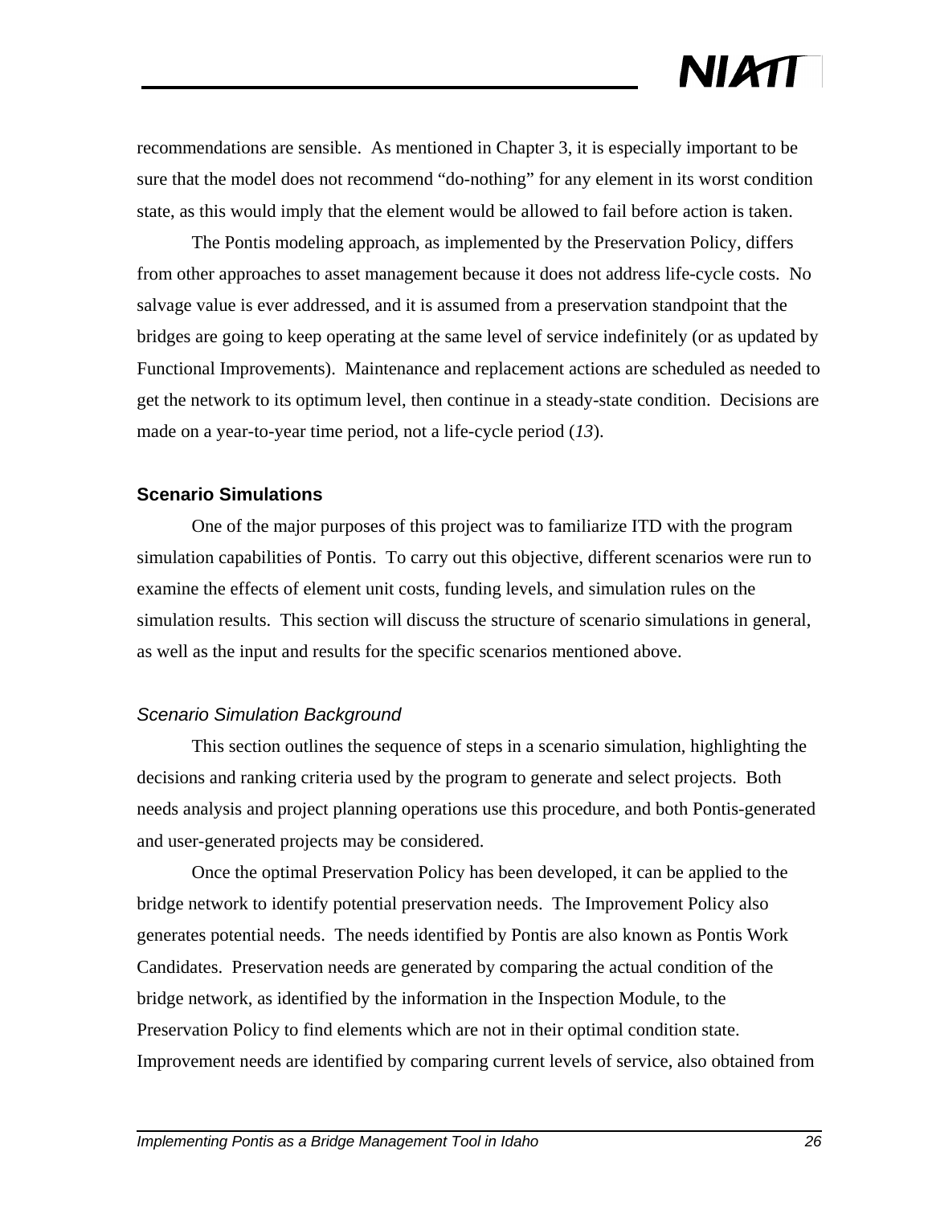recommendations are sensible. As mentioned in Chapter 3, it is especially important to be sure that the model does not recommend "do-nothing" for any element in its worst condition state, as this would imply that the element would be allowed to fail before action is taken.

The Pontis modeling approach, as implemented by the Preservation Policy, differs from other approaches to asset management because it does not address life-cycle costs. No salvage value is ever addressed, and it is assumed from a preservation standpoint that the bridges are going to keep operating at the same level of service indefinitely (or as updated by Functional Improvements). Maintenance and replacement actions are scheduled as needed to get the network to its optimum level, then continue in a steady-state condition. Decisions are made on a year-to-year time period, not a life-cycle period (*13*).

### Scenario Simulations

One of the major purposes of this project was to familiarize ITD with the program simulation capabilities of Pontis. To carry out this objective, different scenarios were run to examine the effects of element unit costs, funding levels, and simulation rules on the simulation results. This section will discuss the structure of scenario simulations in general, as well as the input and results for the specific scenarios mentioned above.

#### *Scenario Simulation Background*

This section outlines the sequence of steps in a scenario simulation, highlighting the decisions and ranking criteria used by the program to generate and select projects. Both needs analysis and project planning operations use this procedure, and both Pontis-generated and user-generated projects may be considered.

Once the optimal Preservation Policy has been developed, it can be applied to the bridge network to identify potential preservation needs. The Improvement Policy also generates potential needs. The needs identified by Pontis are also known as Pontis Work Candidates. Preservation needs are generated by comparing the actual condition of the bridge network, as identified by the information in the Inspection Module, to the Preservation Policy to find elements which are not in their optimal condition state. Improvement needs are identified by comparing current levels of service, also obtained from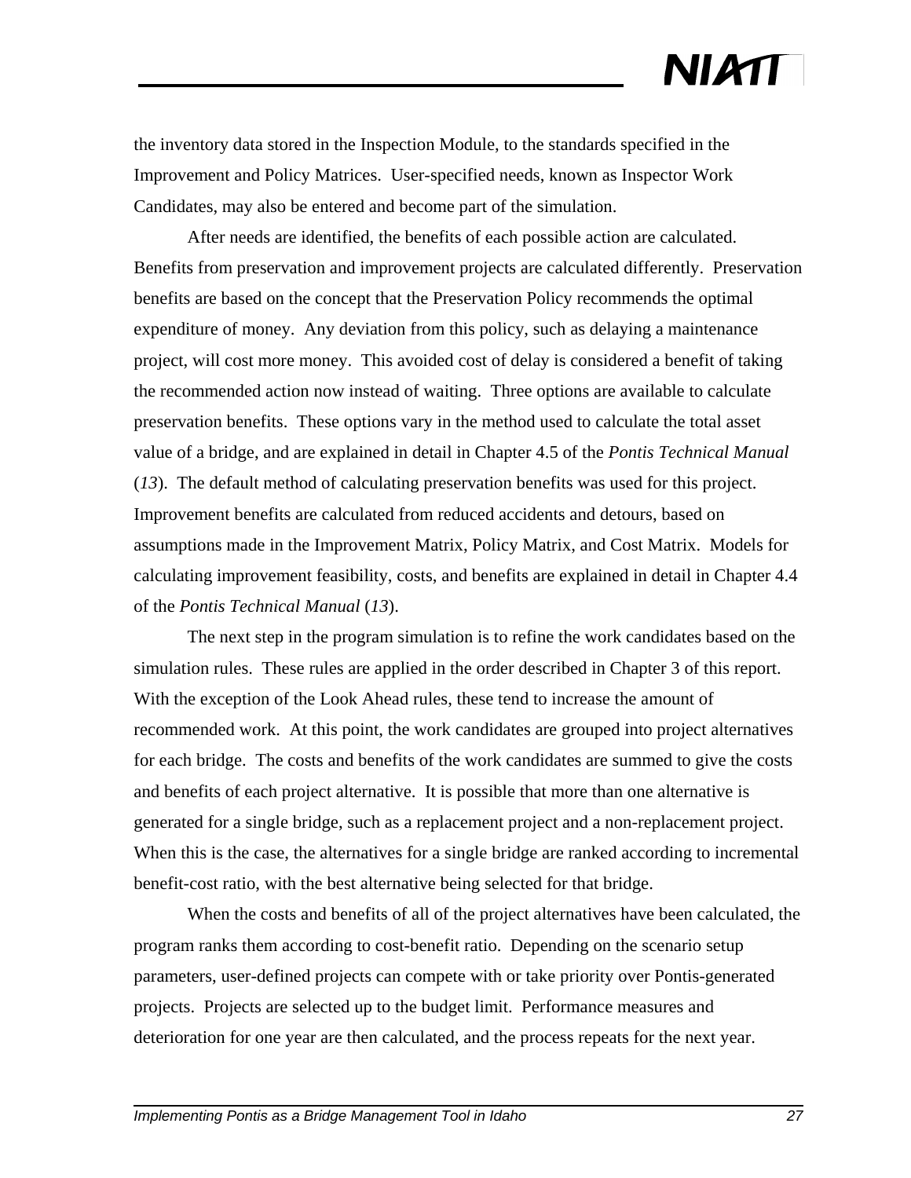the inventory data stored in the Inspection Module, to the standards specified in the Improvement and Policy Matrices. User-specified needs, known as Inspector Work Candidates, may also be entered and become part of the simulation.

After needs are identified, the benefits of each possible action are calculated. Benefits from preservation and improvement projects are calculated differently. Preservation benefits are based on the concept that the Preservation Policy recommends the optimal expenditure of money. Any deviation from this policy, such as delaying a maintenance project, will cost more money. This avoided cost of delay is considered a benefit of taking the recommended action now instead of waiting. Three options are available to calculate preservation benefits. These options vary in the method used to calculate the total asset value of a bridge, and are explained in detail in Chapter 4.5 of the *Pontis Technical Manual* (*13*). The default method of calculating preservation benefits was used for this project. Improvement benefits are calculated from reduced accidents and detours, based on assumptions made in the Improvement Matrix, Policy Matrix, and Cost Matrix. Models for calculating improvement feasibility, costs, and benefits are explained in detail in Chapter 4.4 of the *Pontis Technical Manual* (*13*).

The next step in the program simulation is to refine the work candidates based on the simulation rules. These rules are applied in the order described in Chapter 3 of this report. With the exception of the Look Ahead rules, these tend to increase the amount of recommended work. At this point, the work candidates are grouped into project alternatives for each bridge. The costs and benefits of the work candidates are summed to give the costs and benefits of each project alternative. It is possible that more than one alternative is generated for a single bridge, such as a replacement project and a non-replacement project. When this is the case, the alternatives for a single bridge are ranked according to incremental benefit-cost ratio, with the best alternative being selected for that bridge.

When the costs and benefits of all of the project alternatives have been calculated, the program ranks them according to cost-benefit ratio. Depending on the scenario setup parameters, user-defined projects can compete with or take priority over Pontis-generated projects. Projects are selected up to the budget limit. Performance measures and deterioration for one year are then calculated, and the process repeats for the next year.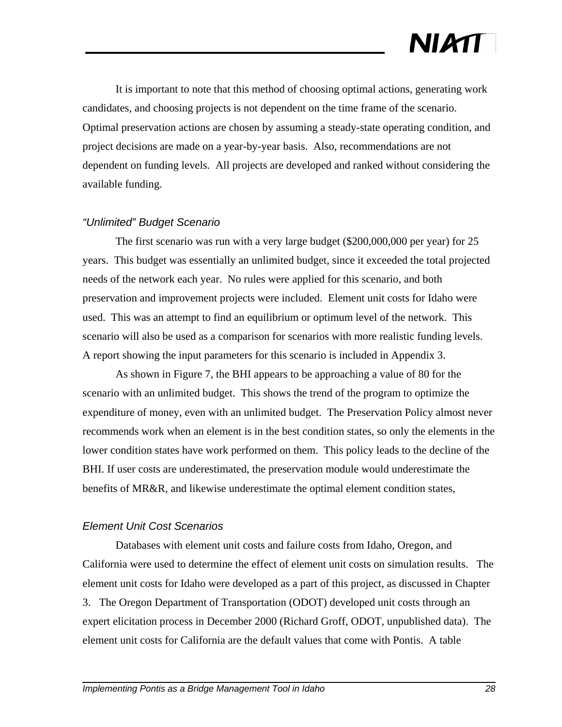It is important to note that this method of choosing optimal actions, generating work candidates, and choosing projects is not dependent on the time frame of the scenario. Optimal preservation actions are chosen by assuming a steady-state operating condition, and project decisions are made on a year-by-year basis. Also, recommendations are not dependent on funding levels. All projects are developed and ranked without considering the available funding.

### *"Unlimited" Budget Scenario*

The first scenario was run with a very large budget ($200,000,000 per year) for 25 years. This budget was essentially an unlimited budget, since it exceeded the total projected needs of the network each year. No rules were applied for this scenario, and both preservation and improvement projects were included. Element unit costs for Idaho were used. This was an attempt to find an equilibrium or optimum level of the network. This scenario will also be used as a comparison for scenarios with more realistic funding levels. A report showing the input parameters for this scenario is included in Appendix 3.

As shown in Figure 7, the BHI appears to be approaching a value of 80 for the scenario with an unlimited budget. This shows the trend of the program to optimize the expenditure of money, even with an unlimited budget. The Preservation Policy almost never recommends work when an element is in the best condition states, so only the elements in the lower condition states have work performed on them. This policy leads to the decline of the BHI. If user costs are underestimated, the preservation module would underestimate the benefits of MR&R, and likewise underestimate the optimal element condition states,

### *Element Unit Cost Scenarios*

Databases with element unit costs and failure costs from Idaho, Oregon, and California were used to determine the effect of element unit costs on simulation results. The element unit costs for Idaho were developed as a part of this project, as discussed in Chapter 3. The Oregon Department of Transportation (ODOT) developed unit costs through an expert elicitation process in December 2000 (Richard Groff, ODOT, unpublished data). The element unit costs for California are the default values that come with Pontis. A table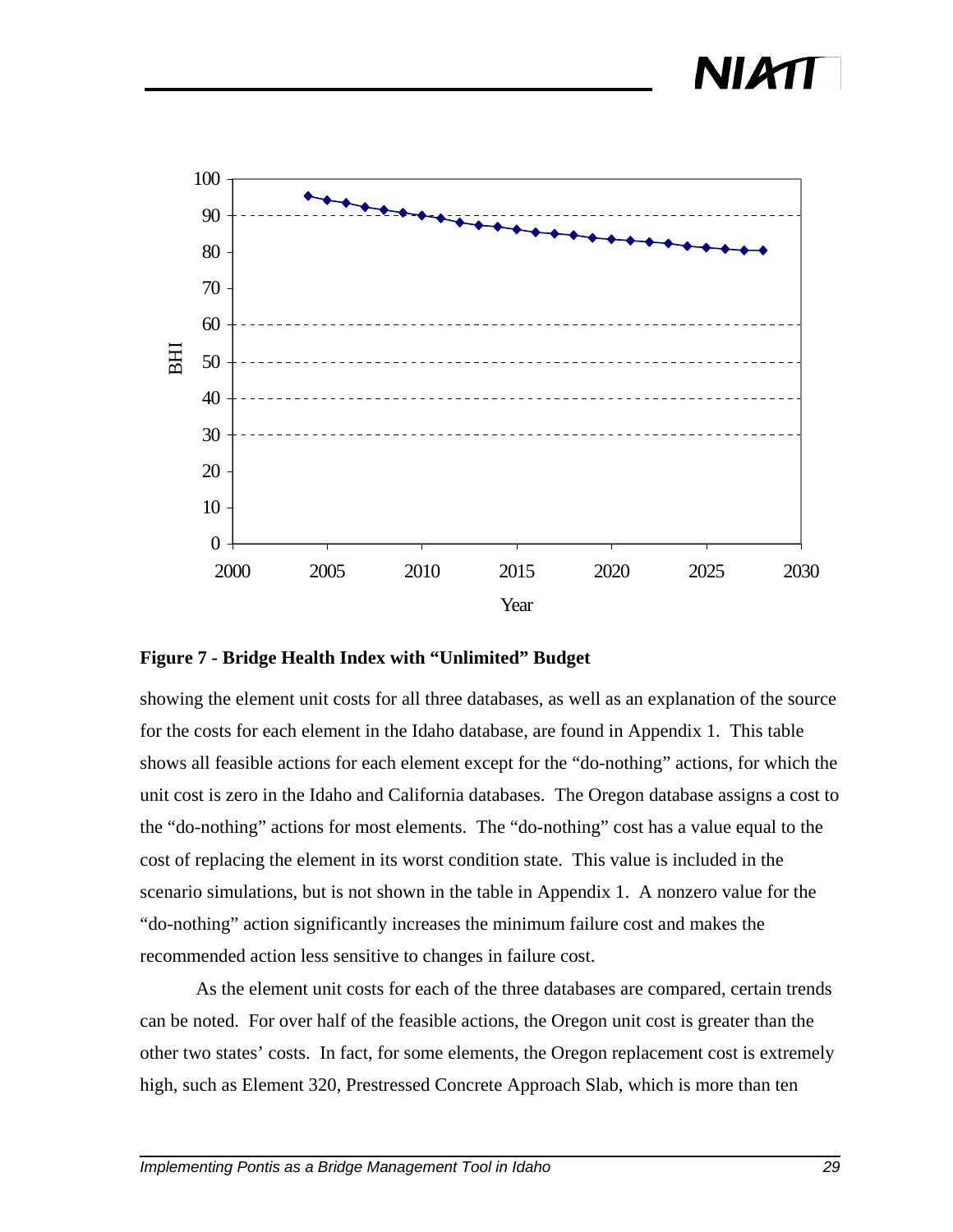**Figure 7 - Bridge Health Index with "Unlimited" Budget**

showing the element unit costs for all three databases, as well as an explanation of the source for the costs for each element in the Idaho database, are found in Appendix 1. This table shows all feasible actions for each element except for the "do-nothing" actions, for which the unit cost is zero in the Idaho and California databases. The Oregon database assigns a cost to the "do-nothing" actions for most elements. The "do-nothing" cost has a value equal to the cost of replacing the element in its worst condition state. This value is included in the scenario simulations, but is not shown in the table in Appendix 1. A nonzero value for the "do-nothing" action significantly increases the minimum failure cost and makes the recommended action less sensitive to changes in failure cost.

As the element unit costs for each of the three databases are compared, certain trends can be noted. For over half of the feasible actions, the Oregon unit cost is greater than the other two states' costs. In fact, for some elements, the Oregon replacement cost is extremely high, such as Element 320, Prestressed Concrete Approach Slab, which is more than ten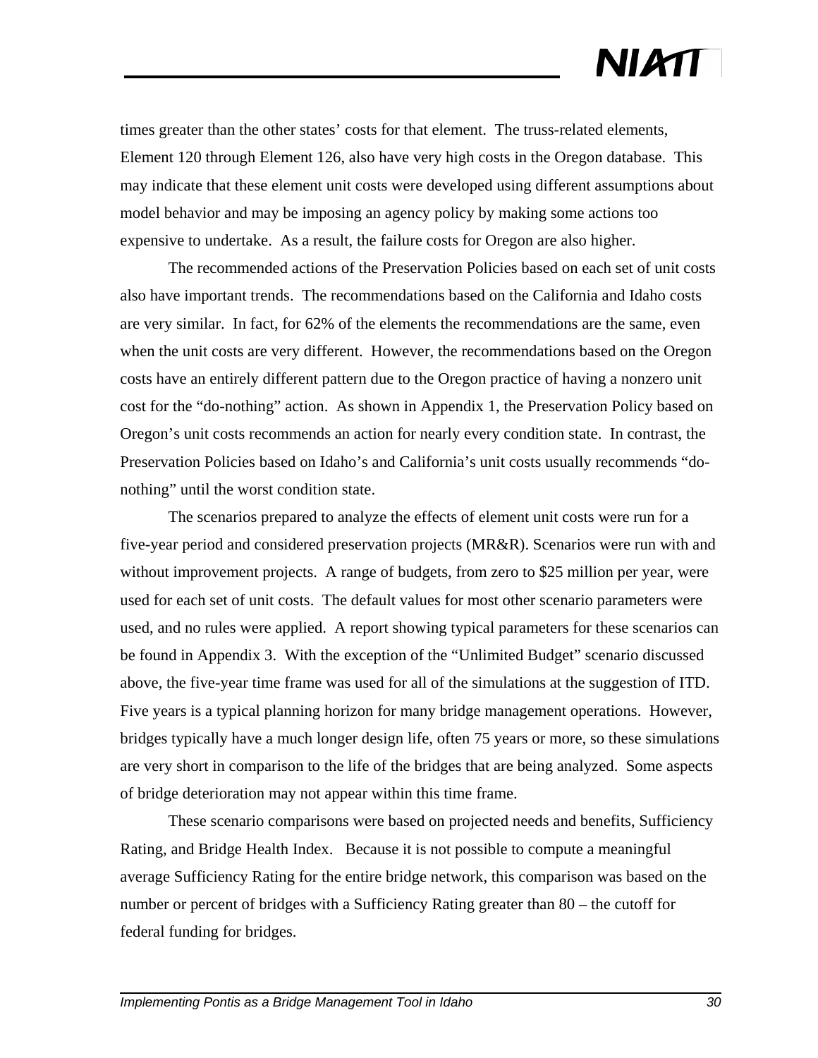times greater than the other states' costs for that element. The truss-related elements, Element 120 through Element 126, also have very high costs in the Oregon database. This may indicate that these element unit costs were developed using different assumptions about model behavior and may be imposing an agency policy by making some actions too expensive to undertake. As a result, the failure costs for Oregon are also higher.

The recommended actions of the Preservation Policies based on each set of unit costs also have important trends. The recommendations based on the California and Idaho costs are very similar. In fact, for 62% of the elements the recommendations are the same, even when the unit costs are very different. However, the recommendations based on the Oregon costs have an entirely different pattern due to the Oregon practice of having a nonzero unit cost for the "do-nothing" action. As shown in Appendix 1, the Preservation Policy based on Oregon's unit costs recommends an action for nearly every condition state. In contrast, the Preservation Policies based on Idaho's and California's unit costs usually recommends "do-nothing" until the worst condition state.

The scenarios prepared to analyze the effects of element unit costs were run for a five-year period and considered preservation projects (MR&R). Scenarios were run with and without improvement projects. A range of budgets, from zero to $25 million per year, were used for each set of unit costs. The default values for most other scenario parameters were used, and no rules were applied. A report showing typical parameters for these scenarios can be found in Appendix 3. With the exception of the "Unlimited Budget" scenario discussed above, the five-year time frame was used for all of the simulations at the suggestion of ITD. Five years is a typical planning horizon for many bridge management operations. However, bridges typically have a much longer design life, often 75 years or more, so these simulations are very short in comparison to the life of the bridges that are being analyzed. Some aspects of bridge deterioration may not appear within this time frame.

These scenario comparisons were based on projected needs and benefits, Sufficiency Rating, and Bridge Health Index. Because it is not possible to compute a meaningful average Sufficiency Rating for the entire bridge network, this comparison was based on the number or percent of bridges with a Sufficiency Rating greater than 80 – the cutoff for federal funding for bridges.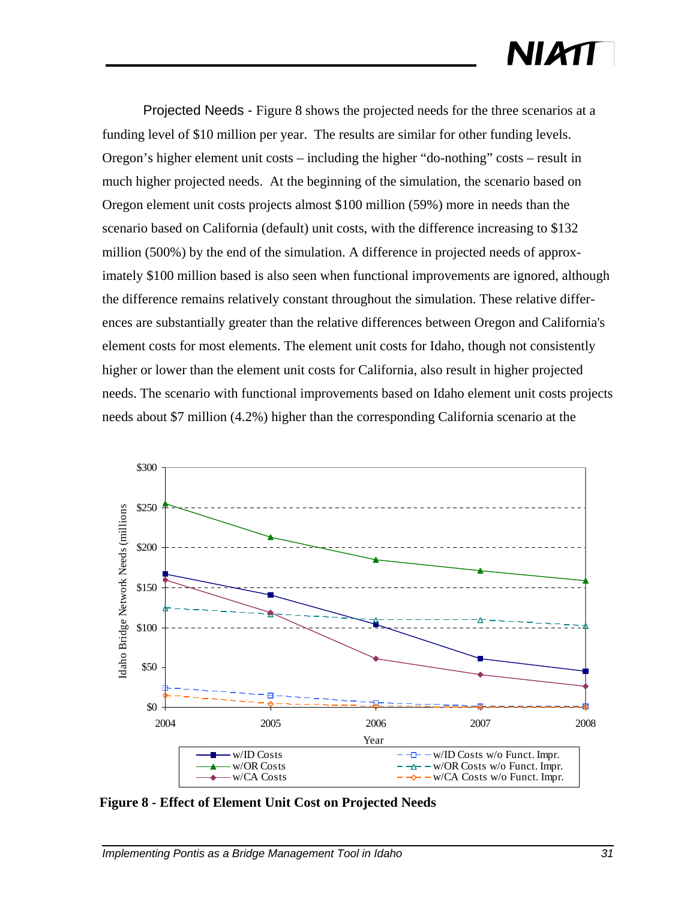Projected Needs - Figure 8 shows the projected needs for the three scenarios at a funding level of $10 million per year. The results are similar for other funding levels. Oregon's higher element unit costs – including the higher "do-nothing" costs – result in much higher projected needs. At the beginning of the simulation, the scenario based on Oregon element unit costs projects almost $100 million (59%) more in needs than the scenario based on California (default) unit costs, with the difference increasing to $132 million (500%) by the end of the simulation. A difference in projected needs of approximately $100 million based is also seen when functional improvements are ignored, although the difference remains relatively constant throughout the simulation. These relative differences are substantially greater than the relative differences between Oregon and California's element costs for most elements. The element unit costs for Idaho, though not consistently higher or lower than the element unit costs for California, also result in higher projected needs. The scenario with functional improvements based on Idaho element unit costs projects needs about $7 million (4.2%) higher than the corresponding California scenario at the

**Figure 8 - Effect of Element Unit Cost on Projected Needs**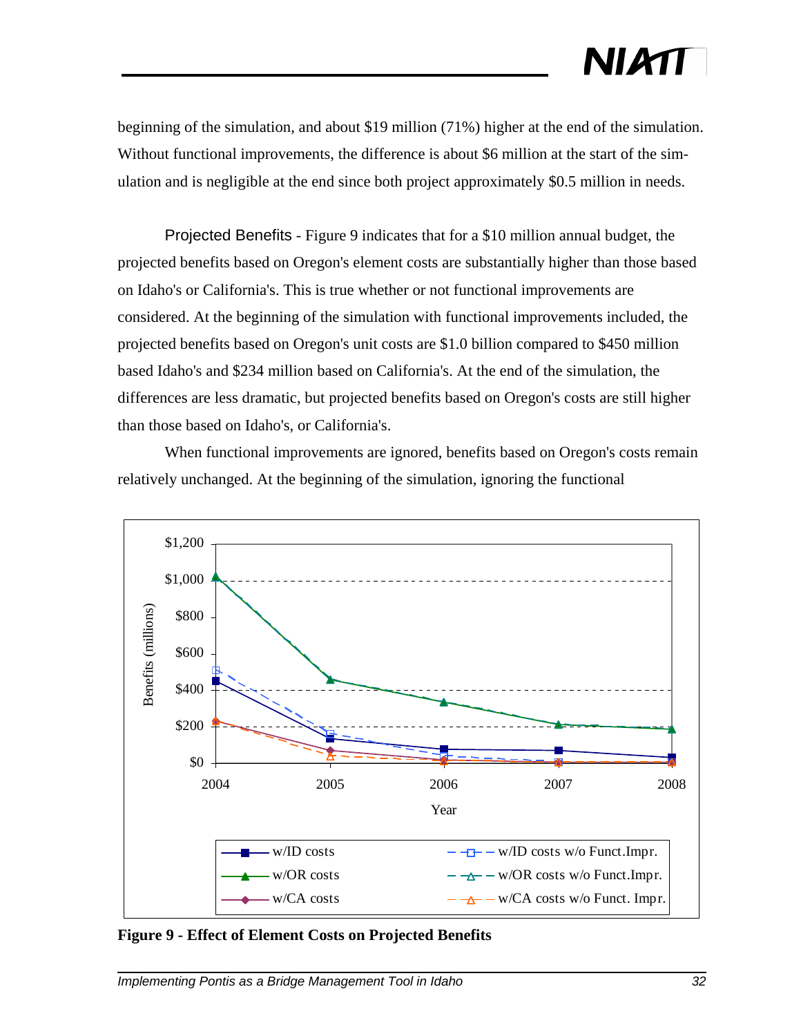beginning of the simulation, and about $19 million (71%) higher at the end of the simulation. Without functional improvements, the difference is about $6 million at the start of the simulation and is negligible at the end since both project approximately $0.5 million in needs.

Projected Benefits - Figure 9 indicates that for a $10 million annual budget, the projected benefits based on Oregon's element costs are substantially higher than those based on Idaho's or California's. This is true whether or not functional improvements are considered. At the beginning of the simulation with functional improvements included, the projected benefits based on Oregon's unit costs are $1.0 billion compared to $450 million based Idaho's and $234 million based on California's. At the end of the simulation, the differences are less dramatic, but projected benefits based on Oregon's costs are still higher than those based on Idaho's, or California's.

When functional improvements are ignored, benefits based on Oregon's costs remain relatively unchanged. At the beginning of the simulation, ignoring the functional

**Figure 9 - Effect of Element Costs on Projected Benefits**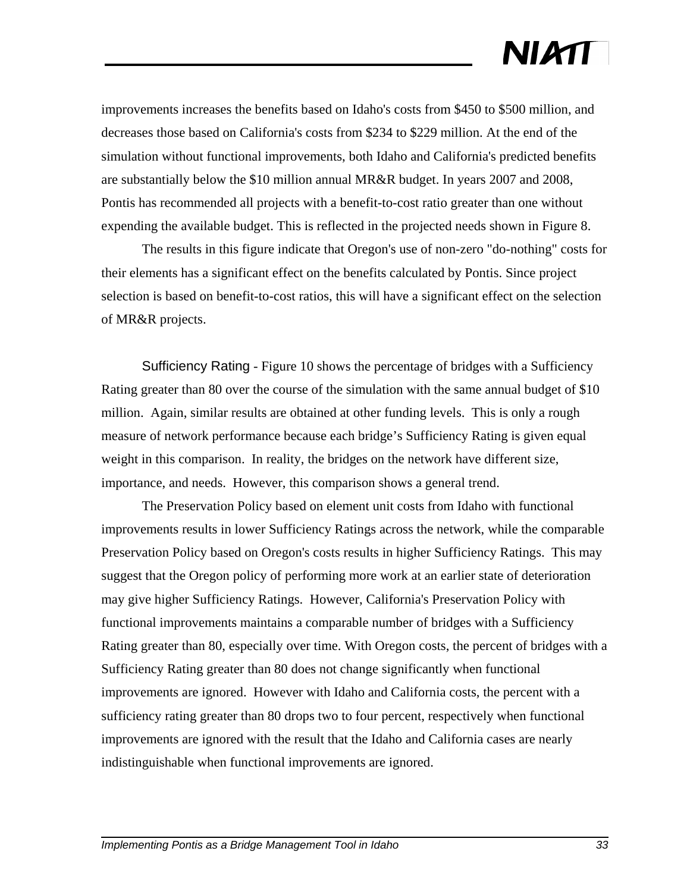improvements increases the benefits based on Idaho's costs from $450 to $500 million, and decreases those based on California's costs from $234 to $229 million. At the end of the simulation without functional improvements, both Idaho and California's predicted benefits are substantially below the $10 million annual MR&R budget. In years 2007 and 2008, Pontis has recommended all projects with a benefit-to-cost ratio greater than one without expending the available budget. This is reflected in the projected needs shown in Figure 8.

The results in this figure indicate that Oregon's use of non-zero "do-nothing" costs for their elements has a significant effect on the benefits calculated by Pontis. Since project selection is based on benefit-to-cost ratios, this will have a significant effect on the selection of MR&R projects.

Sufficiency Rating - Figure 10 shows the percentage of bridges with a Sufficiency Rating greater than 80 over the course of the simulation with the same annual budget of $10 million. Again, similar results are obtained at other funding levels. This is only a rough measure of network performance because each bridge's Sufficiency Rating is given equal weight in this comparison. In reality, the bridges on the network have different size, importance, and needs. However, this comparison shows a general trend.

The Preservation Policy based on element unit costs from Idaho with functional improvements results in lower Sufficiency Ratings across the network, while the comparable Preservation Policy based on Oregon's costs results in higher Sufficiency Ratings. This may suggest that the Oregon policy of performing more work at an earlier state of deterioration may give higher Sufficiency Ratings. However, California's Preservation Policy with functional improvements maintains a comparable number of bridges with a Sufficiency Rating greater than 80, especially over time. With Oregon costs, the percent of bridges with a Sufficiency Rating greater than 80 does not change significantly when functional improvements are ignored. However with Idaho and California costs, the percent with a sufficiency rating greater than 80 drops two to four percent, respectively when functional improvements are ignored with the result that the Idaho and California cases are nearly indistinguishable when functional improvements are ignored.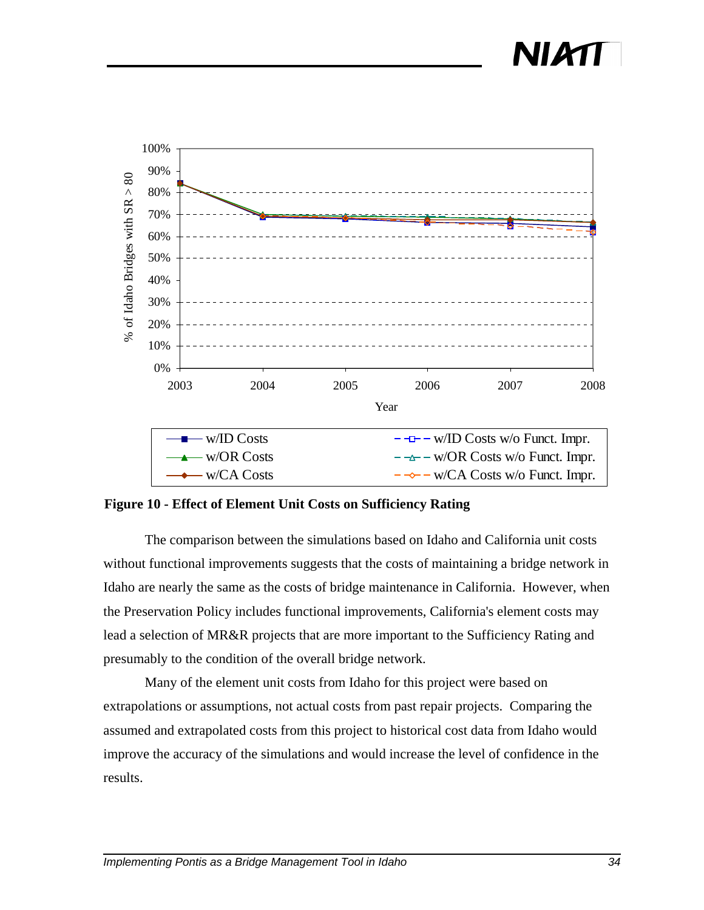**Figure 10 - Effect of Element Unit Costs on Sufficiency Rating**

The comparison between the simulations based on Idaho and California unit costs without functional improvements suggests that the costs of maintaining a bridge network in Idaho are nearly the same as the costs of bridge maintenance in California. However, when the Preservation Policy includes functional improvements, California's element costs may lead a selection of MR&R projects that are more important to the Sufficiency Rating and presumably to the condition of the overall bridge network.

Many of the element unit costs from Idaho for this project were based on extrapolations or assumptions, not actual costs from past repair projects. Comparing the assumed and extrapolated costs from this project to historical cost data from Idaho would improve the accuracy of the simulations and would increase the level of confidence in the results.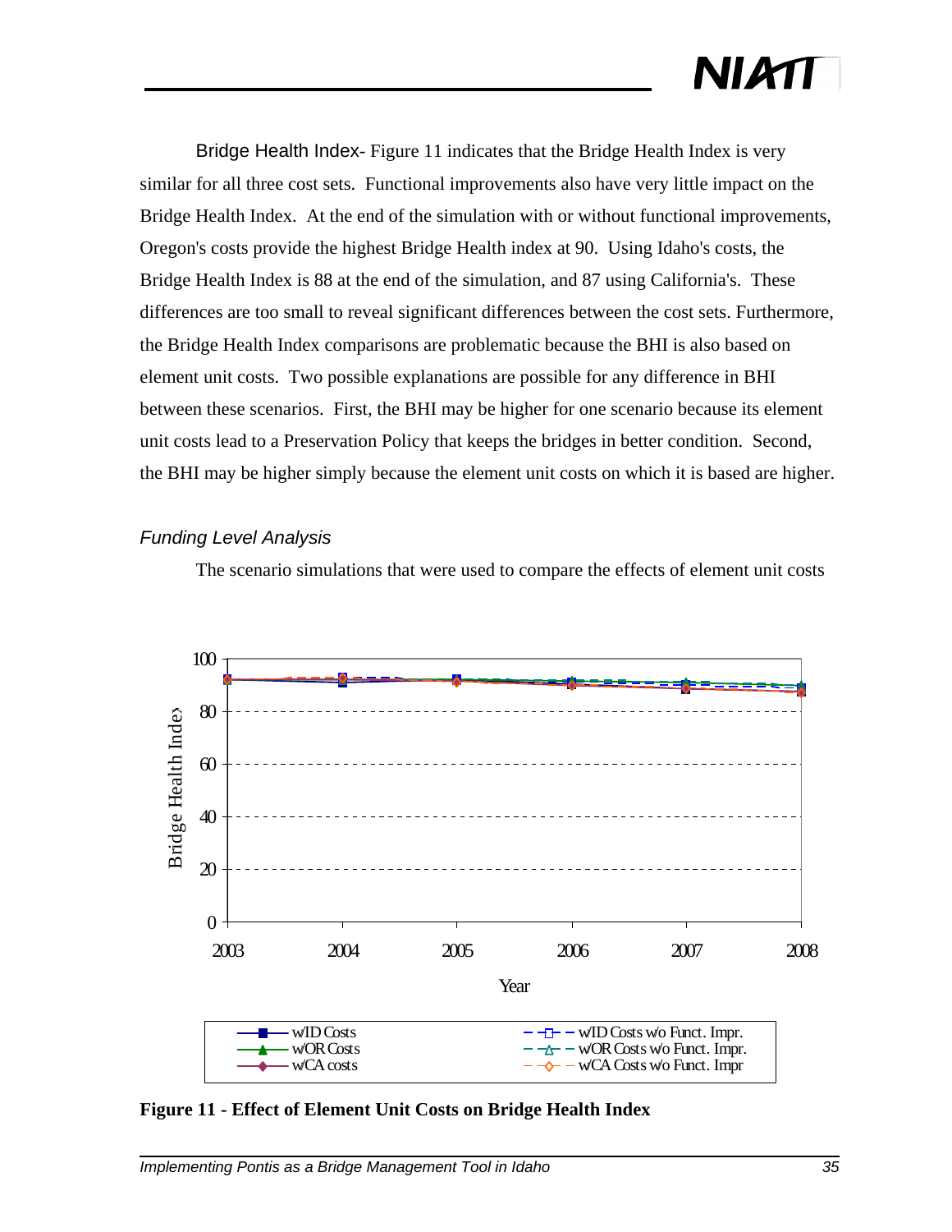Bridge Health Index- Figure 11 indicates that the Bridge Health Index is very similar for all three cost sets. Functional improvements also have very little impact on the Bridge Health Index. At the end of the simulation with or without functional improvements, Oregon's costs provide the highest Bridge Health index at 90. Using Idaho's costs, the Bridge Health Index is 88 at the end of the simulation, and 87 using California's. These differences are too small to reveal significant differences between the cost sets. Furthermore, the Bridge Health Index comparisons are problematic because the BHI is also based on element unit costs. Two possible explanations are possible for any difference in BHI between these scenarios. First, the BHI may be higher for one scenario because its element unit costs lead to a Preservation Policy that keeps the bridges in better condition. Second, the BHI may be higher simply because the element unit costs on which it is based are higher.

### *Funding Level Analysis*

The scenario simulations that were used to compare the effects of element unit costs

**Figure 11 - Effect of Element Unit Costs on Bridge Health Index**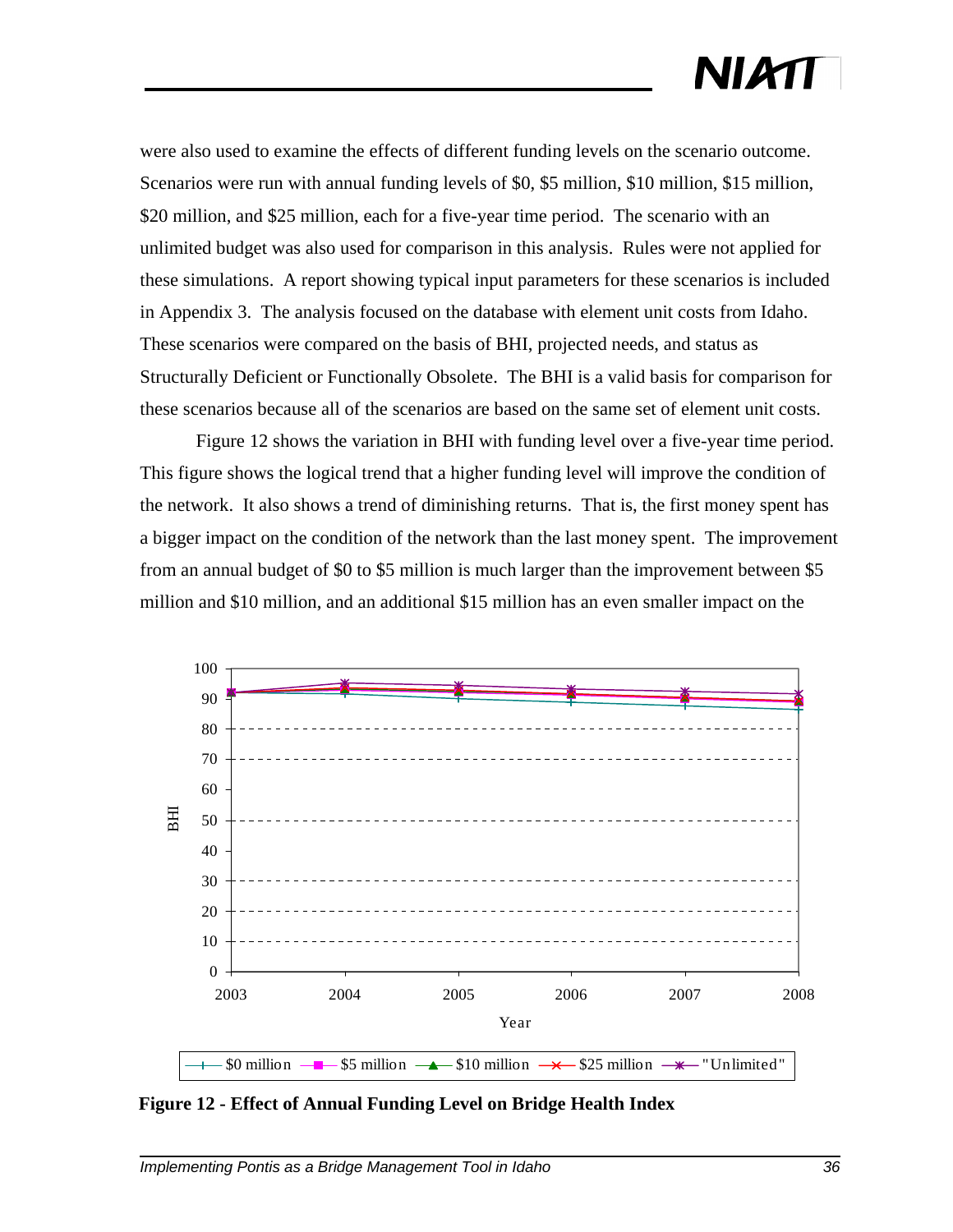were also used to examine the effects of different funding levels on the scenario outcome. Scenarios were run with annual funding levels of $0, $5 million, $10 million, $15 million, $20 million, and $25 million, each for a five-year time period. The scenario with an unlimited budget was also used for comparison in this analysis. Rules were not applied for these simulations. A report showing typical input parameters for these scenarios is included in Appendix 3. The analysis focused on the database with element unit costs from Idaho. These scenarios were compared on the basis of BHI, projected needs, and status as Structurally Deficient or Functionally Obsolete. The BHI is a valid basis for comparison for these scenarios because all of the scenarios are based on the same set of element unit costs.

Figure 12 shows the variation in BHI with funding level over a five-year time period. This figure shows the logical trend that a higher funding level will improve the condition of the network. It also shows a trend of diminishing returns. That is, the first money spent has a bigger impact on the condition of the network than the last money spent. The improvement from an annual budget of $0 to $5 million is much larger than the improvement between $5 million and $10 million, and an additional $15 million has an even smaller impact on the

**Figure 12 - Effect of Annual Funding Level on Bridge Health Index**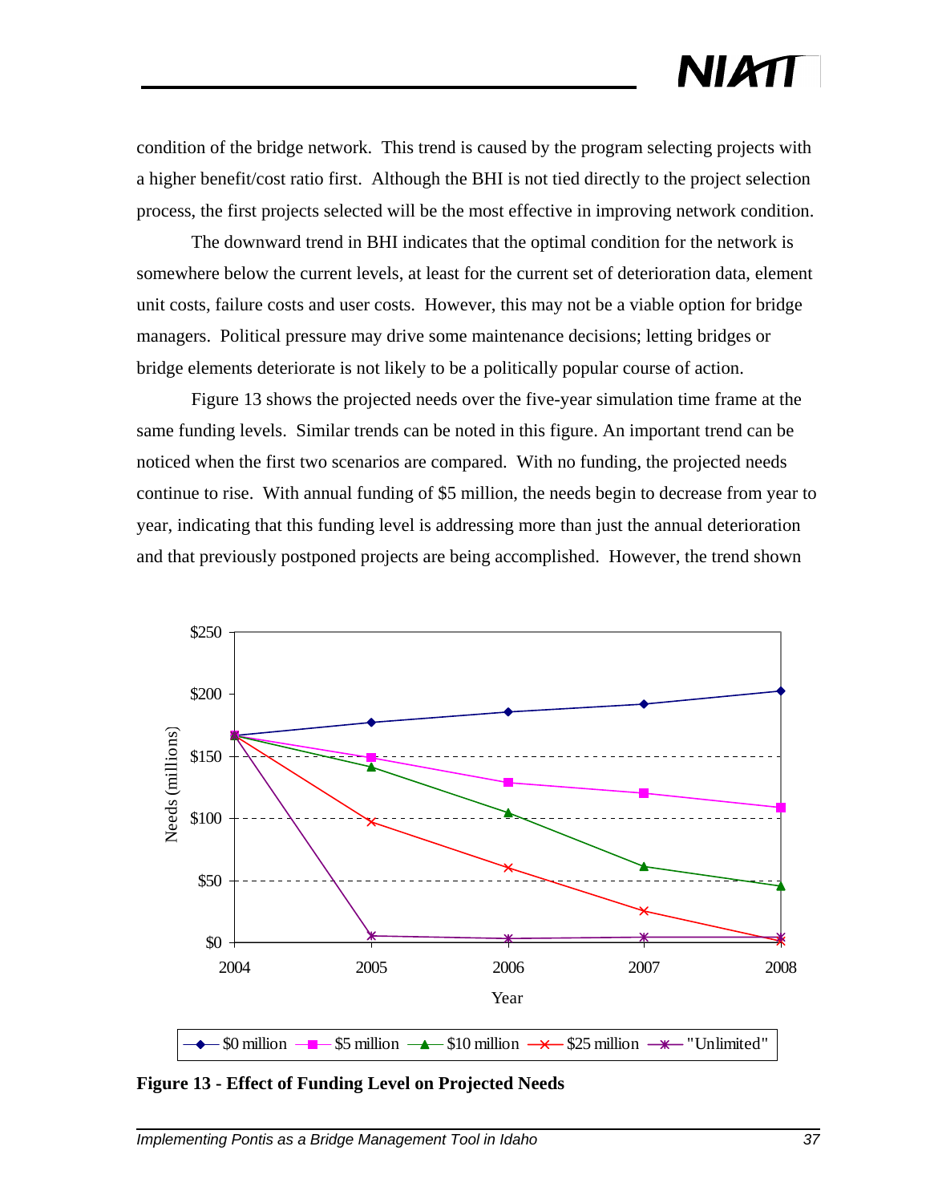condition of the bridge network. This trend is caused by the program selecting projects with a higher benefit/cost ratio first. Although the BHI is not tied directly to the project selection process, the first projects selected will be the most effective in improving network condition.

The downward trend in BHI indicates that the optimal condition for the network is somewhere below the current levels, at least for the current set of deterioration data, element unit costs, failure costs and user costs. However, this may not be a viable option for bridge managers. Political pressure may drive some maintenance decisions; letting bridges or bridge elements deteriorate is not likely to be a politically popular course of action.

Figure 13 shows the projected needs over the five-year simulation time frame at the same funding levels. Similar trends can be noted in this figure. An important trend can be noticed when the first two scenarios are compared. With no funding, the projected needs continue to rise. With annual funding of $5 million, the needs begin to decrease from year to year, indicating that this funding level is addressing more than just the annual deterioration and that previously postponed projects are being accomplished. However, the trend shown

**Figure 13 - Effect of Funding Level on Projected Needs**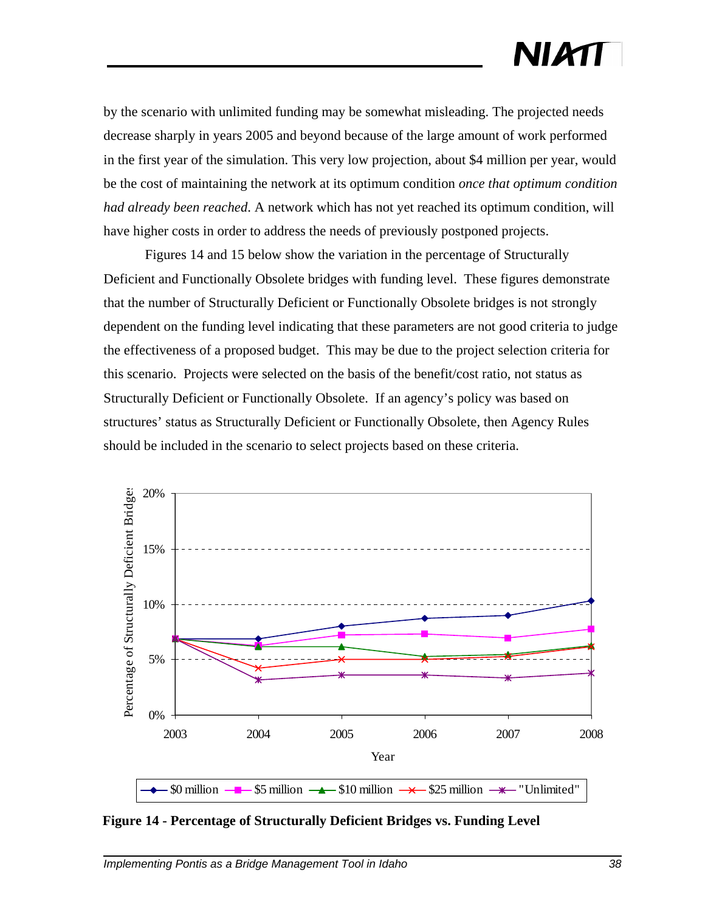by the scenario with unlimited funding may be somewhat misleading. The projected needs decrease sharply in years 2005 and beyond because of the large amount of work performed in the first year of the simulation. This very low projection, about $4 million per year, would be the cost of maintaining the network at its optimum condition *once that optimum condition had already been reached*. A network which has not yet reached its optimum condition, will have higher costs in order to address the needs of previously postponed projects.

Figures 14 and 15 below show the variation in the percentage of Structurally Deficient and Functionally Obsolete bridges with funding level. These figures demonstrate that the number of Structurally Deficient or Functionally Obsolete bridges is not strongly dependent on the funding level indicating that these parameters are not good criteria to judge the effectiveness of a proposed budget. This may be due to the project selection criteria for this scenario. Projects were selected on the basis of the benefit/cost ratio, not status as Structurally Deficient or Functionally Obsolete. If an agency's policy was based on structures' status as Structurally Deficient or Functionally Obsolete, then Agency Rules should be included in the scenario to select projects based on these criteria.

**Figure 14 - Percentage of Structurally Deficient Bridges vs. Funding Level**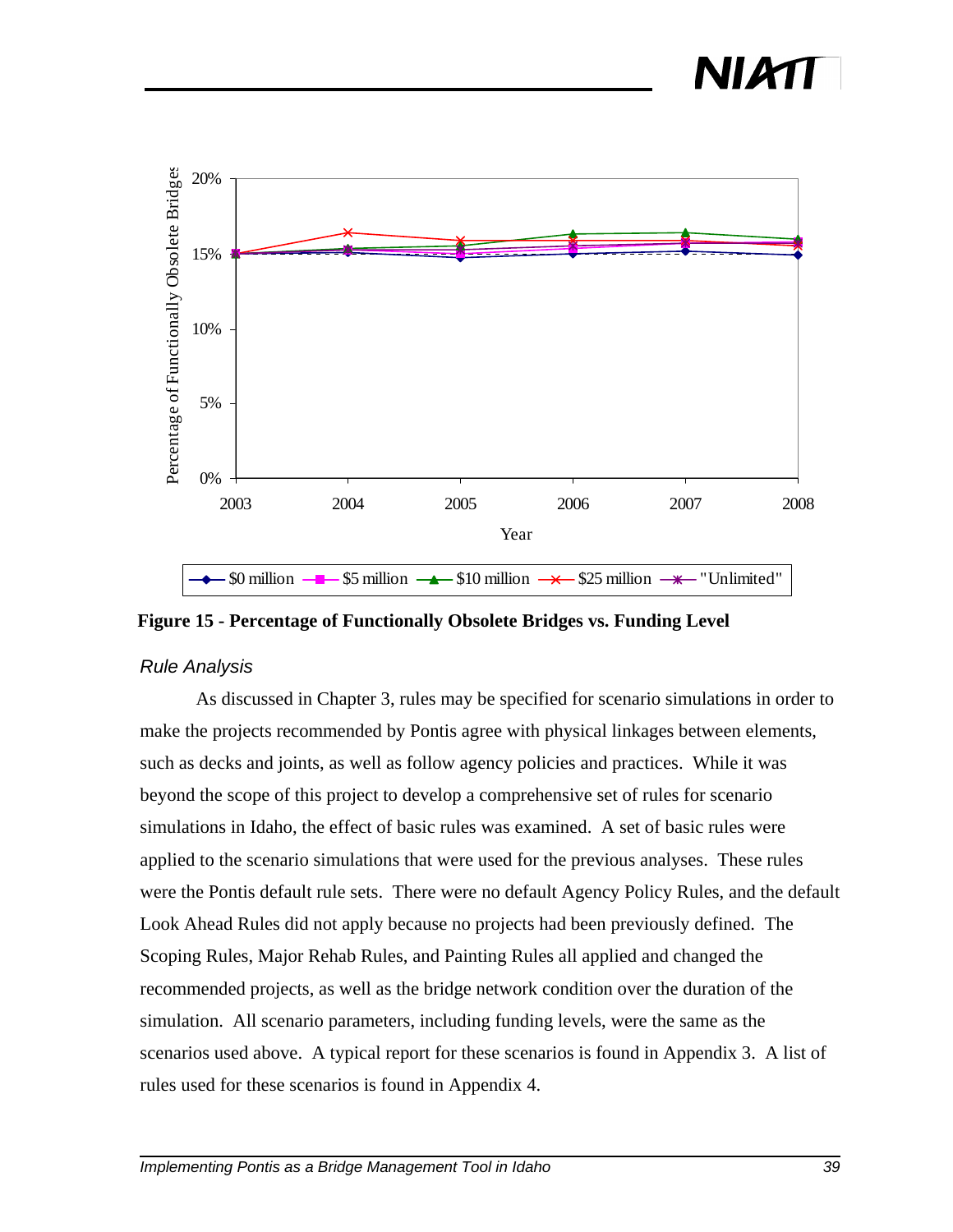**Figure 15 - Percentage of Functionally Obsolete Bridges vs. Funding Level**

### *Rule Analysis*

As discussed in Chapter 3, rules may be specified for scenario simulations in order to make the projects recommended by Pontis agree with physical linkages between elements, such as decks and joints, as well as follow agency policies and practices. While it was beyond the scope of this project to develop a comprehensive set of rules for scenario simulations in Idaho, the effect of basic rules was examined. A set of basic rules were applied to the scenario simulations that were used for the previous analyses. These rules were the Pontis default rule sets. There were no default Agency Policy Rules, and the default Look Ahead Rules did not apply because no projects had been previously defined. The Scoping Rules, Major Rehab Rules, and Painting Rules all applied and changed the recommended projects, as well as the bridge network condition over the duration of the simulation. All scenario parameters, including funding levels, were the same as the scenarios used above. A typical report for these scenarios is found in Appendix 3. A list of rules used for these scenarios is found in Appendix 4.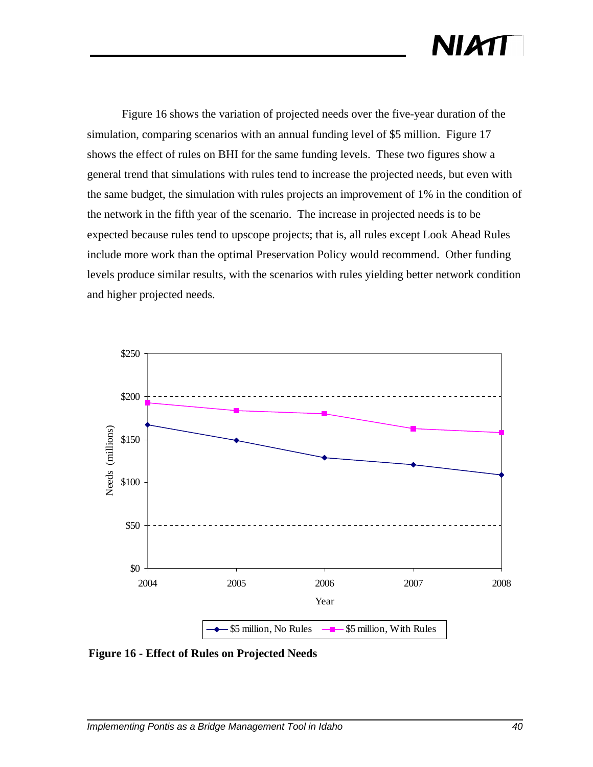Figure 16 shows the variation of projected needs over the five-year duration of the simulation, comparing scenarios with an annual funding level of $5 million. Figure 17 shows the effect of rules on BHI for the same funding levels. These two figures show a general trend that simulations with rules tend to increase the projected needs, but even with the same budget, the simulation with rules projects an improvement of 1% in the condition of the network in the fifth year of the scenario. The increase in projected needs is to be expected because rules tend to upscope projects; that is, all rules except Look Ahead Rules include more work than the optimal Preservation Policy would recommend. Other funding levels produce similar results, with the scenarios with rules yielding better network condition and higher projected needs.

**Figure 16 - Effect of Rules on Projected Needs**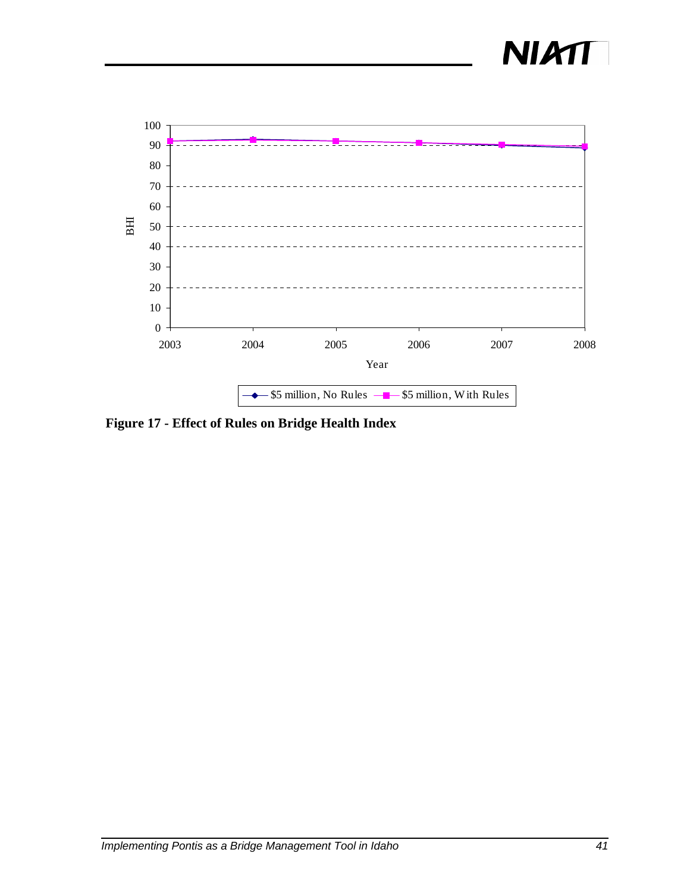**Figure 17 - Effect of Rules on Bridge Health Index**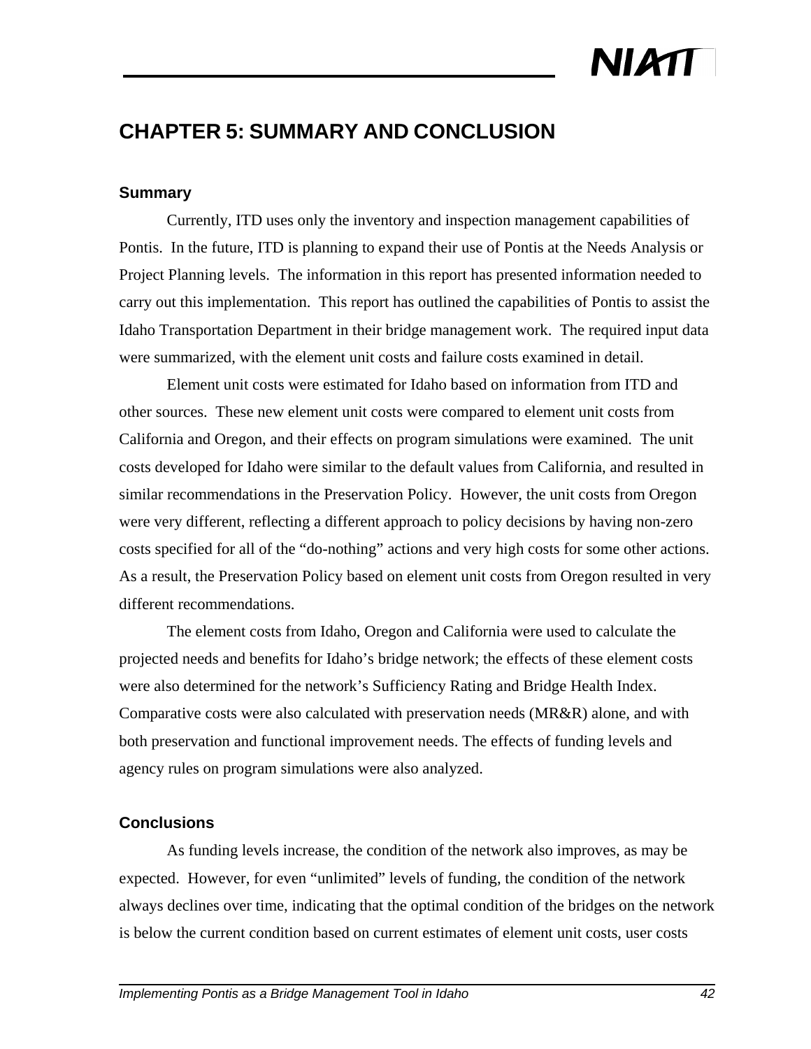# CHAPTER 5: SUMMARY AND CONCLUSION

## Summary

Currently, ITD uses only the inventory and inspection management capabilities of Pontis. In the future, ITD is planning to expand their use of Pontis at the Needs Analysis or Project Planning levels. The information in this report has presented information needed to carry out this implementation. This report has outlined the capabilities of Pontis to assist the Idaho Transportation Department in their bridge management work. The required input data were summarized, with the element unit costs and failure costs examined in detail.

Element unit costs were estimated for Idaho based on information from ITD and other sources. These new element unit costs were compared to element unit costs from California and Oregon, and their effects on program simulations were examined. The unit costs developed for Idaho were similar to the default values from California, and resulted in similar recommendations in the Preservation Policy. However, the unit costs from Oregon were very different, reflecting a different approach to policy decisions by having non-zero costs specified for all of the "do-nothing" actions and very high costs for some other actions. As a result, the Preservation Policy based on element unit costs from Oregon resulted in very different recommendations.

The element costs from Idaho, Oregon and California were used to calculate the projected needs and benefits for Idaho's bridge network; the effects of these element costs were also determined for the network's Sufficiency Rating and Bridge Health Index. Comparative costs were also calculated with preservation needs (MR&R) alone, and with both preservation and functional improvement needs. The effects of funding levels and agency rules on program simulations were also analyzed.

## Conclusions

As funding levels increase, the condition of the network also improves, as may be expected. However, for even "unlimited" levels of funding, the condition of the network always declines over time, indicating that the optimal condition of the bridges on the network is below the current condition based on current estimates of element unit costs, user costs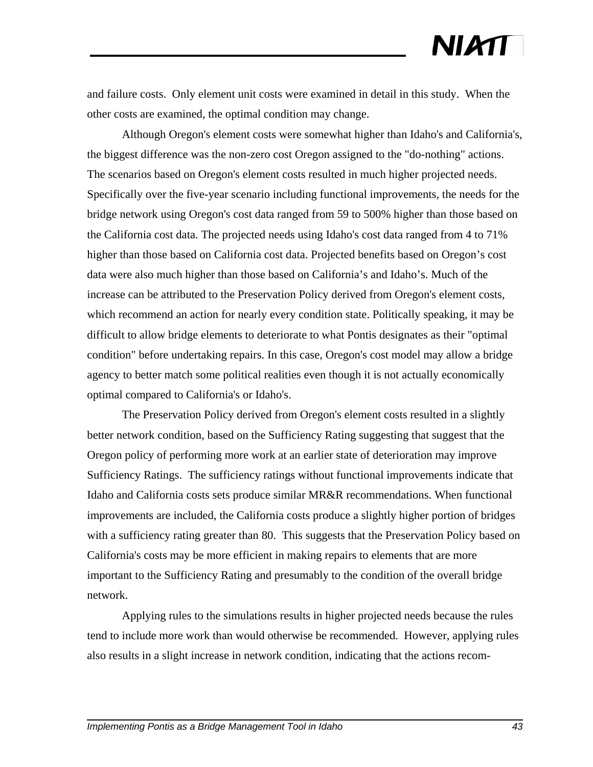and failure costs. Only element unit costs were examined in detail in this study. When the other costs are examined, the optimal condition may change.

Although Oregon's element costs were somewhat higher than Idaho's and California's, the biggest difference was the non-zero cost Oregon assigned to the "do-nothing" actions. The scenarios based on Oregon's element costs resulted in much higher projected needs. Specifically over the five-year scenario including functional improvements, the needs for the bridge network using Oregon's cost data ranged from 59 to 500% higher than those based on the California cost data. The projected needs using Idaho's cost data ranged from 4 to 71% higher than those based on California cost data. Projected benefits based on Oregon's cost data were also much higher than those based on California's and Idaho's. Much of the increase can be attributed to the Preservation Policy derived from Oregon's element costs, which recommend an action for nearly every condition state. Politically speaking, it may be difficult to allow bridge elements to deteriorate to what Pontis designates as their "optimal condition" before undertaking repairs. In this case, Oregon's cost model may allow a bridge agency to better match some political realities even though it is not actually economically optimal compared to California's or Idaho's.

The Preservation Policy derived from Oregon's element costs resulted in a slightly better network condition, based on the Sufficiency Rating suggesting that suggest that the Oregon policy of performing more work at an earlier state of deterioration may improve Sufficiency Ratings. The sufficiency ratings without functional improvements indicate that Idaho and California costs sets produce similar MR&R recommendations. When functional improvements are included, the California costs produce a slightly higher portion of bridges with a sufficiency rating greater than 80. This suggests that the Preservation Policy based on California's costs may be more efficient in making repairs to elements that are more important to the Sufficiency Rating and presumably to the condition of the overall bridge network.

Applying rules to the simulations results in higher projected needs because the rules tend to include more work than would otherwise be recommended. However, applying rules also results in a slight increase in network condition, indicating that the actions recom-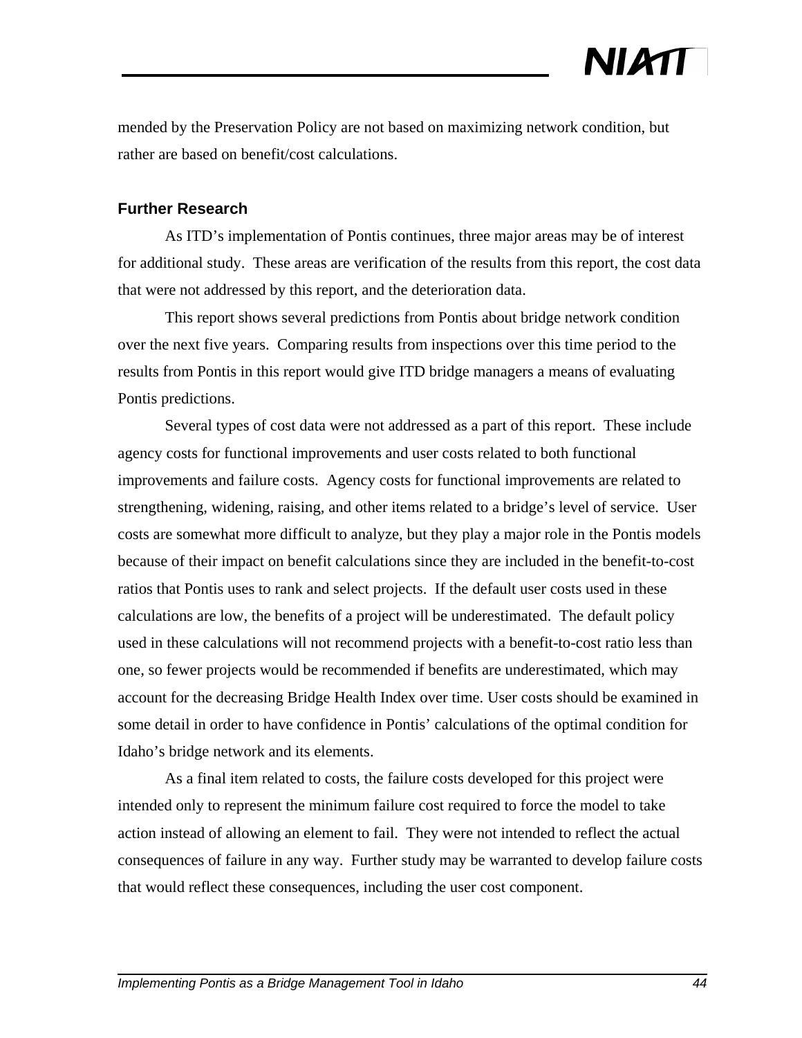mended by the Preservation Policy are not based on maximizing network condition, but rather are based on benefit/cost calculations.

### Further Research

As ITD's implementation of Pontis continues, three major areas may be of interest for additional study. These areas are verification of the results from this report, the cost data that were not addressed by this report, and the deterioration data.

This report shows several predictions from Pontis about bridge network condition over the next five years. Comparing results from inspections over this time period to the results from Pontis in this report would give ITD bridge managers a means of evaluating Pontis predictions.

Several types of cost data were not addressed as a part of this report. These include agency costs for functional improvements and user costs related to both functional improvements and failure costs. Agency costs for functional improvements are related to strengthening, widening, raising, and other items related to a bridge's level of service. User costs are somewhat more difficult to analyze, but they play a major role in the Pontis models because of their impact on benefit calculations since they are included in the benefit-to-cost ratios that Pontis uses to rank and select projects. If the default user costs used in these calculations are low, the benefits of a project will be underestimated. The default policy used in these calculations will not recommend projects with a benefit-to-cost ratio less than one, so fewer projects would be recommended if benefits are underestimated, which may account for the decreasing Bridge Health Index over time. User costs should be examined in some detail in order to have confidence in Pontis' calculations of the optimal condition for Idaho's bridge network and its elements.

As a final item related to costs, the failure costs developed for this project were intended only to represent the minimum failure cost required to force the model to take action instead of allowing an element to fail. They were not intended to reflect the actual consequences of failure in any way. Further study may be warranted to develop failure costs that would reflect these consequences, including the user cost component.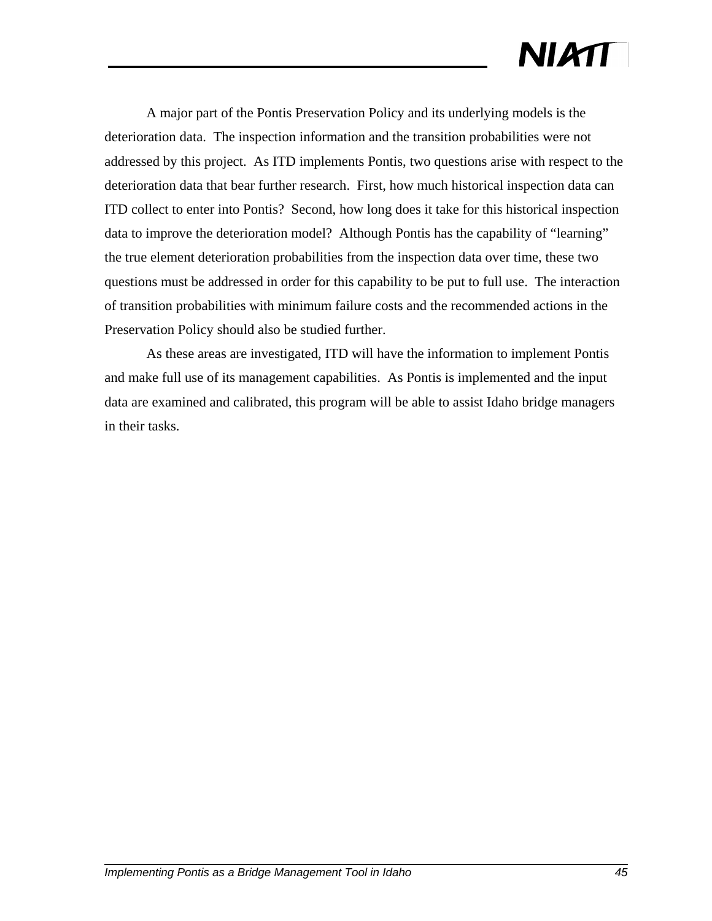A major part of the Pontis Preservation Policy and its underlying models is the deterioration data. The inspection information and the transition probabilities were not addressed by this project. As ITD implements Pontis, two questions arise with respect to the deterioration data that bear further research. First, how much historical inspection data can ITD collect to enter into Pontis? Second, how long does it take for this historical inspection data to improve the deterioration model? Although Pontis has the capability of "learning" the true element deterioration probabilities from the inspection data over time, these two questions must be addressed in order for this capability to be put to full use. The interaction of transition probabilities with minimum failure costs and the recommended actions in the Preservation Policy should also be studied further.

As these areas are investigated, ITD will have the information to implement Pontis and make full use of its management capabilities. As Pontis is implemented and the input data are examined and calibrated, this program will be able to assist Idaho bridge managers in their tasks.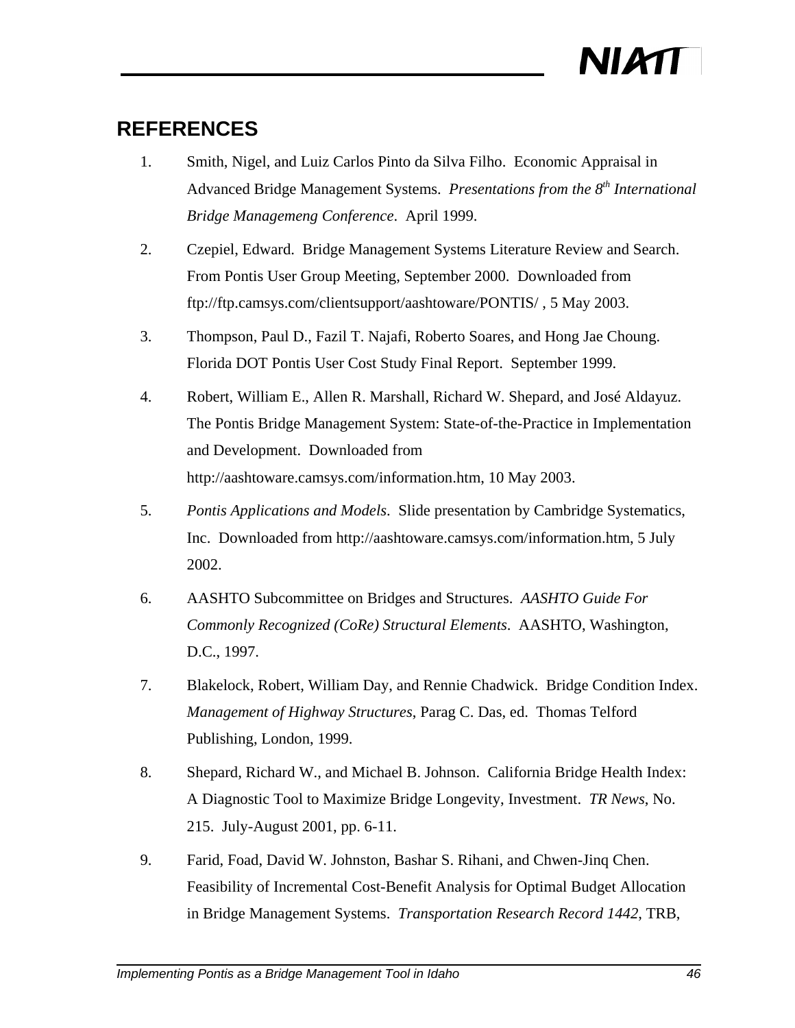## REFERENCES

1. Smith, Nigel, and Luiz Carlos Pinto da Silva Filho. Economic Appraisal in Advanced Bridge Management Systems. *Presentations from the 8th International Bridge Managemeng Conference*. April 1999.

2. Czepiel, Edward. Bridge Management Systems Literature Review and Search. From Pontis User Group Meeting, September 2000. Downloaded from ftp://ftp.camsys.com/clientsupport/aashtoware/PONTIS/ , 5 May 2003.

3. Thompson, Paul D., Fazil T. Najafi, Roberto Soares, and Hong Jae Choung. Florida DOT Pontis User Cost Study Final Report. September 1999.

4. Robert, William E., Allen R. Marshall, Richard W. Shepard, and José Aldayuz. The Pontis Bridge Management System: State-of-the-Practice in Implementation and Development. Downloaded from http://aashtoware.camsys.com/information.htm, 10 May 2003.

5. *Pontis Applications and Models*. Slide presentation by Cambridge Systematics, Inc. Downloaded from http://aashtoware.camsys.com/information.htm, 5 July 2002.

6. AASHTO Subcommittee on Bridges and Structures. *AASHTO Guide For Commonly Recognized (CoRe) Structural Elements*. AASHTO, Washington, D.C., 1997.

7. Blakelock, Robert, William Day, and Rennie Chadwick. Bridge Condition Index. *Management of Highway Structures*, Parag C. Das, ed. Thomas Telford Publishing, London, 1999.

8. Shepard, Richard W., and Michael B. Johnson. California Bridge Health Index: A Diagnostic Tool to Maximize Bridge Longevity, Investment. *TR News*, No. 215. July-August 2001, pp. 6-11.

9. Farid, Foad, David W. Johnston, Bashar S. Rihani, and Chwen-Jinq Chen. Feasibility of Incremental Cost-Benefit Analysis for Optimal Budget Allocation in Bridge Management Systems. *Transportation Research Record 1442*, TRB,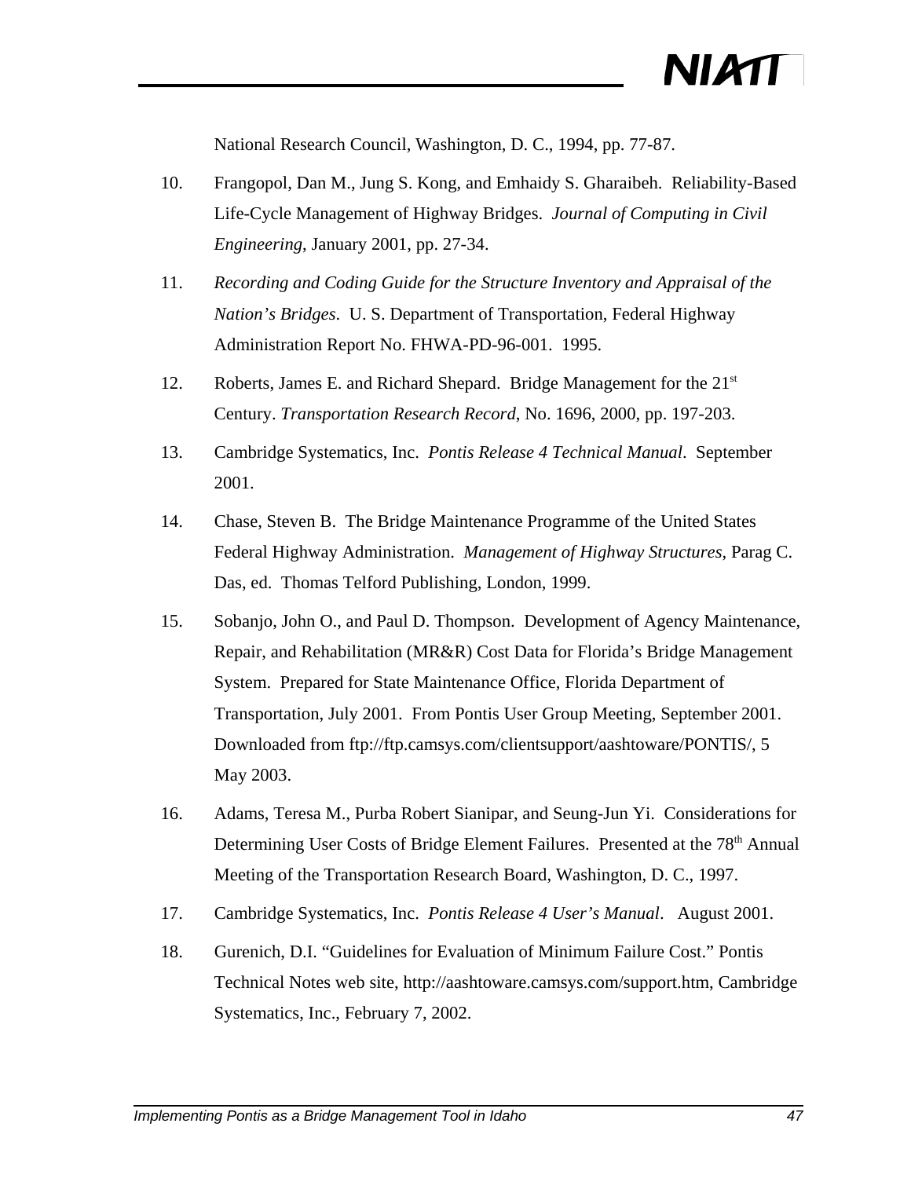National Research Council, Washington, D. C., 1994, pp. 77-87.

10. Frangopol, Dan M., Jung S. Kong, and Emhaidy S. Gharaibeh. Reliability-Based Life-Cycle Management of Highway Bridges. *Journal of Computing in Civil Engineering*, January 2001, pp. 27-34.

11. *Recording and Coding Guide for the Structure Inventory and Appraisal of the Nation's Bridges*. U. S. Department of Transportation, Federal Highway Administration Report No. FHWA-PD-96-001. 1995.

12. Roberts, James E. and Richard Shepard. Bridge Management for the 21st Century. *Transportation Research Record*, No. 1696, 2000, pp. 197-203.

13. Cambridge Systematics, Inc. *Pontis Release 4 Technical Manual*. September 2001.

14. Chase, Steven B. The Bridge Maintenance Programme of the United States Federal Highway Administration. *Management of Highway Structures*, Parag C. Das, ed. Thomas Telford Publishing, London, 1999.

15. Sobanjo, John O., and Paul D. Thompson. Development of Agency Maintenance, Repair, and Rehabilitation (MR&R) Cost Data for Florida's Bridge Management System. Prepared for State Maintenance Office, Florida Department of Transportation, July 2001. From Pontis User Group Meeting, September 2001. Downloaded from ftp://ftp.camsys.com/clientsupport/aashtoware/PONTIS/, 5 May 2003.

16. Adams, Teresa M., Purba Robert Sianipar, and Seung-Jun Yi. Considerations for Determining User Costs of Bridge Element Failures. Presented at the 78th Annual Meeting of the Transportation Research Board, Washington, D. C., 1997.

17. Cambridge Systematics, Inc. *Pontis Release 4 User's Manual*. August 2001.

18. Gurenich, D.I. "Guidelines for Evaluation of Minimum Failure Cost." Pontis Technical Notes web site, http://aashtoware.camsys.com/support.htm, Cambridge Systematics, Inc., February 7, 2002.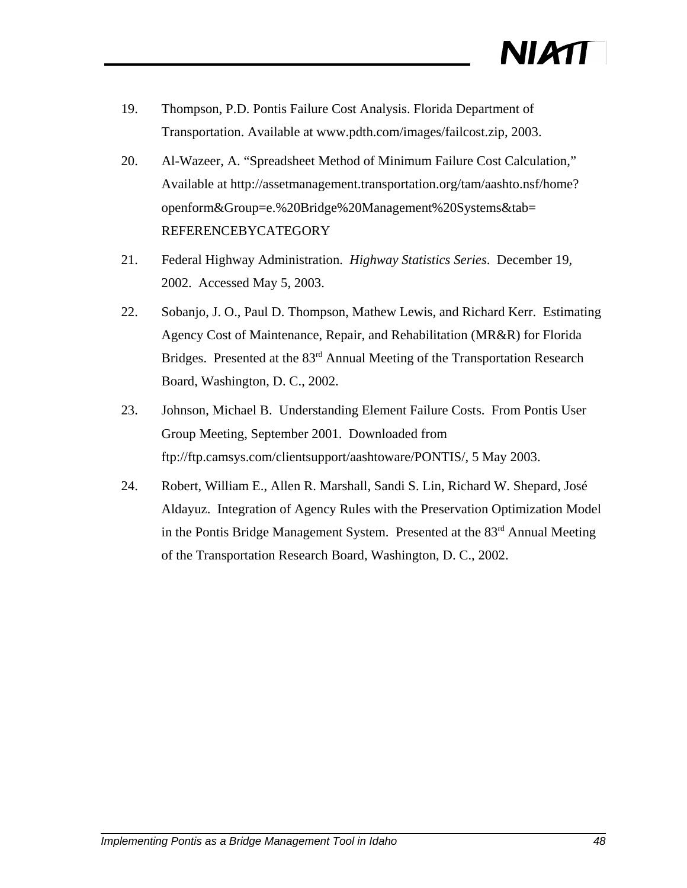19. Thompson, P.D. Pontis Failure Cost Analysis. Florida Department of Transportation. Available at www.pdth.com/images/failcost.zip, 2003.

20. Al-Wazeer, A. "Spreadsheet Method of Minimum Failure Cost Calculation," Available at http://assetmanagement.transportation.org/tam/aashto.nsf/home?openform&Group=e.%20Bridge%20Management%20Systems&tab=REFERENCEBYCATEGORY

21. Federal Highway Administration. *Highway Statistics Series*. December 19, 2002. Accessed May 5, 2003.

22. Sobanjo, J. O., Paul D. Thompson, Mathew Lewis, and Richard Kerr. Estimating Agency Cost of Maintenance, Repair, and Rehabilitation (MR&R) for Florida Bridges. Presented at the 83rd Annual Meeting of the Transportation Research Board, Washington, D. C., 2002.

23. Johnson, Michael B. Understanding Element Failure Costs. From Pontis User Group Meeting, September 2001. Downloaded from ftp://ftp.camsys.com/clientsupport/aashtoware/PONTIS/, 5 May 2003.

24. Robert, William E., Allen R. Marshall, Sandi S. Lin, Richard W. Shepard, José Aldayuz. Integration of Agency Rules with the Preservation Optimization Model in the Pontis Bridge Management System. Presented at the 83rd Annual Meeting of the Transportation Research Board, Washington, D. C., 2002.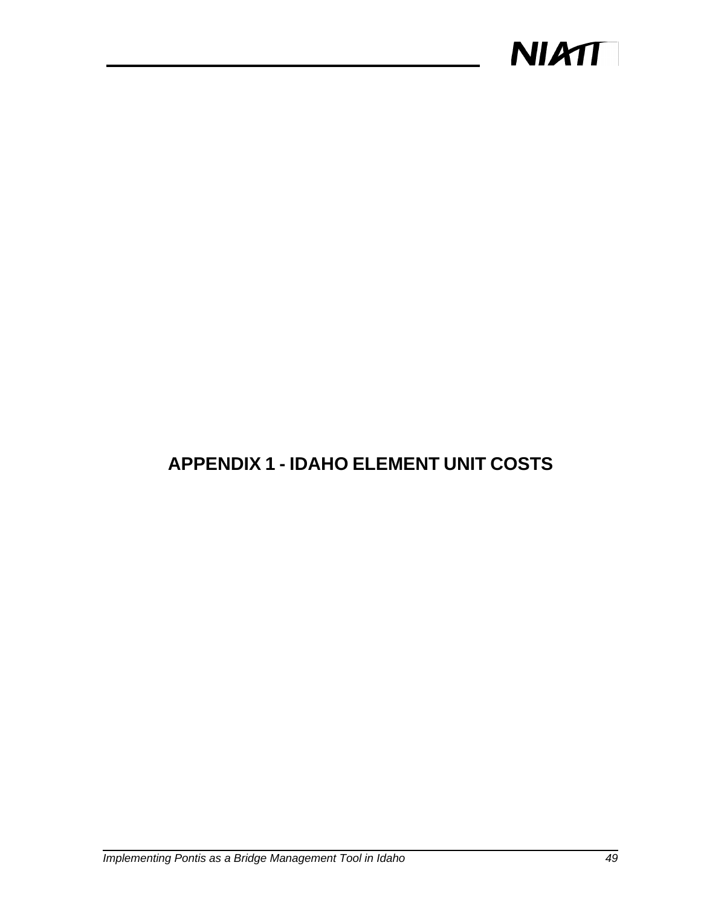# APPENDIX 1 - IDAHO ELEMENT UNIT COSTS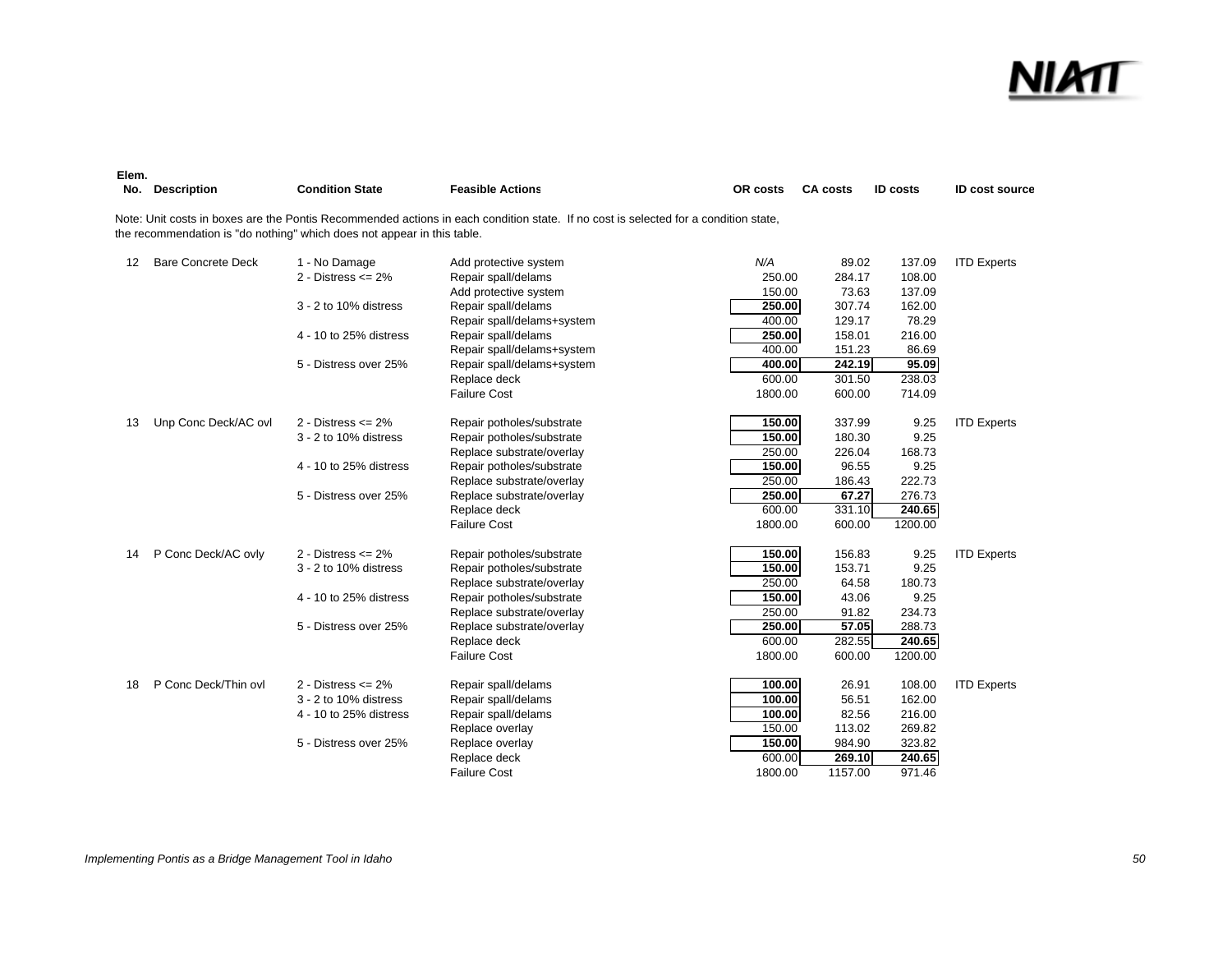| Elem. No. | Description | Condition State | Feasible Actions | OR costs | CA costs | ID costs | ID cost source |
|---|---|---|---|---|---|---|---|

Note: Unit costs in boxes are the Pontis Recommended actions in each condition state. If no cost is selected for a condition state, the recommendation is "do nothing" which does not appear in this table.

| Elem. No. | Description | Condition State | Feasible Actions | OR costs | CA costs | ID costs | ID cost source |
|---|---|---|---|---|---|---|---|
| 12 | Bare Concrete Deck | 1 - No Damage | Add protective system | *N/A* | 89.02 | 137.09 | ITD Experts |
| | | 2 - Distress <= 2% | Repair spall/delams | 250.00 | 284.17 | 108.00 | |
| | | | Add protective system | 150.00 | 73.63 | 137.09 | |
| | | 3 - 2 to 10% distress | Repair spall/delams | **250.00** | 307.74 | 162.00 | |
| | | | Repair spall/delams+system | 400.00 | 129.17 | 78.29 | |
| | | 4 - 10 to 25% distress | Repair spall/delams | **250.00** | 158.01 | 216.00 | |
| | | | Repair spall/delams+system | 400.00 | 151.23 | 86.69 | |
| | | 5 - Distress over 25% | Repair spall/delams+system | **400.00** | **242.19** | **95.09** | |
| | | | Replace deck | 600.00 | 301.50 | 238.03 | |
| | | | Failure Cost | 1800.00 | 600.00 | 714.09 | |
| 13 | Unp Conc Deck/AC ovl | 2 - Distress <= 2% | Repair potholes/substrate | **150.00** | 337.99 | 9.25 | ITD Experts |
| | | 3 - 2 to 10% distress | Repair potholes/substrate | **150.00** | 180.30 | 9.25 | |
| | | | Replace substrate/overlay | 250.00 | 226.04 | 168.73 | |
| | | 4 - 10 to 25% distress | Repair potholes/substrate | **150.00** | 96.55 | 9.25 | |
| | | | Replace substrate/overlay | 250.00 | 186.43 | 222.73 | |
| | | 5 - Distress over 25% | Replace substrate/overlay | **250.00** | **67.27** | 276.73 | |
| | | | Replace deck | 600.00 | 331.10 | **240.65** | |
| | | | Failure Cost | 1800.00 | 600.00 | 1200.00 | |
| 14 | P Conc Deck/AC ovly | 2 - Distress <= 2% | Repair potholes/substrate | **150.00** | 156.83 | 9.25 | ITD Experts |
| | | 3 - 2 to 10% distress | Repair potholes/substrate | **150.00** | 153.71 | 9.25 | |
| | | | Replace substrate/overlay | 250.00 | 64.58 | 180.73 | |
| | | 4 - 10 to 25% distress | Repair potholes/substrate | **150.00** | 43.06 | 9.25 | |
| | | | Replace substrate/overlay | 250.00 | 91.82 | 234.73 | |
| | | 5 - Distress over 25% | Replace substrate/overlay | **250.00** | **57.05** | 288.73 | |
| | | | Replace deck | 600.00 | 282.55 | **240.65** | |
| | | | Failure Cost | 1800.00 | 600.00 | 1200.00 | |
| 18 | P Conc Deck/Thin ovl | 2 - Distress <= 2% | Repair spall/delams | **100.00** | 26.91 | 108.00 | ITD Experts |
| | | 3 - 2 to 10% distress | Repair spall/delams | **100.00** | 56.51 | 162.00 | |
| | | 4 - 10 to 25% distress | Repair spall/delams | **100.00** | 82.56 | 216.00 | |
| | | | Replace overlay | 150.00 | 113.02 | 269.82 | |
| | | 5 - Distress over 25% | Replace overlay | **150.00** | 984.90 | 323.82 | |
| | | | Replace deck | 600.00 | **269.10** | **240.65** | |
| | | | Failure Cost | 1800.00 | 1157.00 | 971.46 | |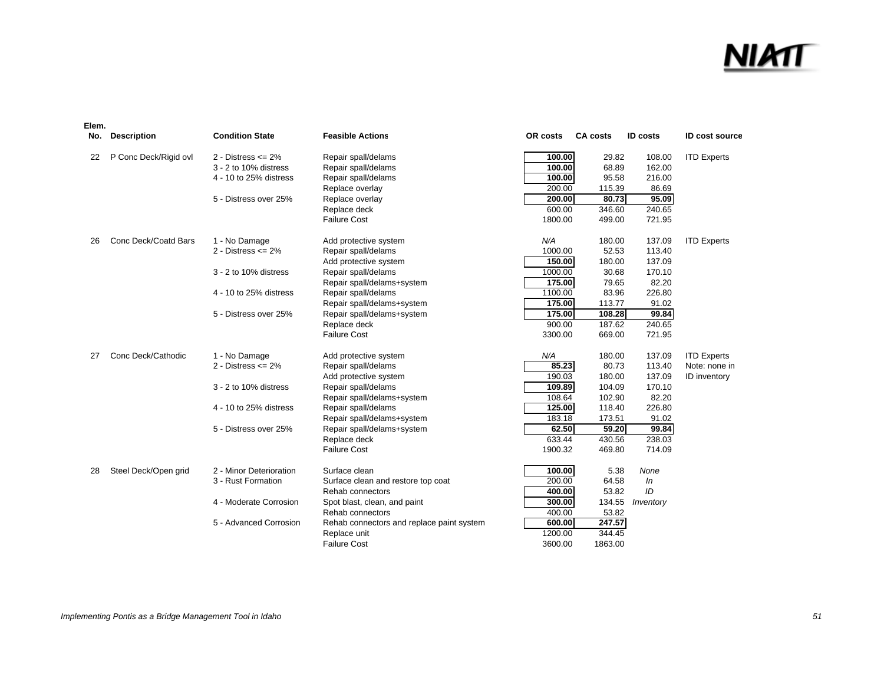| Elem. No. | Description | Condition State | Feasible Actions | OR costs | CA costs | ID costs | ID cost source |
|---|---|---|---|---|---|---|---|
| 22 | P Conc Deck/Rigid ovl | 2 - Distress <= 2% | Repair spall/delams | **100.00** | 29.82 | 108.00 | ITD Experts |
| | | 3 - 2 to 10% distress | Repair spall/delams | **100.00** | 68.89 | 162.00 | |
| | | 4 - 10 to 25% distress | Repair spall/delams | **100.00** | 95.58 | 216.00 | |
| | | | Replace overlay | 200.00 | 115.39 | 86.69 | |
| | | 5 - Distress over 25% | Replace overlay | **200.00** | **80.73** | **95.09** | |
| | | | Replace deck | 600.00 | 346.60 | 240.65 | |
| | | | Failure Cost | 1800.00 | 499.00 | 721.95 | |
| 26 | Conc Deck/Coatd Bars | 1 - No Damage | Add protective system | *N/A* | 180.00 | 137.09 | ITD Experts |
| | | 2 - Distress <= 2% | Repair spall/delams | 1000.00 | 52.53 | 113.40 | |
| | | | Add protective system | **150.00** | 180.00 | 137.09 | |
| | | 3 - 2 to 10% distress | Repair spall/delams | 1000.00 | 30.68 | 170.10 | |
| | | | Repair spall/delams+system | **175.00** | 79.65 | 82.20 | |
| | | 4 - 10 to 25% distress | Repair spall/delams | 1100.00 | 83.96 | 226.80 | |
| | | | Repair spall/delams+system | **175.00** | 113.77 | 91.02 | |
| | | 5 - Distress over 25% | Repair spall/delams+system | **175.00** | **108.28** | **99.84** | |
| | | | Replace deck | 900.00 | 187.62 | 240.65 | |
| | | | Failure Cost | 3300.00 | 669.00 | 721.95 | |
| 27 | Conc Deck/Cathodic | 1 - No Damage | Add protective system | *N/A* | 180.00 | 137.09 | ITD Experts |
| | | 2 - Distress <= 2% | Repair spall/delams | **85.23** | 80.73 | 113.40 | Note: none in |
| | | | Add protective system | 190.03 | 180.00 | 137.09 | ID inventory |
| | | 3 - 2 to 10% distress | Repair spall/delams | **109.89** | 104.09 | 170.10 | |
| | | | Repair spall/delams+system | 108.64 | 102.90 | 82.20 | |
| | | 4 - 10 to 25% distress | Repair spall/delams | **125.00** | 118.40 | 226.80 | |
| | | | Repair spall/delams+system | 183.18 | 173.51 | 91.02 | |
| | | 5 - Distress over 25% | Repair spall/delams+system | **62.50** | **59.20** | **99.84** | |
| | | | Replace deck | 633.44 | 430.56 | 238.03 | |
| | | | Failure Cost | 1900.32 | 469.80 | 714.09 | |
| 28 | Steel Deck/Open grid | 2 - Minor Deterioration | Surface clean | **100.00** | 5.38 | *None* | |
| | | 3 - Rust Formation | Surface clean and restore top coat | 200.00 | 64.58 | *In* | |
| | | | Rehab connectors | **400.00** | 53.82 | *ID* | |
| | | 4 - Moderate Corrosion | Spot blast, clean, and paint | **300.00** | 134.55 | *Inventory* | |
| | | | Rehab connectors | 400.00 | 53.82 | | |
| | | 5 - Advanced Corrosion | Rehab connectors and replace paint system | **600.00** | **247.57** | | |
| | | | Replace unit | 1200.00 | 344.45 | | |
| | | | Failure Cost | 3600.00 | 1863.00 | | |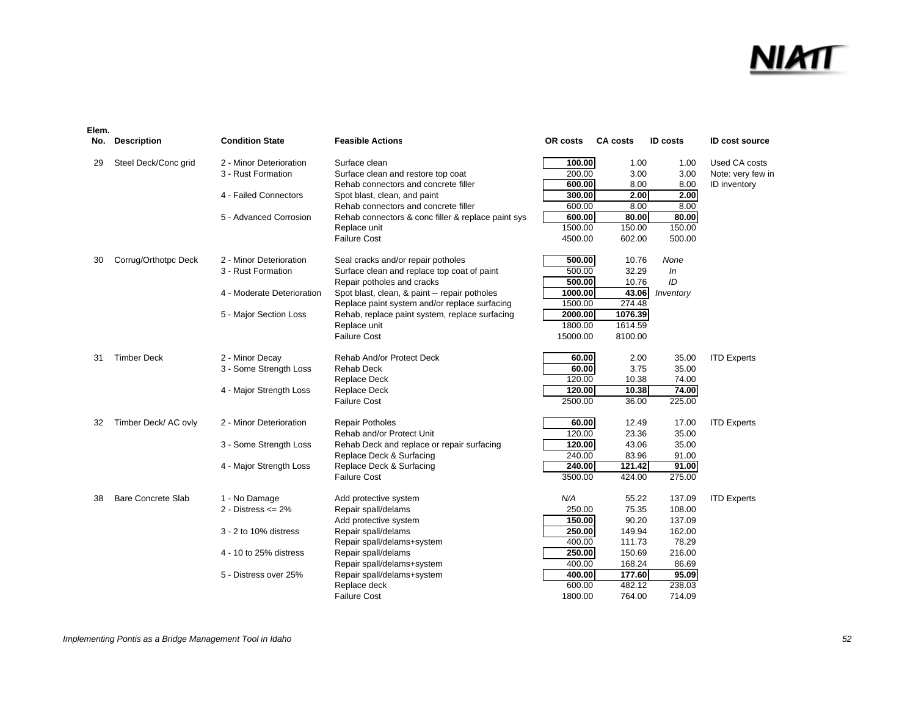| Elem. No. | Description | Condition State | Feasible Actions | OR costs | CA costs | ID costs | ID cost source |
|---|---|---|---|---|---|---|---|
| 29 | Steel Deck/Conc grid | 2 - Minor Deterioration | Surface clean | **100.00** | 1.00 | 1.00 | Used CA costs |
| | | 3 - Rust Formation | Surface clean and restore top coat | 200.00 | 3.00 | 3.00 | Note: very few in |
| | | | Rehab connectors and concrete filler | **600.00** | 8.00 | 8.00 | ID inventory |
| | | 4 - Failed Connectors | Spot blast, clean, and paint | **300.00** | **2.00** | **2.00** | |
| | | | Rehab connectors and concrete filler | 600.00 | 8.00 | 8.00 | |
| | | 5 - Advanced Corrosion | Rehab connectors & conc filler & replace paint sys | **600.00** | **80.00** | **80.00** | |
| | | | Replace unit | 1500.00 | 150.00 | 150.00 | |
| | | | Failure Cost | 4500.00 | 602.00 | 500.00 | |
| 30 | Corrug/Orthotpc Deck | 2 - Minor Deterioration | Seal cracks and/or repair potholes | **500.00** | 10.76 | *None* | |
| | | 3 - Rust Formation | Surface clean and replace top coat of paint | 500.00 | 32.29 | *In* | |
| | | | Repair potholes and cracks | **500.00** | 10.76 | *ID* | |
| | | 4 - Moderate Deterioration | Spot blast, clean, & paint -- repair potholes | **1000.00** | **43.06** | *Inventory* | |
| | | | Replace paint system and/or replace surfacing | 1500.00 | 274.48 | | |
| | | 5 - Major Section Loss | Rehab, replace paint system, replace surfacing | **2000.00** | **1076.39** | | |
| | | | Replace unit | 1800.00 | 1614.59 | | |
| | | | Failure Cost | 15000.00 | 8100.00 | | |
| 31 | Timber Deck | 2 - Minor Decay | Rehab And/or Protect Deck | **60.00** | 2.00 | 35.00 | ITD Experts |
| | | 3 - Some Strength Loss | Rehab Deck | **60.00** | 3.75 | 35.00 | |
| | | | Replace Deck | 120.00 | 10.38 | 74.00 | |
| | | 4 - Major Strength Loss | Replace Deck | **120.00** | **10.38** | **74.00** | |
| | | | Failure Cost | 2500.00 | 36.00 | 225.00 | |
| 32 | Timber Deck/ AC ovly | 2 - Minor Deterioration | Repair Potholes | **60.00** | 12.49 | 17.00 | ITD Experts |
| | | | Rehab and/or Protect Unit | 120.00 | 23.36 | 35.00 | |
| | | 3 - Some Strength Loss | Rehab Deck and replace or repair surfacing | **120.00** | 43.06 | 35.00 | |
| | | | Replace Deck & Surfacing | 240.00 | 83.96 | 91.00 | |
| | | 4 - Major Strength Loss | Replace Deck & Surfacing | **240.00** | **121.42** | **91.00** | |
| | | | Failure Cost | 3500.00 | 424.00 | 275.00 | |
| 38 | Bare Concrete Slab | 1 - No Damage | Add protective system | *N/A* | 55.22 | 137.09 | ITD Experts |
| | | 2 - Distress <= 2% | Repair spall/delams | 250.00 | 75.35 | 108.00 | |
| | | | Add protective system | **150.00** | 90.20 | 137.09 | |
| | | 3 - 2 to 10% distress | Repair spall/delams | **250.00** | 149.94 | 162.00 | |
| | | | Repair spall/delams+system | 400.00 | 111.73 | 78.29 | |
| | | 4 - 10 to 25% distress | Repair spall/delams | **250.00** | 150.69 | 216.00 | |
| | | | Repair spall/delams+system | 400.00 | 168.24 | 86.69 | |
| | | 5 - Distress over 25% | Repair spall/delams+system | **400.00** | **177.60** | **95.09** | |
| | | | Replace deck | 600.00 | 482.12 | 238.03 | |
| | | | Failure Cost | 1800.00 | 764.00 | 714.09 | |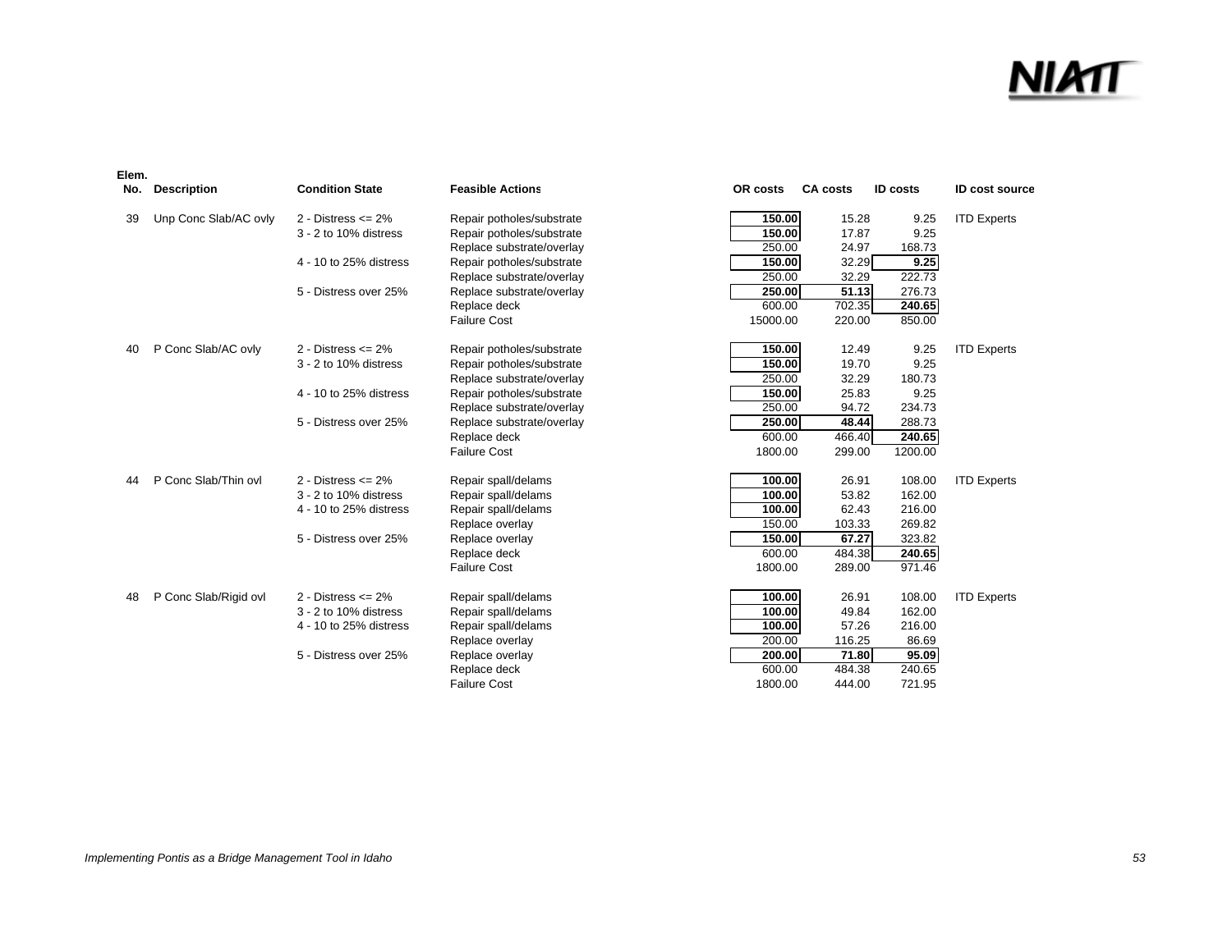| Elem. No. | Description | Condition State | Feasible Actions | OR costs | CA costs | ID costs | ID cost source |
|---|---|---|---|---|---|---|---|
| 39 | Unp Conc Slab/AC ovly | 2 - Distress <= 2% | Repair potholes/substrate | **150.00** | 15.28 | 9.25 | ITD Experts |
| | | 3 - 2 to 10% distress | Repair potholes/substrate | **150.00** | 17.87 | 9.25 | |
| | | | Replace substrate/overlay | 250.00 | 24.97 | 168.73 | |
| | | 4 - 10 to 25% distress | Repair potholes/substrate | **150.00** | 32.29 | **9.25** | |
| | | | Replace substrate/overlay | 250.00 | 32.29 | 222.73 | |
| | | 5 - Distress over 25% | Replace substrate/overlay | **250.00** | **51.13** | 276.73 | |
| | | | Replace deck | 600.00 | 702.35 | **240.65** | |
| | | | Failure Cost | 15000.00 | 220.00 | 850.00 | |
| 40 | P Conc Slab/AC ovly | 2 - Distress <= 2% | Repair potholes/substrate | **150.00** | 12.49 | 9.25 | ITD Experts |
| | | 3 - 2 to 10% distress | Repair potholes/substrate | **150.00** | 19.70 | 9.25 | |
| | | | Replace substrate/overlay | 250.00 | 32.29 | 180.73 | |
| | | 4 - 10 to 25% distress | Repair potholes/substrate | **150.00** | 25.83 | 9.25 | |
| | | | Replace substrate/overlay | 250.00 | 94.72 | 234.73 | |
| | | 5 - Distress over 25% | Replace substrate/overlay | **250.00** | **48.44** | 288.73 | |
| | | | Replace deck | 600.00 | 466.40 | **240.65** | |
| | | | Failure Cost | 1800.00 | 299.00 | 1200.00 | |
| 44 | P Conc Slab/Thin ovl | 2 - Distress <= 2% | Repair spall/delams | **100.00** | 26.91 | 108.00 | ITD Experts |
| | | 3 - 2 to 10% distress | Repair spall/delams | **100.00** | 53.82 | 162.00 | |
| | | 4 - 10 to 25% distress | Repair spall/delams | **100.00** | 62.43 | 216.00 | |
| | | | Replace overlay | 150.00 | 103.33 | 269.82 | |
| | | 5 - Distress over 25% | Replace overlay | **150.00** | **67.27** | 323.82 | |
| | | | Replace deck | 600.00 | 484.38 | **240.65** | |
| | | | Failure Cost | 1800.00 | 289.00 | 971.46 | |
| 48 | P Conc Slab/Rigid ovl | 2 - Distress <= 2% | Repair spall/delams | **100.00** | 26.91 | 108.00 | ITD Experts |
| | | 3 - 2 to 10% distress | Repair spall/delams | **100.00** | 49.84 | 162.00 | |
| | | 4 - 10 to 25% distress | Repair spall/delams | **100.00** | 57.26 | 216.00 | |
| | | | Replace overlay | 200.00 | 116.25 | 86.69 | |
| | | 5 - Distress over 25% | Replace overlay | **200.00** | **71.80** | **95.09** | |
| | | | Replace deck | 600.00 | 484.38 | 240.65 | |
| | | | Failure Cost | 1800.00 | 444.00 | 721.95 | |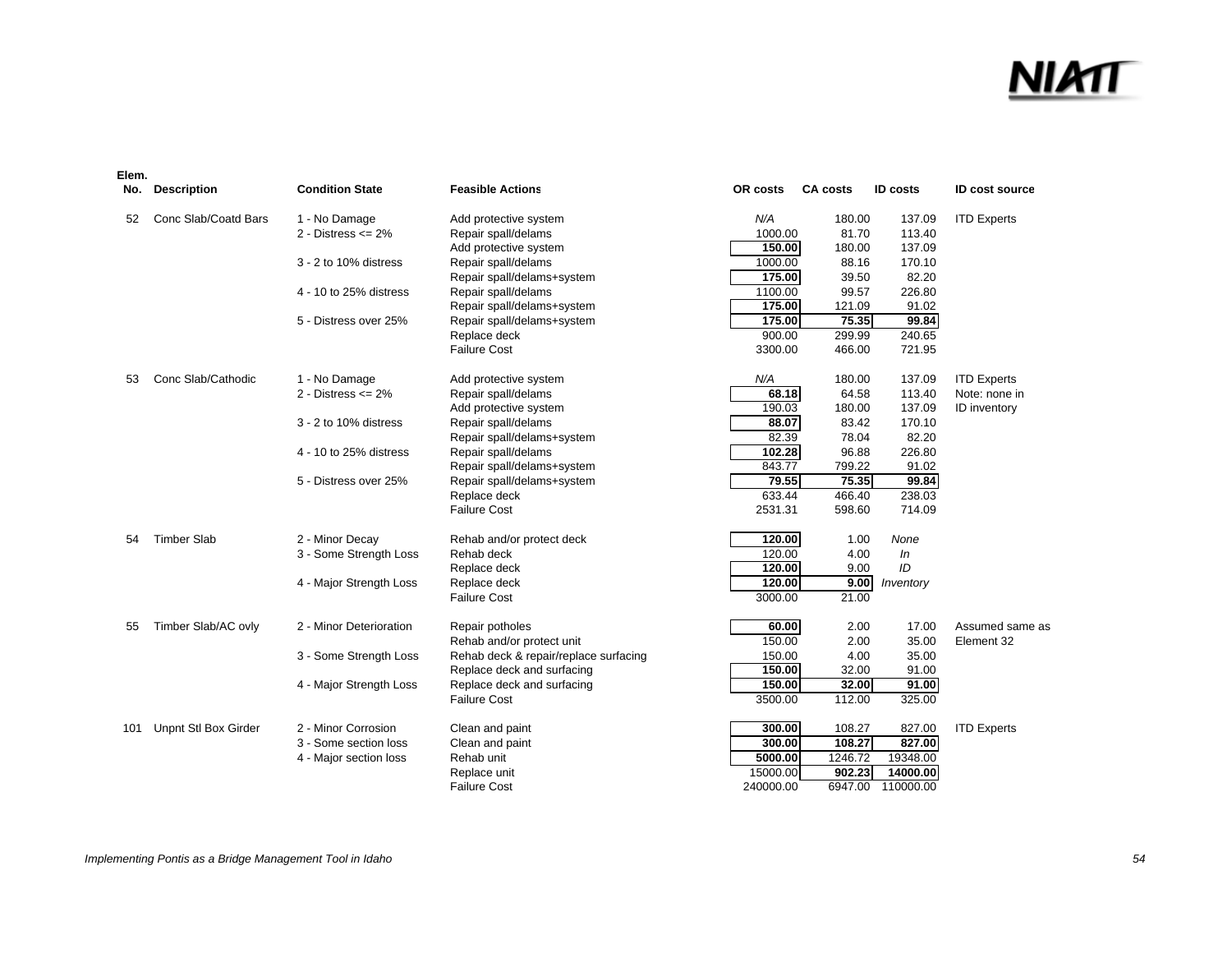| Elem. No. | Description | Condition State | Feasible Actions | OR costs | CA costs | ID costs | ID cost source |
|---|---|---|---|---|---|---|---|
| 52 | Conc Slab/Coatd Bars | 1 - No Damage | Add protective system | *N/A* | 180.00 | 137.09 | ITD Experts |
| | | 2 - Distress <= 2% | Repair spall/delams | 1000.00 | 81.70 | 113.40 | |
| | | | Add protective system | **150.00** | 180.00 | 137.09 | |
| | | 3 - 2 to 10% distress | Repair spall/delams | 1000.00 | 88.16 | 170.10 | |
| | | | Repair spall/delams+system | **175.00** | 39.50 | 82.20 | |
| | | 4 - 10 to 25% distress | Repair spall/delams | 1100.00 | 99.57 | 226.80 | |
| | | | Repair spall/delams+system | **175.00** | 121.09 | 91.02 | |
| | | 5 - Distress over 25% | Repair spall/delams+system | **175.00** | **75.35** | **99.84** | |
| | | | Replace deck | 900.00 | 299.99 | 240.65 | |
| | | | Failure Cost | 3300.00 | 466.00 | 721.95 | |
| 53 | Conc Slab/Cathodic | 1 - No Damage | Add protective system | *N/A* | 180.00 | 137.09 | ITD Experts |
| | | 2 - Distress <= 2% | Repair spall/delams | **68.18** | 64.58 | 113.40 | Note: none in |
| | | | Add protective system | 190.03 | 180.00 | 137.09 | ID inventory |
| | | 3 - 2 to 10% distress | Repair spall/delams | **88.07** | 83.42 | 170.10 | |
| | | | Repair spall/delams+system | 82.39 | 78.04 | 82.20 | |
| | | 4 - 10 to 25% distress | Repair spall/delams | **102.28** | 96.88 | 226.80 | |
| | | | Repair spall/delams+system | 843.77 | 799.22 | 91.02 | |
| | | 5 - Distress over 25% | Repair spall/delams+system | **79.55** | **75.35** | **99.84** | |
| | | | Replace deck | 633.44 | 466.40 | 238.03 | |
| | | | Failure Cost | 2531.31 | 598.60 | 714.09 | |
| 54 | Timber Slab | 2 - Minor Decay | Rehab and/or protect deck | **120.00** | 1.00 | *None* | |
| | | 3 - Some Strength Loss | Rehab deck | 120.00 | 4.00 | *In* | |
| | | | Replace deck | **120.00** | 9.00 | *ID* | |
| | | 4 - Major Strength Loss | Replace deck | **120.00** | **9.00** | *Inventory* | |
| | | | Failure Cost | 3000.00 | 21.00 | | |
| 55 | Timber Slab/AC ovly | 2 - Minor Deterioration | Repair potholes | **60.00** | 2.00 | 17.00 | Assumed same as |
| | | | Rehab and/or protect unit | 150.00 | 2.00 | 35.00 | Element 32 |
| | | 3 - Some Strength Loss | Rehab deck & repair/replace surfacing | 150.00 | 4.00 | 35.00 | |
| | | | Replace deck and surfacing | **150.00** | 32.00 | 91.00 | |
| | | 4 - Major Strength Loss | Replace deck and surfacing | **150.00** | **32.00** | **91.00** | |
| | | | Failure Cost | 3500.00 | 112.00 | 325.00 | |
| 101 | Unpnt Stl Box Girder | 2 - Minor Corrosion | Clean and paint | **300.00** | 108.27 | 827.00 | ITD Experts |
| | | 3 - Some section loss | Clean and paint | **300.00** | **108.27** | **827.00** | |
| | | 4 - Major section loss | Rehab unit | **5000.00** | 1246.72 | 19348.00 | |
| | | | Replace unit | 15000.00 | **902.23** | **14000.00** | |
| | | | Failure Cost | 240000.00 | 6947.00 | 110000.00 | |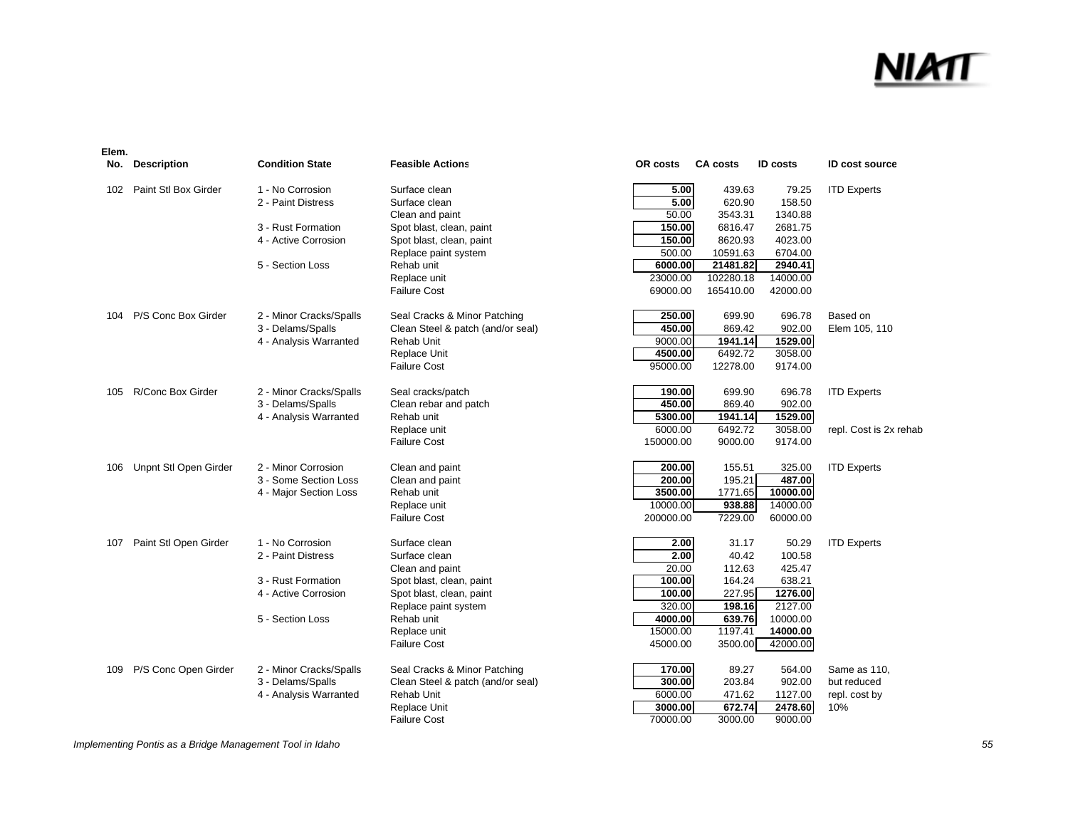| Elem. No. | Description | Condition State | Feasible Actions | OR costs | CA costs | ID costs | ID cost source |
|---|---|---|---|---|---|---|---|
| 102 | Paint Stl Box Girder | 1 - No Corrosion | Surface clean | 5.00 | 439.63 | 79.25 | ITD Experts |
| | | 2 - Paint Distress | Surface clean | 5.00 | 620.90 | 158.50 | |
| | | | Clean and paint | 50.00 | 3543.31 | 1340.88 | |
| | | 3 - Rust Formation | Spot blast, clean, paint | 150.00 | 6816.47 | 2681.75 | |
| | | 4 - Active Corrosion | Spot blast, clean, paint | 150.00 | 8620.93 | 4023.00 | |
| | | | Replace paint system | 500.00 | 10591.63 | 6704.00 | |
| | | 5 - Section Loss | Rehab unit | 6000.00 | 21481.82 | 2940.41 | |
| | | | Replace unit | 23000.00 | 102280.18 | 14000.00 | |
| | | | Failure Cost | 69000.00 | 165410.00 | 42000.00 | |
| 104 | P/S Conc Box Girder | 2 - Minor Cracks/Spalls | Seal Cracks & Minor Patching | 250.00 | 699.90 | 696.78 | Based on |
| | | 3 - Delams/Spalls | Clean Steel & patch (and/or seal) | 450.00 | 869.42 | 902.00 | Elem 105, 110 |
| | | 4 - Analysis Warranted | Rehab Unit | 9000.00 | 1941.14 | 1529.00 | |
| | | | Replace Unit | 4500.00 | 6492.72 | 3058.00 | |
| | | | Failure Cost | 95000.00 | 12278.00 | 9174.00 | |
| 105 | R/Conc Box Girder | 2 - Minor Cracks/Spalls | Seal cracks/patch | 190.00 | 699.90 | 696.78 | ITD Experts |
| | | 3 - Delams/Spalls | Clean rebar and patch | 450.00 | 869.40 | 902.00 | |
| | | 4 - Analysis Warranted | Rehab unit | 5300.00 | 1941.14 | 1529.00 | |
| | | | Replace unit | 6000.00 | 6492.72 | 3058.00 | repl. Cost is 2x rehab |
| | | | Failure Cost | 150000.00 | 9000.00 | 9174.00 | |
| 106 | Unpnt Stl Open Girder | 2 - Minor Corrosion | Clean and paint | 200.00 | 155.51 | 325.00 | ITD Experts |
| | | 3 - Some Section Loss | Clean and paint | 200.00 | 195.21 | 487.00 | |
| | | 4 - Major Section Loss | Rehab unit | 3500.00 | 1771.65 | 10000.00 | |
| | | | Replace unit | 10000.00 | 938.88 | 14000.00 | |
| | | | Failure Cost | 200000.00 | 7229.00 | 60000.00 | |
| 107 | Paint Stl Open Girder | 1 - No Corrosion | Surface clean | 2.00 | 31.17 | 50.29 | ITD Experts |
| | | 2 - Paint Distress | Surface clean | 2.00 | 40.42 | 100.58 | |
| | | | Clean and paint | 20.00 | 112.63 | 425.47 | |
| | | 3 - Rust Formation | Spot blast, clean, paint | 100.00 | 164.24 | 638.21 | |
| | | 4 - Active Corrosion | Spot blast, clean, paint | 100.00 | 227.95 | 1276.00 | |
| | | | Replace paint system | 320.00 | 198.16 | 2127.00 | |
| | | 5 - Section Loss | Rehab unit | 4000.00 | 639.76 | 10000.00 | |
| | | | Replace unit | 15000.00 | 1197.41 | 14000.00 | |
| | | | Failure Cost | 45000.00 | 3500.00 | 42000.00 | |
| 109 | P/S Conc Open Girder | 2 - Minor Cracks/Spalls | Seal Cracks & Minor Patching | 170.00 | 89.27 | 564.00 | Same as 110, |
| | | 3 - Delams/Spalls | Clean Steel & patch (and/or seal) | 300.00 | 203.84 | 902.00 | but reduced |
| | | 4 - Analysis Warranted | Rehab Unit | 6000.00 | 471.62 | 1127.00 | repl. cost by |
| | | | Replace Unit | 3000.00 | 672.74 | 2478.60 | 10% |
| | | | Failure Cost | 70000.00 | 3000.00 | 9000.00 | |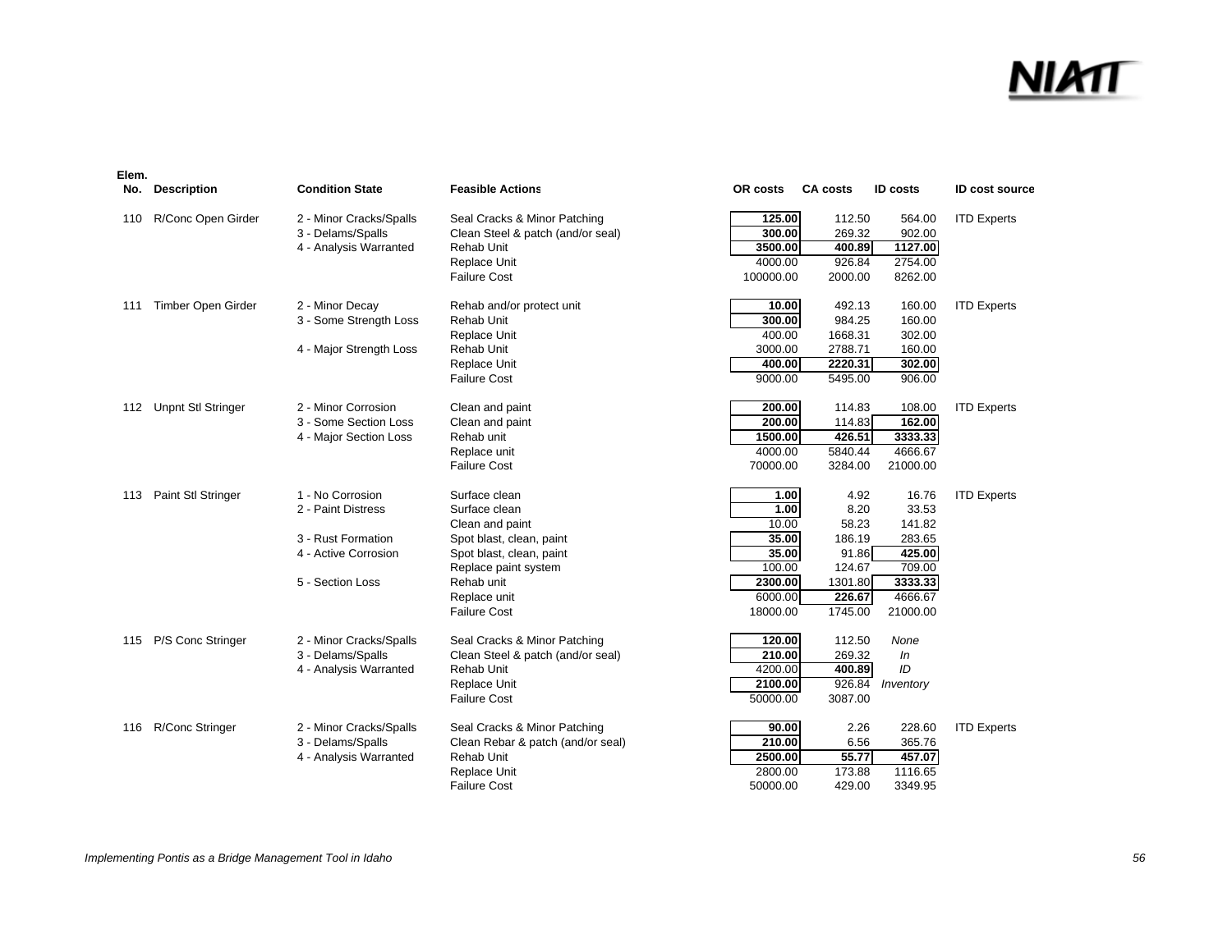| Elem. No. | Description | Condition State | Feasible Actions | OR costs | CA costs | ID costs | ID cost source |
|---|---|---|---|---|---|---|---|
| 110 | R/Conc Open Girder | 2 - Minor Cracks/Spalls | Seal Cracks & Minor Patching | **125.00** | 112.50 | 564.00 | ITD Experts |
| | | 3 - Delams/Spalls | Clean Steel & patch (and/or seal) | **300.00** | 269.32 | 902.00 | |
| | | 4 - Analysis Warranted | Rehab Unit | **3500.00** | **400.89** | **1127.00** | |
| | | | Replace Unit | 4000.00 | 926.84 | 2754.00 | |
| | | | Failure Cost | 100000.00 | 2000.00 | 8262.00 | |
| 111 | Timber Open Girder | 2 - Minor Decay | Rehab and/or protect unit | **10.00** | 492.13 | 160.00 | ITD Experts |
| | | 3 - Some Strength Loss | Rehab Unit | **300.00** | 984.25 | 160.00 | |
| | | | Replace Unit | 400.00 | 1668.31 | 302.00 | |
| | | 4 - Major Strength Loss | Rehab Unit | 3000.00 | 2788.71 | 160.00 | |
| | | | Replace Unit | **400.00** | **2220.31** | **302.00** | |
| | | | Failure Cost | 9000.00 | 5495.00 | 906.00 | |
| 112 | Unpnt Stl Stringer | 2 - Minor Corrosion | Clean and paint | **200.00** | 114.83 | 108.00 | ITD Experts |
| | | 3 - Some Section Loss | Clean and paint | **200.00** | 114.83 | **162.00** | |
| | | 4 - Major Section Loss | Rehab unit | **1500.00** | **426.51** | **3333.33** | |
| | | | Replace unit | 4000.00 | 5840.44 | 4666.67 | |
| | | | Failure Cost | 70000.00 | 3284.00 | 21000.00 | |
| 113 | Paint Stl Stringer | 1 - No Corrosion | Surface clean | **1.00** | 4.92 | 16.76 | ITD Experts |
| | | 2 - Paint Distress | Surface clean | **1.00** | 8.20 | 33.53 | |
| | | | Clean and paint | 10.00 | 58.23 | 141.82 | |
| | | 3 - Rust Formation | Spot blast, clean, paint | **35.00** | 186.19 | 283.65 | |
| | | 4 - Active Corrosion | Spot blast, clean, paint | **35.00** | 91.86 | **425.00** | |
| | | | Replace paint system | 100.00 | 124.67 | 709.00 | |
| | | 5 - Section Loss | Rehab unit | **2300.00** | 1301.80 | **3333.33** | |
| | | | Replace unit | 6000.00 | **226.67** | 4666.67 | |
| | | | Failure Cost | 18000.00 | 1745.00 | 21000.00 | |
| 115 | P/S Conc Stringer | 2 - Minor Cracks/Spalls | Seal Cracks & Minor Patching | **120.00** | 112.50 | *None* | |
| | | 3 - Delams/Spalls | Clean Steel & patch (and/or seal) | **210.00** | 269.32 | *In* | |
| | | 4 - Analysis Warranted | Rehab Unit | 4200.00 | **400.89** | *ID* | |
| | | | Replace Unit | **2100.00** | 926.84 | *Inventory* | |
| | | | Failure Cost | 50000.00 | 3087.00 | | |
| 116 | R/Conc Stringer | 2 - Minor Cracks/Spalls | Seal Cracks & Minor Patching | **90.00** | 2.26 | 228.60 | ITD Experts |
| | | 3 - Delams/Spalls | Clean Rebar & patch (and/or seal) | **210.00** | 6.56 | 365.76 | |
| | | 4 - Analysis Warranted | Rehab Unit | **2500.00** | **55.77** | **457.07** | |
| | | | Replace Unit | 2800.00 | 173.88 | 1116.65 | |
| | | | Failure Cost | 50000.00 | 429.00 | 3349.95 | |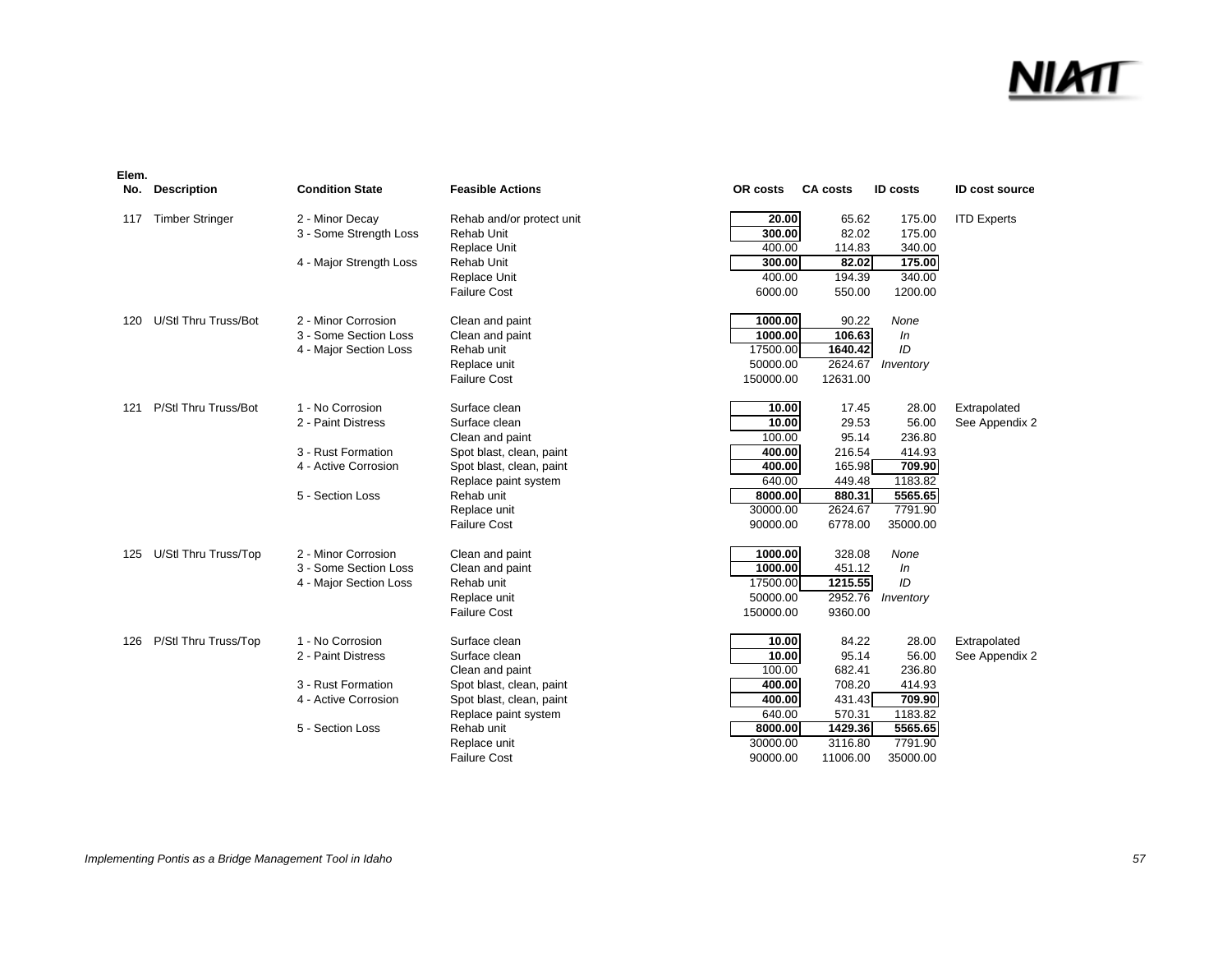| Elem. No. | Description | Condition State | Feasible Actions | OR costs | CA costs | ID costs | ID cost source |
|---|---|---|---|---|---|---|---|
| 117 | Timber Stringer | 2 - Minor Decay | Rehab and/or protect unit | **20.00** | 65.62 | 175.00 | ITD Experts |
| | | 3 - Some Strength Loss | Rehab Unit | **300.00** | 82.02 | 175.00 | |
| | | | Replace Unit | 400.00 | 114.83 | 340.00 | |
| | | 4 - Major Strength Loss | Rehab Unit | **300.00** | **82.02** | **175.00** | |
| | | | Replace Unit | 400.00 | 194.39 | 340.00 | |
| | | | Failure Cost | 6000.00 | 550.00 | 1200.00 | |
| 120 | U/Stl Thru Truss/Bot | 2 - Minor Corrosion | Clean and paint | **1000.00** | 90.22 | *None* | |
| | | 3 - Some Section Loss | Clean and paint | **1000.00** | **106.63** | *In* | |
| | | 4 - Major Section Loss | Rehab unit | 17500.00 | **1640.42** | *ID* | |
| | | | Replace unit | 50000.00 | 2624.67 | *Inventory* | |
| | | | Failure Cost | 150000.00 | 12631.00 | | |
| 121 | P/Stl Thru Truss/Bot | 1 - No Corrosion | Surface clean | **10.00** | 17.45 | 28.00 | Extrapolated |
| | | 2 - Paint Distress | Surface clean | **10.00** | 29.53 | 56.00 | See Appendix 2 |
| | | | Clean and paint | 100.00 | 95.14 | 236.80 | |
| | | 3 - Rust Formation | Spot blast, clean, paint | **400.00** | 216.54 | 414.93 | |
| | | 4 - Active Corrosion | Spot blast, clean, paint | **400.00** | 165.98 | **709.90** | |
| | | | Replace paint system | 640.00 | 449.48 | 1183.82 | |
| | | 5 - Section Loss | Rehab unit | **8000.00** | **880.31** | **5565.65** | |
| | | | Replace unit | 30000.00 | 2624.67 | 7791.90 | |
| | | | Failure Cost | 90000.00 | 6778.00 | 35000.00 | |
| 125 | U/Stl Thru Truss/Top | 2 - Minor Corrosion | Clean and paint | **1000.00** | 328.08 | *None* | |
| | | 3 - Some Section Loss | Clean and paint | **1000.00** | 451.12 | *In* | |
| | | 4 - Major Section Loss | Rehab unit | 17500.00 | **1215.55** | *ID* | |
| | | | Replace unit | 50000.00 | 2952.76 | *Inventory* | |
| | | | Failure Cost | 150000.00 | 9360.00 | | |
| 126 | P/Stl Thru Truss/Top | 1 - No Corrosion | Surface clean | **10.00** | 84.22 | 28.00 | Extrapolated |
| | | 2 - Paint Distress | Surface clean | **10.00** | 95.14 | 56.00 | See Appendix 2 |
| | | | Clean and paint | 100.00 | 682.41 | 236.80 | |
| | | 3 - Rust Formation | Spot blast, clean, paint | **400.00** | 708.20 | 414.93 | |
| | | 4 - Active Corrosion | Spot blast, clean, paint | **400.00** | 431.43 | **709.90** | |
| | | | Replace paint system | 640.00 | 570.31 | 1183.82 | |
| | | 5 - Section Loss | Rehab unit | **8000.00** | **1429.36** | **5565.65** | |
| | | | Replace unit | 30000.00 | 3116.80 | 7791.90 | |
| | | | Failure Cost | 90000.00 | 11006.00 | 35000.00 | |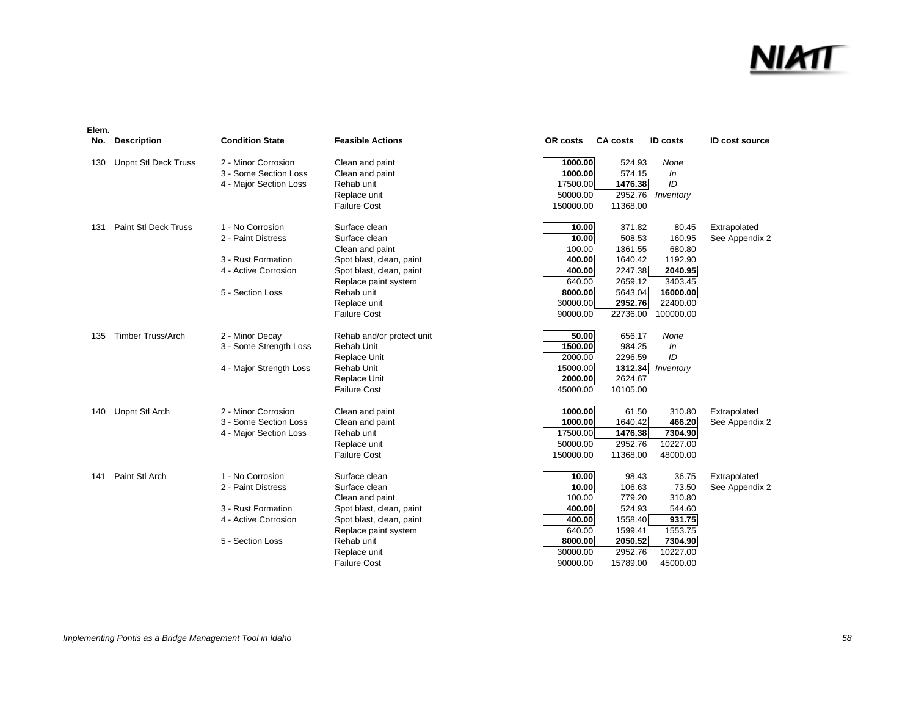| Elem. No. | Description | Condition State | Feasible Actions | OR costs | CA costs | ID costs | ID cost source |
|---|---|---|---|---|---|---|---|
| 130 | Unpnt Stl Deck Truss | 2 - Minor Corrosion | Clean and paint | **1000.00** | 524.93 | *None* | |
| | | 3 - Some Section Loss | Clean and paint | **1000.00** | 574.15 | *In* | |
| | | 4 - Major Section Loss | Rehab unit | 17500.00 | **1476.38** | *ID* | |
| | | | Replace unit | 50000.00 | 2952.76 | *Inventory* | |
| | | | Failure Cost | 150000.00 | 11368.00 | | |
| 131 | Paint Stl Deck Truss | 1 - No Corrosion | Surface clean | **10.00** | 371.82 | 80.45 | Extrapolated |
| | | 2 - Paint Distress | Surface clean | **10.00** | 508.53 | 160.95 | See Appendix 2 |
| | | | Clean and paint | 100.00 | 1361.55 | 680.80 | |
| | | 3 - Rust Formation | Spot blast, clean, paint | **400.00** | 1640.42 | 1192.90 | |
| | | 4 - Active Corrosion | Spot blast, clean, paint | **400.00** | 2247.38 | **2040.95** | |
| | | | Replace paint system | 640.00 | 2659.12 | 3403.45 | |
| | | 5 - Section Loss | Rehab unit | **8000.00** | 5643.04 | **16000.00** | |
| | | | Replace unit | 30000.00 | **2952.76** | 22400.00 | |
| | | | Failure Cost | 90000.00 | 22736.00 | 100000.00 | |
| 135 | Timber Truss/Arch | 2 - Minor Decay | Rehab and/or protect unit | **50.00** | 656.17 | *None* | |
| | | 3 - Some Strength Loss | Rehab Unit | **1500.00** | 984.25 | *In* | |
| | | | Replace Unit | 2000.00 | 2296.59 | *ID* | |
| | | 4 - Major Strength Loss | Rehab Unit | 15000.00 | **1312.34** | *Inventory* | |
| | | | Replace Unit | **2000.00** | 2624.67 | | |
| | | | Failure Cost | 45000.00 | 10105.00 | | |
| 140 | Unpnt Stl Arch | 2 - Minor Corrosion | Clean and paint | **1000.00** | 61.50 | 310.80 | Extrapolated |
| | | 3 - Some Section Loss | Clean and paint | **1000.00** | 1640.42 | **466.20** | See Appendix 2 |
| | | 4 - Major Section Loss | Rehab unit | 17500.00 | **1476.38** | **7304.90** | |
| | | | Replace unit | 50000.00 | 2952.76 | 10227.00 | |
| | | | Failure Cost | 150000.00 | 11368.00 | 48000.00 | |
| 141 | Paint Stl Arch | 1 - No Corrosion | Surface clean | **10.00** | 98.43 | 36.75 | Extrapolated |
| | | 2 - Paint Distress | Surface clean | **10.00** | 106.63 | 73.50 | See Appendix 2 |
| | | | Clean and paint | 100.00 | 779.20 | 310.80 | |
| | | 3 - Rust Formation | Spot blast, clean, paint | **400.00** | 524.93 | 544.60 | |
| | | 4 - Active Corrosion | Spot blast, clean, paint | **400.00** | 1558.40 | **931.75** | |
| | | | Replace paint system | 640.00 | 1599.41 | 1553.75 | |
| | | 5 - Section Loss | Rehab unit | **8000.00** | **2050.52** | **7304.90** | |
| | | | Replace unit | 30000.00 | 2952.76 | 10227.00 | |
| | | | Failure Cost | 90000.00 | 15789.00 | 45000.00 | |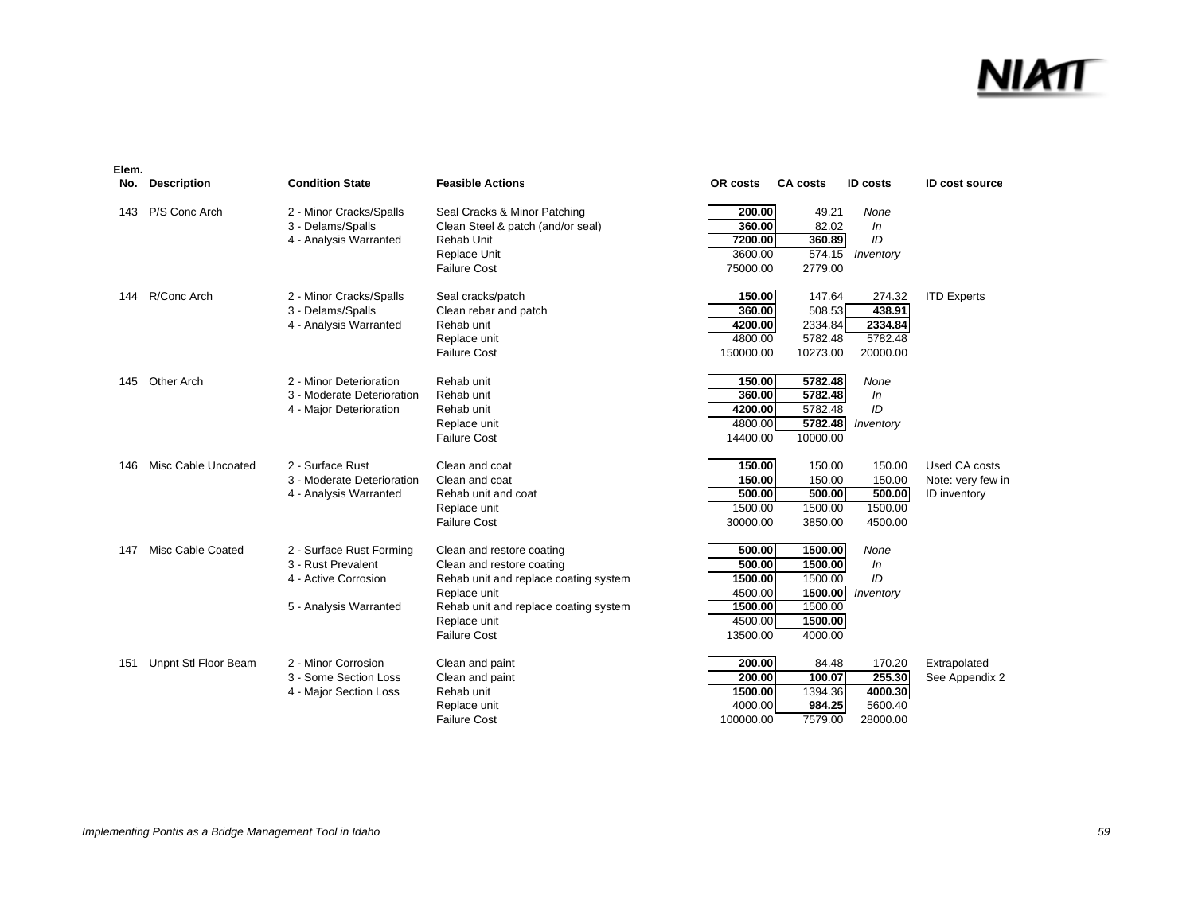| Elem. No. | Description | Condition State | Feasible Actions | OR costs | CA costs | ID costs | ID cost source |
|---|---|---|---|---|---|---|---|
| 143 | P/S Conc Arch | 2 - Minor Cracks/Spalls | Seal Cracks & Minor Patching | **200.00** | 49.21 | *None* | |
| | | 3 - Delams/Spalls | Clean Steel & patch (and/or seal) | **360.00** | 82.02 | *In* | |
| | | 4 - Analysis Warranted | Rehab Unit | **7200.00** | **360.89** | *ID* | |
| | | | Replace Unit | 3600.00 | 574.15 | *Inventory* | |
| | | | Failure Cost | 75000.00 | 2779.00 | | |
| 144 | R/Conc Arch | 2 - Minor Cracks/Spalls | Seal cracks/patch | **150.00** | 147.64 | 274.32 | ITD Experts |
| | | 3 - Delams/Spalls | Clean rebar and patch | **360.00** | 508.53 | **438.91** | |
| | | 4 - Analysis Warranted | Rehab unit | **4200.00** | 2334.84 | **2334.84** | |
| | | | Replace unit | 4800.00 | 5782.48 | 5782.48 | |
| | | | Failure Cost | 150000.00 | 10273.00 | 20000.00 | |
| 145 | Other Arch | 2 - Minor Deterioration | Rehab unit | **150.00** | **5782.48** | *None* | |
| | | 3 - Moderate Deterioration | Rehab unit | **360.00** | **5782.48** | *In* | |
| | | 4 - Major Deterioration | Rehab unit | **4200.00** | 5782.48 | *ID* | |
| | | | Replace unit | 4800.00 | **5782.48** | *Inventory* | |
| | | | Failure Cost | 14400.00 | 10000.00 | | |
| 146 | Misc Cable Uncoated | 2 - Surface Rust | Clean and coat | **150.00** | 150.00 | 150.00 | Used CA costs |
| | | 3 - Moderate Deterioration | Clean and coat | **150.00** | 150.00 | 150.00 | Note: very few in |
| | | 4 - Analysis Warranted | Rehab unit and coat | **500.00** | **500.00** | **500.00** | ID inventory |
| | | | Replace unit | 1500.00 | 1500.00 | 1500.00 | |
| | | | Failure Cost | 30000.00 | 3850.00 | 4500.00 | |
| 147 | Misc Cable Coated | 2 - Surface Rust Forming | Clean and restore coating | **500.00** | **1500.00** | *None* | |
| | | 3 - Rust Prevalent | Clean and restore coating | **500.00** | **1500.00** | *In* | |
| | | 4 - Active Corrosion | Rehab unit and replace coating system | **1500.00** | 1500.00 | *ID* | |
| | | | Replace unit | 4500.00 | **1500.00** | *Inventory* | |
| | | 5 - Analysis Warranted | Rehab unit and replace coating system | **1500.00** | 1500.00 | | |
| | | | Replace unit | 4500.00 | **1500.00** | | |
| | | | Failure Cost | 13500.00 | 4000.00 | | |
| 151 | Unpnt Stl Floor Beam | 2 - Minor Corrosion | Clean and paint | **200.00** | 84.48 | 170.20 | Extrapolated |
| | | 3 - Some Section Loss | Clean and paint | **200.00** | **100.07** | **255.30** | See Appendix 2 |
| | | 4 - Major Section Loss | Rehab unit | **1500.00** | 1394.36 | **4000.30** | |
| | | | Replace unit | 4000.00 | **984.25** | 5600.40 | |
| | | | Failure Cost | 100000.00 | 7579.00 | 28000.00 | |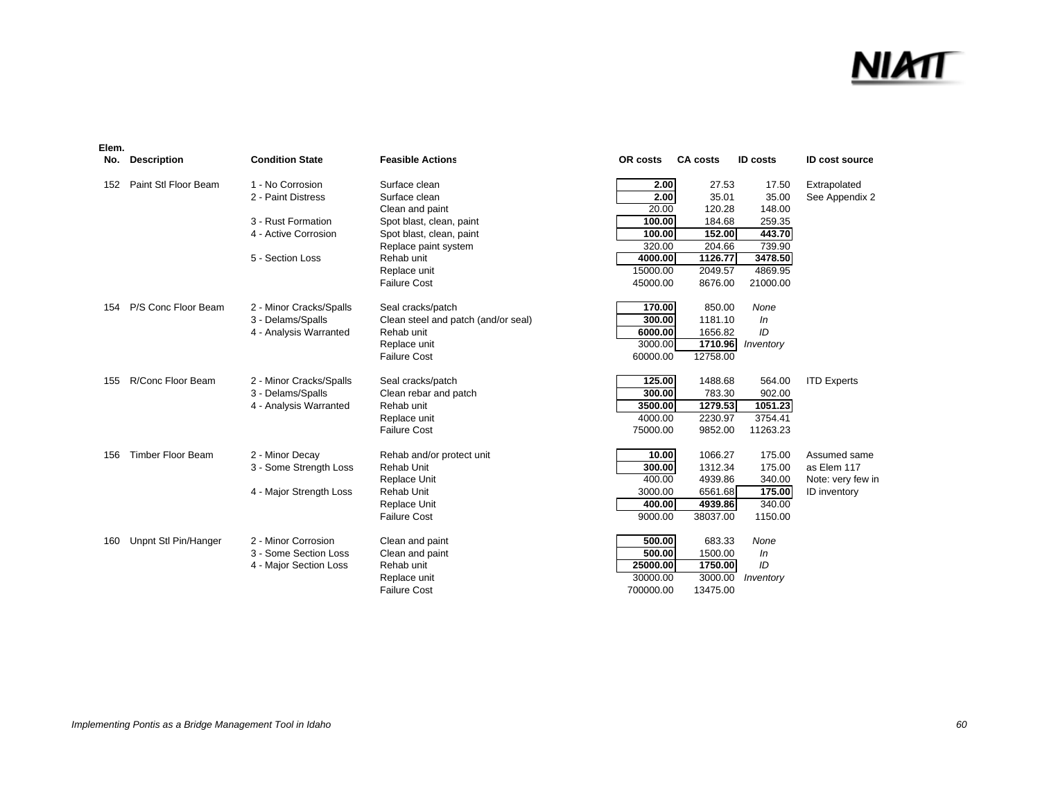| Elem. No. | Description | Condition State | Feasible Actions | OR costs | CA costs | ID costs | ID cost source |
|---|---|---|---|---|---|---|---|
| 152 | Paint Stl Floor Beam | 1 - No Corrosion | Surface clean | **2.00** | 27.53 | 17.50 | Extrapolated |
| | | 2 - Paint Distress | Surface clean | **2.00** | 35.01 | 35.00 | See Appendix 2 |
| | | | Clean and paint | 20.00 | 120.28 | 148.00 | |
| | | 3 - Rust Formation | Spot blast, clean, paint | **100.00** | 184.68 | 259.35 | |
| | | 4 - Active Corrosion | Spot blast, clean, paint | **100.00** | **152.00** | **443.70** | |
| | | | Replace paint system | 320.00 | 204.66 | 739.90 | |
| | | 5 - Section Loss | Rehab unit | **4000.00** | **1126.77** | **3478.50** | |
| | | | Replace unit | 15000.00 | 2049.57 | 4869.95 | |
| | | | Failure Cost | 45000.00 | 8676.00 | 21000.00 | |
| 154 | P/S Conc Floor Beam | 2 - Minor Cracks/Spalls | Seal cracks/patch | **170.00** | 850.00 | *None* | |
| | | 3 - Delams/Spalls | Clean steel and patch (and/or seal) | **300.00** | 1181.10 | *In* | |
| | | 4 - Analysis Warranted | Rehab unit | **6000.00** | 1656.82 | *ID* | |
| | | | Replace unit | 3000.00 | **1710.96** | *Inventory* | |
| | | | Failure Cost | 60000.00 | 12758.00 | | |
| 155 | R/Conc Floor Beam | 2 - Minor Cracks/Spalls | Seal cracks/patch | **125.00** | 1488.68 | 564.00 | ITD Experts |
| | | 3 - Delams/Spalls | Clean rebar and patch | **300.00** | 783.30 | 902.00 | |
| | | 4 - Analysis Warranted | Rehab unit | **3500.00** | **1279.53** | **1051.23** | |
| | | | Replace unit | 4000.00 | 2230.97 | 3754.41 | |
| | | | Failure Cost | 75000.00 | 9852.00 | 11263.23 | |
| 156 | Timber Floor Beam | 2 - Minor Decay | Rehab and/or protect unit | **10.00** | 1066.27 | 175.00 | Assumed same |
| | | 3 - Some Strength Loss | Rehab Unit | **300.00** | 1312.34 | 175.00 | as Elem 117 |
| | | | Replace Unit | 400.00 | 4939.86 | 340.00 | Note: very few in |
| | | 4 - Major Strength Loss | Rehab Unit | 3000.00 | 6561.68 | **175.00** | ID inventory |
| | | | Replace Unit | **400.00** | **4939.86** | 340.00 | |
| | | | Failure Cost | 9000.00 | 38037.00 | 1150.00 | |
| 160 | Unpnt Stl Pin/Hanger | 2 - Minor Corrosion | Clean and paint | **500.00** | 683.33 | *None* | |
| | | 3 - Some Section Loss | Clean and paint | **500.00** | 1500.00 | *In* | |
| | | 4 - Major Section Loss | Rehab unit | **25000.00** | **1750.00** | *ID* | |
| | | | Replace unit | 30000.00 | 3000.00 | *Inventory* | |
| | | | Failure Cost | 700000.00 | 13475.00 | | |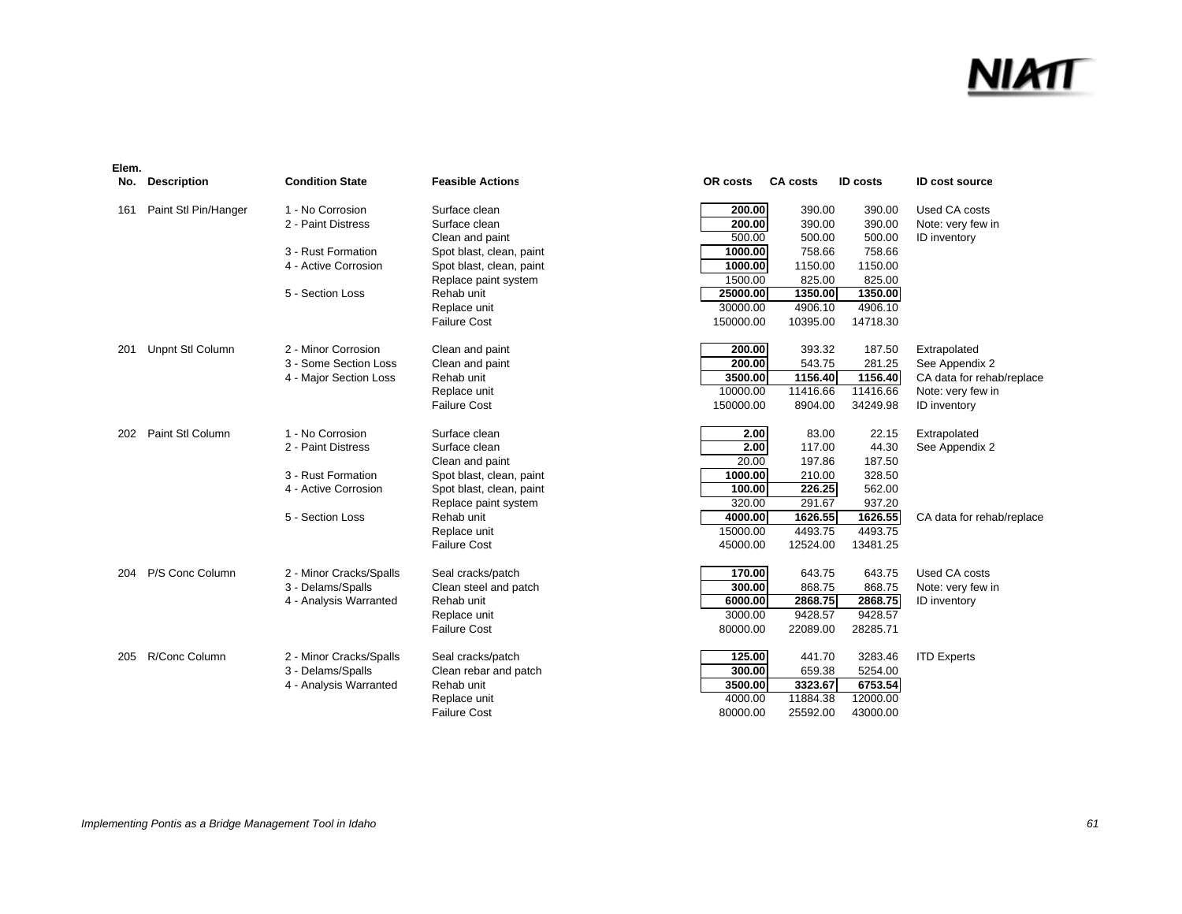| Elem. No. | Description | Condition State | Feasible Actions | OR costs | CA costs | ID costs | ID cost source |
|---|---|---|---|---|---|---|---|
| 161 | Paint Stl Pin/Hanger | 1 - No Corrosion | Surface clean | **200.00** | 390.00 | 390.00 | Used CA costs |
| | | 2 - Paint Distress | Surface clean | **200.00** | 390.00 | 390.00 | Note: very few in |
| | | | Clean and paint | 500.00 | 500.00 | 500.00 | ID inventory |
| | | 3 - Rust Formation | Spot blast, clean, paint | **1000.00** | 758.66 | 758.66 | |
| | | 4 - Active Corrosion | Spot blast, clean, paint | **1000.00** | 1150.00 | 1150.00 | |
| | | | Replace paint system | 1500.00 | 825.00 | 825.00 | |
| | | 5 - Section Loss | Rehab unit | **25000.00** | **1350.00** | **1350.00** | |
| | | | Replace unit | 30000.00 | 4906.10 | 4906.10 | |
| | | | Failure Cost | 150000.00 | 10395.00 | 14718.30 | |
| 201 | Unpnt Stl Column | 2 - Minor Corrosion | Clean and paint | **200.00** | 393.32 | 187.50 | Extrapolated |
| | | 3 - Some Section Loss | Clean and paint | **200.00** | 543.75 | 281.25 | See Appendix 2 |
| | | 4 - Major Section Loss | Rehab unit | **3500.00** | **1156.40** | **1156.40** | CA data for rehab/replace |
| | | | Replace unit | 10000.00 | 11416.66 | 11416.66 | Note: very few in |
| | | | Failure Cost | 150000.00 | 8904.00 | 34249.98 | ID inventory |
| 202 | Paint Stl Column | 1 - No Corrosion | Surface clean | **2.00** | 83.00 | 22.15 | Extrapolated |
| | | 2 - Paint Distress | Surface clean | **2.00** | 117.00 | 44.30 | See Appendix 2 |
| | | | Clean and paint | 20.00 | 197.86 | 187.50 | |
| | | 3 - Rust Formation | Spot blast, clean, paint | **1000.00** | 210.00 | 328.50 | |
| | | 4 - Active Corrosion | Spot blast, clean, paint | **100.00** | **226.25** | 562.00 | |
| | | | Replace paint system | 320.00 | 291.67 | 937.20 | |
| | | 5 - Section Loss | Rehab unit | **4000.00** | **1626.55** | **1626.55** | CA data for rehab/replace |
| | | | Replace unit | 15000.00 | 4493.75 | 4493.75 | |
| | | | Failure Cost | 45000.00 | 12524.00 | 13481.25 | |
| 204 | P/S Conc Column | 2 - Minor Cracks/Spalls | Seal cracks/patch | **170.00** | 643.75 | 643.75 | Used CA costs |
| | | 3 - Delams/Spalls | Clean steel and patch | **300.00** | 868.75 | 868.75 | Note: very few in |
| | | 4 - Analysis Warranted | Rehab unit | **6000.00** | **2868.75** | **2868.75** | ID inventory |
| | | | Replace unit | 3000.00 | 9428.57 | 9428.57 | |
| | | | Failure Cost | 80000.00 | 22089.00 | 28285.71 | |
| 205 | R/Conc Column | 2 - Minor Cracks/Spalls | Seal cracks/patch | **125.00** | 441.70 | 3283.46 | ITD Experts |
| | | 3 - Delams/Spalls | Clean rebar and patch | **300.00** | 659.38 | 5254.00 | |
| | | 4 - Analysis Warranted | Rehab unit | **3500.00** | **3323.67** | **6753.54** | |
| | | | Replace unit | 4000.00 | 11884.38 | 12000.00 | |
| | | | Failure Cost | 80000.00 | 25592.00 | 43000.00 | |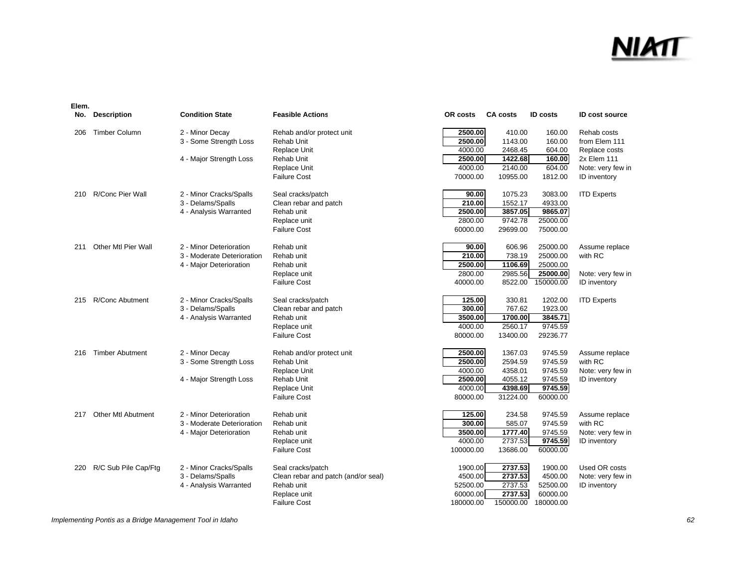| Elem. No. | Description | Condition State | Feasible Actions | OR costs | CA costs | ID costs | ID cost source |
|---|---|---|---|---|---|---|---|
| 206 | Timber Column | 2 - Minor Decay | Rehab and/or protect unit | **2500.00** | 410.00 | 160.00 | Rehab costs |
| | | 3 - Some Strength Loss | Rehab Unit | **2500.00** | 1143.00 | 160.00 | from Elem 111 |
| | | | Replace Unit | 4000.00 | 2468.45 | 604.00 | Replace costs |
| | | 4 - Major Strength Loss | Rehab Unit | **2500.00** | **1422.68** | **160.00** | 2x Elem 111 |
| | | | Replace Unit | 4000.00 | 2140.00 | 604.00 | Note: very few in |
| | | | Failure Cost | 70000.00 | 10955.00 | 1812.00 | ID inventory |
| 210 | R/Conc Pier Wall | 2 - Minor Cracks/Spalls | Seal cracks/patch | **90.00** | 1075.23 | 3083.00 | ITD Experts |
| | | 3 - Delams/Spalls | Clean rebar and patch | **210.00** | 1552.17 | 4933.00 | |
| | | 4 - Analysis Warranted | Rehab unit | **2500.00** | **3857.05** | **9865.07** | |
| | | | Replace unit | 2800.00 | 9742.78 | 25000.00 | |
| | | | Failure Cost | 60000.00 | 29699.00 | 75000.00 | |
| 211 | Other Mtl Pier Wall | 2 - Minor Deterioration | Rehab unit | **90.00** | 606.96 | 25000.00 | Assume replace |
| | | 3 - Moderate Deterioration | Rehab unit | **210.00** | 738.19 | 25000.00 | with RC |
| | | 4 - Major Deterioration | Rehab unit | **2500.00** | **1106.69** | 25000.00 | |
| | | | Replace unit | 2800.00 | 2985.56 | **25000.00** | Note: very few in |
| | | | Failure Cost | 40000.00 | 8522.00 | 150000.00 | ID inventory |
| 215 | R/Conc Abutment | 2 - Minor Cracks/Spalls | Seal cracks/patch | **125.00** | 330.81 | 1202.00 | ITD Experts |
| | | 3 - Delams/Spalls | Clean rebar and patch | **300.00** | 767.62 | 1923.00 | |
| | | 4 - Analysis Warranted | Rehab unit | **3500.00** | **1700.00** | **3845.71** | |
| | | | Replace unit | 4000.00 | 2560.17 | 9745.59 | |
| | | | Failure Cost | 80000.00 | 13400.00 | 29236.77 | |
| 216 | Timber Abutment | 2 - Minor Decay | Rehab and/or protect unit | **2500.00** | 1367.03 | 9745.59 | Assume replace |
| | | 3 - Some Strength Loss | Rehab Unit | **2500.00** | 2594.59 | 9745.59 | with RC |
| | | | Replace Unit | 4000.00 | 4358.01 | 9745.59 | Note: very few in |
| | | 4 - Major Strength Loss | Rehab Unit | **2500.00** | 4055.12 | 9745.59 | ID inventory |
| | | | Replace Unit | 4000.00 | **4398.69** | **9745.59** | |
| | | | Failure Cost | 80000.00 | 31224.00 | 60000.00 | |
| 217 | Other Mtl Abutment | 2 - Minor Deterioration | Rehab unit | **125.00** | 234.58 | 9745.59 | Assume replace |
| | | 3 - Moderate Deterioration | Rehab unit | **300.00** | 585.07 | 9745.59 | with RC |
| | | 4 - Major Deterioration | Rehab unit | **3500.00** | **1777.40** | 9745.59 | Note: very few in |
| | | | Replace unit | 4000.00 | 2737.53 | **9745.59** | ID inventory |
| | | | Failure Cost | 100000.00 | 13686.00 | 60000.00 | |
| 220 | R/C Sub Pile Cap/Ftg | 2 - Minor Cracks/Spalls | Seal cracks/patch | 1900.00 | **2737.53** | 1900.00 | Used OR costs |
| | | 3 - Delams/Spalls | Clean rebar and patch (and/or seal) | 4500.00 | **2737.53** | 4500.00 | Note: very few in |
| | | 4 - Analysis Warranted | Rehab unit | 52500.00 | 2737.53 | 52500.00 | ID inventory |
| | | | Replace unit | 60000.00 | **2737.53** | 60000.00 | |
| | | | Failure Cost | 180000.00 | 150000.00 | 180000.00 | |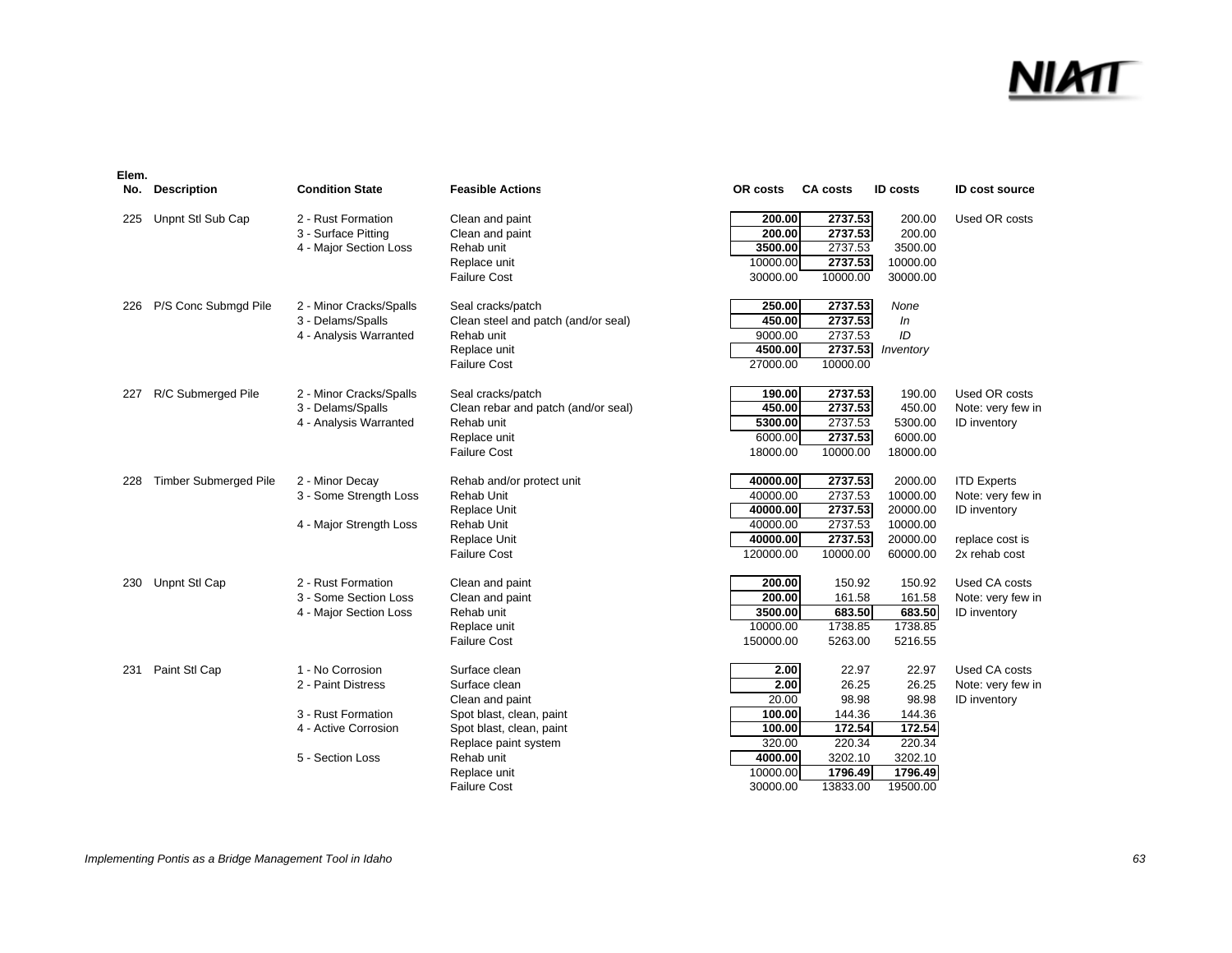| Elem. No. | Description | Condition State | Feasible Actions | OR costs | CA costs | ID costs | ID cost source |
|---|---|---|---|---|---|---|---|
| 225 | Unpnt Stl Sub Cap | 2 - Rust Formation | Clean and paint | **200.00** | **2737.53** | 200.00 | Used OR costs |
| | | 3 - Surface Pitting | Clean and paint | **200.00** | **2737.53** | 200.00 | |
| | | 4 - Major Section Loss | Rehab unit | **3500.00** | 2737.53 | 3500.00 | |
| | | | Replace unit | 10000.00 | **2737.53** | 10000.00 | |
| | | | Failure Cost | 30000.00 | 10000.00 | 30000.00 | |
| 226 | P/S Conc Submgd Pile | 2 - Minor Cracks/Spalls | Seal cracks/patch | **250.00** | **2737.53** | *None* | |
| | | 3 - Delams/Spalls | Clean steel and patch (and/or seal) | **450.00** | **2737.53** | *In* | |
| | | 4 - Analysis Warranted | Rehab unit | 9000.00 | 2737.53 | *ID* | |
| | | | Replace unit | **4500.00** | **2737.53** | *Inventory* | |
| | | | Failure Cost | 27000.00 | 10000.00 | | |
| 227 | R/C Submerged Pile | 2 - Minor Cracks/Spalls | Seal cracks/patch | **190.00** | **2737.53** | 190.00 | Used OR costs |
| | | 3 - Delams/Spalls | Clean rebar and patch (and/or seal) | **450.00** | **2737.53** | 450.00 | Note: very few in |
| | | 4 - Analysis Warranted | Rehab unit | **5300.00** | 2737.53 | 5300.00 | ID inventory |
| | | | Replace unit | 6000.00 | **2737.53** | 6000.00 | |
| | | | Failure Cost | 18000.00 | 10000.00 | 18000.00 | |
| 228 | Timber Submerged Pile | 2 - Minor Decay | Rehab and/or protect unit | **40000.00** | **2737.53** | 2000.00 | ITD Experts |
| | | 3 - Some Strength Loss | Rehab Unit | 40000.00 | 2737.53 | 10000.00 | Note: very few in |
| | | | Replace Unit | **40000.00** | **2737.53** | 20000.00 | ID inventory |
| | | 4 - Major Strength Loss | Rehab Unit | 40000.00 | 2737.53 | 10000.00 | |
| | | | Replace Unit | **40000.00** | **2737.53** | 20000.00 | replace cost is |
| | | | Failure Cost | 120000.00 | 10000.00 | 60000.00 | 2x rehab cost |
| 230 | Unpnt Stl Cap | 2 - Rust Formation | Clean and paint | **200.00** | 150.92 | 150.92 | Used CA costs |
| | | 3 - Some Section Loss | Clean and paint | **200.00** | 161.58 | 161.58 | Note: very few in |
| | | 4 - Major Section Loss | Rehab unit | **3500.00** | **683.50** | **683.50** | ID inventory |
| | | | Replace unit | 10000.00 | 1738.85 | 1738.85 | |
| | | | Failure Cost | 150000.00 | 5263.00 | 5216.55 | |
| 231 | Paint Stl Cap | 1 - No Corrosion | Surface clean | **2.00** | 22.97 | 22.97 | Used CA costs |
| | | 2 - Paint Distress | Surface clean | **2.00** | 26.25 | 26.25 | Note: very few in |
| | | | Clean and paint | 20.00 | 98.98 | 98.98 | ID inventory |
| | | 3 - Rust Formation | Spot blast, clean, paint | **100.00** | 144.36 | 144.36 | |
| | | 4 - Active Corrosion | Spot blast, clean, paint | **100.00** | **172.54** | **172.54** | |
| | | | Replace paint system | 320.00 | 220.34 | 220.34 | |
| | | 5 - Section Loss | Rehab unit | **4000.00** | 3202.10 | 3202.10 | |
| | | | Replace unit | 10000.00 | **1796.49** | **1796.49** | |
| | | | Failure Cost | 30000.00 | 13833.00 | 19500.00 | |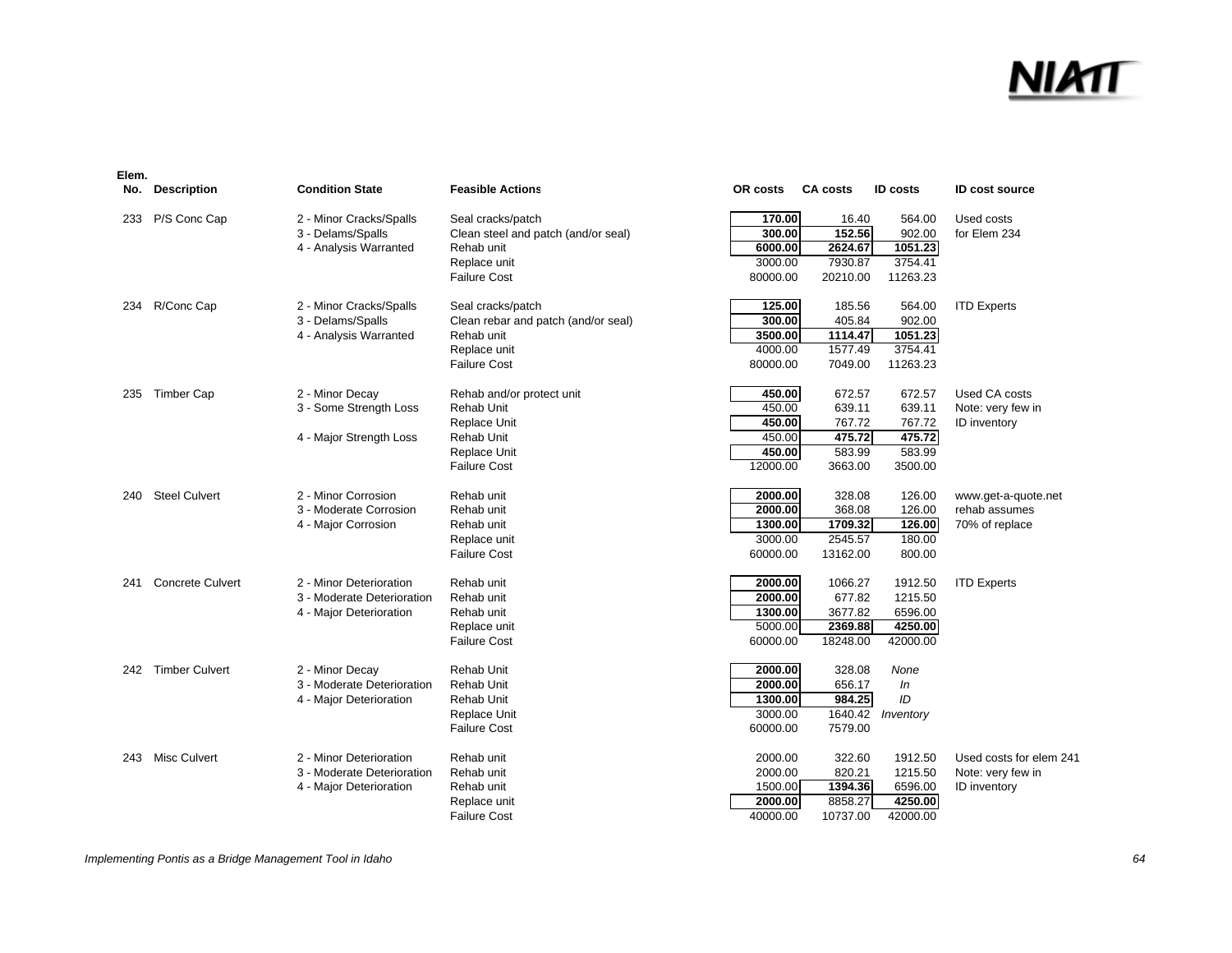| Elem. No. | Description | Condition State | Feasible Actions | OR costs | CA costs | ID costs | ID cost source |
|---|---|---|---|---|---|---|---|
| 233 | P/S Conc Cap | 2 - Minor Cracks/Spalls | Seal cracks/patch | **170.00** | 16.40 | 564.00 | Used costs |
| | | 3 - Delams/Spalls | Clean steel and patch (and/or seal) | **300.00** | **152.56** | 902.00 | for Elem 234 |
| | | 4 - Analysis Warranted | Rehab unit | **6000.00** | **2624.67** | **1051.23** | |
| | | | Replace unit | 3000.00 | 7930.87 | 3754.41 | |
| | | | Failure Cost | 80000.00 | 20210.00 | 11263.23 | |
| 234 | R/Conc Cap | 2 - Minor Cracks/Spalls | Seal cracks/patch | **125.00** | 185.56 | 564.00 | ITD Experts |
| | | 3 - Delams/Spalls | Clean rebar and patch (and/or seal) | **300.00** | 405.84 | 902.00 | |
| | | 4 - Analysis Warranted | Rehab unit | **3500.00** | **1114.47** | **1051.23** | |
| | | | Replace unit | 4000.00 | 1577.49 | 3754.41 | |
| | | | Failure Cost | 80000.00 | 7049.00 | 11263.23 | |
| 235 | Timber Cap | 2 - Minor Decay | Rehab and/or protect unit | **450.00** | 672.57 | 672.57 | Used CA costs |
| | | 3 - Some Strength Loss | Rehab Unit | 450.00 | 639.11 | 639.11 | Note: very few in |
| | | | Replace Unit | **450.00** | 767.72 | 767.72 | ID inventory |
| | | 4 - Major Strength Loss | Rehab Unit | 450.00 | **475.72** | **475.72** | |
| | | | Replace Unit | **450.00** | 583.99 | 583.99 | |
| | | | Failure Cost | 12000.00 | 3663.00 | 3500.00 | |
| 240 | Steel Culvert | 2 - Minor Corrosion | Rehab unit | **2000.00** | 328.08 | 126.00 | www.get-a-quote.net |
| | | 3 - Moderate Corrosion | Rehab unit | **2000.00** | 368.08 | 126.00 | rehab assumes |
| | | 4 - Major Corrosion | Rehab unit | **1300.00** | **1709.32** | **126.00** | 70% of replace |
| | | | Replace unit | 3000.00 | 2545.57 | 180.00 | |
| | | | Failure Cost | 60000.00 | 13162.00 | 800.00 | |
| 241 | Concrete Culvert | 2 - Minor Deterioration | Rehab unit | **2000.00** | 1066.27 | 1912.50 | ITD Experts |
| | | 3 - Moderate Deterioration | Rehab unit | **2000.00** | 677.82 | 1215.50 | |
| | | 4 - Major Deterioration | Rehab unit | **1300.00** | 3677.82 | 6596.00 | |
| | | | Replace unit | 5000.00 | **2369.88** | **4250.00** | |
| | | | Failure Cost | 60000.00 | 18248.00 | 42000.00 | |
| 242 | Timber Culvert | 2 - Minor Decay | Rehab Unit | **2000.00** | 328.08 | *None* | |
| | | 3 - Moderate Deterioration | Rehab Unit | **2000.00** | 656.17 | *In* | |
| | | 4 - Major Deterioration | Rehab Unit | **1300.00** | **984.25** | *ID* | |
| | | | Replace Unit | 3000.00 | 1640.42 | *Inventory* | |
| | | | Failure Cost | 60000.00 | 7579.00 | | |
| 243 | Misc Culvert | 2 - Minor Deterioration | Rehab unit | 2000.00 | 322.60 | 1912.50 | Used costs for elem 241 |
| | | 3 - Moderate Deterioration | Rehab unit | 2000.00 | 820.21 | 1215.50 | Note: very few in |
| | | 4 - Major Deterioration | Rehab unit | 1500.00 | **1394.36** | 6596.00 | ID inventory |
| | | | Replace unit | **2000.00** | 8858.27 | **4250.00** | |
| | | | Failure Cost | 40000.00 | 10737.00 | 42000.00 | |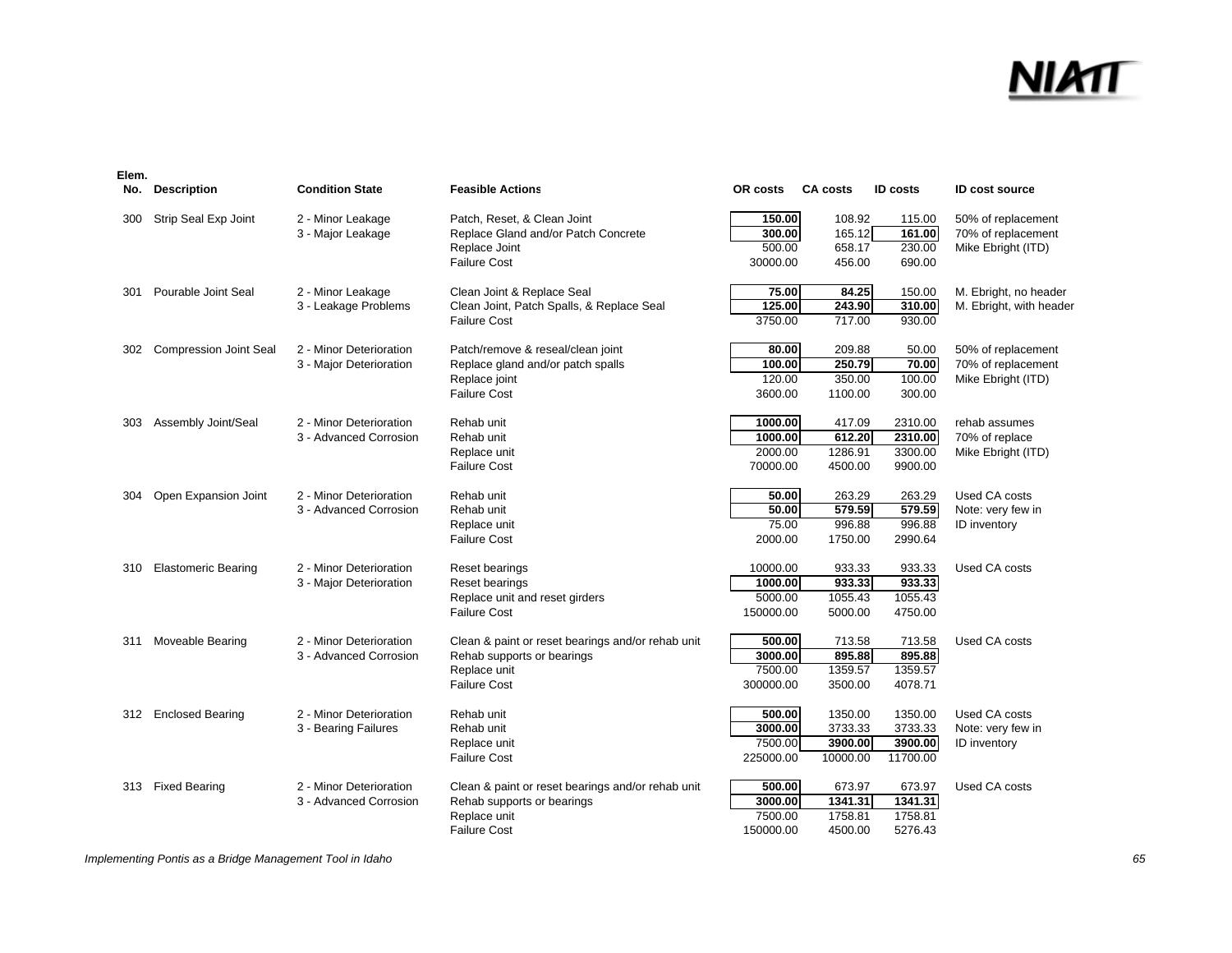| Elem. No. | Description | Condition State | Feasible Actions | OR costs | CA costs | ID costs | ID cost source |
|---|---|---|---|---|---|---|---|
| 300 | Strip Seal Exp Joint | 2 - Minor Leakage | Patch, Reset, & Clean Joint | **150.00** | 108.92 | 115.00 | 50% of replacement |
| | | 3 - Major Leakage | Replace Gland and/or Patch Concrete | **300.00** | 165.12 | **161.00** | 70% of replacement |
| | | | Replace Joint | 500.00 | 658.17 | 230.00 | Mike Ebright (ITD) |
| | | | Failure Cost | 30000.00 | 456.00 | 690.00 | |
| 301 | Pourable Joint Seal | 2 - Minor Leakage | Clean Joint & Replace Seal | **75.00** | **84.25** | 150.00 | M. Ebright, no header |
| | | 3 - Leakage Problems | Clean Joint, Patch Spalls, & Replace Seal | **125.00** | **243.90** | **310.00** | M. Ebright, with header |
| | | | Failure Cost | 3750.00 | 717.00 | 930.00 | |
| 302 | Compression Joint Seal | 2 - Minor Deterioration | Patch/remove & reseal/clean joint | **80.00** | 209.88 | 50.00 | 50% of replacement |
| | | 3 - Major Deterioration | Replace gland and/or patch spalls | **100.00** | **250.79** | **70.00** | 70% of replacement |
| | | | Replace joint | 120.00 | 350.00 | 100.00 | Mike Ebright (ITD) |
| | | | Failure Cost | 3600.00 | 1100.00 | 300.00 | |
| 303 | Assembly Joint/Seal | 2 - Minor Deterioration | Rehab unit | **1000.00** | 417.09 | 2310.00 | rehab assumes |
| | | 3 - Advanced Corrosion | Rehab unit | **1000.00** | **612.20** | **2310.00** | 70% of replace |
| | | | Replace unit | 2000.00 | 1286.91 | 3300.00 | Mike Ebright (ITD) |
| | | | Failure Cost | 70000.00 | 4500.00 | 9900.00 | |
| 304 | Open Expansion Joint | 2 - Minor Deterioration | Rehab unit | **50.00** | 263.29 | 263.29 | Used CA costs |
| | | 3 - Advanced Corrosion | Rehab unit | **50.00** | **579.59** | **579.59** | Note: very few in |
| | | | Replace unit | 75.00 | 996.88 | 996.88 | ID inventory |
| | | | Failure Cost | 2000.00 | 1750.00 | 2990.64 | |
| 310 | Elastomeric Bearing | 2 - Minor Deterioration | Reset bearings | 10000.00 | 933.33 | 933.33 | Used CA costs |
| | | 3 - Major Deterioration | Reset bearings | **1000.00** | **933.33** | **933.33** | |
| | | | Replace unit and reset girders | 5000.00 | 1055.43 | 1055.43 | |
| | | | Failure Cost | 150000.00 | 5000.00 | 4750.00 | |
| 311 | Moveable Bearing | 2 - Minor Deterioration | Clean & paint or reset bearings and/or rehab unit | **500.00** | 713.58 | 713.58 | Used CA costs |
| | | 3 - Advanced Corrosion | Rehab supports or bearings | **3000.00** | **895.88** | **895.88** | |
| | | | Replace unit | 7500.00 | 1359.57 | 1359.57 | |
| | | | Failure Cost | 300000.00 | 3500.00 | 4078.71 | |
| 312 | Enclosed Bearing | 2 - Minor Deterioration | Rehab unit | **500.00** | 1350.00 | 1350.00 | Used CA costs |
| | | 3 - Bearing Failures | Rehab unit | **3000.00** | 3733.33 | 3733.33 | Note: very few in |
| | | | Replace unit | 7500.00 | **3900.00** | **3900.00** | ID inventory |
| | | | Failure Cost | 225000.00 | 10000.00 | 11700.00 | |
| 313 | Fixed Bearing | 2 - Minor Deterioration | Clean & paint or reset bearings and/or rehab unit | **500.00** | 673.97 | 673.97 | Used CA costs |
| | | 3 - Advanced Corrosion | Rehab supports or bearings | **3000.00** | **1341.31** | **1341.31** | |
| | | | Replace unit | 7500.00 | 1758.81 | 1758.81 | |
| | | | Failure Cost | 150000.00 | 4500.00 | 5276.43 | |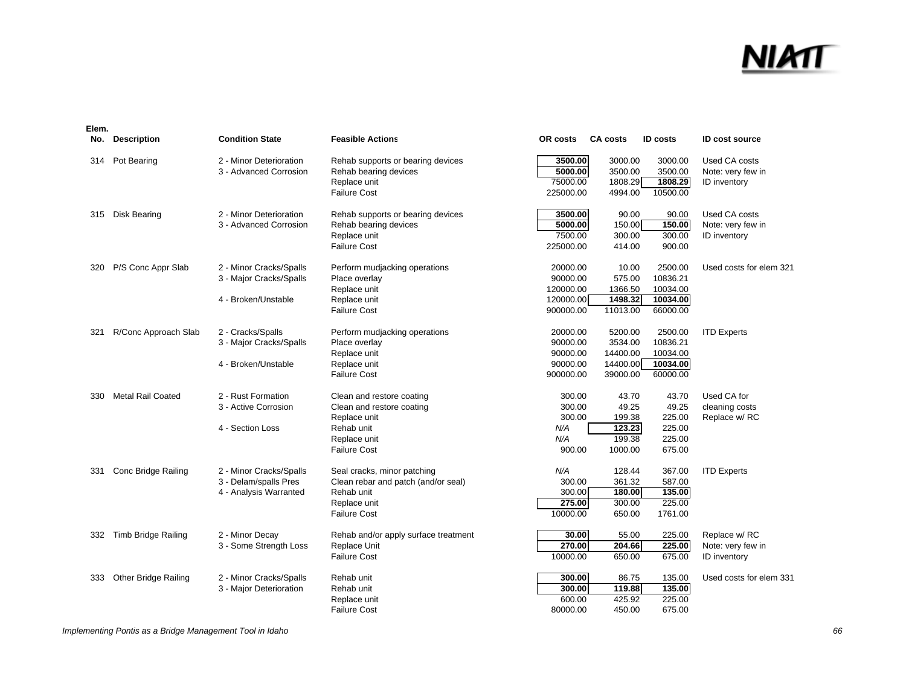| Elem. No. | Description | Condition State | Feasible Actions | OR costs | CA costs | ID costs | ID cost source |
|---|---|---|---|---|---|---|---|
| 314 | Pot Bearing | 2 - Minor Deterioration | Rehab supports or bearing devices | **3500.00** | 3000.00 | 3000.00 | Used CA costs |
| | | 3 - Advanced Corrosion | Rehab bearing devices | **5000.00** | 3500.00 | 3500.00 | Note: very few in |
| | | | Replace unit | 75000.00 | 1808.29 | **1808.29** | ID inventory |
| | | | Failure Cost | 225000.00 | 4994.00 | 10500.00 | |
| 315 | Disk Bearing | 2 - Minor Deterioration | Rehab supports or bearing devices | **3500.00** | 90.00 | 90.00 | Used CA costs |
| | | 3 - Advanced Corrosion | Rehab bearing devices | **5000.00** | 150.00 | **150.00** | Note: very few in |
| | | | Replace unit | 7500.00 | 300.00 | 300.00 | ID inventory |
| | | | Failure Cost | 225000.00 | 414.00 | 900.00 | |
| 320 | P/S Conc Appr Slab | 2 - Minor Cracks/Spalls | Perform mudjacking operations | 20000.00 | 10.00 | 2500.00 | Used costs for elem 321 |
| | | 3 - Major Cracks/Spalls | Place overlay | 90000.00 | 575.00 | 10836.21 | |
| | | | Replace unit | 120000.00 | 1366.50 | 10034.00 | |
| | | 4 - Broken/Unstable | Replace unit | 120000.00 | **1498.32** | **10034.00** | |
| | | | Failure Cost | 900000.00 | 11013.00 | 66000.00 | |
| 321 | R/Conc Approach Slab | 2 - Cracks/Spalls | Perform mudjacking operations | 20000.00 | 5200.00 | 2500.00 | ITD Experts |
| | | 3 - Major Cracks/Spalls | Place overlay | 90000.00 | 3534.00 | 10836.21 | |
| | | | Replace unit | 90000.00 | 14400.00 | 10034.00 | |
| | | 4 - Broken/Unstable | Replace unit | 90000.00 | 14400.00 | **10034.00** | |
| | | | Failure Cost | 900000.00 | 39000.00 | 60000.00 | |
| 330 | Metal Rail Coated | 2 - Rust Formation | Clean and restore coating | 300.00 | 43.70 | 43.70 | Used CA for |
| | | 3 - Active Corrosion | Clean and restore coating | 300.00 | 49.25 | 49.25 | cleaning costs |
| | | | Replace unit | 300.00 | 199.38 | 225.00 | Replace w/ RC |
| | | 4 - Section Loss | Rehab unit | *N/A* | **123.23** | 225.00 | |
| | | | Replace unit | *N/A* | 199.38 | 225.00 | |
| | | | Failure Cost | 900.00 | 1000.00 | 675.00 | |
| 331 | Conc Bridge Railing | 2 - Minor Cracks/Spalls | Seal cracks, minor patching | *N/A* | 128.44 | 367.00 | ITD Experts |
| | | 3 - Delam/spalls Pres | Clean rebar and patch (and/or seal) | 300.00 | 361.32 | 587.00 | |
| | | 4 - Analysis Warranted | Rehab unit | 300.00 | **180.00** | **135.00** | |
| | | | Replace unit | **275.00** | 300.00 | 225.00 | |
| | | | Failure Cost | 10000.00 | 650.00 | 1761.00 | |
| 332 | Timb Bridge Railing | 2 - Minor Decay | Rehab and/or apply surface treatment | **30.00** | 55.00 | 225.00 | Replace w/ RC |
| | | 3 - Some Strength Loss | Replace Unit | **270.00** | **204.66** | **225.00** | Note: very few in |
| | | | Failure Cost | 10000.00 | 650.00 | 675.00 | ID inventory |
| 333 | Other Bridge Railing | 2 - Minor Cracks/Spalls | Rehab unit | **300.00** | 86.75 | 135.00 | Used costs for elem 331 |
| | | 3 - Major Deterioration | Rehab unit | **300.00** | **119.88** | **135.00** | |
| | | | Replace unit | 600.00 | 425.92 | 225.00 | |
| | | | Failure Cost | 80000.00 | 450.00 | 675.00 | |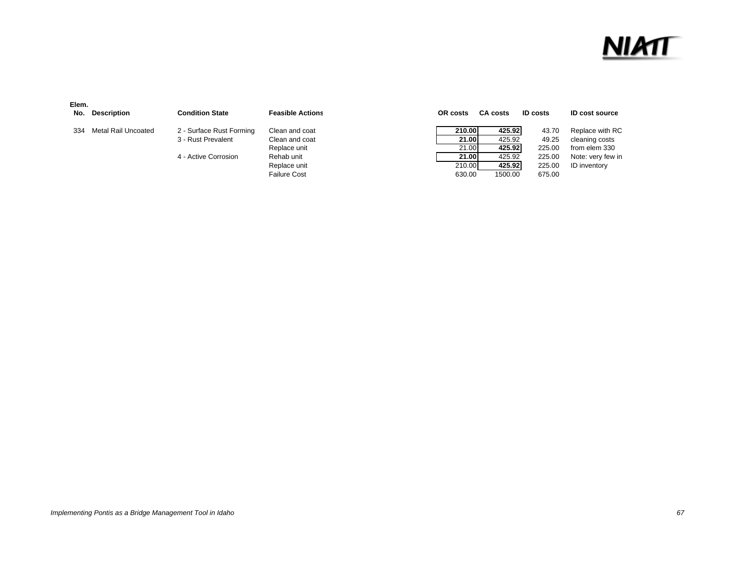| Elem. No. | Description | Condition State | Feasible Actions | OR costs | CA costs | ID costs | ID cost source |
|---|---|---|---|---|---|---|---|
| 334 | Metal Rail Uncoated | 2 - Surface Rust Forming | Clean and coat | **210.00** | **425.92** | 43.70 | Replace with RC |
| | | 3 - Rust Prevalent | Clean and coat | **21.00** | 425.92 | 49.25 | cleaning costs |
| | | | Replace unit | 21.00 | **425.92** | 225.00 | from elem 330 |
| | | 4 - Active Corrosion | Rehab unit | **21.00** | 425.92 | 225.00 | Note: very few in |
| | | | Replace unit | 210.00 | **425.92** | 225.00 | ID inventory |
| | | | Failure Cost | 630.00 | 1500.00 | 675.00 | |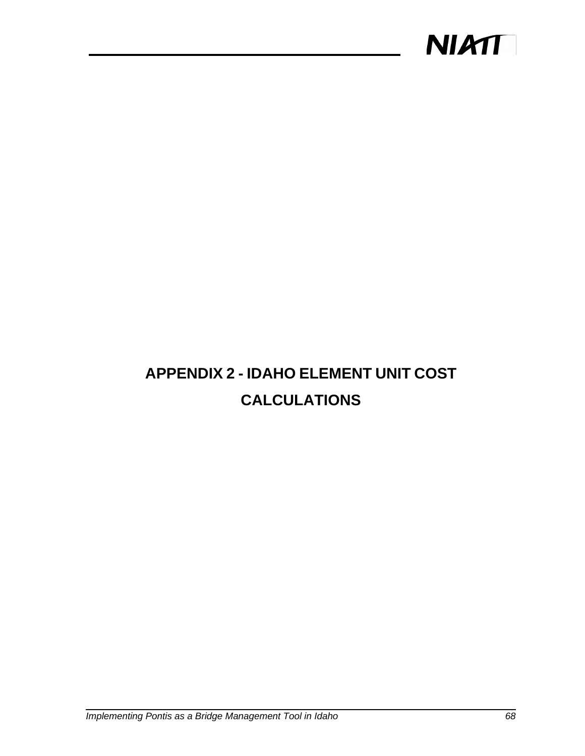# APPENDIX 2 - IDAHO ELEMENT UNIT COST CALCULATIONS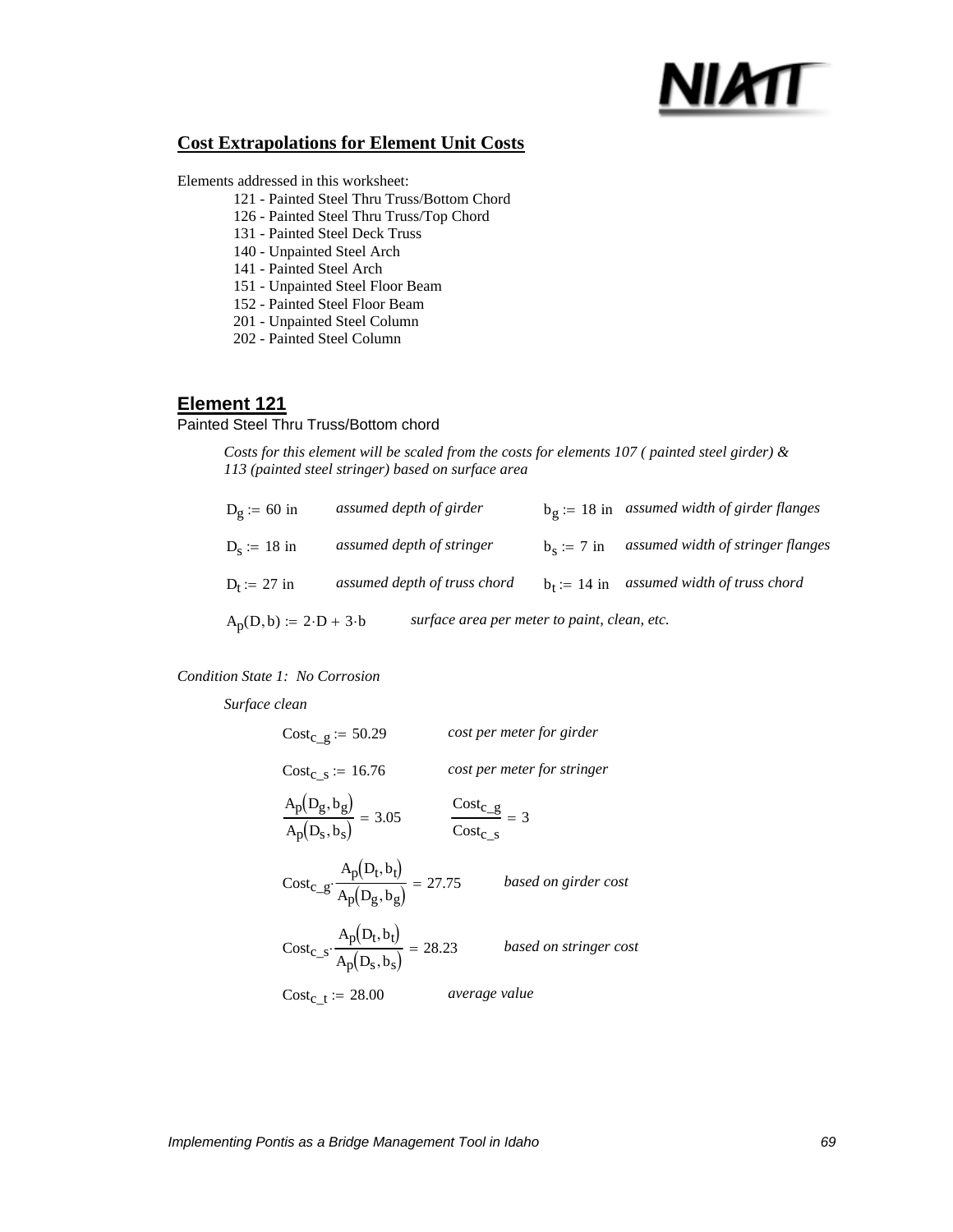## Cost Extrapolations for Element Unit Costs

Elements addressed in this worksheet:

- 121 - Painted Steel Thru Truss/Bottom Chord
- 126 - Painted Steel Thru Truss/Top Chord
- 131 - Painted Steel Deck Truss
- 140 - Unpainted Steel Arch
- 141 - Painted Steel Arch
- 151 - Unpainted Steel Floor Beam
- 152 - Painted Steel Floor Beam
- 201 - Unpainted Steel Column
- 202 - Painted Steel Column

### Element 121

Painted Steel Thru Truss/Bottom chord

*Costs for this element will be scaled from the costs for elements 107 ( painted steel girder) & 113 (painted steel stringer) based on surface area*

$D_g := 60 \text{ in}$ *assumed depth of girder* $b_g := 18 \text{ in}$ *assumed width of girder flanges*

$D_s := 18 \text{ in}$ *assumed depth of stringer* $b_s := 7 \text{ in}$ *assumed width of stringer flanges*

$D_t := 27 \text{ in}$ *assumed depth of truss chord* $b_t := 14 \text{ in}$ *assumed width of truss chord*

$A_p(D,b) := 2 \cdot D + 3 \cdot b$ *surface area per meter to paint, clean, etc.*

*Condition State 1: No Corrosion*

*Surface clean*

$\text{Cost}_{c\_g} := 50.29$ *cost per meter for girder*

$\text{Cost}_{c\_s} := 16.76$ *cost per meter for stringer*

$$\frac{A_p(D_g, b_g)}{A_p(D_s, b_s)} = 3.05 \qquad \frac{\text{Cost}_{c\_g}}{\text{Cost}_{c\_s}} = 3$$

$$\text{Cost}_{c\_g} \cdot \frac{A_p(D_t, b_t)}{A_p(D_g, b_g)} = 27.75$$ *based on girder cost*

$$\text{Cost}_{c\_s} \cdot \frac{A_p(D_t, b_t)}{A_p(D_s, b_s)} = 28.23$$ *based on stringer cost*

$\text{Cost}_{c\_t} := 28.00$ *average value*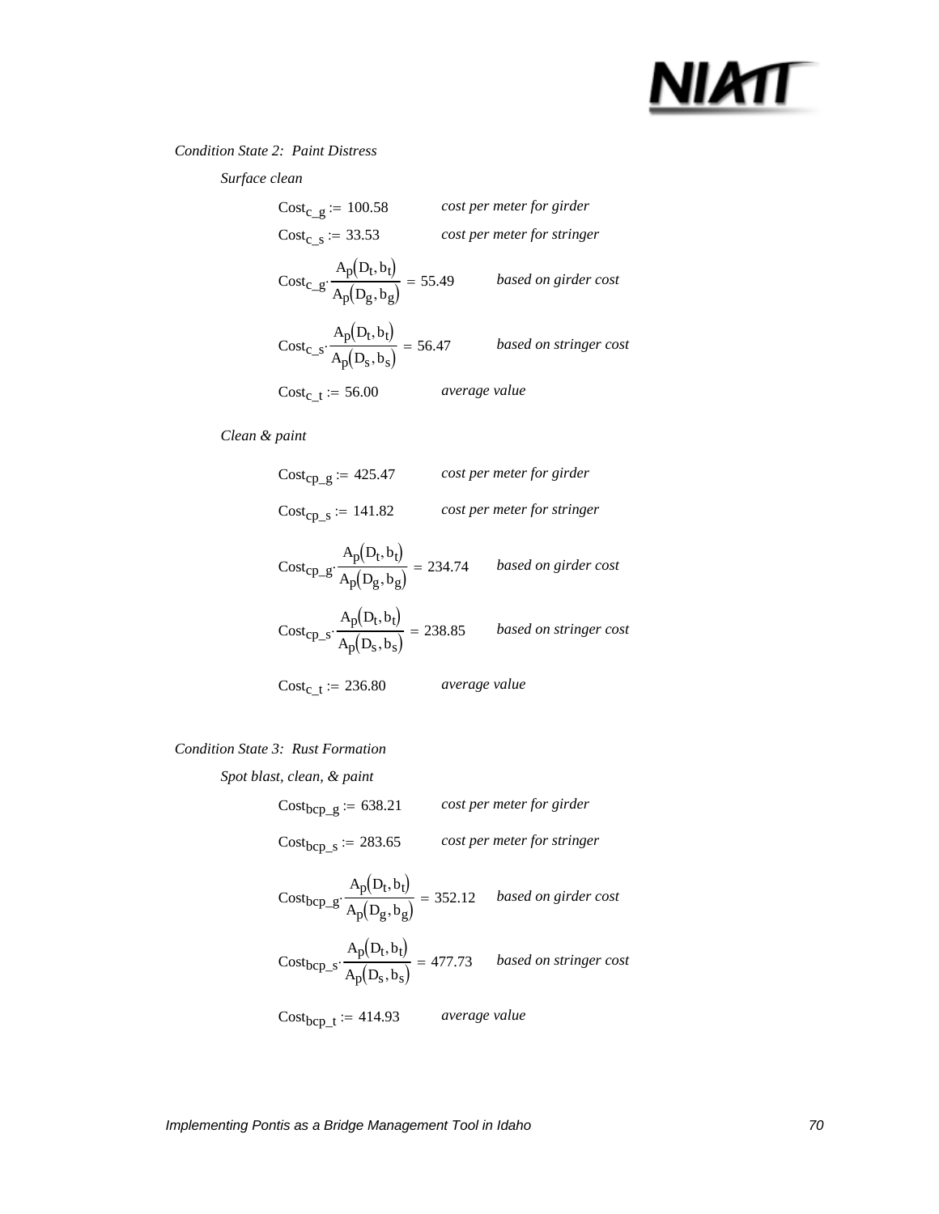*Condition State 2: Paint Distress*

*Surface clean*

$Cost_{c\_g} := 100.58$ *cost per meter for girder*

$Cost_{c\_s} := 33.53$ *cost per meter for stringer*

$Cost_{c\_g} \cdot \frac{A_p(D_t, b_t)}{A_p(D_g, b_g)} = 55.49$ *based on girder cost*

$Cost_{c\_s} \cdot \frac{A_p(D_t, b_t)}{A_p(D_s, b_s)} = 56.47$ *based on stringer cost*

$Cost_{c\_t} := 56.00$ *average value*

*Clean & paint*

$Cost_{cp\_g} := 425.47$ *cost per meter for girder*

$Cost_{cp\_s} := 141.82$ *cost per meter for stringer*

$Cost_{cp\_g} \cdot \frac{A_p(D_t, b_t)}{A_p(D_g, b_g)} = 234.74$ *based on girder cost*

$Cost_{cp\_s} \cdot \frac{A_p(D_t, b_t)}{A_p(D_s, b_s)} = 238.85$ *based on stringer cost*

$Cost_{c\_t} := 236.80$ *average value*

*Condition State 3: Rust Formation*

*Spot blast, clean, & paint*

$Cost_{bcp\_g} := 638.21$ *cost per meter for girder*

$Cost_{bcp\_s} := 283.65$ *cost per meter for stringer*

$Cost_{bcp\_g} \cdot \frac{A_p(D_t, b_t)}{A_p(D_g, b_g)} = 352.12$ *based on girder cost*

$Cost_{bcp\_s} \cdot \frac{A_p(D_t, b_t)}{A_p(D_s, b_s)} = 477.73$ *based on stringer cost*

$Cost_{bcp\_t} := 414.93$ *average value*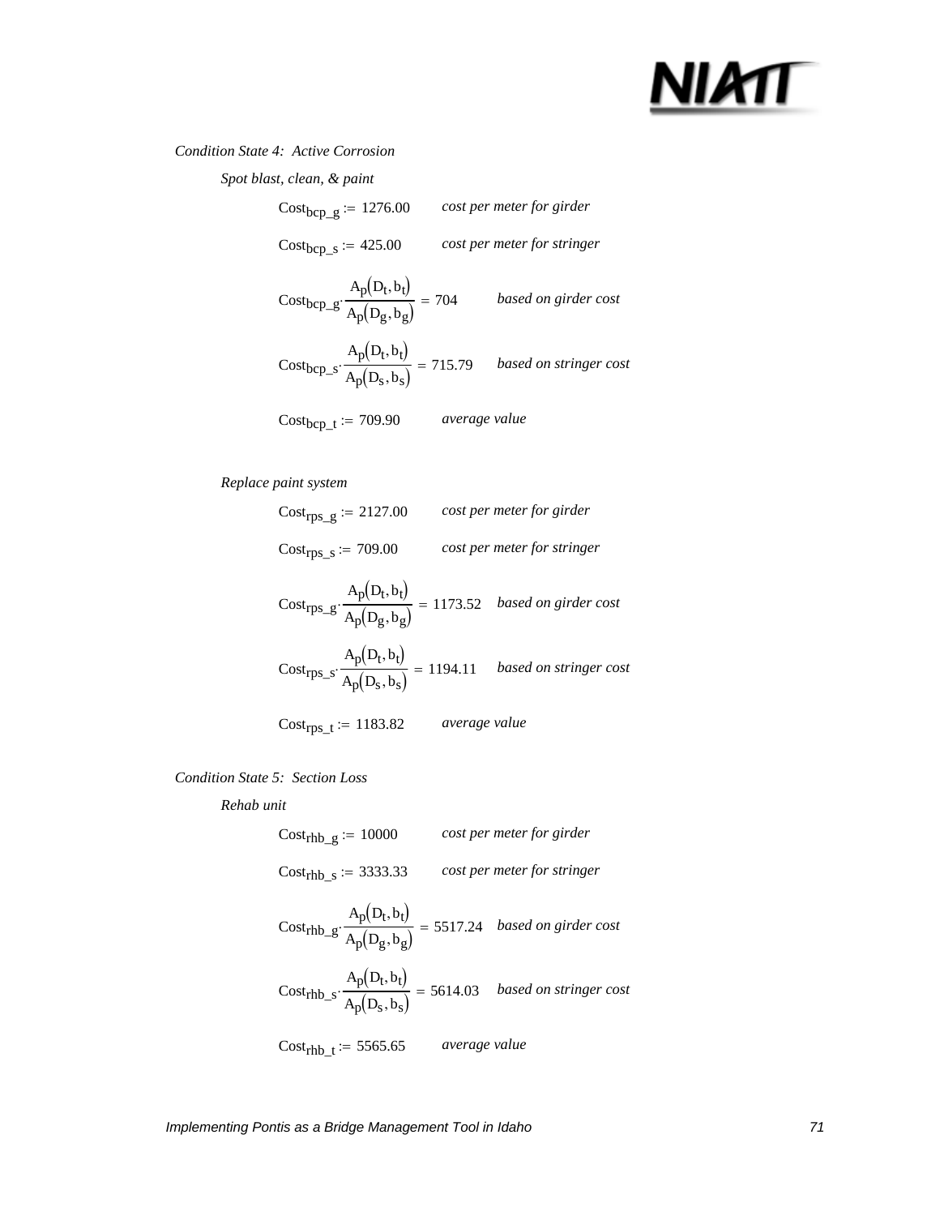*Condition State 4: Active Corrosion*

*Spot blast, clean, & paint*

$\text{Cost}_{bcp\_g} := 1276.00$ *cost per meter for girder*

$\text{Cost}_{bcp\_s} := 425.00$ *cost per meter for stringer*

$$\text{Cost}_{bcp\_g} \cdot \frac{A_p(D_t, b_t)}{A_p(D_g, b_g)} = 704 \quad \textit{based on girder cost}$$

$$\text{Cost}_{bcp\_s} \cdot \frac{A_p(D_t, b_t)}{A_p(D_s, b_s)} = 715.79 \quad \textit{based on stringer cost}$$

$\text{Cost}_{bcp\_t} := 709.90$ *average value*

*Replace paint system*

$\text{Cost}_{rps\_g} := 2127.00$ *cost per meter for girder*

$\text{Cost}_{rps\_s} := 709.00$ *cost per meter for stringer*

$$\text{Cost}_{rps\_g} \cdot \frac{A_p(D_t, b_t)}{A_p(D_g, b_g)} = 1173.52 \quad \textit{based on girder cost}$$

$$\text{Cost}_{rps\_s} \cdot \frac{A_p(D_t, b_t)}{A_p(D_s, b_s)} = 1194.11 \quad \textit{based on stringer cost}$$

$\text{Cost}_{rps\_t} := 1183.82$ *average value*

*Condition State 5: Section Loss*

*Rehab unit*

$\text{Cost}_{rhb\_g} := 10000$ *cost per meter for girder*

$\text{Cost}_{rhb\_s} := 3333.33$ *cost per meter for stringer*

$$\text{Cost}_{rhb\_g} \cdot \frac{A_p(D_t, b_t)}{A_p(D_g, b_g)} = 5517.24 \quad \textit{based on girder cost}$$

$$\text{Cost}_{rhb\_s} \cdot \frac{A_p(D_t, b_t)}{A_p(D_s, b_s)} = 5614.03 \quad \textit{based on stringer cost}$$

$\text{Cost}_{rhb\_t} := 5565.65$ *average value*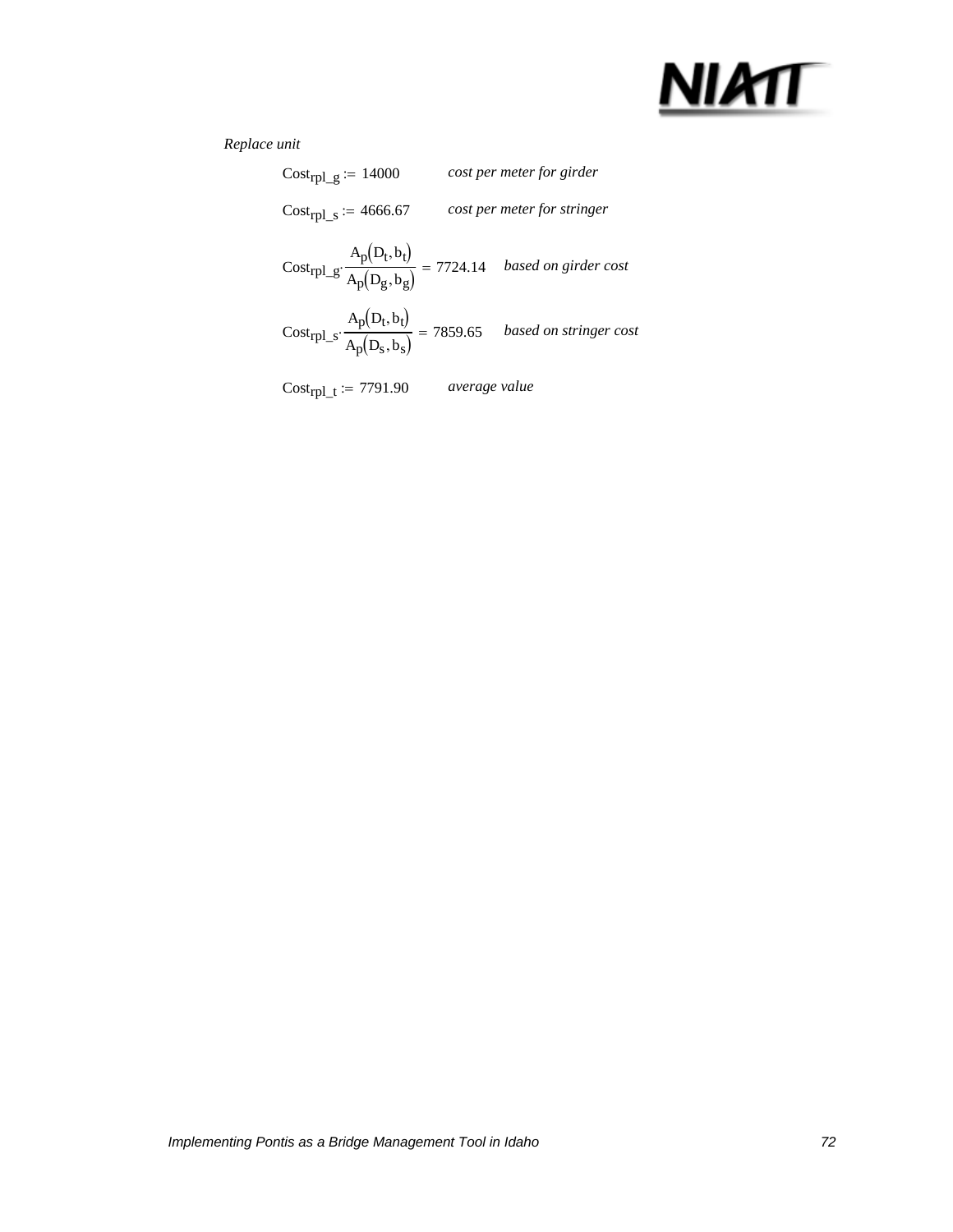*Replace unit*

$Cost_{rpl\_g} := 14000$ *cost per meter for girder*

$Cost_{rpl\_s} := 4666.67$ *cost per meter for stringer*

$Cost_{rpl\_g} \cdot \dfrac{A_p(D_t, b_t)}{A_p(D_g, b_g)} = 7724.14$ *based on girder cost*

$Cost_{rpl\_s} \cdot \dfrac{A_p(D_t, b_t)}{A_p(D_s, b_s)} = 7859.65$ *based on stringer cost*

$Cost_{rpl\_t} := 7791.90$ *average value*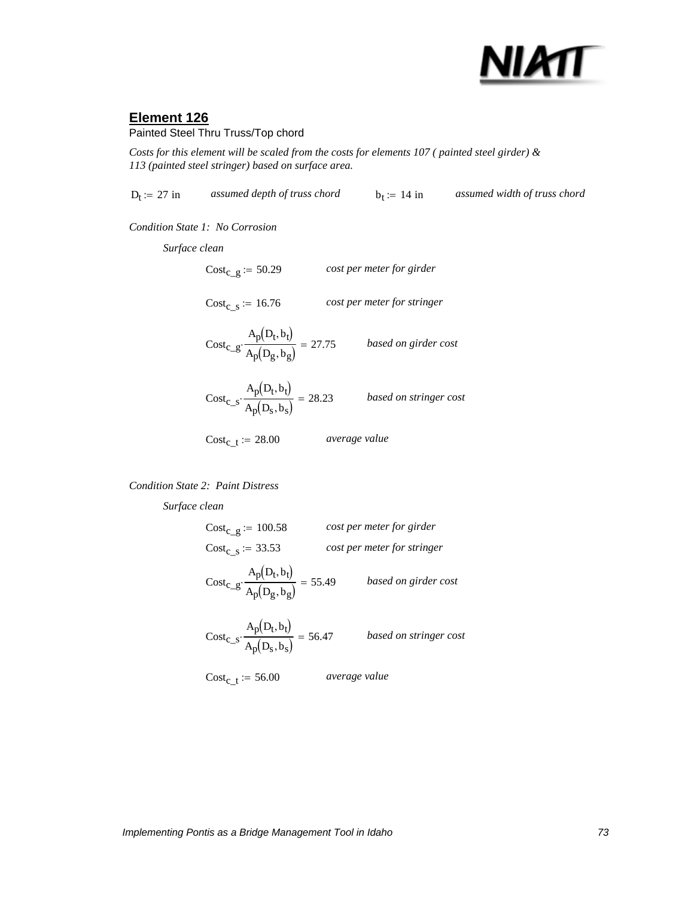## Element 126

Painted Steel Thru Truss/Top chord

*Costs for this element will be scaled from the costs for elements 107 ( painted steel girder) & 113 (painted steel stringer) based on surface area.*

$D_t := 27\ \text{in}$ *assumed depth of truss chord* $b_t := 14\ \text{in}$ *assumed width of truss chord*

*Condition State 1: No Corrosion*

*Surface clean*

$Cost_{c\_g} := 50.29$ *cost per meter for girder*

$Cost_{c\_s} := 16.76$ *cost per meter for stringer*

$$Cost_{c\_g} \cdot \frac{A_p(D_t, b_t)}{A_p(D_g, b_g)} = 27.75$$ *based on girder cost*

$$Cost_{c\_s} \cdot \frac{A_p(D_t, b_t)}{A_p(D_s, b_s)} = 28.23$$ *based on stringer cost*

$Cost_{c\_t} := 28.00$ *average value*

*Condition State 2: Paint Distress*

*Surface clean*

$Cost_{c\_g} := 100.58$ *cost per meter for girder*

$Cost_{c\_s} := 33.53$ *cost per meter for stringer*

$$Cost_{c\_g} \cdot \frac{A_p(D_t, b_t)}{A_p(D_g, b_g)} = 55.49$$ *based on girder cost*

$$Cost_{c\_s} \cdot \frac{A_p(D_t, b_t)}{A_p(D_s, b_s)} = 56.47$$ *based on stringer cost*

$Cost_{c\_t} := 56.00$ *average value*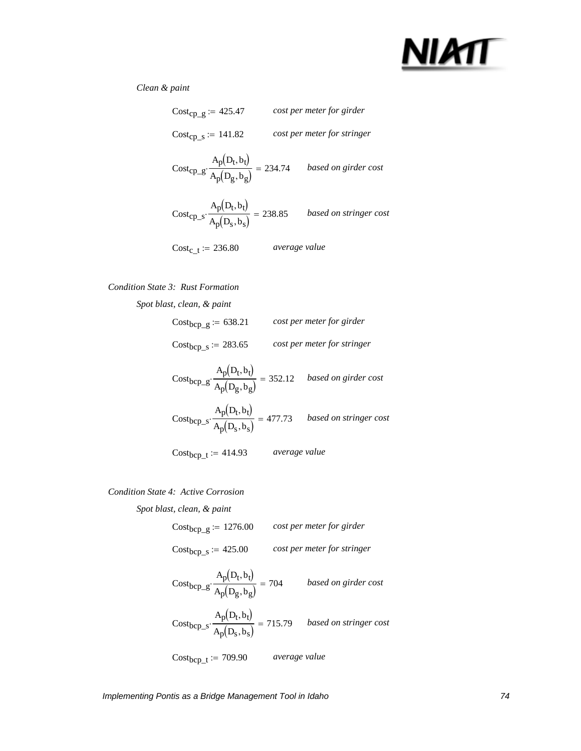*Clean & paint*

$Cost_{cp\_g} := 425.47$ *cost per meter for girder*

$Cost_{cp\_s} := 141.82$ *cost per meter for stringer*

$Cost_{cp\_g} \cdot \frac{A_p(D_t, b_t)}{A_p(D_g, b_g)} = 234.74$ *based on girder cost*

$Cost_{cp\_s} \cdot \frac{A_p(D_t, b_t)}{A_p(D_s, b_s)} = 238.85$ *based on stringer cost*

$Cost_{c\_t} := 236.80$ *average value*

*Condition State 3: Rust Formation*

*Spot blast, clean, & paint*

$Cost_{bcp\_g} := 638.21$ *cost per meter for girder*

$Cost_{bcp\_s} := 283.65$ *cost per meter for stringer*

$Cost_{bcp\_g} \cdot \frac{A_p(D_t, b_t)}{A_p(D_g, b_g)} = 352.12$ *based on girder cost*

$Cost_{bcp\_s} \cdot \frac{A_p(D_t, b_t)}{A_p(D_s, b_s)} = 477.73$ *based on stringer cost*

$Cost_{bcp\_t} := 414.93$ *average value*

*Condition State 4: Active Corrosion*

*Spot blast, clean, & paint*

$Cost_{bcp\_g} := 1276.00$ *cost per meter for girder*

$Cost_{bcp\_s} := 425.00$ *cost per meter for stringer*

$Cost_{bcp\_g} \cdot \frac{A_p(D_t, b_t)}{A_p(D_g, b_g)} = 704$ *based on girder cost*

$Cost_{bcp\_s} \cdot \frac{A_p(D_t, b_t)}{A_p(D_s, b_s)} = 715.79$ *based on stringer cost*

$Cost_{bcp\_t} := 709.90$ *average value*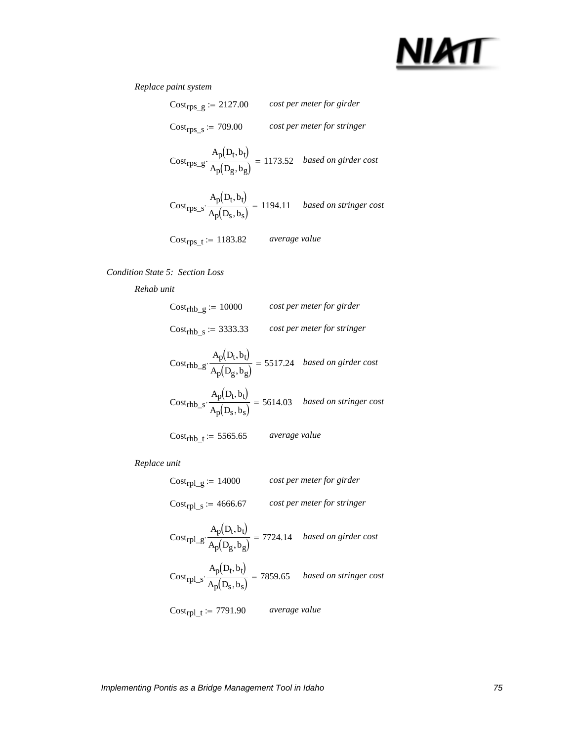*Replace paint system*

$Cost_{rps\_g} := 2127.00$ *cost per meter for girder*

$Cost_{rps\_s} := 709.00$ *cost per meter for stringer*

$Cost_{rps\_g} \cdot \frac{A_p(D_t, b_t)}{A_p(D_g, b_g)} = 1173.52$ *based on girder cost*

$Cost_{rps\_s} \cdot \frac{A_p(D_t, b_t)}{A_p(D_s, b_s)} = 1194.11$ *based on stringer cost*

$Cost_{rps\_t} := 1183.82$ *average value*

*Condition State 5: Section Loss*

*Rehab unit*

$Cost_{rhb\_g} := 10000$ *cost per meter for girder*

$Cost_{rhb\_s} := 3333.33$ *cost per meter for stringer*

$Cost_{rhb\_g} \cdot \frac{A_p(D_t, b_t)}{A_p(D_g, b_g)} = 5517.24$ *based on girder cost*

$Cost_{rhb\_s} \cdot \frac{A_p(D_t, b_t)}{A_p(D_s, b_s)} = 5614.03$ *based on stringer cost*

$Cost_{rhb\_t} := 5565.65$ *average value*

*Replace unit*

$Cost_{rpl\_g} := 14000$ *cost per meter for girder*

$Cost_{rpl\_s} := 4666.67$ *cost per meter for stringer*

$Cost_{rpl\_g} \cdot \frac{A_p(D_t, b_t)}{A_p(D_g, b_g)} = 7724.14$ *based on girder cost*

$Cost_{rpl\_s} \cdot \frac{A_p(D_t, b_t)}{A_p(D_s, b_s)} = 7859.65$ *based on stringer cost*

$Cost_{rpl\_t} := 7791.90$ *average value*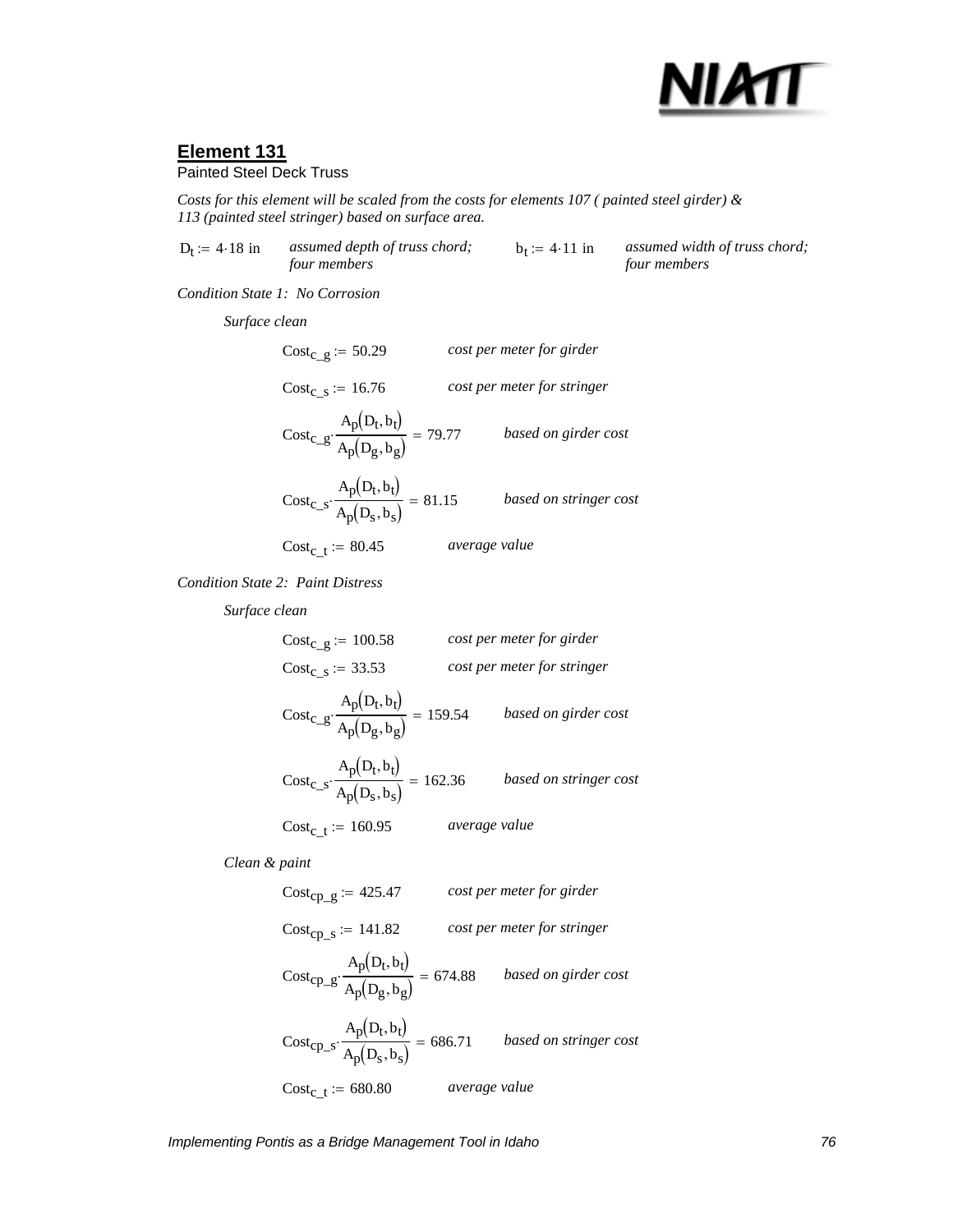## Element 131

Painted Steel Deck Truss

*Costs for this element will be scaled from the costs for elements 107 ( painted steel girder) & 113 (painted steel stringer) based on surface area.*

$D_t := 4 \cdot 18 \text{ in}$ *assumed depth of truss chord; four members* $b_t := 4 \cdot 11 \text{ in}$ *assumed width of truss chord; four members*

*Condition State 1: No Corrosion*

*Surface clean*

$Cost_{c\_g} := 50.29$ *cost per meter for girder*

$Cost_{c\_s} := 16.76$ *cost per meter for stringer*

$Cost_{c\_g} \cdot \dfrac{A_p(D_t, b_t)}{A_p(D_g, b_g)} = 79.77$ *based on girder cost*

$Cost_{c\_s} \cdot \dfrac{A_p(D_t, b_t)}{A_p(D_s, b_s)} = 81.15$ *based on stringer cost*

$Cost_{c\_t} := 80.45$ *average value*

*Condition State 2: Paint Distress*

*Surface clean*

$Cost_{c\_g} := 100.58$ *cost per meter for girder*

$Cost_{c\_s} := 33.53$ *cost per meter for stringer*

$Cost_{c\_g} \cdot \dfrac{A_p(D_t, b_t)}{A_p(D_g, b_g)} = 159.54$ *based on girder cost*

$Cost_{c\_s} \cdot \dfrac{A_p(D_t, b_t)}{A_p(D_s, b_s)} = 162.36$ *based on stringer cost*

$Cost_{c\_t} := 160.95$ *average value*

*Clean & paint*

$Cost_{cp\_g} := 425.47$ *cost per meter for girder*

$Cost_{cp\_s} := 141.82$ *cost per meter for stringer*

$Cost_{cp\_g} \cdot \dfrac{A_p(D_t, b_t)}{A_p(D_g, b_g)} = 674.88$ *based on girder cost*

$Cost_{cp\_s} \cdot \dfrac{A_p(D_t, b_t)}{A_p(D_s, b_s)} = 686.71$ *based on stringer cost*

$Cost_{c\_t} := 680.80$ *average value*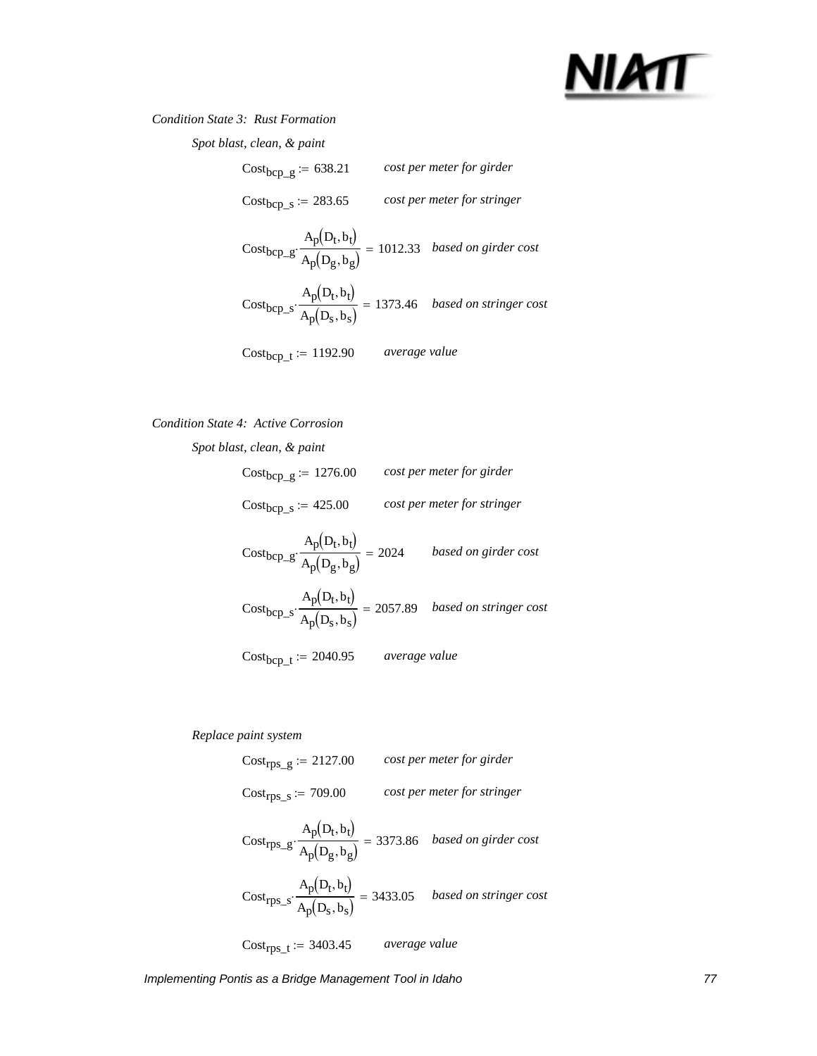*Condition State 3: Rust Formation*

*Spot blast, clean, & paint*

$Cost_{bcp\_g} := 638.21$ *cost per meter for girder*

$Cost_{bcp\_s} := 283.65$ *cost per meter for stringer*

$Cost_{bcp\_g} \cdot \frac{A_p(D_t, b_t)}{A_p(D_g, b_g)} = 1012.33$ *based on girder cost*

$Cost_{bcp\_s} \cdot \frac{A_p(D_t, b_t)}{A_p(D_s, b_s)} = 1373.46$ *based on stringer cost*

$Cost_{bcp\_t} := 1192.90$ *average value*

*Condition State 4: Active Corrosion*

*Spot blast, clean, & paint*

$Cost_{bcp\_g} := 1276.00$ *cost per meter for girder*

$Cost_{bcp\_s} := 425.00$ *cost per meter for stringer*

$Cost_{bcp\_g} \cdot \frac{A_p(D_t, b_t)}{A_p(D_g, b_g)} = 2024$ *based on girder cost*

$Cost_{bcp\_s} \cdot \frac{A_p(D_t, b_t)}{A_p(D_s, b_s)} = 2057.89$ *based on stringer cost*

$Cost_{bcp\_t} := 2040.95$ *average value*

*Replace paint system*

$Cost_{rps\_g} := 2127.00$ *cost per meter for girder*

$Cost_{rps\_s} := 709.00$ *cost per meter for stringer*

$Cost_{rps\_g} \cdot \frac{A_p(D_t, b_t)}{A_p(D_g, b_g)} = 3373.86$ *based on girder cost*

$Cost_{rps\_s} \cdot \frac{A_p(D_t, b_t)}{A_p(D_s, b_s)} = 3433.05$ *based on stringer cost*

$Cost_{rps\_t} := 3403.45$ *average value*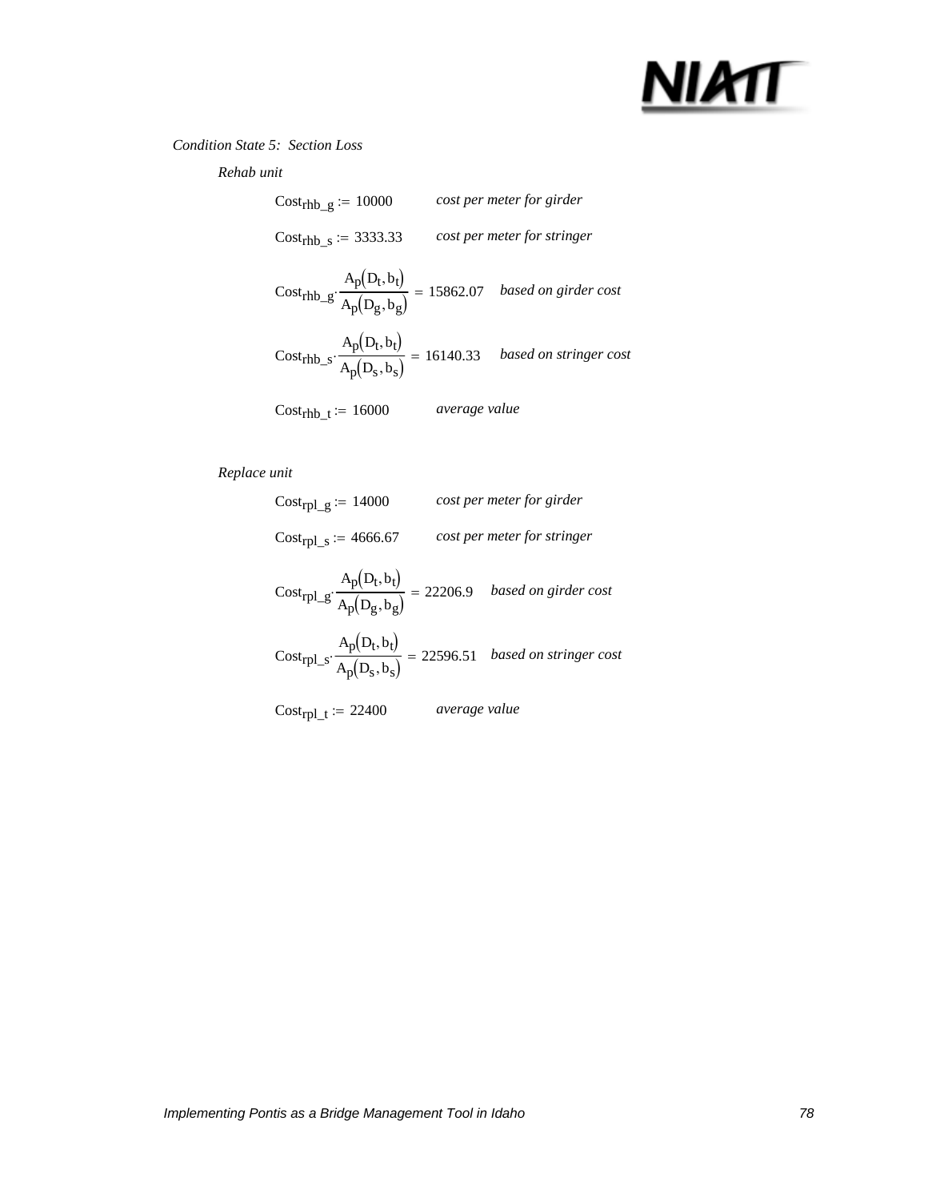*Condition State 5: Section Loss*

*Rehab unit*

$Cost_{rhb\_g} := 10000$ *cost per meter for girder*

$Cost_{rhb\_s} := 3333.33$ *cost per meter for stringer*

$Cost_{rhb\_g} \cdot \frac{A_p(D_t, b_t)}{A_p(D_g, b_g)} = 15862.07$ *based on girder cost*

$Cost_{rhb\_s} \cdot \frac{A_p(D_t, b_t)}{A_p(D_s, b_s)} = 16140.33$ *based on stringer cost*

$Cost_{rhb\_t} := 16000$ *average value*

*Replace unit*

$Cost_{rpl\_g} := 14000$ *cost per meter for girder*

$Cost_{rpl\_s} := 4666.67$ *cost per meter for stringer*

$Cost_{rpl\_g} \cdot \frac{A_p(D_t, b_t)}{A_p(D_g, b_g)} = 22206.9$ *based on girder cost*

$Cost_{rpl\_s} \cdot \frac{A_p(D_t, b_t)}{A_p(D_s, b_s)} = 22596.51$ *based on stringer cost*

$Cost_{rpl\_t} := 22400$ *average value*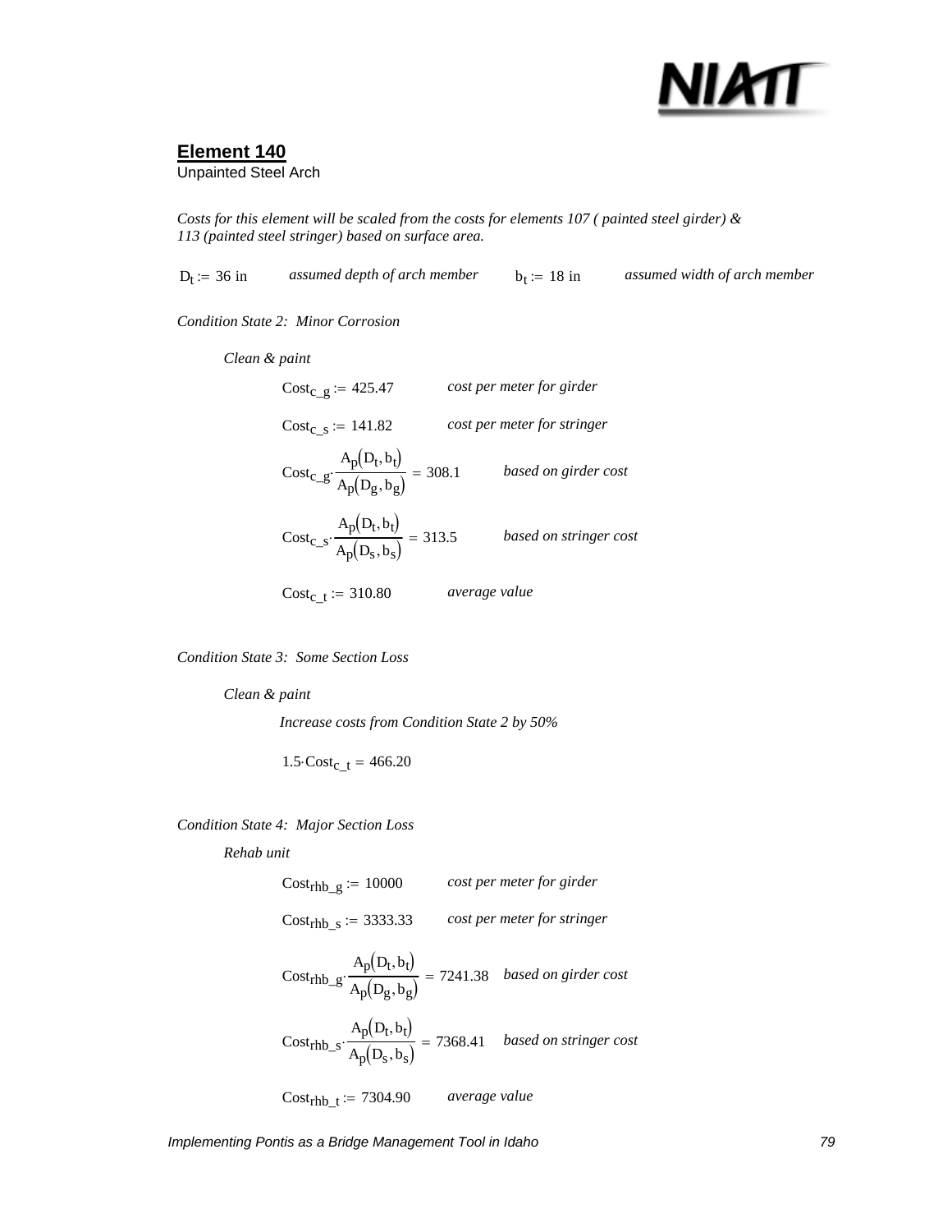## Element 140

Unpainted Steel Arch

*Costs for this element will be scaled from the costs for elements 107 ( painted steel girder) & 113 (painted steel stringer) based on surface area.*

$D_t := 36\ \text{in}$ *assumed depth of arch member* $b_t := 18\ \text{in}$ *assumed width of arch member*

*Condition State 2: Minor Corrosion*

*Clean & paint*

$Cost_{c\_g} := 425.47$ *cost per meter for girder*

$Cost_{c\_s} := 141.82$ *cost per meter for stringer*

$$Cost_{c\_g} \cdot \frac{A_p(D_t, b_t)}{A_p(D_g, b_g)} = 308.1$$ *based on girder cost*

$$Cost_{c\_s} \cdot \frac{A_p(D_t, b_t)}{A_p(D_s, b_s)} = 313.5$$ *based on stringer cost*

$Cost_{c\_t} := 310.80$ *average value*

*Condition State 3: Some Section Loss*

*Clean & paint*

*Increase costs from Condition State 2 by 50%*

$1.5 \cdot Cost_{c\_t} = 466.20$

*Condition State 4: Major Section Loss*

*Rehab unit*

$Cost_{rhb\_g} := 10000$ *cost per meter for girder*

$Cost_{rhb\_s} := 3333.33$ *cost per meter for stringer*

$$Cost_{rhb\_g} \cdot \frac{A_p(D_t, b_t)}{A_p(D_g, b_g)} = 7241.38$$ *based on girder cost*

$$Cost_{rhb\_s} \cdot \frac{A_p(D_t, b_t)}{A_p(D_s, b_s)} = 7368.41$$ *based on stringer cost*

$Cost_{rhb\_t} := 7304.90$ *average value*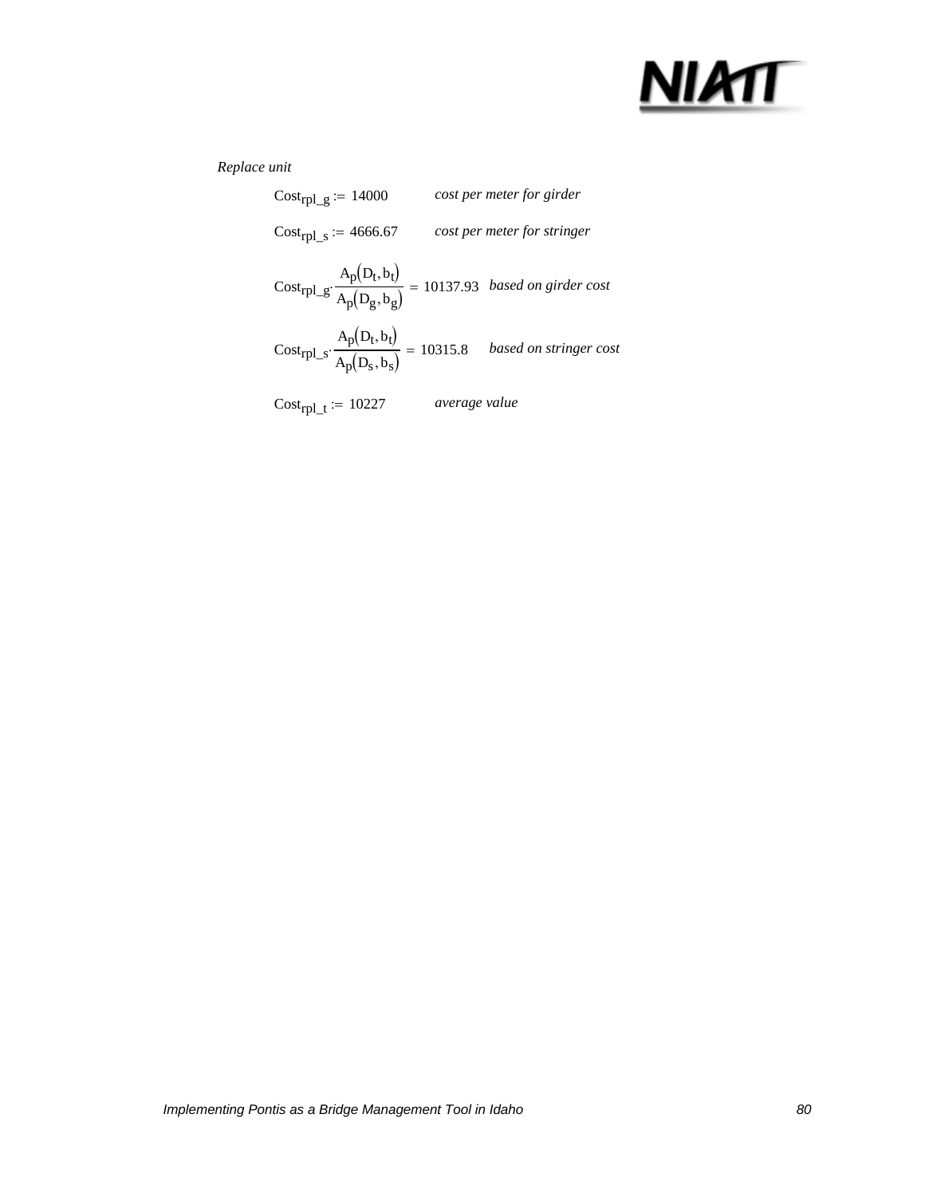*Replace unit*

$Cost_{rpl\_g} := 14000$ *cost per meter for girder*

$Cost_{rpl\_s} := 4666.67$ *cost per meter for stringer*

$$Cost_{rpl\_g} \cdot \frac{A_p(D_t, b_t)}{A_p(D_g, b_g)} = 10137.93$$ *based on girder cost*

$$Cost_{rpl\_s} \cdot \frac{A_p(D_t, b_t)}{A_p(D_s, b_s)} = 10315.8$$ *based on stringer cost*

$Cost_{rpl\_t} := 10227$ *average value*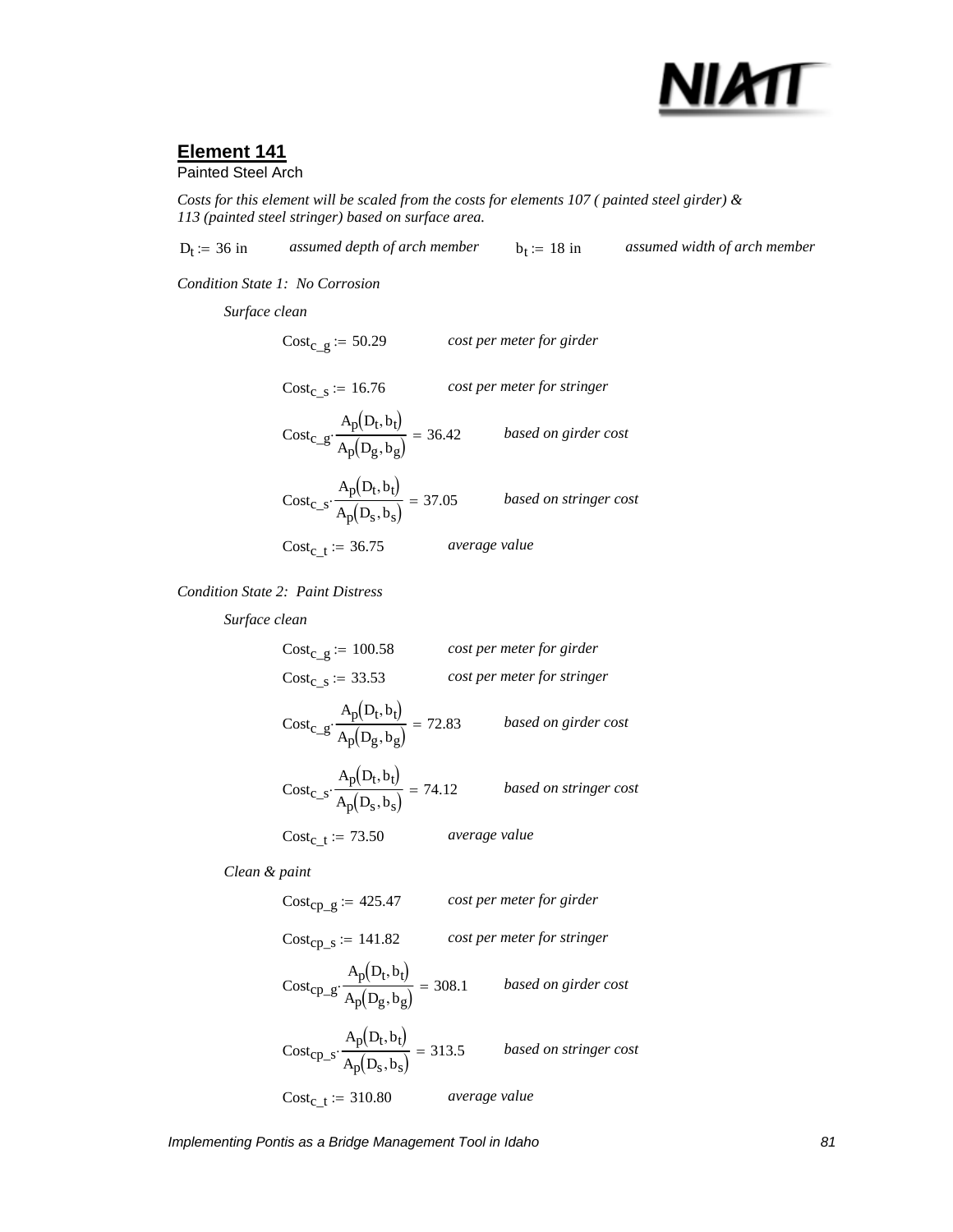## Element 141

Painted Steel Arch

*Costs for this element will be scaled from the costs for elements 107 ( painted steel girder) & 113 (painted steel stringer) based on surface area.*

$D_t := 36\ \text{in}$ *assumed depth of arch member* $b_t := 18\ \text{in}$ *assumed width of arch member*

*Condition State 1: No Corrosion*

*Surface clean*

$Cost_{c\_g} := 50.29$ *cost per meter for girder*

$Cost_{c\_s} := 16.76$ *cost per meter for stringer*

$$Cost_{c\_g} \cdot \frac{A_p(D_t, b_t)}{A_p(D_g, b_g)} = 36.42$$ *based on girder cost*

$$Cost_{c\_s} \cdot \frac{A_p(D_t, b_t)}{A_p(D_s, b_s)} = 37.05$$ *based on stringer cost*

$Cost_{c\_t} := 36.75$ *average value*

*Condition State 2: Paint Distress*

*Surface clean*

$Cost_{c\_g} := 100.58$ *cost per meter for girder*

$Cost_{c\_s} := 33.53$ *cost per meter for stringer*

$$Cost_{c\_g} \cdot \frac{A_p(D_t, b_t)}{A_p(D_g, b_g)} = 72.83$$ *based on girder cost*

$$Cost_{c\_s} \cdot \frac{A_p(D_t, b_t)}{A_p(D_s, b_s)} = 74.12$$ *based on stringer cost*

$Cost_{c\_t} := 73.50$ *average value*

*Clean & paint*

$Cost_{cp\_g} := 425.47$ *cost per meter for girder*

$Cost_{cp\_s} := 141.82$ *cost per meter for stringer*

$$Cost_{cp\_g} \cdot \frac{A_p(D_t, b_t)}{A_p(D_g, b_g)} = 308.1$$ *based on girder cost*

$$Cost_{cp\_s} \cdot \frac{A_p(D_t, b_t)}{A_p(D_s, b_s)} = 313.5$$ *based on stringer cost*

$Cost_{c\_t} := 310.80$ *average value*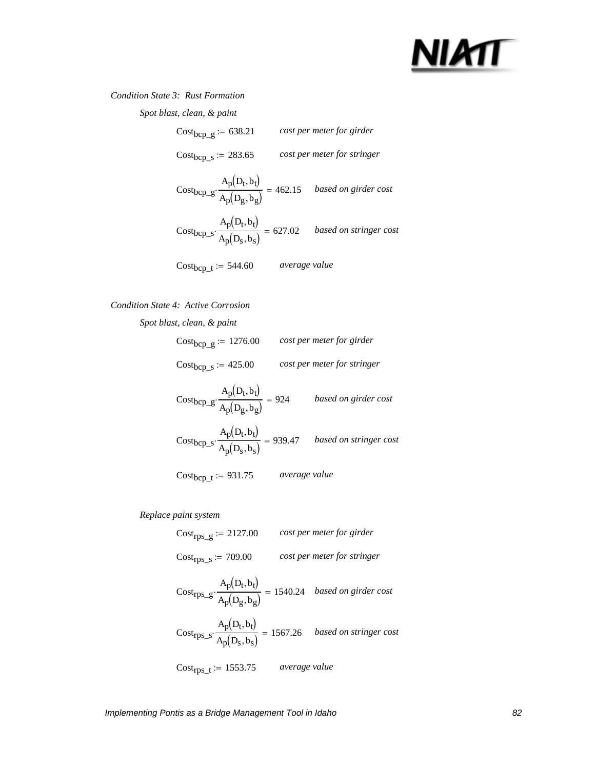*Condition State 3: Rust Formation*

*Spot blast, clean, & paint*

$$\text{Cost}_{bcp\_g} := 638.21 \qquad \textit{cost per meter for girder}$$

$$\text{Cost}_{bcp\_s} := 283.65 \qquad \textit{cost per meter for stringer}$$

$$\text{Cost}_{bcp\_g} \cdot \frac{A_p(D_t, b_t)}{A_p(D_g, b_g)} = 462.15 \qquad \textit{based on girder cost}$$

$$\text{Cost}_{bcp\_s} \cdot \frac{A_p(D_t, b_t)}{A_p(D_s, b_s)} = 627.02 \qquad \textit{based on stringer cost}$$

$$\text{Cost}_{bcp\_t} := 544.60 \qquad \textit{average value}$$

*Condition State 4: Active Corrosion*

*Spot blast, clean, & paint*

$$\text{Cost}_{bcp\_g} := 1276.00 \qquad \textit{cost per meter for girder}$$

$$\text{Cost}_{bcp\_s} := 425.00 \qquad \textit{cost per meter for stringer}$$

$$\text{Cost}_{bcp\_g} \cdot \frac{A_p(D_t, b_t)}{A_p(D_g, b_g)} = 924 \qquad \textit{based on girder cost}$$

$$\text{Cost}_{bcp\_s} \cdot \frac{A_p(D_t, b_t)}{A_p(D_s, b_s)} = 939.47 \qquad \textit{based on stringer cost}$$

$$\text{Cost}_{bcp\_t} := 931.75 \qquad \textit{average value}$$

*Replace paint system*

$$\text{Cost}_{rps\_g} := 2127.00 \qquad \textit{cost per meter for girder}$$

$$\text{Cost}_{rps\_s} := 709.00 \qquad \textit{cost per meter for stringer}$$

$$\text{Cost}_{rps\_g} \cdot \frac{A_p(D_t, b_t)}{A_p(D_g, b_g)} = 1540.24 \qquad \textit{based on girder cost}$$

$$\text{Cost}_{rps\_s} \cdot \frac{A_p(D_t, b_t)}{A_p(D_s, b_s)} = 1567.26 \qquad \textit{based on stringer cost}$$

$$\text{Cost}_{rps\_t} := 1553.75 \qquad \textit{average value}$$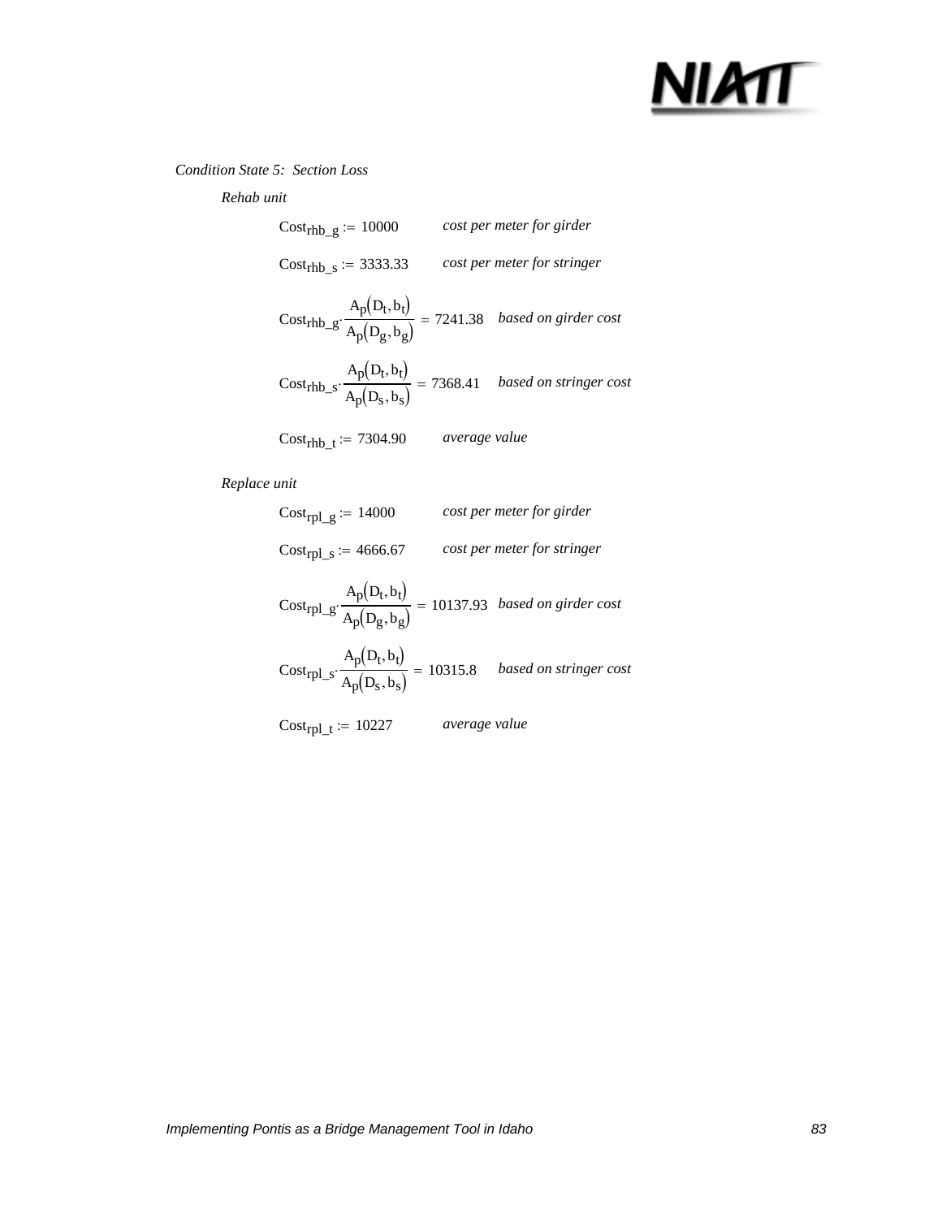*Condition State 5: Section Loss*

*Rehab unit*

$Cost_{rhb\_g} := 10000$ *cost per meter for girder*

$Cost_{rhb\_s} := 3333.33$ *cost per meter for stringer*

$$Cost_{rhb\_g} \cdot \frac{A_p(D_t, b_t)}{A_p(D_g, b_g)} = 7241.38$$ *based on girder cost*

$$Cost_{rhb\_s} \cdot \frac{A_p(D_t, b_t)}{A_p(D_s, b_s)} = 7368.41$$ *based on stringer cost*

$Cost_{rhb\_t} := 7304.90$ *average value*

*Replace unit*

$Cost_{rpl\_g} := 14000$ *cost per meter for girder*

$Cost_{rpl\_s} := 4666.67$ *cost per meter for stringer*

$$Cost_{rpl\_g} \cdot \frac{A_p(D_t, b_t)}{A_p(D_g, b_g)} = 10137.93$$ *based on girder cost*

$$Cost_{rpl\_s} \cdot \frac{A_p(D_t, b_t)}{A_p(D_s, b_s)} = 10315.8$$ *based on stringer cost*

$Cost_{rpl\_t} := 10227$ *average value*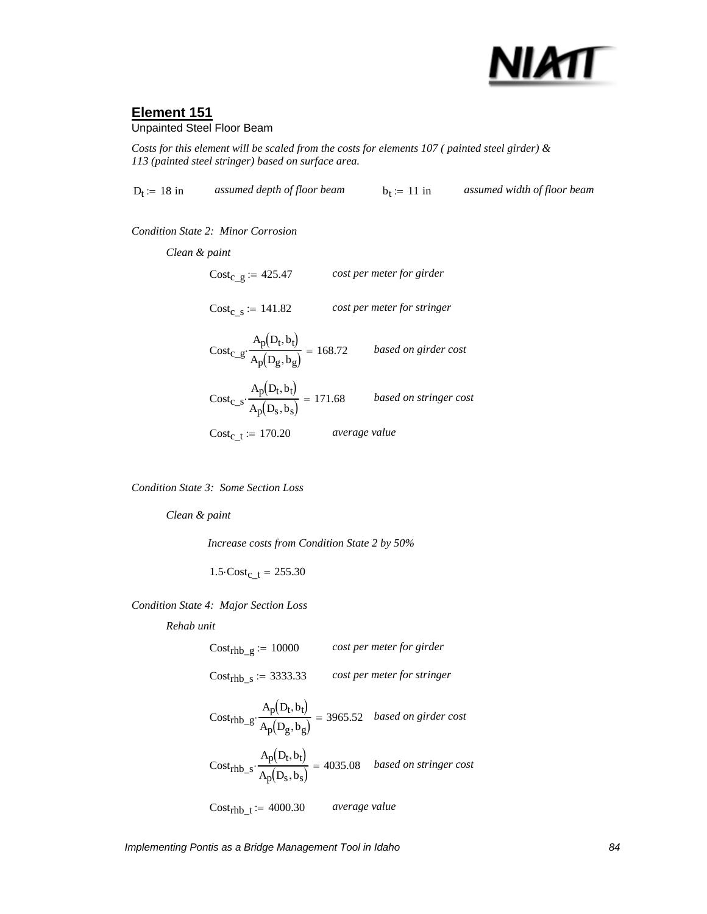## Element 151

Unpainted Steel Floor Beam

*Costs for this element will be scaled from the costs for elements 107 ( painted steel girder) & 113 (painted steel stringer) based on surface area.*

$D_t := 18\text{ in}$ *assumed depth of floor beam* $b_t := 11\text{ in}$ *assumed width of floor beam*

*Condition State 2: Minor Corrosion*

*Clean & paint*

$Cost_{c\_g} := 425.47$ *cost per meter for girder*

$Cost_{c\_s} := 141.82$ *cost per meter for stringer*

$$Cost_{c\_g} \cdot \frac{A_p(D_t, b_t)}{A_p(D_g, b_g)} = 168.72$$ *based on girder cost*

$$Cost_{c\_s} \cdot \frac{A_p(D_t, b_t)}{A_p(D_s, b_s)} = 171.68$$ *based on stringer cost*

$Cost_{c\_t} := 170.20$ *average value*

*Condition State 3: Some Section Loss*

*Clean & paint*

*Increase costs from Condition State 2 by 50%*

$1.5 \cdot Cost_{c\_t} = 255.30$

*Condition State 4: Major Section Loss*

*Rehab unit*

$Cost_{rhb\_g} := 10000$ *cost per meter for girder*

$Cost_{rhb\_s} := 3333.33$ *cost per meter for stringer*

$$Cost_{rhb\_g} \cdot \frac{A_p(D_t, b_t)}{A_p(D_g, b_g)} = 3965.52$$ *based on girder cost*

$$Cost_{rhb\_s} \cdot \frac{A_p(D_t, b_t)}{A_p(D_s, b_s)} = 4035.08$$ *based on stringer cost*

$Cost_{rhb\_t} := 4000.30$ *average value*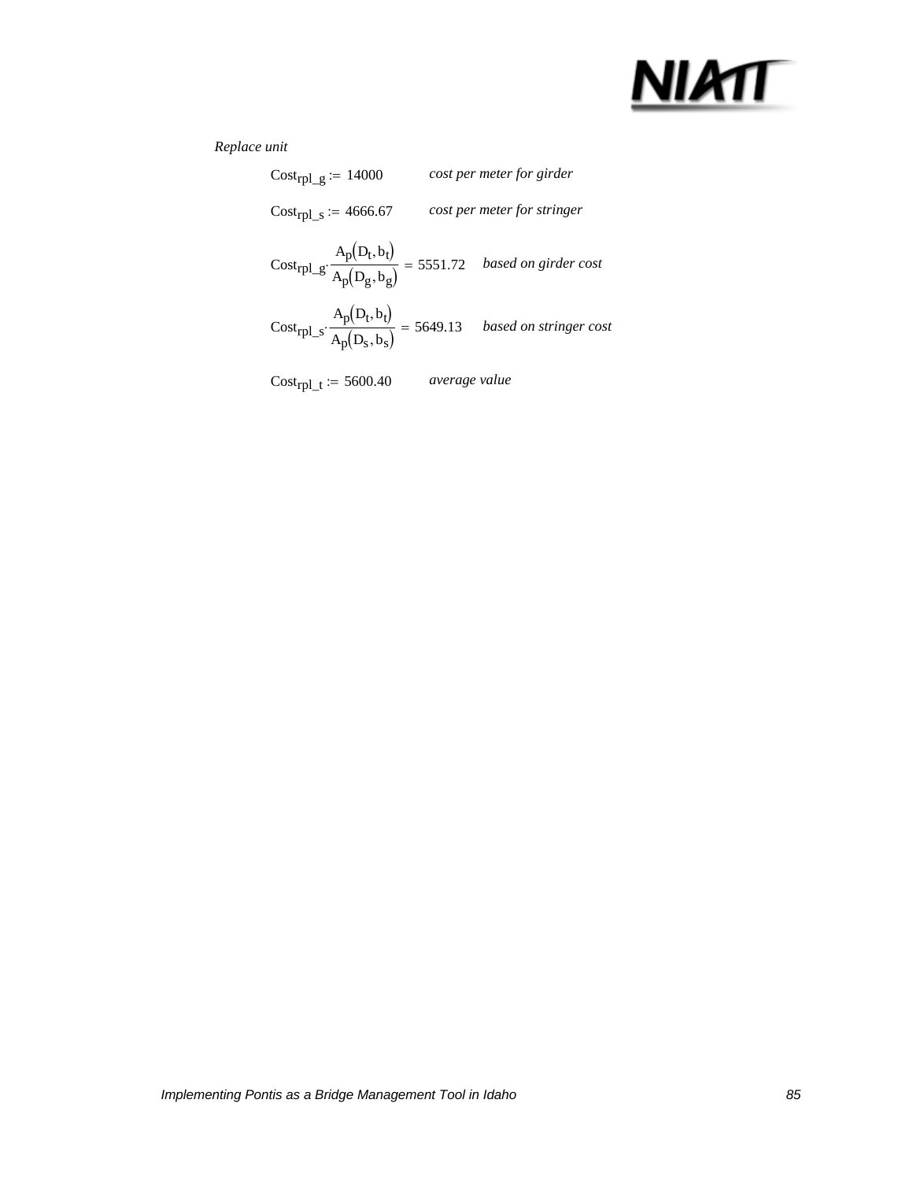*Replace unit*

$Cost_{rpl\_g} := 14000$ *cost per meter for girder*

$Cost_{rpl\_s} := 4666.67$ *cost per meter for stringer*

$Cost_{rpl\_g} \cdot \frac{A_p(D_t, b_t)}{A_p(D_g, b_g)} = 5551.72$ *based on girder cost*

$Cost_{rpl\_s} \cdot \frac{A_p(D_t, b_t)}{A_p(D_s, b_s)} = 5649.13$ *based on stringer cost*

$Cost_{rpl\_t} := 5600.40$ *average value*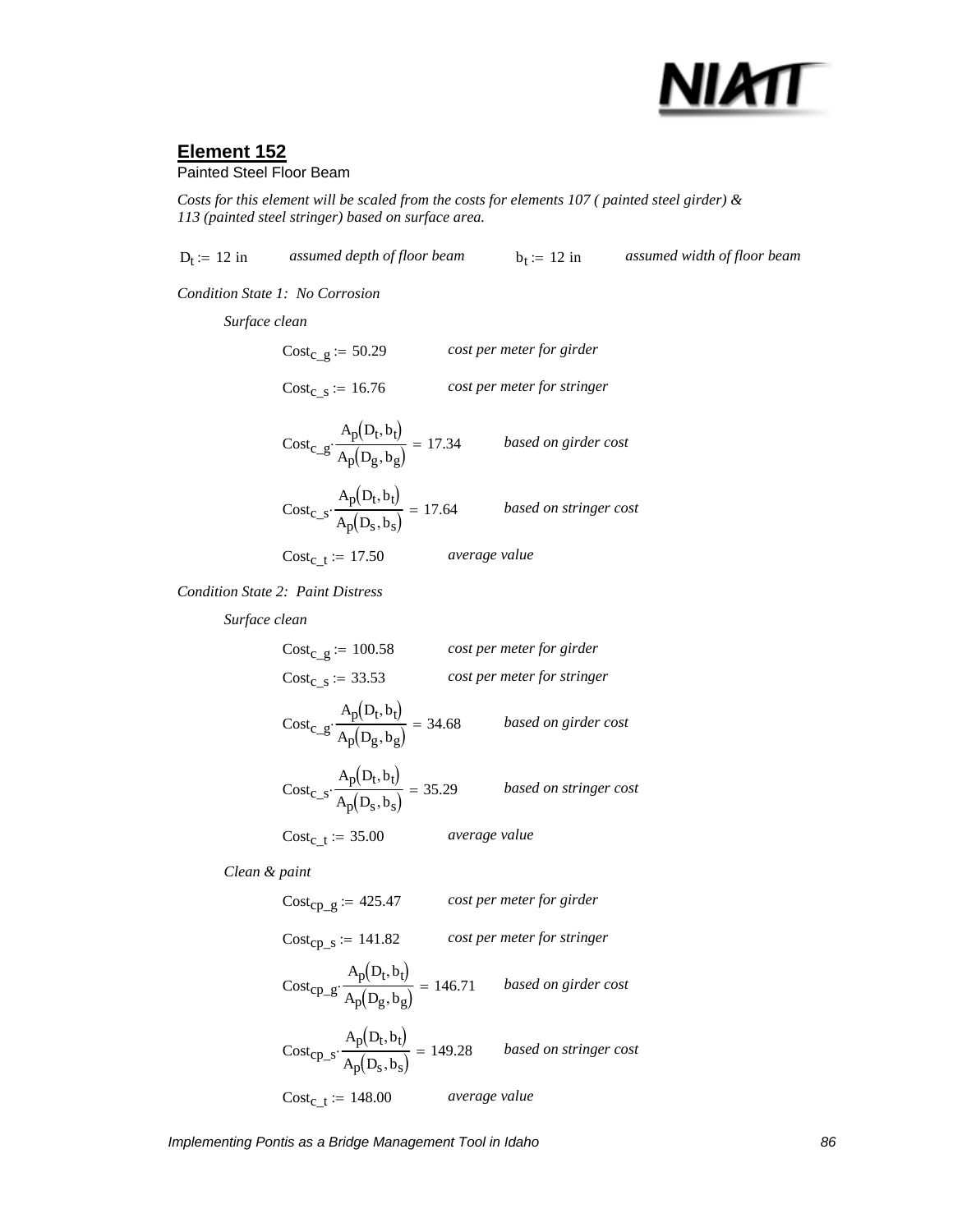## Element 152

Painted Steel Floor Beam

*Costs for this element will be scaled from the costs for elements 107 ( painted steel girder) & 113 (painted steel stringer) based on surface area.*

$D_t := 12\ \text{in}$ *assumed depth of floor beam* $b_t := 12\ \text{in}$ *assumed width of floor beam*

*Condition State 1: No Corrosion*

*Surface clean*

$Cost_{c\_g} := 50.29$ *cost per meter for girder*

$Cost_{c\_s} := 16.76$ *cost per meter for stringer*

$$Cost_{c\_g} \cdot \frac{A_p(D_t, b_t)}{A_p(D_g, b_g)} = 17.34$$ *based on girder cost*

$$Cost_{c\_s} \cdot \frac{A_p(D_t, b_t)}{A_p(D_s, b_s)} = 17.64$$ *based on stringer cost*

$Cost_{c\_t} := 17.50$ *average value*

*Condition State 2: Paint Distress*

*Surface clean*

$Cost_{c\_g} := 100.58$ *cost per meter for girder*

$Cost_{c\_s} := 33.53$ *cost per meter for stringer*

$$Cost_{c\_g} \cdot \frac{A_p(D_t, b_t)}{A_p(D_g, b_g)} = 34.68$$ *based on girder cost*

$$Cost_{c\_s} \cdot \frac{A_p(D_t, b_t)}{A_p(D_s, b_s)} = 35.29$$ *based on stringer cost*

$Cost_{c\_t} := 35.00$ *average value*

*Clean & paint*

$Cost_{cp\_g} := 425.47$ *cost per meter for girder*

$Cost_{cp\_s} := 141.82$ *cost per meter for stringer*

$$Cost_{cp\_g} \cdot \frac{A_p(D_t, b_t)}{A_p(D_g, b_g)} = 146.71$$ *based on girder cost*

$$Cost_{cp\_s} \cdot \frac{A_p(D_t, b_t)}{A_p(D_s, b_s)} = 149.28$$ *based on stringer cost*

$Cost_{c\_t} := 148.00$ *average value*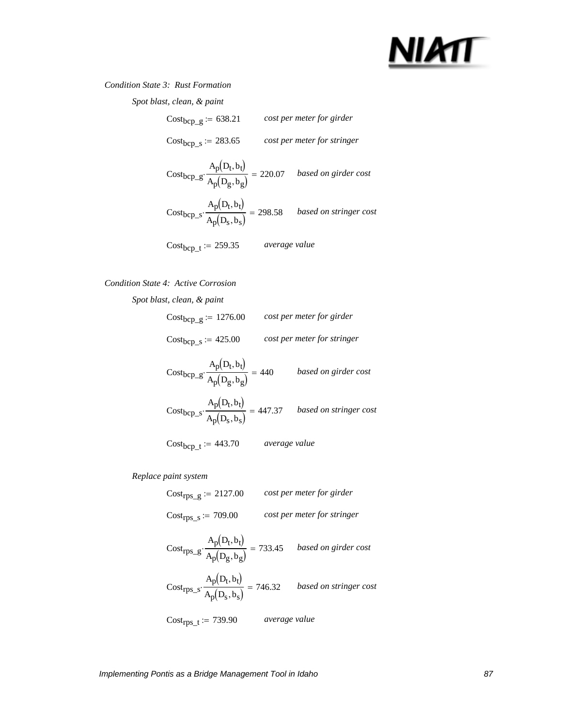*Condition State 3: Rust Formation*

*Spot blast, clean, & paint*

$Cost_{bcp\_g} := 638.21$ *cost per meter for girder*

$Cost_{bcp\_s} := 283.65$ *cost per meter for stringer*

$Cost_{bcp\_g} \cdot \frac{A_p(D_t, b_t)}{A_p(D_g, b_g)} = 220.07$ *based on girder cost*

$Cost_{bcp\_s} \cdot \frac{A_p(D_t, b_t)}{A_p(D_s, b_s)} = 298.58$ *based on stringer cost*

$Cost_{bcp\_t} := 259.35$ *average value*

*Condition State 4: Active Corrosion*

*Spot blast, clean, & paint*

$Cost_{bcp\_g} := 1276.00$ *cost per meter for girder*

$Cost_{bcp\_s} := 425.00$ *cost per meter for stringer*

$Cost_{bcp\_g} \cdot \frac{A_p(D_t, b_t)}{A_p(D_g, b_g)} = 440$ *based on girder cost*

$Cost_{bcp\_s} \cdot \frac{A_p(D_t, b_t)}{A_p(D_s, b_s)} = 447.37$ *based on stringer cost*

$Cost_{bcp\_t} := 443.70$ *average value*

*Replace paint system*

$Cost_{rps\_g} := 2127.00$ *cost per meter for girder*

$Cost_{rps\_s} := 709.00$ *cost per meter for stringer*

$Cost_{rps\_g} \cdot \frac{A_p(D_t, b_t)}{A_p(D_g, b_g)} = 733.45$ *based on girder cost*

$Cost_{rps\_s} \cdot \frac{A_p(D_t, b_t)}{A_p(D_s, b_s)} = 746.32$ *based on stringer cost*

$Cost_{rps\_t} := 739.90$ *average value*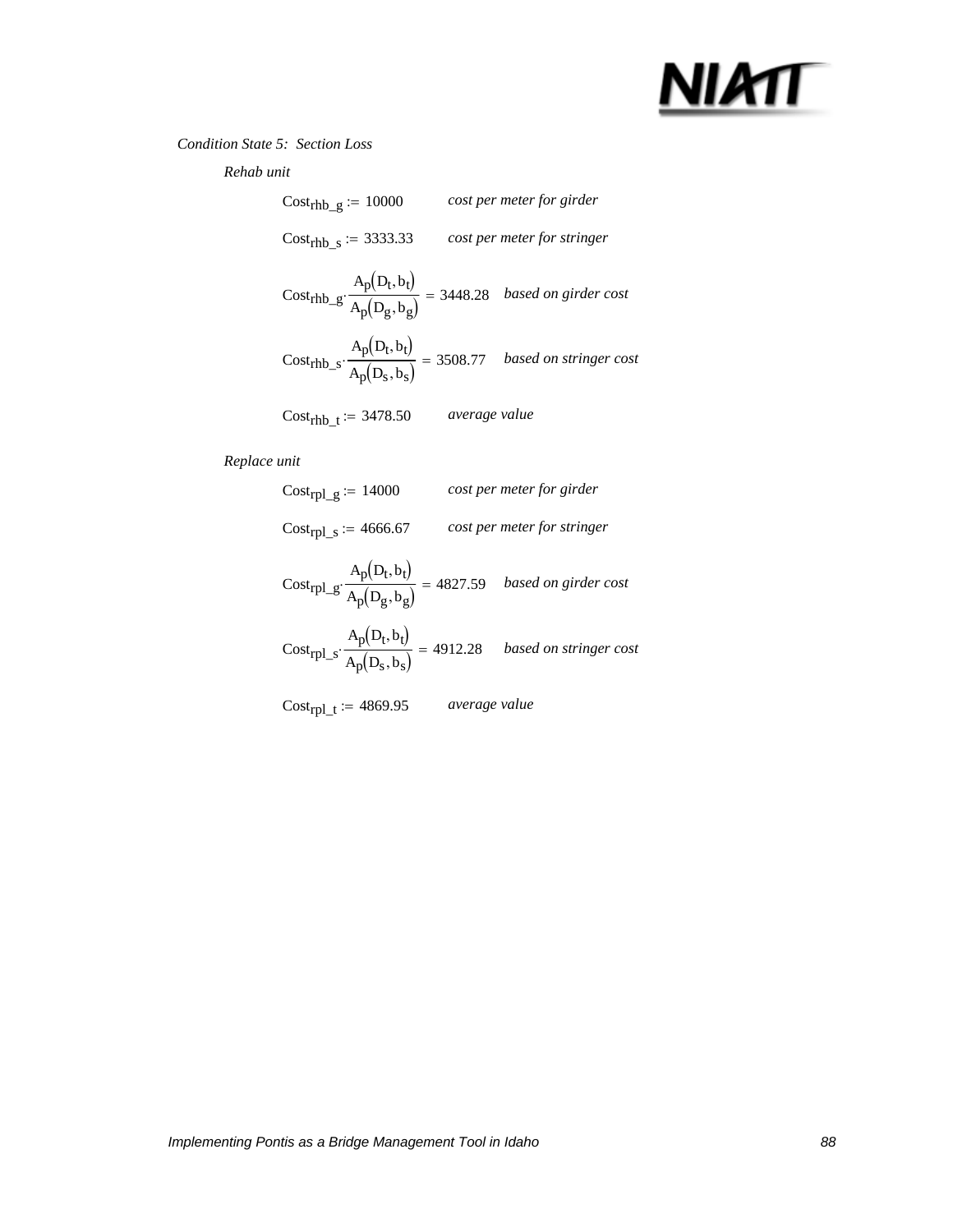*Condition State 5: Section Loss*

*Rehab unit*

$Cost_{rhb\_g} := 10000$ *cost per meter for girder*

$Cost_{rhb\_s} := 3333.33$ *cost per meter for stringer*

$$Cost_{rhb\_g} \cdot \frac{A_p(D_t, b_t)}{A_p(D_g, b_g)} = 3448.28$$ *based on girder cost*

$$Cost_{rhb\_s} \cdot \frac{A_p(D_t, b_t)}{A_p(D_s, b_s)} = 3508.77$$ *based on stringer cost*

$Cost_{rhb\_t} := 3478.50$ *average value*

*Replace unit*

$Cost_{rpl\_g} := 14000$ *cost per meter for girder*

$Cost_{rpl\_s} := 4666.67$ *cost per meter for stringer*

$$Cost_{rpl\_g} \cdot \frac{A_p(D_t, b_t)}{A_p(D_g, b_g)} = 4827.59$$ *based on girder cost*

$$Cost_{rpl\_s} \cdot \frac{A_p(D_t, b_t)}{A_p(D_s, b_s)} = 4912.28$$ *based on stringer cost*

$Cost_{rpl\_t} := 4869.95$ *average value*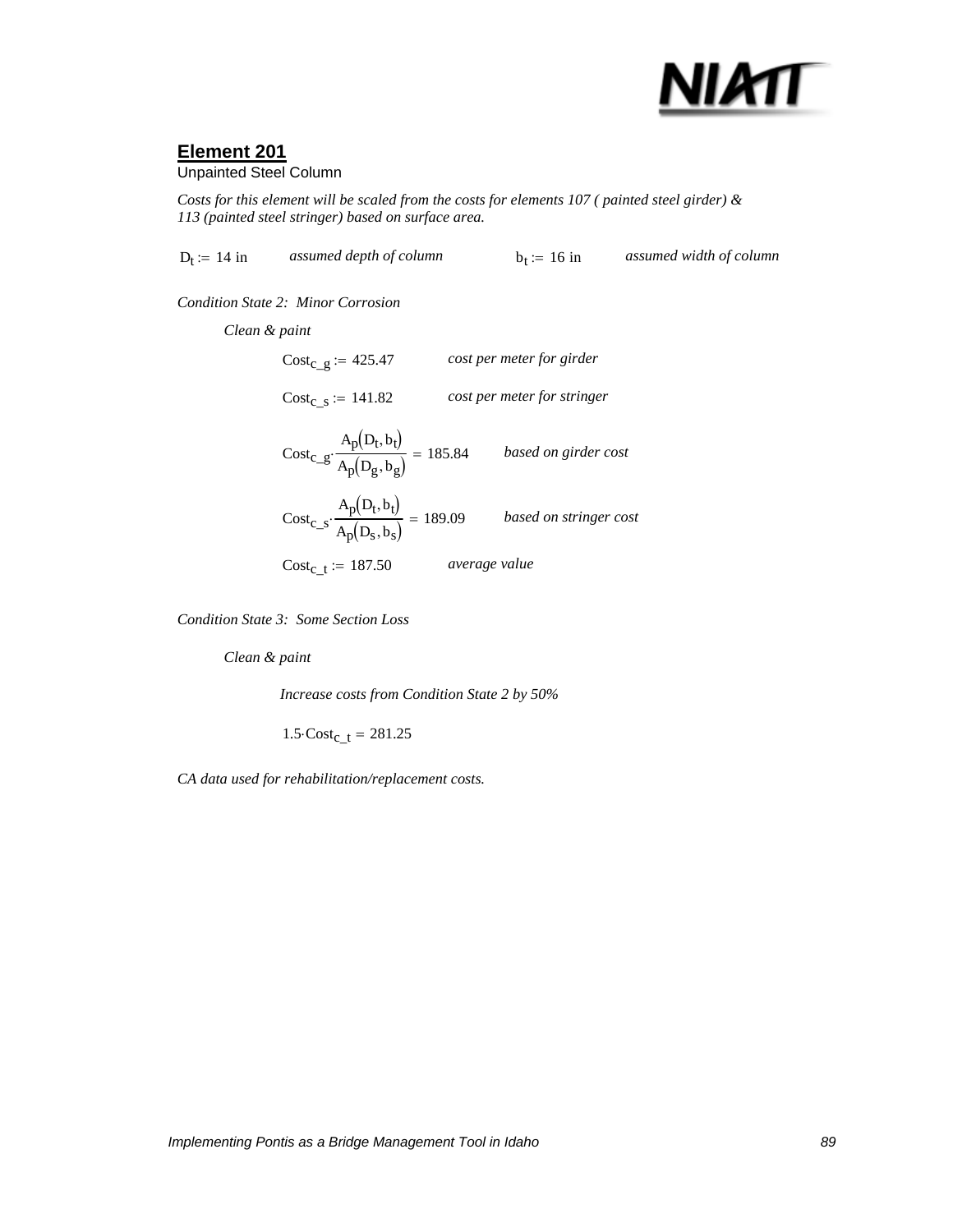## Element 201

Unpainted Steel Column

*Costs for this element will be scaled from the costs for elements 107 ( painted steel girder) & 113 (painted steel stringer) based on surface area.*

$D_t := 14\ \text{in}$ *assumed depth of column* $b_t := 16\ \text{in}$ *assumed width of column*

*Condition State 2: Minor Corrosion*

*Clean & paint*

$Cost_{c\_g} := 425.47$ *cost per meter for girder*

$Cost_{c\_s} := 141.82$ *cost per meter for stringer*

$Cost_{c\_g} \cdot \dfrac{A_p(D_t, b_t)}{A_p(D_g, b_g)} = 185.84$ *based on girder cost*

$Cost_{c\_s} \cdot \dfrac{A_p(D_t, b_t)}{A_p(D_s, b_s)} = 189.09$ *based on stringer cost*

$Cost_{c\_t} := 187.50$ *average value*

*Condition State 3: Some Section Loss*

*Clean & paint*

*Increase costs from Condition State 2 by 50%*

$1.5 \cdot Cost_{c\_t} = 281.25$

*CA data used for rehabilitation/replacement costs.*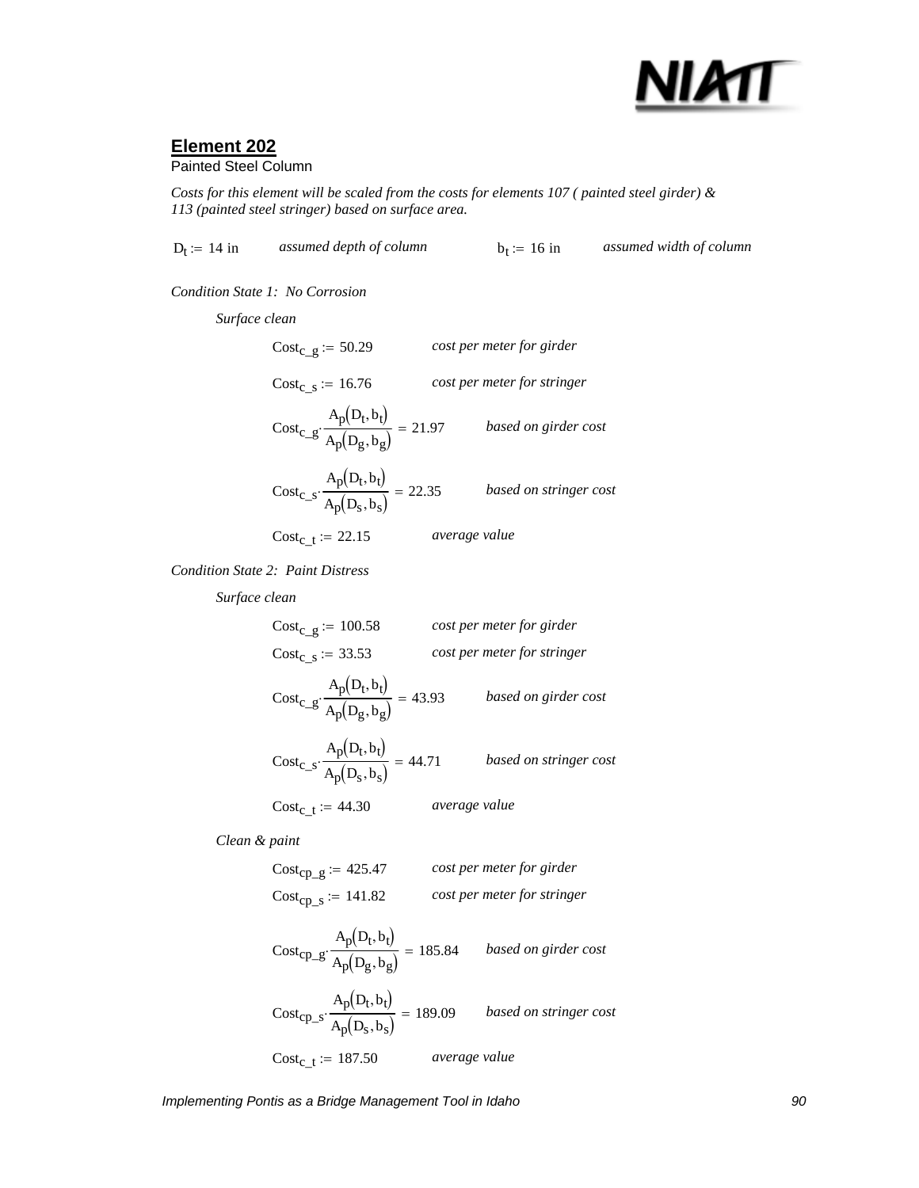## Element 202

Painted Steel Column

*Costs for this element will be scaled from the costs for elements 107 ( painted steel girder) & 113 (painted steel stringer) based on surface area.*

$D_t := 14\ \text{in}$ *assumed depth of column* $b_t := 16\ \text{in}$ *assumed width of column*

*Condition State 1: No Corrosion*

*Surface clean*

$Cost_{c\_g} := 50.29$ *cost per meter for girder*

$Cost_{c\_s} := 16.76$ *cost per meter for stringer*

$$Cost_{c\_g} \cdot \frac{A_p(D_t, b_t)}{A_p(D_g, b_g)} = 21.97$$ *based on girder cost*

$$Cost_{c\_s} \cdot \frac{A_p(D_t, b_t)}{A_p(D_s, b_s)} = 22.35$$ *based on stringer cost*

$Cost_{c\_t} := 22.15$ *average value*

*Condition State 2: Paint Distress*

*Surface clean*

$Cost_{c\_g} := 100.58$ *cost per meter for girder*

$Cost_{c\_s} := 33.53$ *cost per meter for stringer*

$$Cost_{c\_g} \cdot \frac{A_p(D_t, b_t)}{A_p(D_g, b_g)} = 43.93$$ *based on girder cost*

$$Cost_{c\_s} \cdot \frac{A_p(D_t, b_t)}{A_p(D_s, b_s)} = 44.71$$ *based on stringer cost*

$Cost_{c\_t} := 44.30$ *average value*

*Clean & paint*

$Cost_{cp\_g} := 425.47$ *cost per meter for girder*

$Cost_{cp\_s} := 141.82$ *cost per meter for stringer*

$$Cost_{cp\_g} \cdot \frac{A_p(D_t, b_t)}{A_p(D_g, b_g)} = 185.84$$ *based on girder cost*

$$Cost_{cp\_s} \cdot \frac{A_p(D_t, b_t)}{A_p(D_s, b_s)} = 189.09$$ *based on stringer cost*

$Cost_{c\_t} := 187.50$ *average value*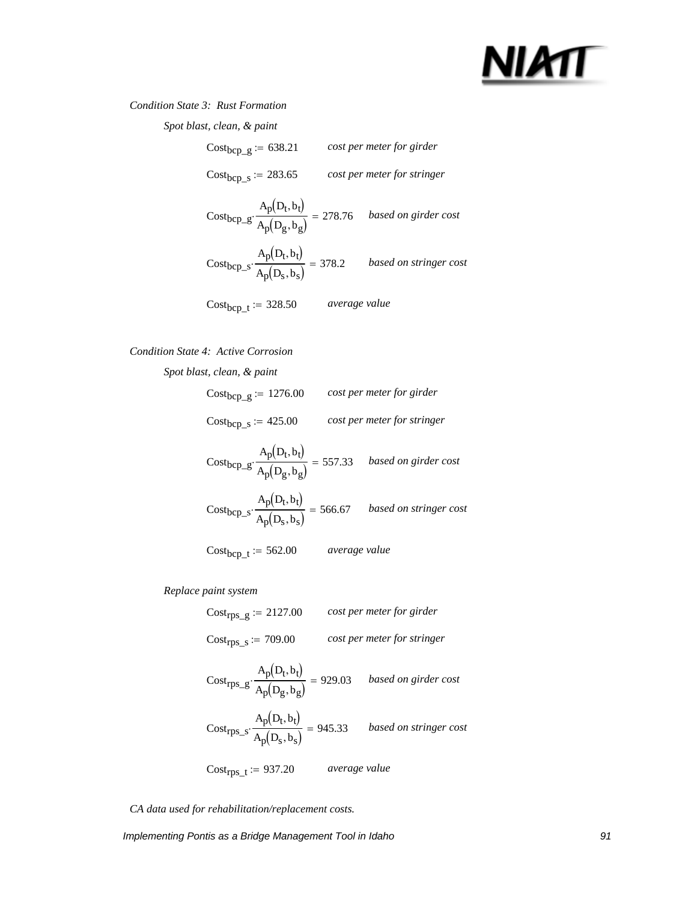*Condition State 3: Rust Formation*

*Spot blast, clean, & paint*

$Cost_{bcp\_g} := 638.21$ *cost per meter for girder*

$Cost_{bcp\_s} := 283.65$ *cost per meter for stringer*

$Cost_{bcp\_g} \cdot \frac{A_p(D_t, b_t)}{A_p(D_g, b_g)} = 278.76$ *based on girder cost*

$Cost_{bcp\_s} \cdot \frac{A_p(D_t, b_t)}{A_p(D_s, b_s)} = 378.2$ *based on stringer cost*

$Cost_{bcp\_t} := 328.50$ *average value*

*Condition State 4: Active Corrosion*

*Spot blast, clean, & paint*

$Cost_{bcp\_g} := 1276.00$ *cost per meter for girder*

$Cost_{bcp\_s} := 425.00$ *cost per meter for stringer*

$Cost_{bcp\_g} \cdot \frac{A_p(D_t, b_t)}{A_p(D_g, b_g)} = 557.33$ *based on girder cost*

$Cost_{bcp\_s} \cdot \frac{A_p(D_t, b_t)}{A_p(D_s, b_s)} = 566.67$ *based on stringer cost*

$Cost_{bcp\_t} := 562.00$ *average value*

*Replace paint system*

$Cost_{rps\_g} := 2127.00$ *cost per meter for girder*

$Cost_{rps\_s} := 709.00$ *cost per meter for stringer*

$Cost_{rps\_g} \cdot \frac{A_p(D_t, b_t)}{A_p(D_g, b_g)} = 929.03$ *based on girder cost*

$Cost_{rps\_s} \cdot \frac{A_p(D_t, b_t)}{A_p(D_s, b_s)} = 945.33$ *based on stringer cost*

$Cost_{rps\_t} := 937.20$ *average value*

*CA data used for rehabilitation/replacement costs.*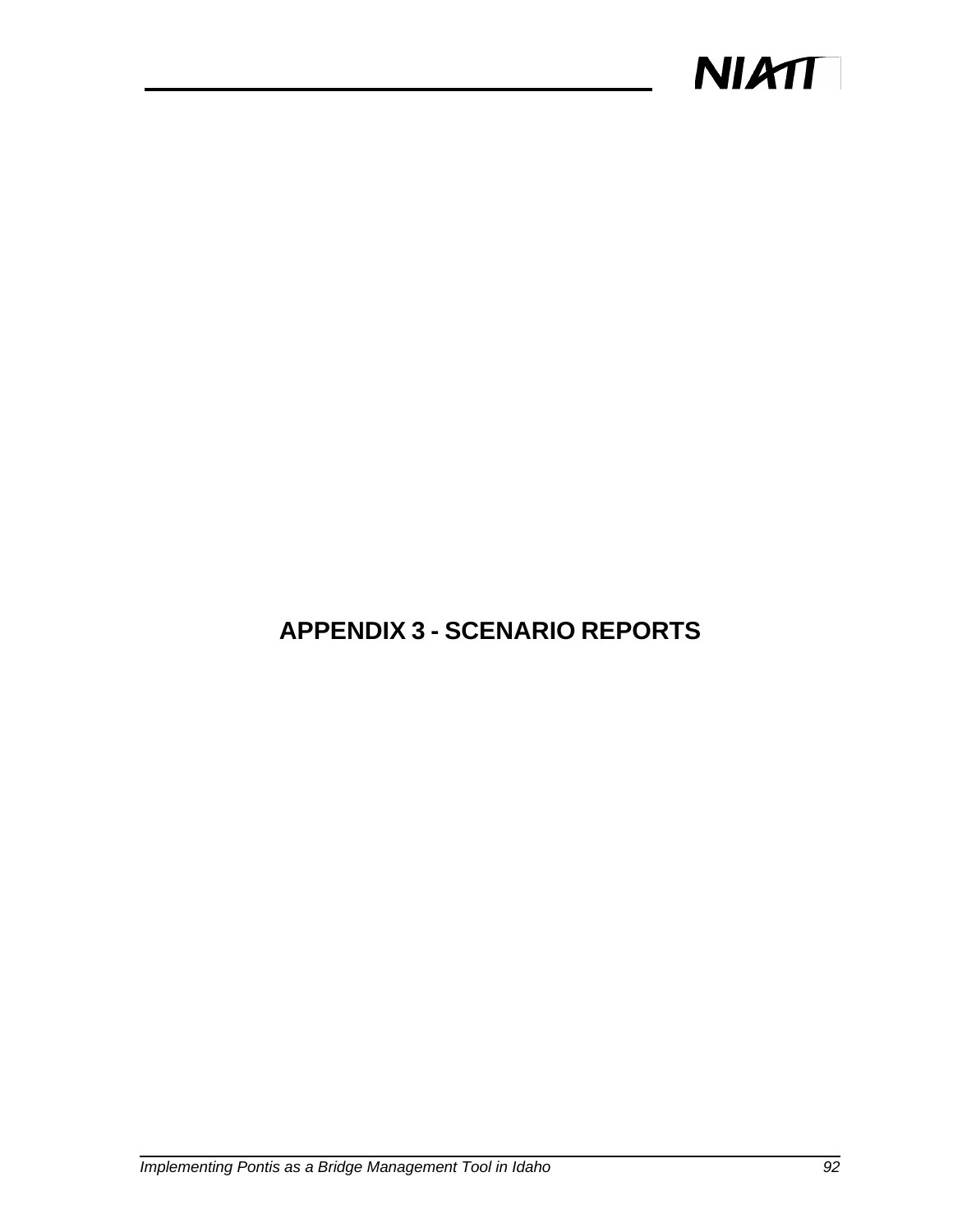# APPENDIX 3 - SCENARIO REPORTS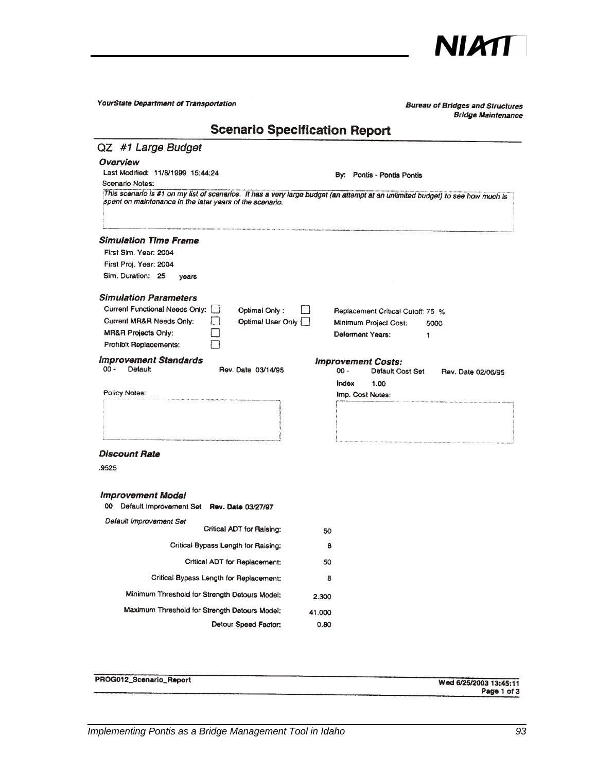*YourState Department of Transportation*

***Bureau of Bridges and Structures***
***Bridge Maintenance***

## Scenario Specification Report

### QZ *#1 Large Budget*

***Overview***

Last Modified: 11/8/1999 15:44:24 By: Pontis - Pontis Pontis

Scenario Notes:

*This scenario is #1 on my list of scenarios. It has a very large budget (an attempt at an unlimited budget) to see how much is spent on maintenance in the later years of the scenario.*

***Simulation Time Frame***

First Sim. Year: 2004

First Proj. Year: 2004

Sim. Duration: 25 years

***Simulation Parameters***

| | | | | | |
|---|---|---|---|---|---|
| Current Functional Needs Only: | ☐ | Optimal Only : | ☐ | Replacement Critical Cutoff: | 75 % |
| Current MR&R Needs Only: | ☐ | Optimal User Only | ☐ | Minimum Project Cost: | 5000 |
| MR&R Projects Only: | ☐ | | | Deferment Years: | 1 |
| Prohibit Replacements: | ☐ | | | | |

***Improvement Standards***

00 - Default Rev. Date 03/14/95

Policy Notes:

***Improvement Costs:***

00 - Default Cost Set Rev. Date 02/06/95

Index 1.00

Imp. Cost Notes:

***Discount Rate***

.9525

***Improvement Model***

00 Default Improvement Set **Rev. Date** 03/27/97

*Default Improvement Set*

| | |
|---|---|
| Critical ADT for Raising: | 50 |
| Critical Bypass Length for Raising: | 8 |
| Critical ADT for Replacement: | 50 |
| Critical Bypass Length for Replacement: | 8 |
| Minimum Threshold for Strength Detours Model: | 2.300 |
| Maximum Threshold for Strength Detours Model: | 41.000 |
| Detour Speed Factor: | 0.80 |

PROG012_Scenario_Report **Wed 6/25/2003 13:45:11**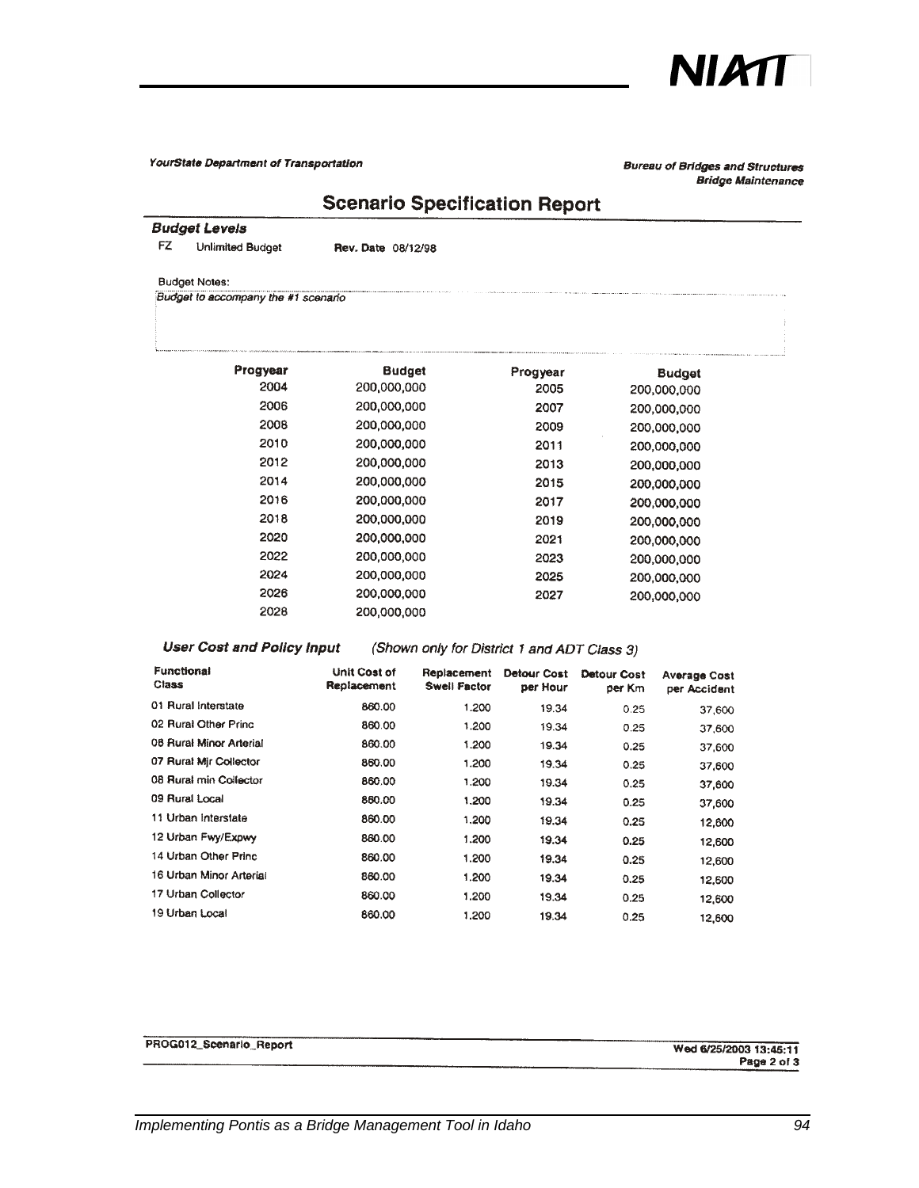YourState Department of Transportation

Bureau of Bridges and Structures
Bridge Maintenance

# Scenario Specification Report

### Budget Levels

FZ Unlimited Budget **Rev. Date** 08/12/98

Budget Notes:

*Budget to accompany the #1 scenario*

| Progyear | Budget | Progyear | Budget |
|---|---|---|---|
| 2004 | 200,000,000 | 2005 | 200,000,000 |
| 2006 | 200,000,000 | 2007 | 200,000,000 |
| 2008 | 200,000,000 | 2009 | 200,000,000 |
| 2010 | 200,000,000 | 2011 | 200,000,000 |
| 2012 | 200,000,000 | 2013 | 200,000,000 |
| 2014 | 200,000,000 | 2015 | 200,000,000 |
| 2016 | 200,000,000 | 2017 | 200,000,000 |
| 2018 | 200,000,000 | 2019 | 200,000,000 |
| 2020 | 200,000,000 | 2021 | 200,000,000 |
| 2022 | 200,000,000 | 2023 | 200,000,000 |
| 2024 | 200,000,000 | 2025 | 200,000,000 |
| 2026 | 200,000,000 | 2027 | 200,000,000 |
| 2028 | 200,000,000 | | |

### User Cost and Policy Input

*(Shown only for District 1 and ADT Class 3)*

| Functional Class | Unit Cost of Replacement | Replacement Swell Factor | Detour Cost per Hour | Detour Cost per Km | Average Cost per Accident |
|---|---|---|---|---|---|
| 01 Rural Interstate | 860.00 | 1.200 | 19.34 | 0.25 | 37,600 |
| 02 Rural Other Princ | 860.00 | 1.200 | 19.34 | 0.25 | 37,600 |
| 06 Rural Minor Arterial | 860.00 | 1.200 | 19.34 | 0.25 | 37,600 |
| 07 Rural Mjr Collector | 860.00 | 1.200 | 19.34 | 0.25 | 37,600 |
| 08 Rural min Collector | 860.00 | 1.200 | 19.34 | 0.25 | 37,600 |
| 09 Rural Local | 860.00 | 1.200 | 19.34 | 0.25 | 37,600 |
| 11 Urban Interstate | 860.00 | 1.200 | 19.34 | 0.25 | 12,600 |
| 12 Urban Fwy/Expwy | 860.00 | 1.200 | 19.34 | 0.25 | 12,600 |
| 14 Urban Other Princ | 860.00 | 1.200 | 19.34 | 0.25 | 12,600 |
| 16 Urban Minor Arterial | 860.00 | 1.200 | 19.34 | 0.25 | 12,600 |
| 17 Urban Collector | 860.00 | 1.200 | 19.34 | 0.25 | 12,600 |
| 19 Urban Local | 860.00 | 1.200 | 19.34 | 0.25 | 12,600 |

PROG012_Scenario_Report

Wed 6/25/2003 13:45:11
Page 2 of 3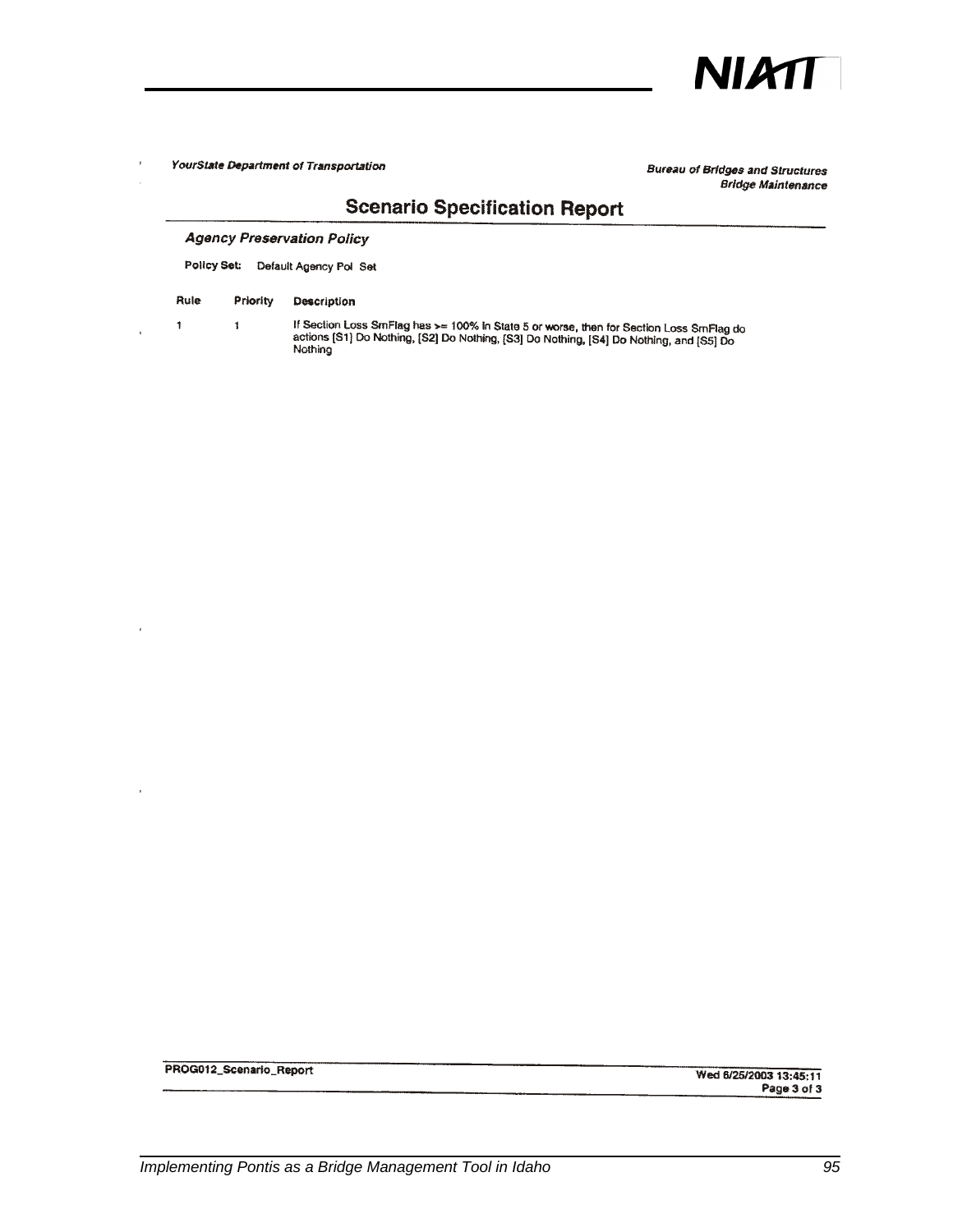*YourState Department of Transportation*

***Bureau of Bridges and Structures***
***Bridge Maintenance***

## Scenario Specification Report

### *Agency Preservation Policy*

**Policy Set:** Default Agency Pol Set

| Rule | Priority | Description |
|---|---|---|
| 1 | 1 | If Section Loss SmFlag has >= 100% in State 5 or worse, then for Section Loss SmFlag do actions [S1] Do Nothing, [S2] Do Nothing, [S3] Do Nothing, [S4] Do Nothing, and [S5] Do Nothing |

PROG012_Scenario_Report

Wed 6/25/2003 13:45:11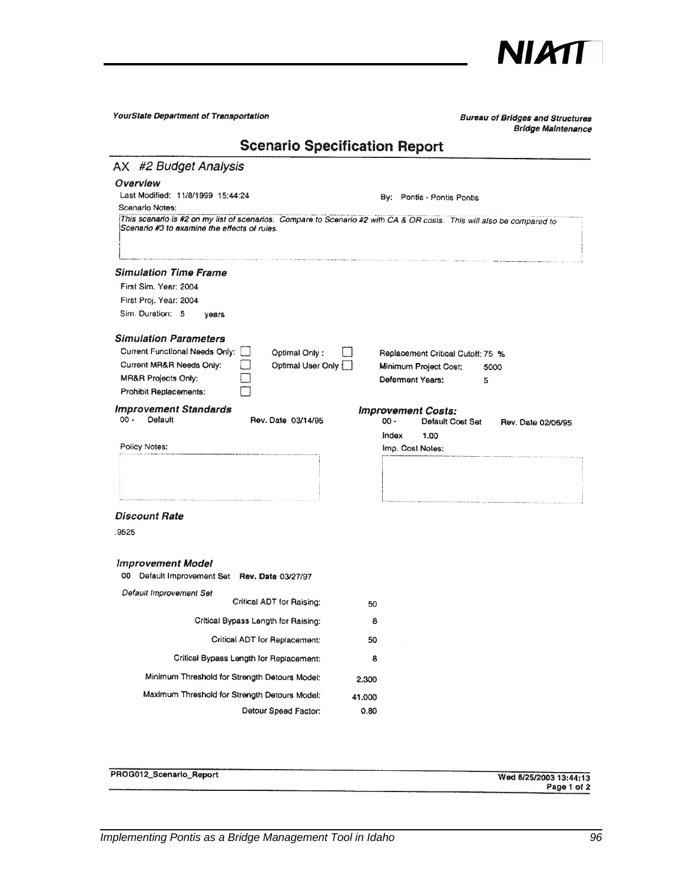YourState Department of Transportation

**Bureau of Bridges and Structures**
**Bridge Maintenance**

# Scenario Specification Report

## AX #2 Budget Analysis

### Overview

Last Modified: 11/8/1999 15:44:24

By: Pontis - Pontis Pontis

Scenario Notes:

*This scenario is #2 on my list of scenarios. Compare to Scenario #2 with CA & OR costs. This will also be compared to Scenario #3 to examine the effects of rules.*

### Simulation Time Frame

First Sim. Year: 2004

First Proj. Year: 2004

Sim. Duration: 5 years

### Simulation Parameters

Current Functional Needs Only: ☐

Current MR&R Needs Only: ☐

MR&R Projects Only: ☐

Prohibit Replacements: ☐

Optimal Only: ☐

Optimal User Only: ☐

Replacement Critical Cutoff: 75 %

Minimum Project Cost: 5000

Deferment Years: 5

### Improvement Standards

00 - Default Rev. Date 03/14/95

Policy Notes:

### Improvement Costs:

00 - Default Cost Set Rev. Date 02/06/95

Index 1.00

Imp. Cost Notes:

### Discount Rate

.9525

### Improvement Model

00 Default Improvement Set **Rev. Date** 03/27/97

*Default Improvement Set*

| | |
|---|---|
| Critical ADT for Raising: | 50 |
| Critical Bypass Length for Raising: | 8 |
| Critical ADT for Replacement: | 50 |
| Critical Bypass Length for Replacement: | 8 |
| Minimum Threshold for Strength Detours Model: | 2.300 |
| Maximum Threshold for Strength Detours Model: | 41.000 |
| Detour Speed Factor: | 0.80 |

PROG012_Scenario_Report

Wed 6/25/2003 13:44:13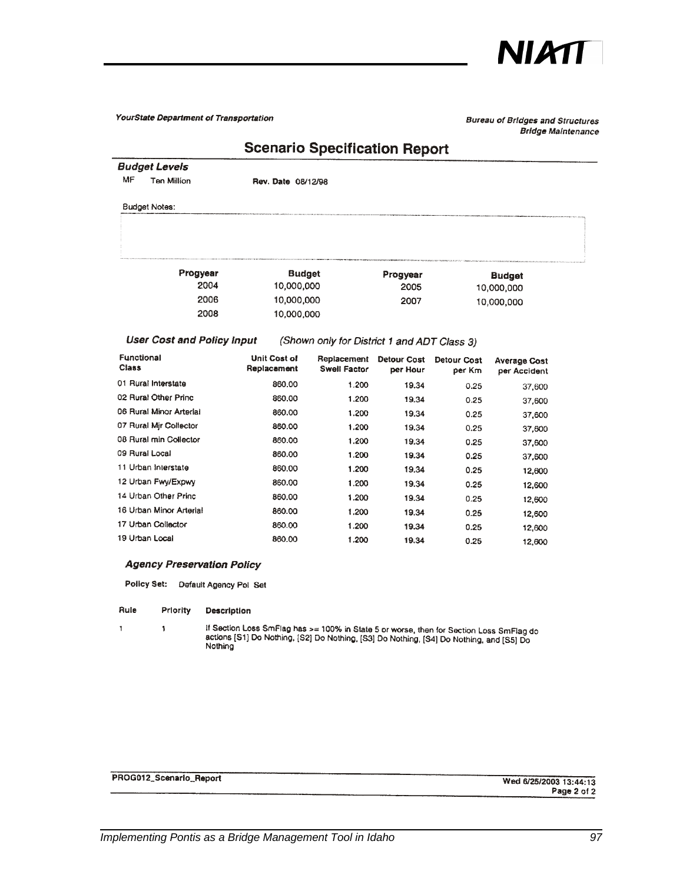YourState Department of Transportation

Bureau of Bridges and Structures
Bridge Maintenance

# Scenario Specification Report

### *Budget Levels*

MF Ten Million **Rev. Date** 08/12/98

Budget Notes:

| Progyear | Budget | Progyear | Budget |
|---|---|---|---|
| 2004 | 10,000,000 | 2005 | 10,000,000 |
| 2006 | 10,000,000 | 2007 | 10,000,000 |
| 2008 | 10,000,000 | | |

### *User Cost and Policy Input* *(Shown only for District 1 and ADT Class 3)*

| Functional Class | Unit Cost of Replacement | Replacement Swell Factor | Detour Cost per Hour | Detour Cost per Km | Average Cost per Accident |
|---|---|---|---|---|---|
| 01 Rural Interstate | 860.00 | 1.200 | 19.34 | 0.25 | 37,600 |
| 02 Rural Other Princ | 860.00 | 1.200 | 19.34 | 0.25 | 37,600 |
| 06 Rural Minor Arterial | 860.00 | 1.200 | 19.34 | 0.25 | 37,600 |
| 07 Rural Mjr Collector | 860.00 | 1.200 | 19.34 | 0.25 | 37,600 |
| 08 Rural min Collector | 860.00 | 1.200 | 19.34 | 0.25 | 37,600 |
| 09 Rural Local | 860.00 | 1.200 | 19.34 | 0.25 | 37,600 |
| 11 Urban Interstate | 860.00 | 1.200 | 19.34 | 0.25 | 12,600 |
| 12 Urban Fwy/Expwy | 860.00 | 1.200 | 19.34 | 0.25 | 12,600 |
| 14 Urban Other Princ | 860.00 | 1.200 | 19.34 | 0.25 | 12,600 |
| 16 Urban Minor Arterial | 860.00 | 1.200 | 19.34 | 0.25 | 12,600 |
| 17 Urban Collector | 860.00 | 1.200 | 19.34 | 0.25 | 12,600 |
| 19 Urban Local | 860.00 | 1.200 | 19.34 | 0.25 | 12,600 |

### *Agency Preservation Policy*

**Policy Set:** Default Agency Pol Set

| Rule | Priority | Description |
|---|---|---|
| 1 | 1 | If Section Loss SmFlag has >= 100% in State 5 or worse, then for Section Loss SmFlag do actions [S1] Do Nothing, [S2] Do Nothing, [S3] Do Nothing, [S4] Do Nothing, and [S5] Do Nothing |

PROG012_Scenario_Report

Wed 6/25/2003 13:44:13
Page 2 of 2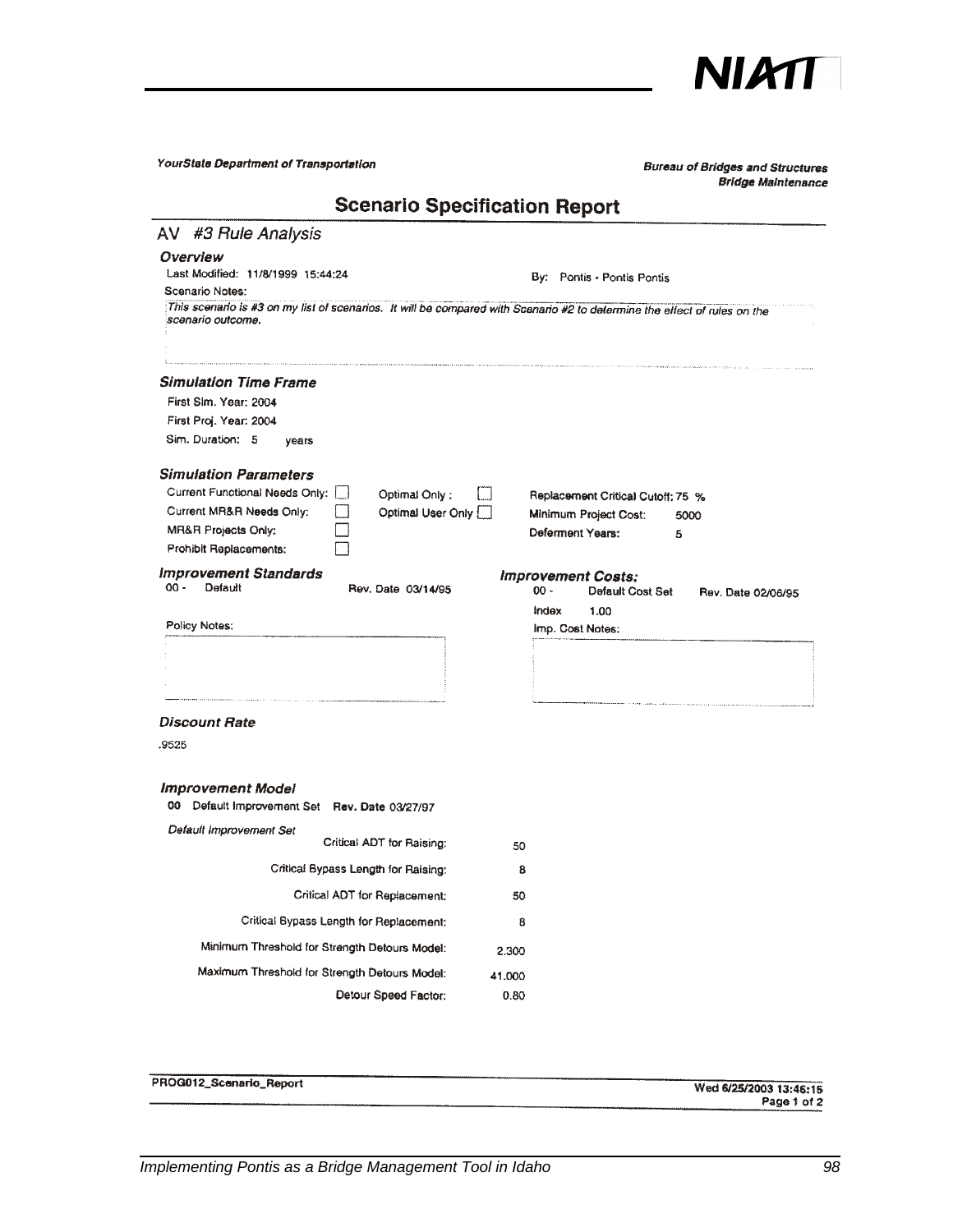YourState Department of Transportation

Bureau of Bridges and Structures
Bridge Maintenance

# Scenario Specification Report

## AV #3 Rule Analysis

### Overview

Last Modified: 11/8/1999 15:44:24

By: Pontis - Pontis Pontis

Scenario Notes:

*This scenario is #3 on my list of scenarios. It will be compared with Scenario #2 to determine the effect of rules on the scenario outcome.*

### Simulation Time Frame

First Sim. Year: 2004

First Proj. Year: 2004

Sim. Duration: 5 years

### Simulation Parameters

Current Functional Needs Only: ☐

Current MR&R Needs Only: ☐

MR&R Projects Only: ☐

Prohibit Replacements: ☐

Optimal Only: ☐

Optimal User Only ☐

Replacement Critical Cutoff: 75 %

Minimum Project Cost: 5000

Deferment Years: 5

### Improvement Standards

00 - Default Rev. Date 03/14/95

Policy Notes:

### Improvement Costs:

00 - Default Cost Set Rev. Date 02/06/95

Index 1.00

Imp. Cost Notes:

### Discount Rate

.9525

### Improvement Model

00 Default Improvement Set **Rev. Date** 03/27/97

*Default Improvement Set*

| | |
|---|---|
| Critical ADT for Raising: | 50 |
| Critical Bypass Length for Raising: | 8 |
| Critical ADT for Replacement: | 50 |
| Critical Bypass Length for Replacement: | 8 |
| Minimum Threshold for Strength Detours Model: | 2.300 |
| Maximum Threshold for Strength Detours Model: | 41.000 |
| Detour Speed Factor: | 0.80 |

PROG012_Scenario_Report

Wed 6/25/2003 13:46:15
Page 1 of 2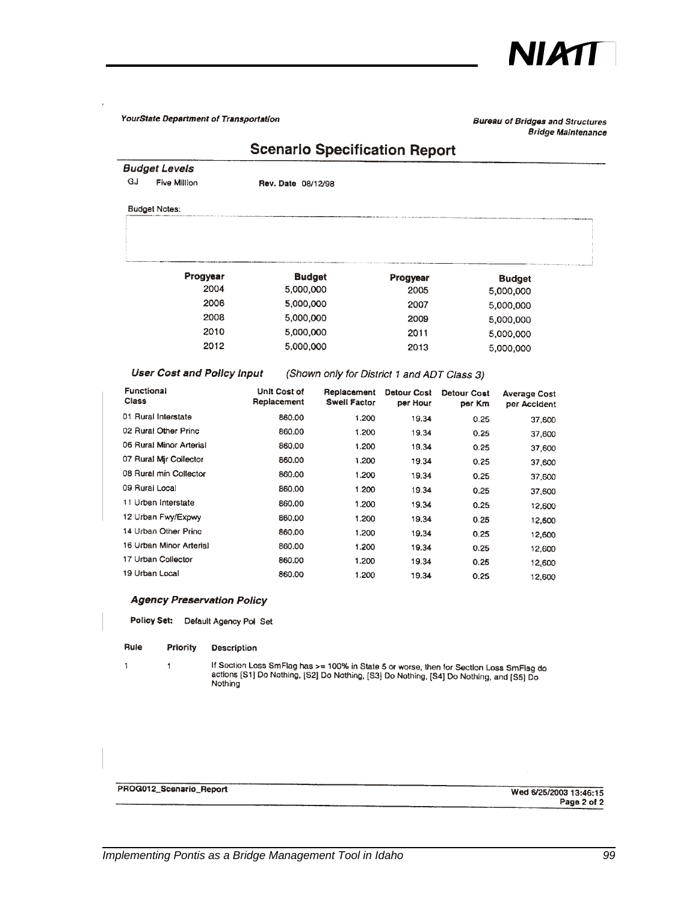YourState Department of Transportation

Bureau of Bridges and Structures
Bridge Maintenance

## Scenario Specification Report

### *Budget Levels*

GJ Five Million Rev. Date 08/12/98

Budget Notes:

| Progyear | Budget | Progyear | Budget |
|---|---|---|---|
| 2004 | 5,000,000 | 2005 | 5,000,000 |
| 2006 | 5,000,000 | 2007 | 5,000,000 |
| 2008 | 5,000,000 | 2009 | 5,000,000 |
| 2010 | 5,000,000 | 2011 | 5,000,000 |
| 2012 | 5,000,000 | 2013 | 5,000,000 |

### *User Cost and Policy Input* *(Shown only for District 1 and ADT Class 3)*

| Functional Class | Unit Cost of Replacement | Replacement Swell Factor | Detour Cost per Hour | Detour Cost per Km | Average Cost per Accident |
|---|---|---|---|---|---|
| 01 Rural Interstate | 860.00 | 1.200 | 19.34 | 0.25 | 37,600 |
| 02 Rural Other Princ | 860.00 | 1.200 | 19.34 | 0.25 | 37,600 |
| 06 Rural Minor Arterial | 860.00 | 1.200 | 19.34 | 0.25 | 37,600 |
| 07 Rural Mjr Collector | 860.00 | 1.200 | 19.34 | 0.25 | 37,600 |
| 08 Rural min Collector | 860.00 | 1.200 | 19.34 | 0.25 | 37,600 |
| 09 Rural Local | 860.00 | 1.200 | 19.34 | 0.25 | 37,600 |
| 11 Urban Interstate | 860.00 | 1.200 | 19.34 | 0.25 | 12,600 |
| 12 Urban Fwy/Expwy | 860.00 | 1.200 | 19.34 | 0.25 | 12,600 |
| 14 Urban Other Princ | 860.00 | 1.200 | 19.34 | 0.25 | 12,600 |
| 16 Urban Minor Arterial | 860.00 | 1.200 | 19.34 | 0.25 | 12,600 |
| 17 Urban Collector | 860.00 | 1.200 | 19.34 | 0.25 | 12,600 |
| 19 Urban Local | 860.00 | 1.200 | 19.34 | 0.25 | 12,600 |

### *Agency Preservation Policy*

**Policy Set:** Default Agency Pol Set

| Rule | Priority | Description |
|---|---|---|
| 1 | 1 | If Section Loss SmFlag has >= 100% in State 5 or worse, then for Section Loss SmFlag do actions [S1] Do Nothing, [S2] Do Nothing, [S3] Do Nothing, [S4] Do Nothing, and [S5] Do Nothing |

PROG012_Scenario_Report

Wed 6/25/2003 13:46:15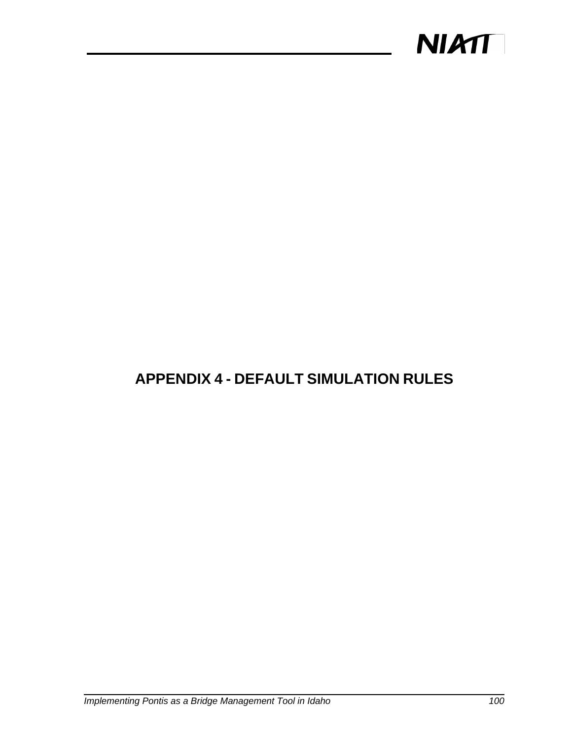# APPENDIX 4 - DEFAULT SIMULATION RULES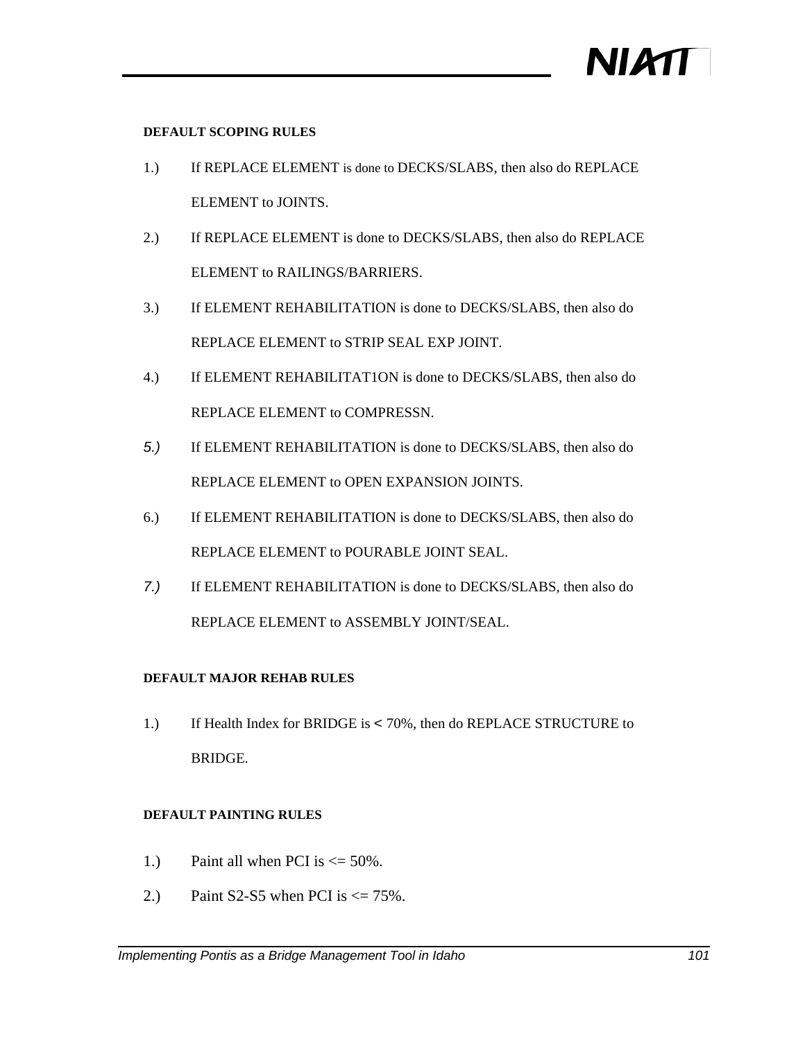#### DEFAULT SCOPING RULES

1.) If REPLACE ELEMENT is done to DECKS/SLABS, then also do REPLACE ELEMENT to JOINTS.

2.) If REPLACE ELEMENT is done to DECKS/SLABS, then also do REPLACE ELEMENT to RAILINGS/BARRIERS.

3.) If ELEMENT REHABILITATION is done to DECKS/SLABS, then also do REPLACE ELEMENT to STRIP SEAL EXP JOINT.

4.) If ELEMENT REHABILITAT1ON is done to DECKS/SLABS, then also do REPLACE ELEMENT to COMPRESSN.

5.) If ELEMENT REHABILITATION is done to DECKS/SLABS, then also do REPLACE ELEMENT to OPEN EXPANSION JOINTS.

6.) If ELEMENT REHABILITATION is done to DECKS/SLABS, then also do REPLACE ELEMENT to POURABLE JOINT SEAL.

7.) If ELEMENT REHABILITATION is done to DECKS/SLABS, then also do REPLACE ELEMENT to ASSEMBLY JOINT/SEAL.

#### DEFAULT MAJOR REHAB RULES

1.) If Health Index for BRIDGE is < 70%, then do REPLACE STRUCTURE to BRIDGE.

#### DEFAULT PAINTING RULES

1.) Paint all when PCI is <= 50%.

2.) Paint S2-S5 when PCI is <= 75%.